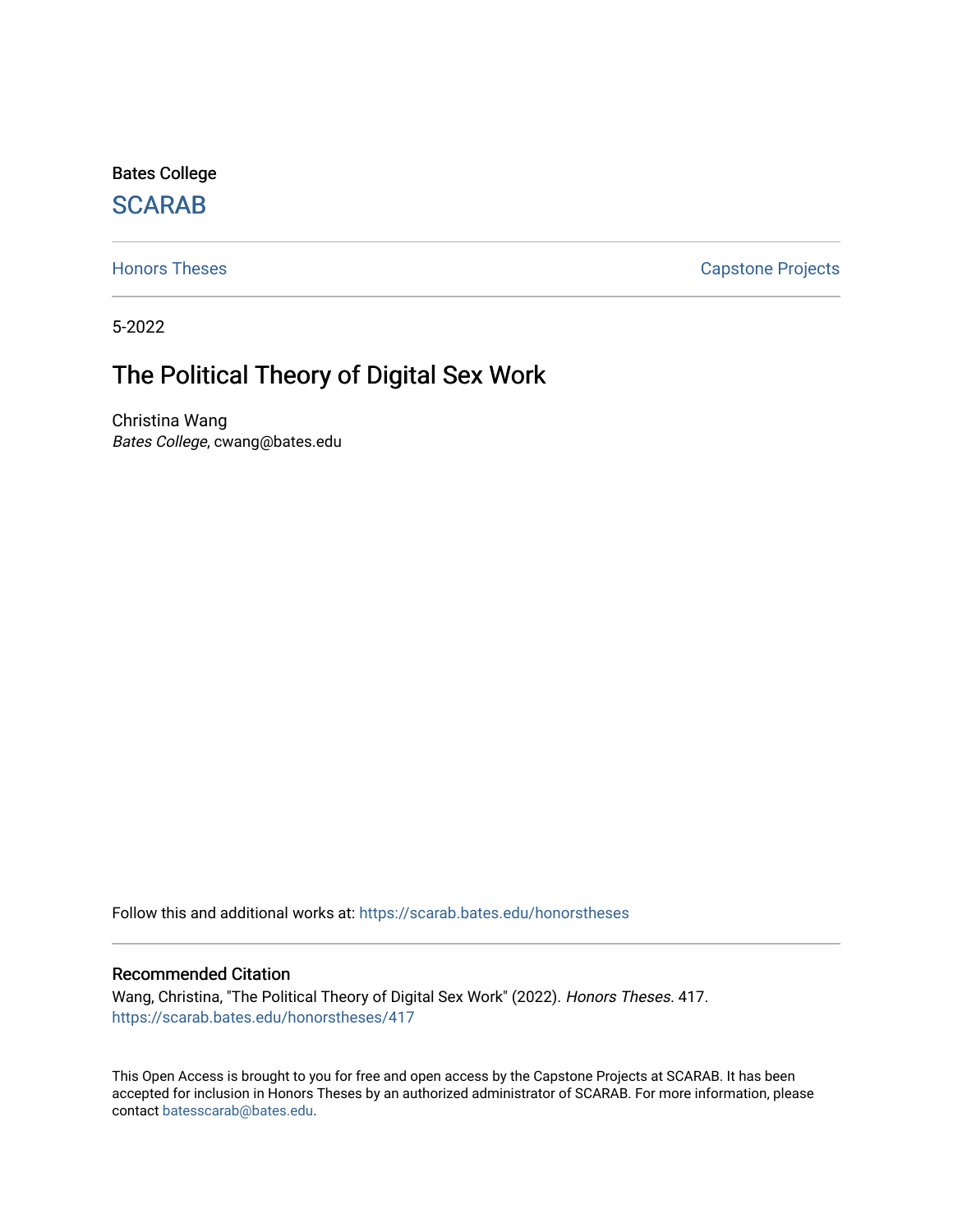Bates College

SCARAB

Honors Theses | Capstone Projects

5-2022

# The Political Theory of Digital Sex Work

Christina Wang
*Bates College*, cwang@bates.edu

Follow this and additional works at: https://scarab.bates.edu/honorstheses

## Recommended Citation

Wang, Christina, "The Political Theory of Digital Sex Work" (2022). *Honors Theses*. 417.
https://scarab.bates.edu/honorstheses/417

This Open Access is brought to you for free and open access by the Capstone Projects at SCARAB. It has been accepted for inclusion in Honors Theses by an authorized administrator of SCARAB. For more information, please contact batesscarab@bates.edu.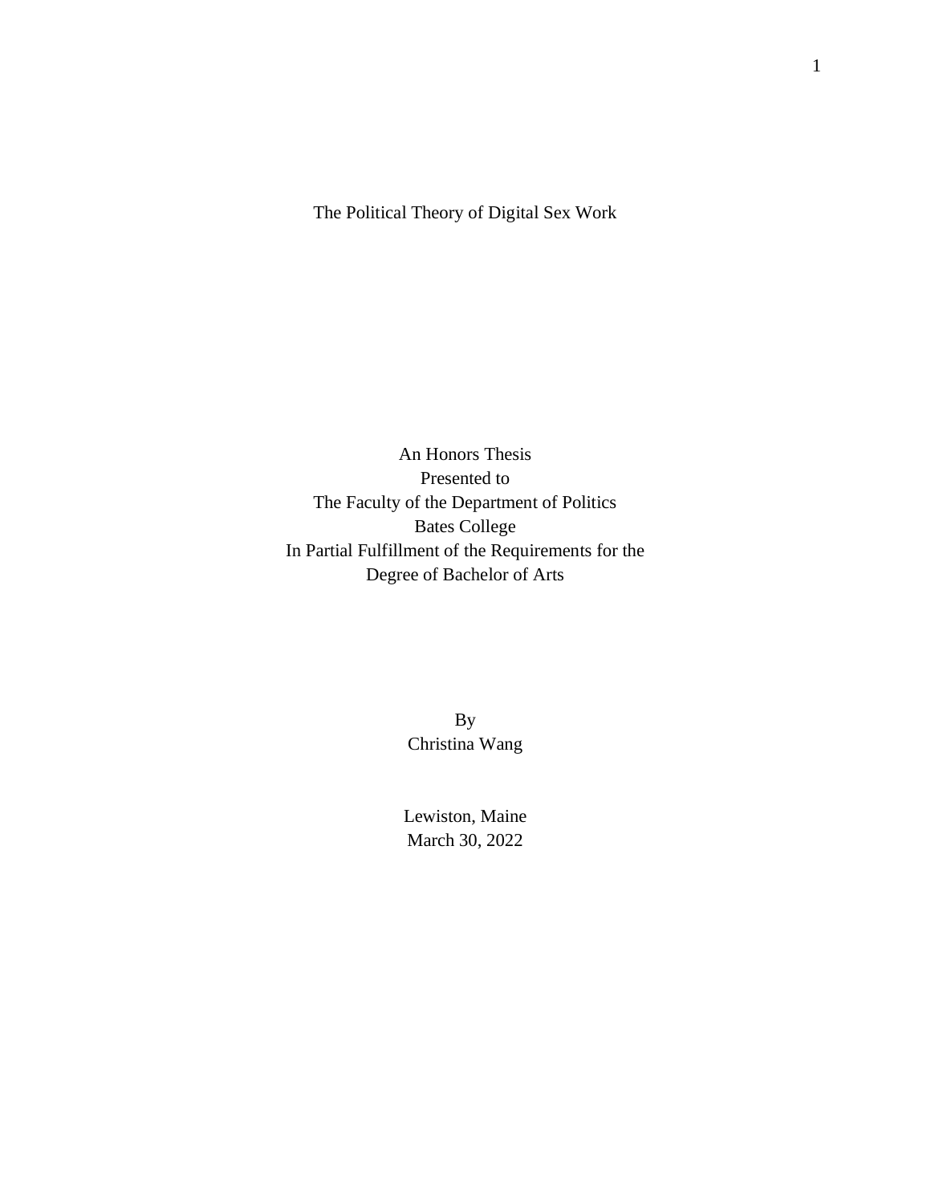# The Political Theory of Digital Sex Work

An Honors Thesis
Presented to
The Faculty of the Department of Politics
Bates College
In Partial Fulfillment of the Requirements for the
Degree of Bachelor of Arts

By
Christina Wang

Lewiston, Maine
March 30, 2022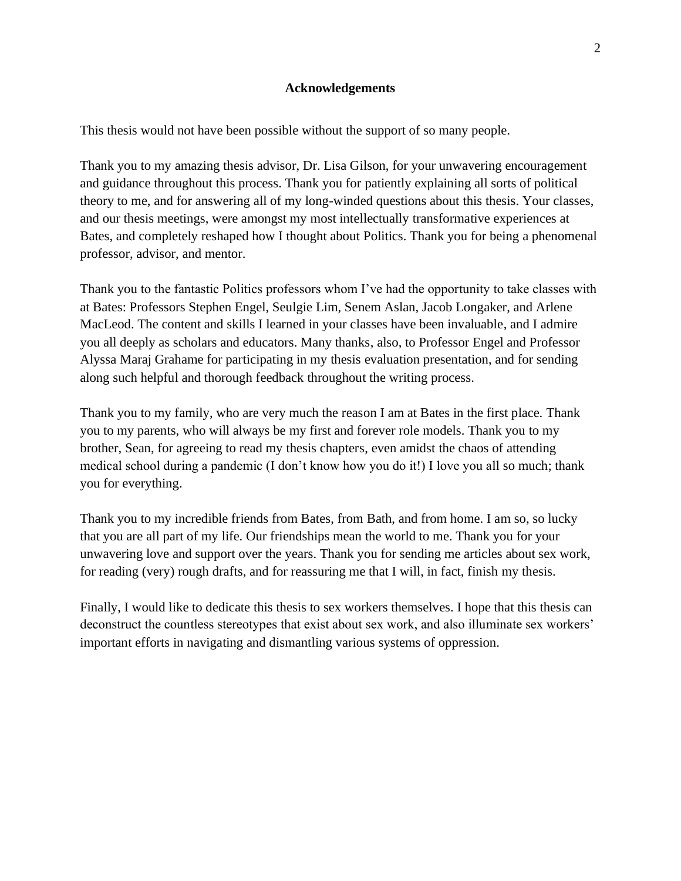## Acknowledgements

This thesis would not have been possible without the support of so many people.

Thank you to my amazing thesis advisor, Dr. Lisa Gilson, for your unwavering encouragement and guidance throughout this process. Thank you for patiently explaining all sorts of political theory to me, and for answering all of my long-winded questions about this thesis. Your classes, and our thesis meetings, were amongst my most intellectually transformative experiences at Bates, and completely reshaped how I thought about Politics. Thank you for being a phenomenal professor, advisor, and mentor.

Thank you to the fantastic Politics professors whom I've had the opportunity to take classes with at Bates: Professors Stephen Engel, Seulgie Lim, Senem Aslan, Jacob Longaker, and Arlene MacLeod. The content and skills I learned in your classes have been invaluable, and I admire you all deeply as scholars and educators. Many thanks, also, to Professor Engel and Professor Alyssa Maraj Grahame for participating in my thesis evaluation presentation, and for sending along such helpful and thorough feedback throughout the writing process.

Thank you to my family, who are very much the reason I am at Bates in the first place. Thank you to my parents, who will always be my first and forever role models. Thank you to my brother, Sean, for agreeing to read my thesis chapters, even amidst the chaos of attending medical school during a pandemic (I don't know how you do it!) I love you all so much; thank you for everything.

Thank you to my incredible friends from Bates, from Bath, and from home. I am so, so lucky that you are all part of my life. Our friendships mean the world to me. Thank you for your unwavering love and support over the years. Thank you for sending me articles about sex work, for reading (very) rough drafts, and for reassuring me that I will, in fact, finish my thesis.

Finally, I would like to dedicate this thesis to sex workers themselves. I hope that this thesis can deconstruct the countless stereotypes that exist about sex work, and also illuminate sex workers' important efforts in navigating and dismantling various systems of oppression.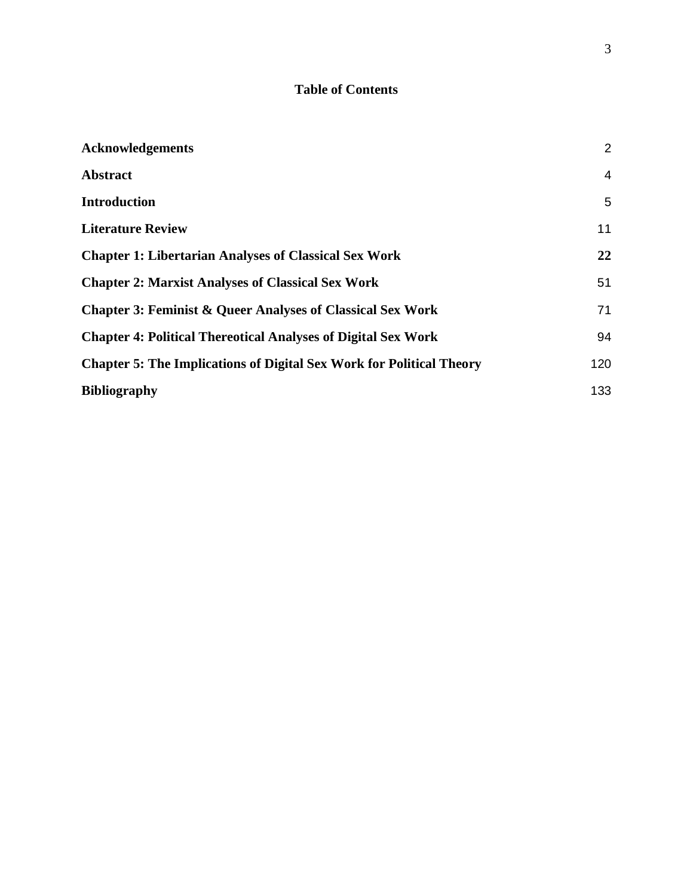**Table of Contents**

| | |
|---|---|
| **Acknowledgements** | 2 |
| **Abstract** | 4 |
| **Introduction** | 5 |
| **Literature Review** | 11 |
| **Chapter 1: Libertarian Analyses of Classical Sex Work** | **22** |
| **Chapter 2: Marxist Analyses of Classical Sex Work** | 51 |
| **Chapter 3: Feminist & Queer Analyses of Classical Sex Work** | 71 |
| **Chapter 4: Political Thereotical Analyses of Digital Sex Work** | 94 |
| **Chapter 5: The Implications of Digital Sex Work for Political Theory** | 120 |
| **Bibliography** | 133 |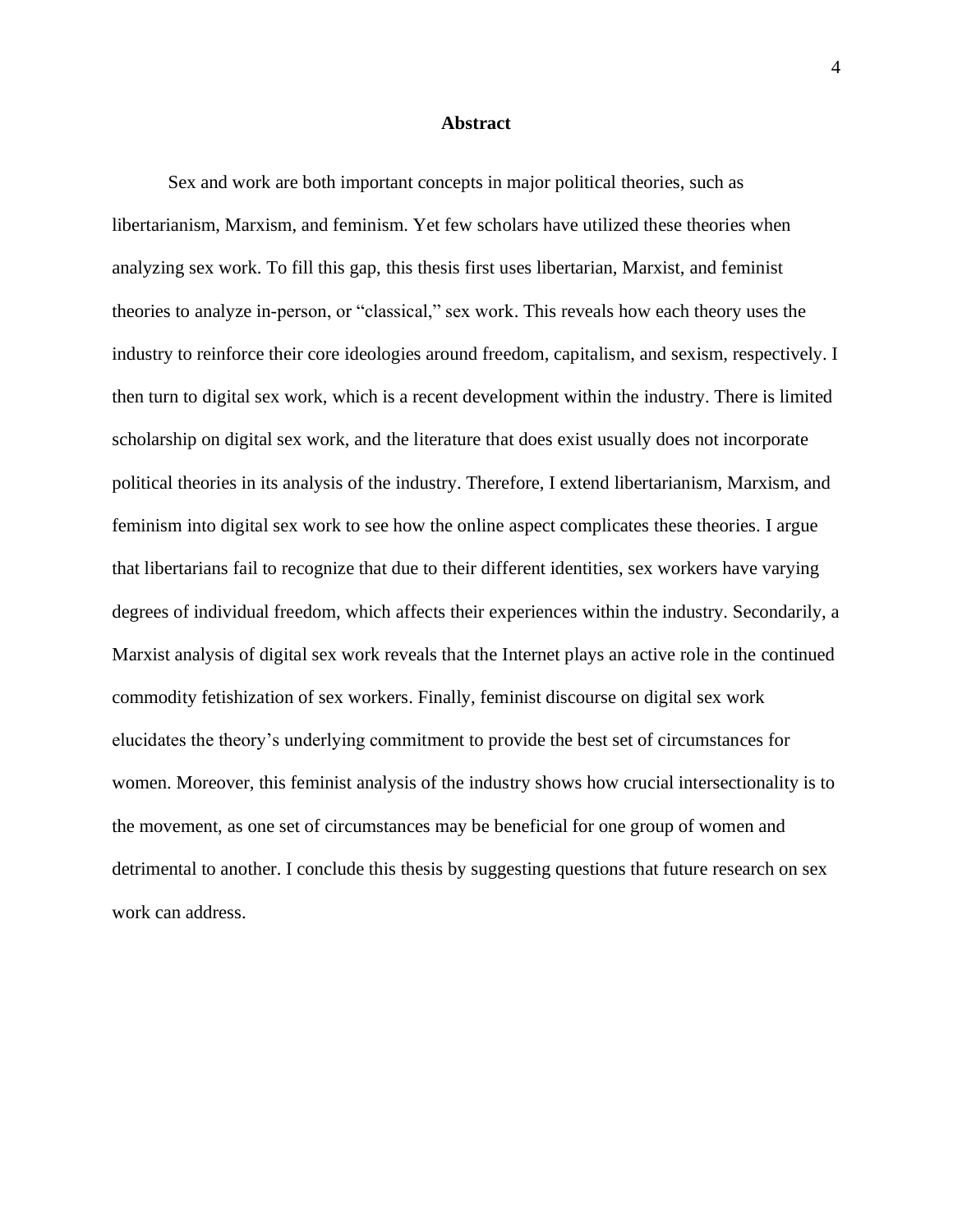## Abstract

Sex and work are both important concepts in major political theories, such as libertarianism, Marxism, and feminism. Yet few scholars have utilized these theories when analyzing sex work. To fill this gap, this thesis first uses libertarian, Marxist, and feminist theories to analyze in-person, or "classical," sex work. This reveals how each theory uses the industry to reinforce their core ideologies around freedom, capitalism, and sexism, respectively. I then turn to digital sex work, which is a recent development within the industry. There is limited scholarship on digital sex work, and the literature that does exist usually does not incorporate political theories in its analysis of the industry. Therefore, I extend libertarianism, Marxism, and feminism into digital sex work to see how the online aspect complicates these theories. I argue that libertarians fail to recognize that due to their different identities, sex workers have varying degrees of individual freedom, which affects their experiences within the industry. Secondarily, a Marxist analysis of digital sex work reveals that the Internet plays an active role in the continued commodity fetishization of sex workers. Finally, feminist discourse on digital sex work elucidates the theory's underlying commitment to provide the best set of circumstances for women. Moreover, this feminist analysis of the industry shows how crucial intersectionality is to the movement, as one set of circumstances may be beneficial for one group of women and detrimental to another. I conclude this thesis by suggesting questions that future research on sex work can address.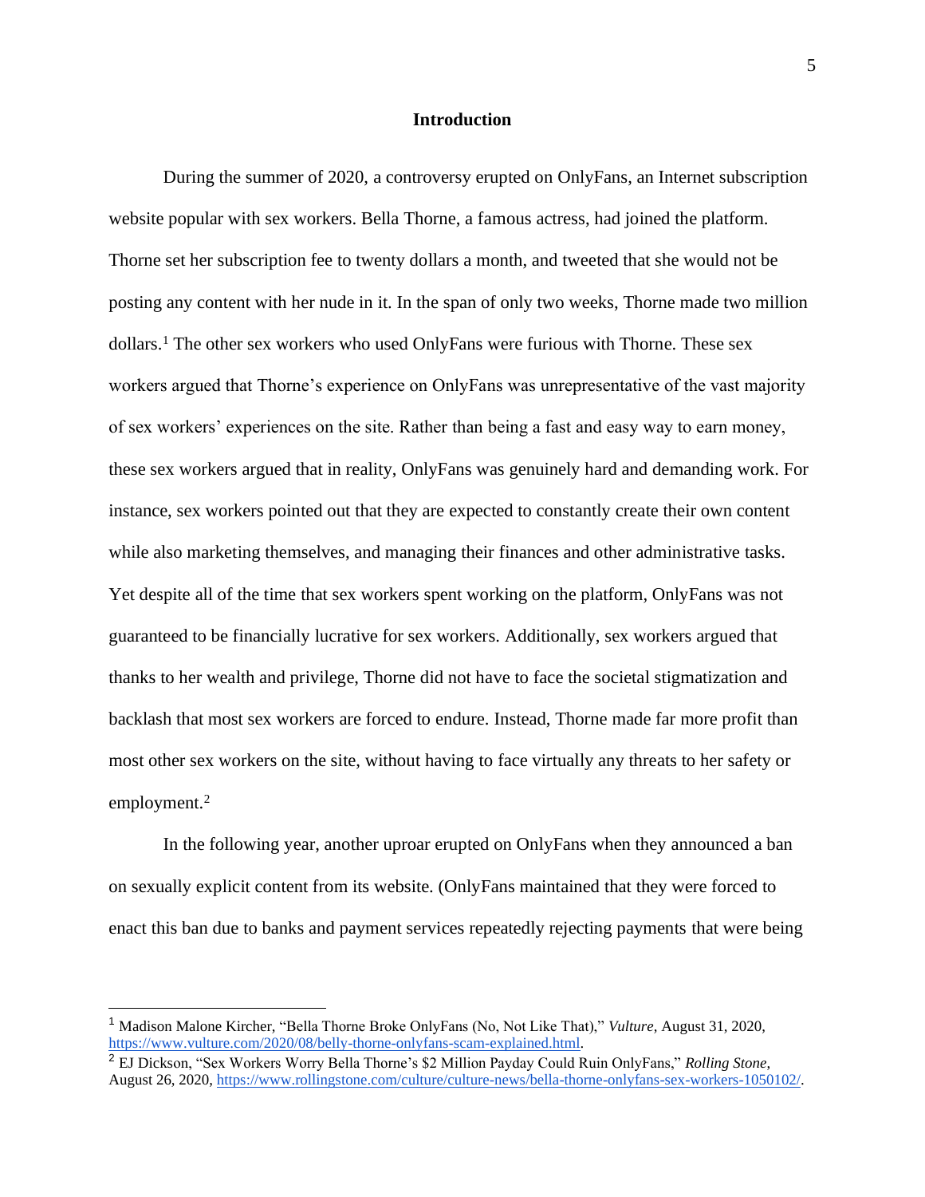## Introduction

During the summer of 2020, a controversy erupted on OnlyFans, an Internet subscription website popular with sex workers. Bella Thorne, a famous actress, had joined the platform. Thorne set her subscription fee to twenty dollars a month, and tweeted that she would not be posting any content with her nude in it. In the span of only two weeks, Thorne made two million dollars.[1] The other sex workers who used OnlyFans were furious with Thorne. These sex workers argued that Thorne's experience on OnlyFans was unrepresentative of the vast majority of sex workers' experiences on the site. Rather than being a fast and easy way to earn money, these sex workers argued that in reality, OnlyFans was genuinely hard and demanding work. For instance, sex workers pointed out that they are expected to constantly create their own content while also marketing themselves, and managing their finances and other administrative tasks. Yet despite all of the time that sex workers spent working on the platform, OnlyFans was not guaranteed to be financially lucrative for sex workers. Additionally, sex workers argued that thanks to her wealth and privilege, Thorne did not have to face the societal stigmatization and backlash that most sex workers are forced to endure. Instead, Thorne made far more profit than most other sex workers on the site, without having to face virtually any threats to her safety or employment.[2]

In the following year, another uproar erupted on OnlyFans when they announced a ban on sexually explicit content from its website. (OnlyFans maintained that they were forced to enact this ban due to banks and payment services repeatedly rejecting payments that were being

---

[1] Madison Malone Kircher, "Bella Thorne Broke OnlyFans (No, Not Like That)," *Vulture*, August 31, 2020, https://www.vulture.com/2020/08/belly-thorne-onlyfans-scam-explained.html.

[2] EJ Dickson, "Sex Workers Worry Bella Thorne's $2 Million Payday Could Ruin OnlyFans," *Rolling Stone*, August 26, 2020, https://www.rollingstone.com/culture/culture-news/bella-thorne-onlyfans-sex-workers-1050102/.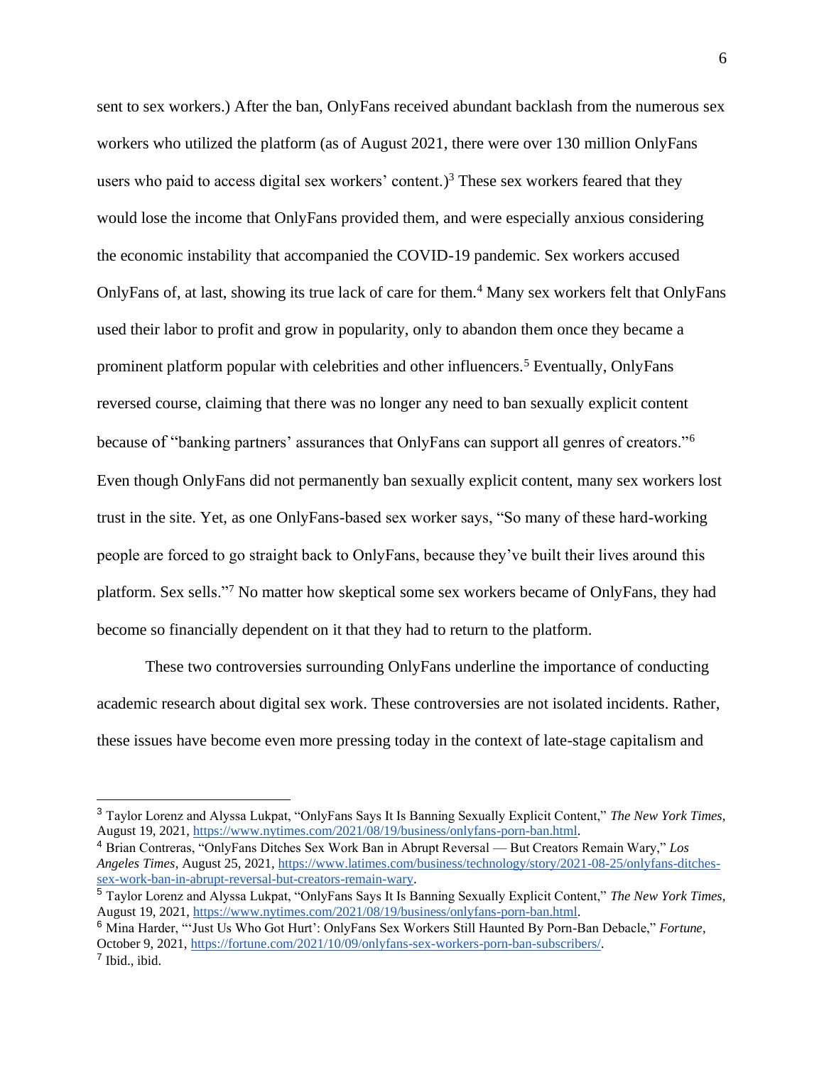sent to sex workers.) After the ban, OnlyFans received abundant backlash from the numerous sex workers who utilized the platform (as of August 2021, there were over 130 million OnlyFans users who paid to access digital sex workers' content.)[3] These sex workers feared that they would lose the income that OnlyFans provided them, and were especially anxious considering the economic instability that accompanied the COVID-19 pandemic. Sex workers accused OnlyFans of, at last, showing its true lack of care for them.[4] Many sex workers felt that OnlyFans used their labor to profit and grow in popularity, only to abandon them once they became a prominent platform popular with celebrities and other influencers.[5] Eventually, OnlyFans reversed course, claiming that there was no longer any need to ban sexually explicit content because of "banking partners' assurances that OnlyFans can support all genres of creators."[6] Even though OnlyFans did not permanently ban sexually explicit content, many sex workers lost trust in the site. Yet, as one OnlyFans-based sex worker says, "So many of these hard-working people are forced to go straight back to OnlyFans, because they've built their lives around this platform. Sex sells."[7] No matter how skeptical some sex workers became of OnlyFans, they had become so financially dependent on it that they had to return to the platform.

These two controversies surrounding OnlyFans underline the importance of conducting academic research about digital sex work. These controversies are not isolated incidents. Rather, these issues have become even more pressing today in the context of late-stage capitalism and

---

[3] Taylor Lorenz and Alyssa Lukpat, "OnlyFans Says It Is Banning Sexually Explicit Content," *The New York Times*, August 19, 2021, https://www.nytimes.com/2021/08/19/business/onlyfans-porn-ban.html.

[4] Brian Contreras, "OnlyFans Ditches Sex Work Ban in Abrupt Reversal — But Creators Remain Wary," *Los Angeles Times*, August 25, 2021, https://www.latimes.com/business/technology/story/2021-08-25/onlyfans-ditches-sex-work-ban-in-abrupt-reversal-but-creators-remain-wary.

[5] Taylor Lorenz and Alyssa Lukpat, "OnlyFans Says It Is Banning Sexually Explicit Content," *The New York Times*, August 19, 2021, https://www.nytimes.com/2021/08/19/business/onlyfans-porn-ban.html.

[6] Mina Harder, "'Just Us Who Got Hurt': OnlyFans Sex Workers Still Haunted By Porn-Ban Debacle," *Fortune*, October 9, 2021, https://fortune.com/2021/10/09/onlyfans-sex-workers-porn-ban-subscribers/.

[7] Ibid., ibid.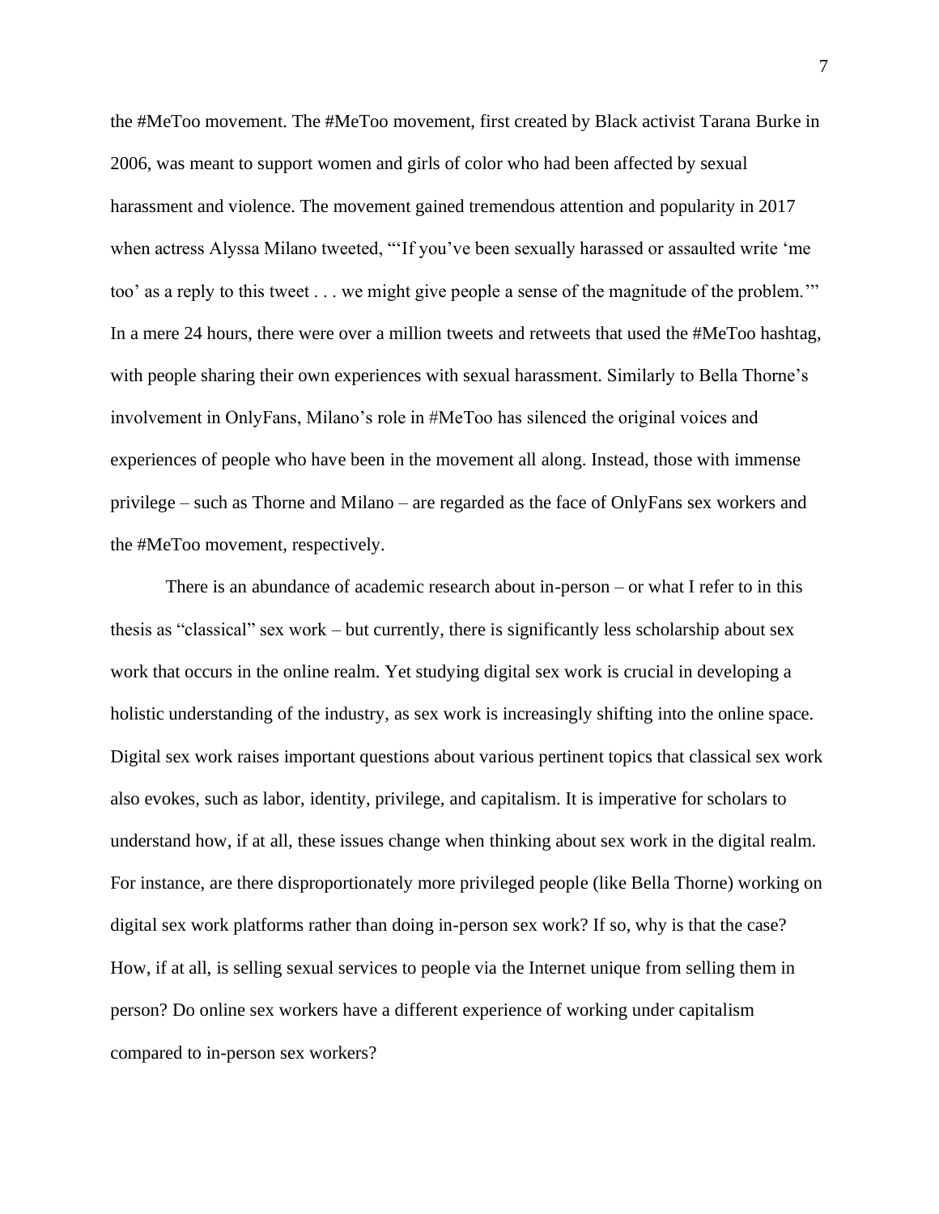the #MeToo movement. The #MeToo movement, first created by Black activist Tarana Burke in 2006, was meant to support women and girls of color who had been affected by sexual harassment and violence. The movement gained tremendous attention and popularity in 2017 when actress Alyssa Milano tweeted, "'If you've been sexually harassed or assaulted write 'me too' as a reply to this tweet . . . we might give people a sense of the magnitude of the problem.'" In a mere 24 hours, there were over a million tweets and retweets that used the #MeToo hashtag, with people sharing their own experiences with sexual harassment. Similarly to Bella Thorne's involvement in OnlyFans, Milano's role in #MeToo has silenced the original voices and experiences of people who have been in the movement all along. Instead, those with immense privilege – such as Thorne and Milano – are regarded as the face of OnlyFans sex workers and the #MeToo movement, respectively.

There is an abundance of academic research about in-person – or what I refer to in this thesis as "classical" sex work – but currently, there is significantly less scholarship about sex work that occurs in the online realm. Yet studying digital sex work is crucial in developing a holistic understanding of the industry, as sex work is increasingly shifting into the online space. Digital sex work raises important questions about various pertinent topics that classical sex work also evokes, such as labor, identity, privilege, and capitalism. It is imperative for scholars to understand how, if at all, these issues change when thinking about sex work in the digital realm. For instance, are there disproportionately more privileged people (like Bella Thorne) working on digital sex work platforms rather than doing in-person sex work? If so, why is that the case? How, if at all, is selling sexual services to people via the Internet unique from selling them in person? Do online sex workers have a different experience of working under capitalism compared to in-person sex workers?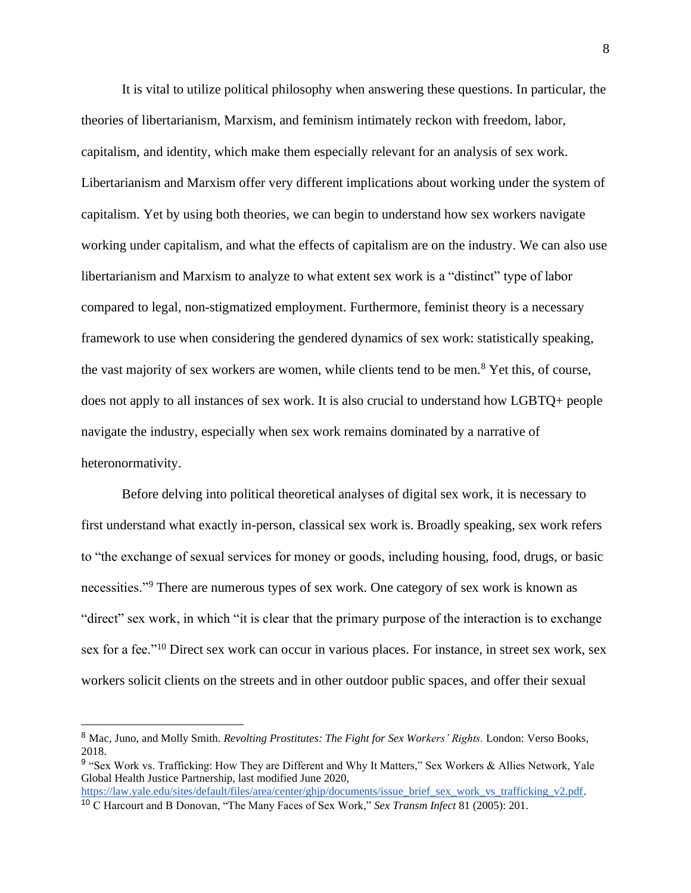It is vital to utilize political philosophy when answering these questions. In particular, the theories of libertarianism, Marxism, and feminism intimately reckon with freedom, labor, capitalism, and identity, which make them especially relevant for an analysis of sex work. Libertarianism and Marxism offer very different implications about working under the system of capitalism. Yet by using both theories, we can begin to understand how sex workers navigate working under capitalism, and what the effects of capitalism are on the industry. We can also use libertarianism and Marxism to analyze to what extent sex work is a "distinct" type of labor compared to legal, non-stigmatized employment. Furthermore, feminist theory is a necessary framework to use when considering the gendered dynamics of sex work: statistically speaking, the vast majority of sex workers are women, while clients tend to be men.[8] Yet this, of course, does not apply to all instances of sex work. It is also crucial to understand how LGBTQ+ people navigate the industry, especially when sex work remains dominated by a narrative of heteronormativity.

Before delving into political theoretical analyses of digital sex work, it is necessary to first understand what exactly in-person, classical sex work is. Broadly speaking, sex work refers to "the exchange of sexual services for money or goods, including housing, food, drugs, or basic necessities."[9] There are numerous types of sex work. One category of sex work is known as "direct" sex work, in which "it is clear that the primary purpose of the interaction is to exchange sex for a fee."[10] Direct sex work can occur in various places. For instance, in street sex work, sex workers solicit clients on the streets and in other outdoor public spaces, and offer their sexual

---

[8] Mac, Juno, and Molly Smith. *Revolting Prostitutes: The Fight for Sex Workers' Rights.* London: Verso Books, 2018.

[9] "Sex Work vs. Trafficking: How They are Different and Why It Matters," Sex Workers & Allies Network, Yale Global Health Justice Partnership, last modified June 2020, https://law.yale.edu/sites/default/files/area/center/ghjp/documents/issue_brief_sex_work_vs_trafficking_v2.pdf.

[10] C Harcourt and B Donovan, "The Many Faces of Sex Work," *Sex Transm Infect* 81 (2005): 201.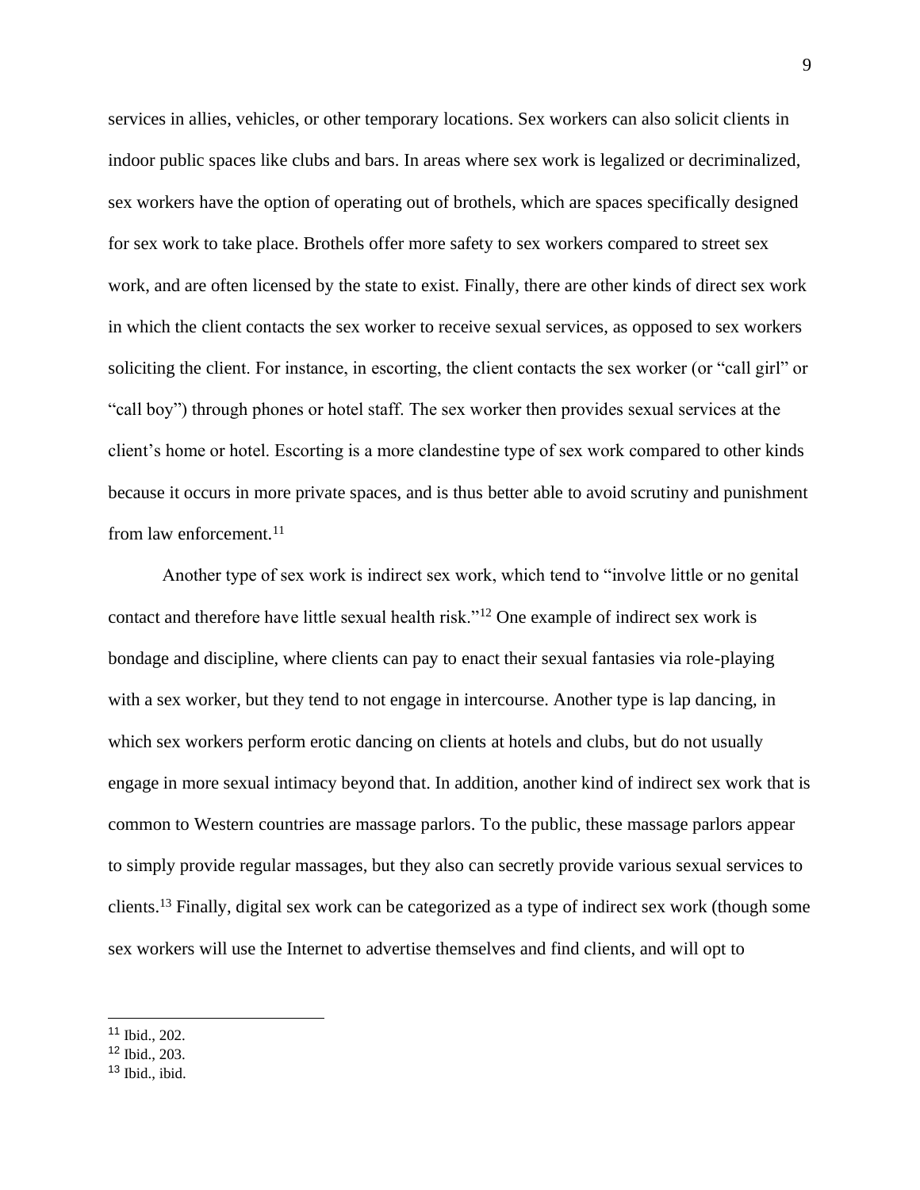services in allies, vehicles, or other temporary locations. Sex workers can also solicit clients in indoor public spaces like clubs and bars. In areas where sex work is legalized or decriminalized, sex workers have the option of operating out of brothels, which are spaces specifically designed for sex work to take place. Brothels offer more safety to sex workers compared to street sex work, and are often licensed by the state to exist. Finally, there are other kinds of direct sex work in which the client contacts the sex worker to receive sexual services, as opposed to sex workers soliciting the client. For instance, in escorting, the client contacts the sex worker (or "call girl" or "call boy") through phones or hotel staff. The sex worker then provides sexual services at the client's home or hotel. Escorting is a more clandestine type of sex work compared to other kinds because it occurs in more private spaces, and is thus better able to avoid scrutiny and punishment from law enforcement.[11]

Another type of sex work is indirect sex work, which tend to "involve little or no genital contact and therefore have little sexual health risk."[12] One example of indirect sex work is bondage and discipline, where clients can pay to enact their sexual fantasies via role-playing with a sex worker, but they tend to not engage in intercourse. Another type is lap dancing, in which sex workers perform erotic dancing on clients at hotels and clubs, but do not usually engage in more sexual intimacy beyond that. In addition, another kind of indirect sex work that is common to Western countries are massage parlors. To the public, these massage parlors appear to simply provide regular massages, but they also can secretly provide various sexual services to clients.[13] Finally, digital sex work can be categorized as a type of indirect sex work (though some sex workers will use the Internet to advertise themselves and find clients, and will opt to

---

[11] Ibid., 202.

[12] Ibid., 203.

[13] Ibid., ibid.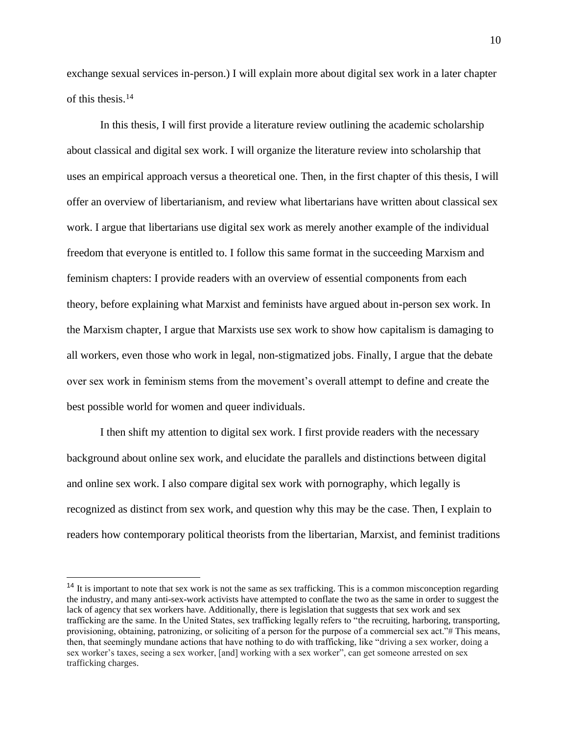exchange sexual services in-person.) I will explain more about digital sex work in a later chapter of this thesis.[14]

In this thesis, I will first provide a literature review outlining the academic scholarship about classical and digital sex work. I will organize the literature review into scholarship that uses an empirical approach versus a theoretical one. Then, in the first chapter of this thesis, I will offer an overview of libertarianism, and review what libertarians have written about classical sex work. I argue that libertarians use digital sex work as merely another example of the individual freedom that everyone is entitled to. I follow this same format in the succeeding Marxism and feminism chapters: I provide readers with an overview of essential components from each theory, before explaining what Marxist and feminists have argued about in-person sex work. In the Marxism chapter, I argue that Marxists use sex work to show how capitalism is damaging to all workers, even those who work in legal, non-stigmatized jobs. Finally, I argue that the debate over sex work in feminism stems from the movement's overall attempt to define and create the best possible world for women and queer individuals.

I then shift my attention to digital sex work. I first provide readers with the necessary background about online sex work, and elucidate the parallels and distinctions between digital and online sex work. I also compare digital sex work with pornography, which legally is recognized as distinct from sex work, and question why this may be the case. Then, I explain to readers how contemporary political theorists from the libertarian, Marxist, and feminist traditions

[14] It is important to note that sex work is not the same as sex trafficking. This is a common misconception regarding the industry, and many anti-sex-work activists have attempted to conflate the two as the same in order to suggest the lack of agency that sex workers have. Additionally, there is legislation that suggests that sex work and sex trafficking are the same. In the United States, sex trafficking legally refers to "the recruiting, harboring, transporting, provisioning, obtaining, patronizing, or soliciting of a person for the purpose of a commercial sex act."# This means, then, that seemingly mundane actions that have nothing to do with trafficking, like "driving a sex worker, doing a sex worker's taxes, seeing a sex worker, [and] working with a sex worker", can get someone arrested on sex trafficking charges.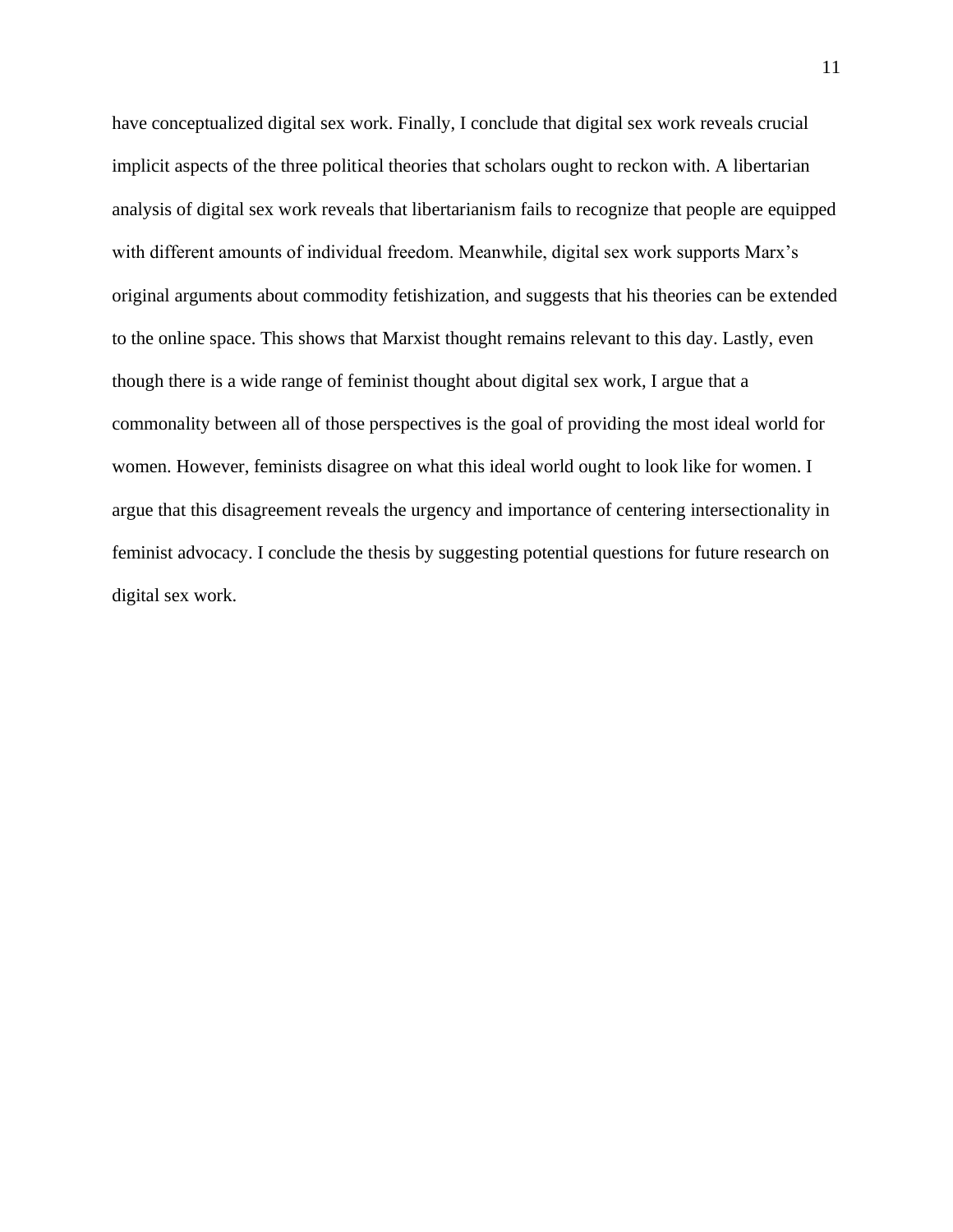have conceptualized digital sex work. Finally, I conclude that digital sex work reveals crucial implicit aspects of the three political theories that scholars ought to reckon with. A libertarian analysis of digital sex work reveals that libertarianism fails to recognize that people are equipped with different amounts of individual freedom. Meanwhile, digital sex work supports Marx's original arguments about commodity fetishization, and suggests that his theories can be extended to the online space. This shows that Marxist thought remains relevant to this day. Lastly, even though there is a wide range of feminist thought about digital sex work, I argue that a commonality between all of those perspectives is the goal of providing the most ideal world for women. However, feminists disagree on what this ideal world ought to look like for women. I argue that this disagreement reveals the urgency and importance of centering intersectionality in feminist advocacy. I conclude the thesis by suggesting potential questions for future research on digital sex work.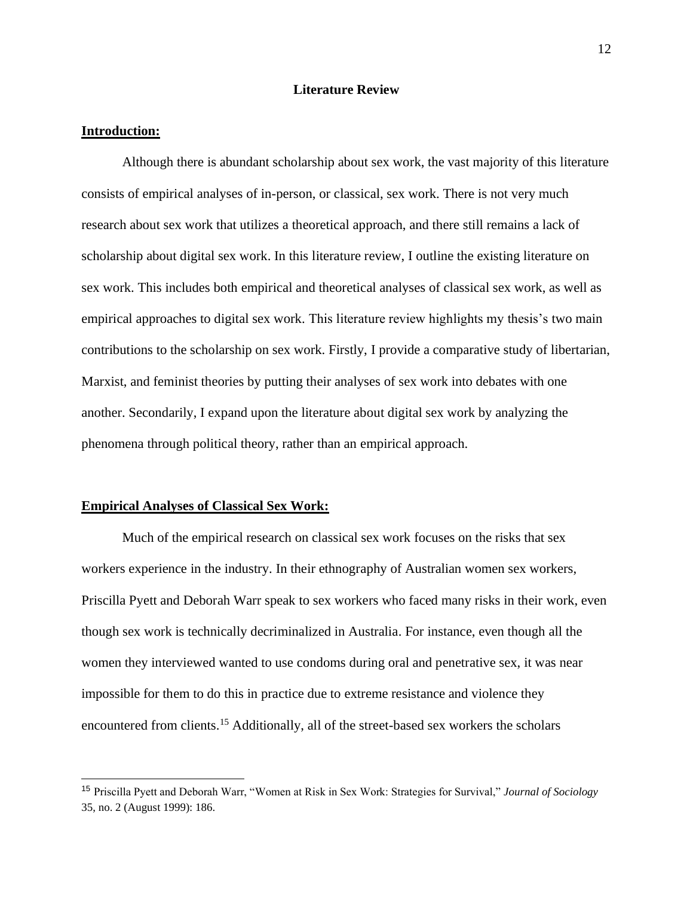# Literature Review

## Introduction:

Although there is abundant scholarship about sex work, the vast majority of this literature consists of empirical analyses of in-person, or classical, sex work. There is not very much research about sex work that utilizes a theoretical approach, and there still remains a lack of scholarship about digital sex work. In this literature review, I outline the existing literature on sex work. This includes both empirical and theoretical analyses of classical sex work, as well as empirical approaches to digital sex work. This literature review highlights my thesis's two main contributions to the scholarship on sex work. Firstly, I provide a comparative study of libertarian, Marxist, and feminist theories by putting their analyses of sex work into debates with one another. Secondarily, I expand upon the literature about digital sex work by analyzing the phenomena through political theory, rather than an empirical approach.

## Empirical Analyses of Classical Sex Work:

Much of the empirical research on classical sex work focuses on the risks that sex workers experience in the industry. In their ethnography of Australian women sex workers, Priscilla Pyett and Deborah Warr speak to sex workers who faced many risks in their work, even though sex work is technically decriminalized in Australia. For instance, even though all the women they interviewed wanted to use condoms during oral and penetrative sex, it was near impossible for them to do this in practice due to extreme resistance and violence they encountered from clients.[15] Additionally, all of the street-based sex workers the scholars

---

[15] Priscilla Pyett and Deborah Warr, "Women at Risk in Sex Work: Strategies for Survival," *Journal of Sociology* 35, no. 2 (August 1999): 186.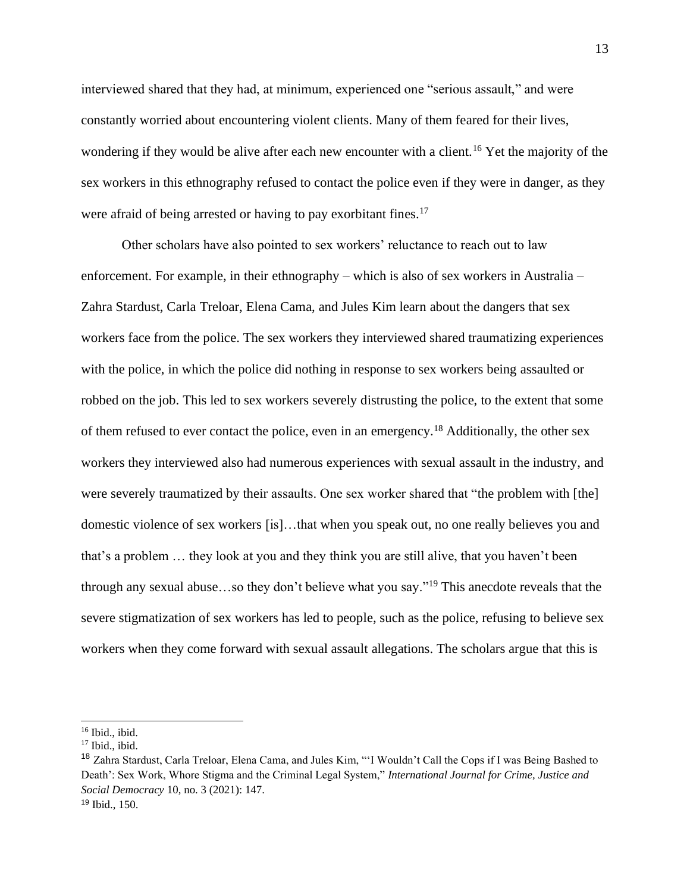interviewed shared that they had, at minimum, experienced one "serious assault," and were constantly worried about encountering violent clients. Many of them feared for their lives, wondering if they would be alive after each new encounter with a client.[16] Yet the majority of the sex workers in this ethnography refused to contact the police even if they were in danger, as they were afraid of being arrested or having to pay exorbitant fines.[17]

Other scholars have also pointed to sex workers' reluctance to reach out to law enforcement. For example, in their ethnography – which is also of sex workers in Australia – Zahra Stardust, Carla Treloar, Elena Cama, and Jules Kim learn about the dangers that sex workers face from the police. The sex workers they interviewed shared traumatizing experiences with the police, in which the police did nothing in response to sex workers being assaulted or robbed on the job. This led to sex workers severely distrusting the police, to the extent that some of them refused to ever contact the police, even in an emergency.[18] Additionally, the other sex workers they interviewed also had numerous experiences with sexual assault in the industry, and were severely traumatized by their assaults. One sex worker shared that "the problem with [the] domestic violence of sex workers [is]…that when you speak out, no one really believes you and that's a problem … they look at you and they think you are still alive, that you haven't been through any sexual abuse…so they don't believe what you say."[19] This anecdote reveals that the severe stigmatization of sex workers has led to people, such as the police, refusing to believe sex workers when they come forward with sexual assault allegations. The scholars argue that this is

---

[16] Ibid., ibid.

[17] Ibid., ibid.

[18] Zahra Stardust, Carla Treloar, Elena Cama, and Jules Kim, "'I Wouldn't Call the Cops if I was Being Bashed to Death': Sex Work, Whore Stigma and the Criminal Legal System," *International Journal for Crime, Justice and Social Democracy* 10, no. 3 (2021): 147.

[19] Ibid., 150.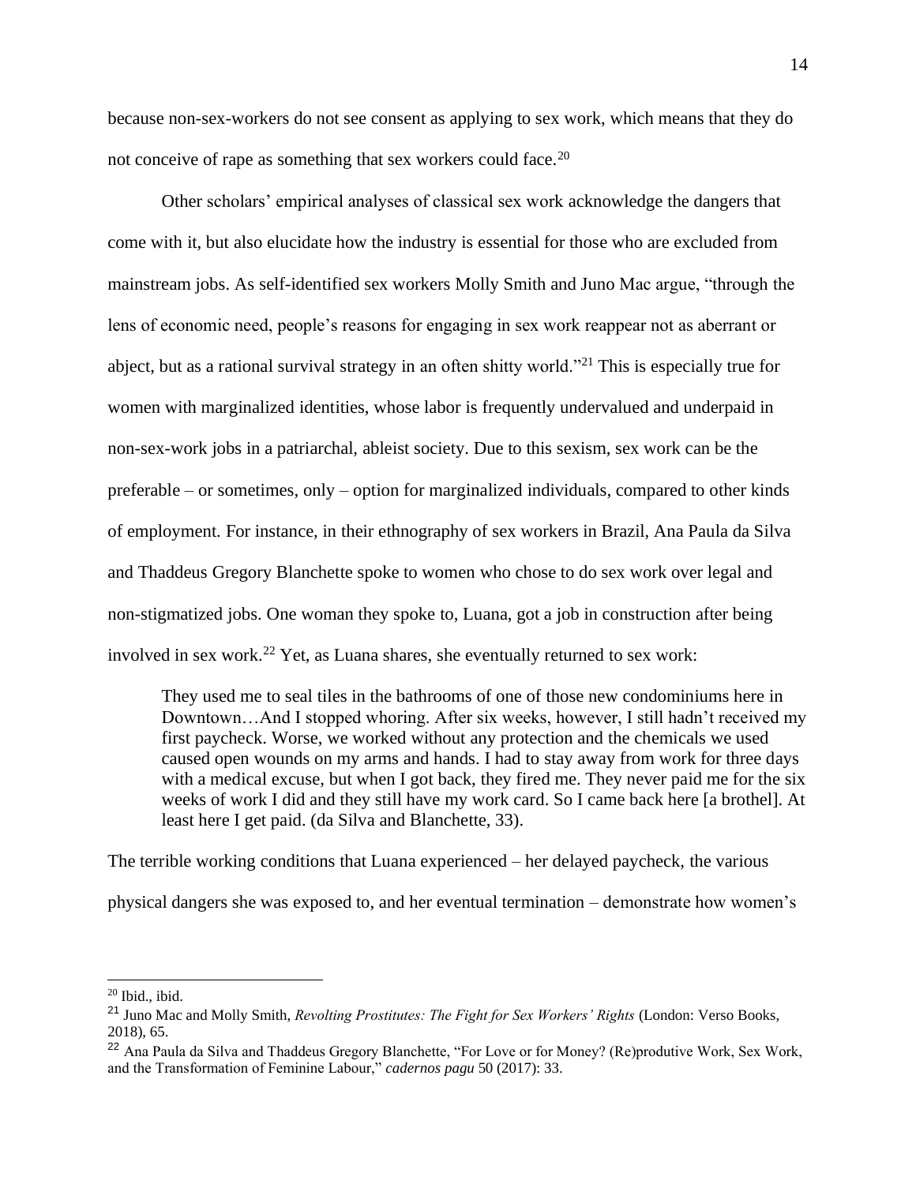because non-sex-workers do not see consent as applying to sex work, which means that they do not conceive of rape as something that sex workers could face.[20]

Other scholars' empirical analyses of classical sex work acknowledge the dangers that come with it, but also elucidate how the industry is essential for those who are excluded from mainstream jobs. As self-identified sex workers Molly Smith and Juno Mac argue, "through the lens of economic need, people's reasons for engaging in sex work reappear not as aberrant or abject, but as a rational survival strategy in an often shitty world."[21] This is especially true for women with marginalized identities, whose labor is frequently undervalued and underpaid in non-sex-work jobs in a patriarchal, ableist society. Due to this sexism, sex work can be the preferable – or sometimes, only – option for marginalized individuals, compared to other kinds of employment. For instance, in their ethnography of sex workers in Brazil, Ana Paula da Silva and Thaddeus Gregory Blanchette spoke to women who chose to do sex work over legal and non-stigmatized jobs. One woman they spoke to, Luana, got a job in construction after being involved in sex work.[22] Yet, as Luana shares, she eventually returned to sex work:

> They used me to seal tiles in the bathrooms of one of those new condominiums here in Downtown…And I stopped whoring. After six weeks, however, I still hadn't received my first paycheck. Worse, we worked without any protection and the chemicals we used caused open wounds on my arms and hands. I had to stay away from work for three days with a medical excuse, but when I got back, they fired me. They never paid me for the six weeks of work I did and they still have my work card. So I came back here [a brothel]. At least here I get paid. (da Silva and Blanchette, 33).

The terrible working conditions that Luana experienced – her delayed paycheck, the various physical dangers she was exposed to, and her eventual termination – demonstrate how women's

---

[20] Ibid., ibid.

[21] Juno Mac and Molly Smith, *Revolting Prostitutes: The Fight for Sex Workers' Rights* (London: Verso Books, 2018), 65.

[22] Ana Paula da Silva and Thaddeus Gregory Blanchette, "For Love or for Money? (Re)produtive Work, Sex Work, and the Transformation of Feminine Labour," *cadernos pagu* 50 (2017): 33.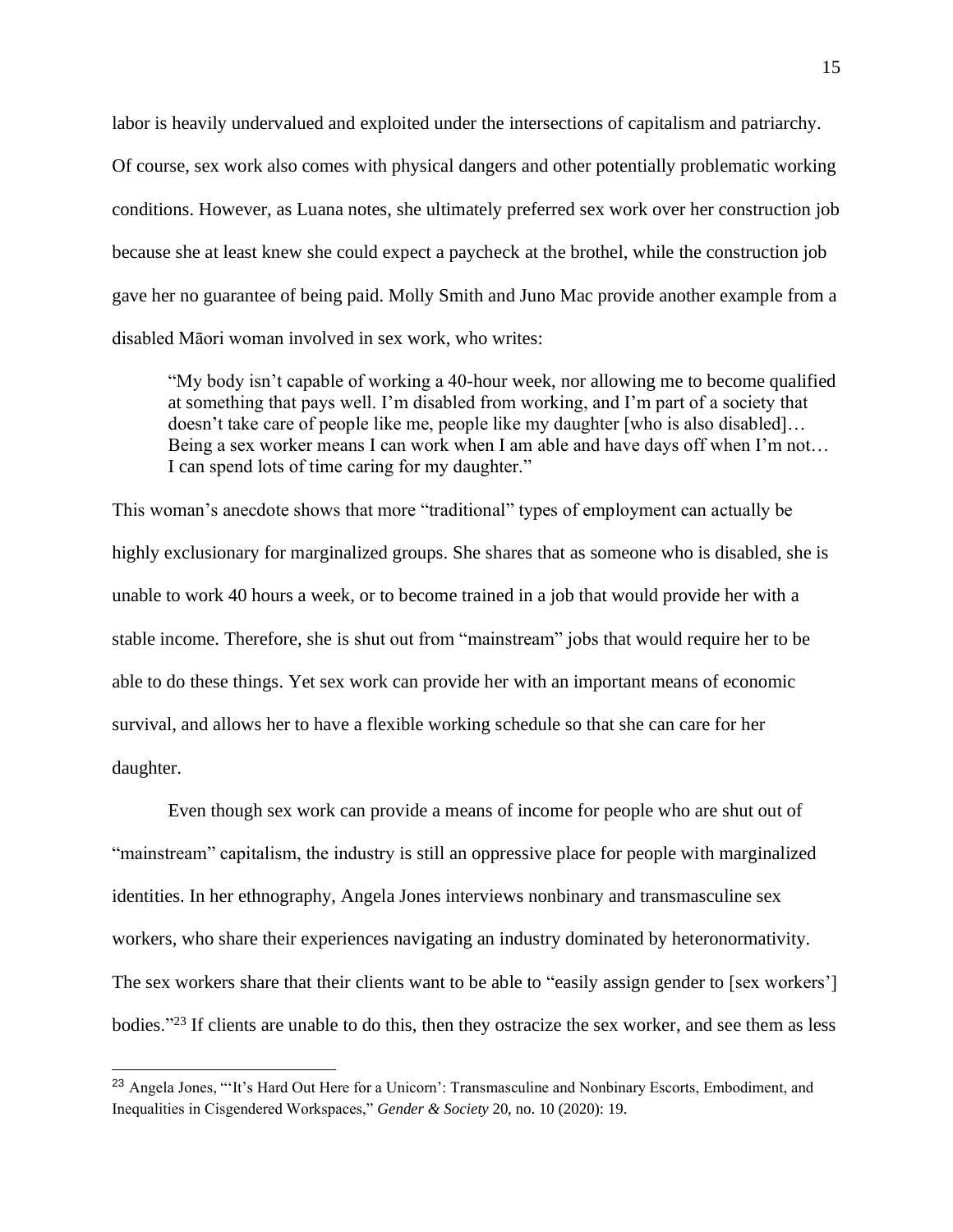labor is heavily undervalued and exploited under the intersections of capitalism and patriarchy. Of course, sex work also comes with physical dangers and other potentially problematic working conditions. However, as Luana notes, she ultimately preferred sex work over her construction job because she at least knew she could expect a paycheck at the brothel, while the construction job gave her no guarantee of being paid. Molly Smith and Juno Mac provide another example from a disabled Māori woman involved in sex work, who writes:

> "My body isn't capable of working a 40-hour week, nor allowing me to become qualified at something that pays well. I'm disabled from working, and I'm part of a society that doesn't take care of people like me, people like my daughter [who is also disabled]… Being a sex worker means I can work when I am able and have days off when I'm not… I can spend lots of time caring for my daughter."

This woman's anecdote shows that more "traditional" types of employment can actually be highly exclusionary for marginalized groups. She shares that as someone who is disabled, she is unable to work 40 hours a week, or to become trained in a job that would provide her with a stable income. Therefore, she is shut out from "mainstream" jobs that would require her to be able to do these things. Yet sex work can provide her with an important means of economic survival, and allows her to have a flexible working schedule so that she can care for her daughter.

Even though sex work can provide a means of income for people who are shut out of "mainstream" capitalism, the industry is still an oppressive place for people with marginalized identities. In her ethnography, Angela Jones interviews nonbinary and transmasculine sex workers, who share their experiences navigating an industry dominated by heteronormativity. The sex workers share that their clients want to be able to "easily assign gender to [sex workers'] bodies."[23] If clients are unable to do this, then they ostracize the sex worker, and see them as less

---

[23] Angela Jones, "'It's Hard Out Here for a Unicorn': Transmasculine and Nonbinary Escorts, Embodiment, and Inequalities in Cisgendered Workspaces," *Gender & Society* 20, no. 10 (2020): 19.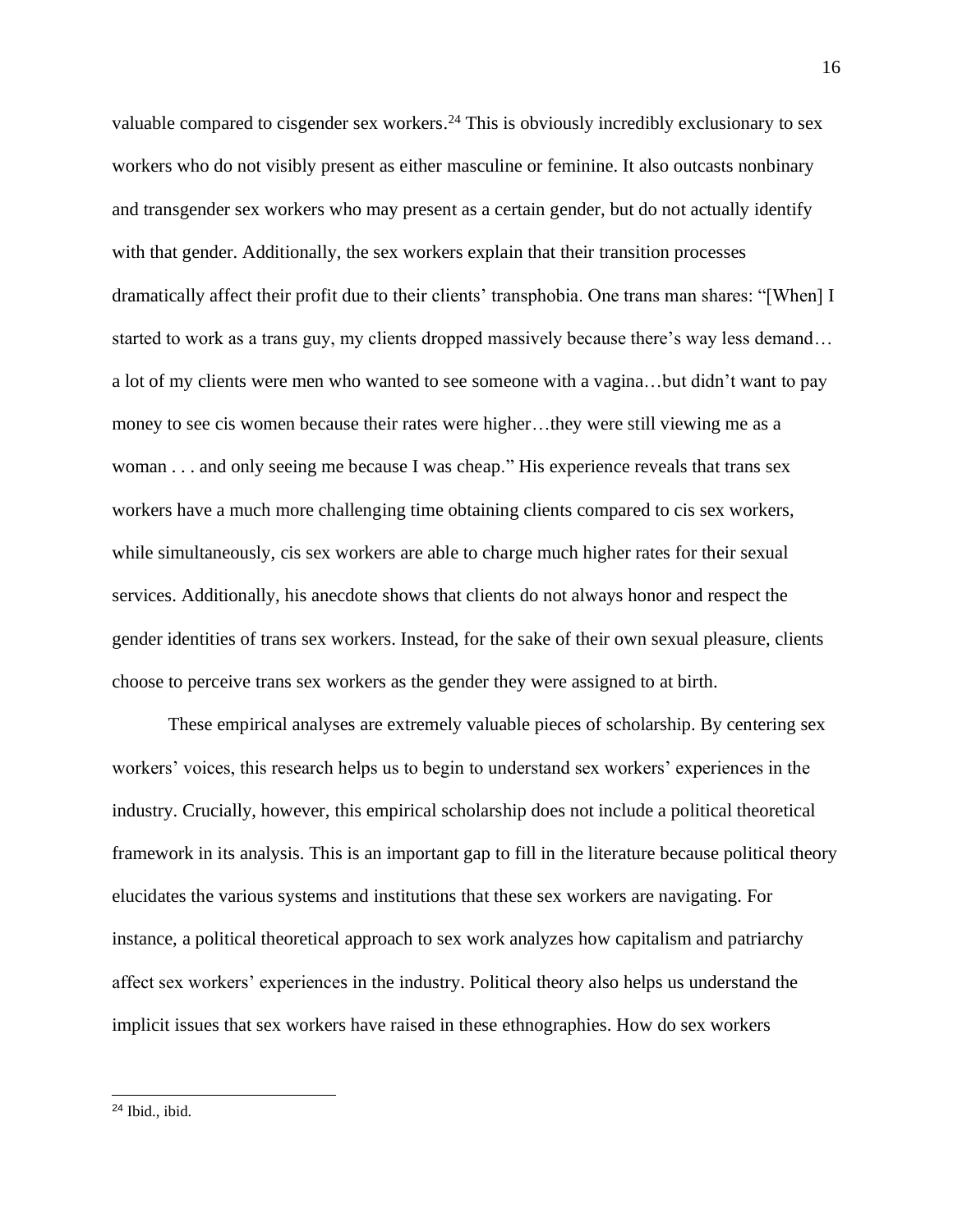valuable compared to cisgender sex workers.[24] This is obviously incredibly exclusionary to sex workers who do not visibly present as either masculine or feminine. It also outcasts nonbinary and transgender sex workers who may present as a certain gender, but do not actually identify with that gender. Additionally, the sex workers explain that their transition processes dramatically affect their profit due to their clients' transphobia. One trans man shares: "[When] I started to work as a trans guy, my clients dropped massively because there's way less demand… a lot of my clients were men who wanted to see someone with a vagina…but didn't want to pay money to see cis women because their rates were higher…they were still viewing me as a woman . . . and only seeing me because I was cheap." His experience reveals that trans sex workers have a much more challenging time obtaining clients compared to cis sex workers, while simultaneously, cis sex workers are able to charge much higher rates for their sexual services. Additionally, his anecdote shows that clients do not always honor and respect the gender identities of trans sex workers. Instead, for the sake of their own sexual pleasure, clients choose to perceive trans sex workers as the gender they were assigned to at birth.

These empirical analyses are extremely valuable pieces of scholarship. By centering sex workers' voices, this research helps us to begin to understand sex workers' experiences in the industry. Crucially, however, this empirical scholarship does not include a political theoretical framework in its analysis. This is an important gap to fill in the literature because political theory elucidates the various systems and institutions that these sex workers are navigating. For instance, a political theoretical approach to sex work analyzes how capitalism and patriarchy affect sex workers' experiences in the industry. Political theory also helps us understand the implicit issues that sex workers have raised in these ethnographies. How do sex workers

---

[24] Ibid., ibid.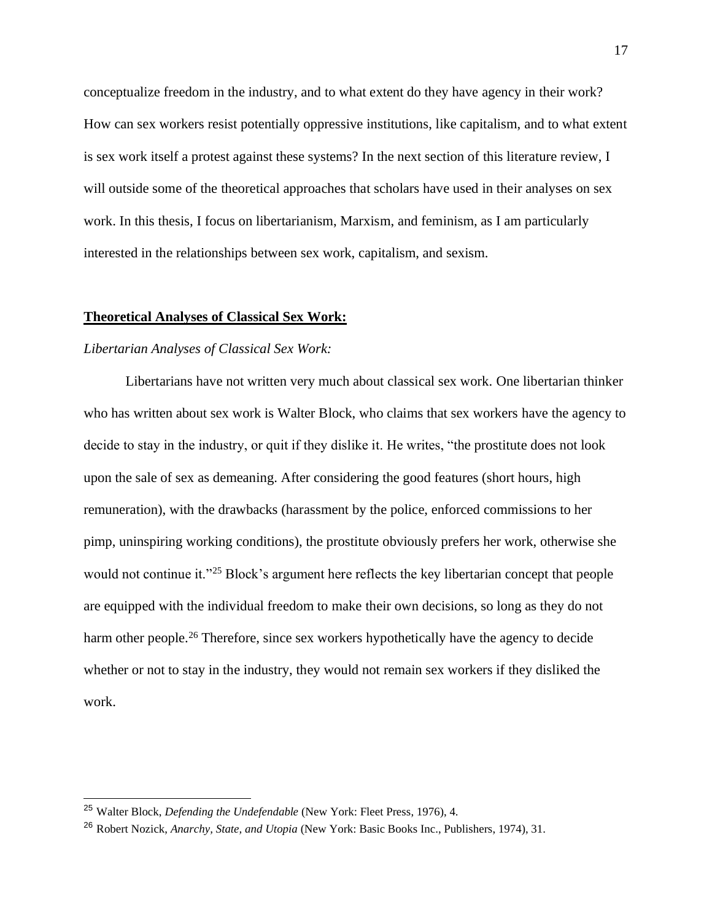conceptualize freedom in the industry, and to what extent do they have agency in their work? How can sex workers resist potentially oppressive institutions, like capitalism, and to what extent is sex work itself a protest against these systems? In the next section of this literature review, I will outside some of the theoretical approaches that scholars have used in their analyses on sex work. In this thesis, I focus on libertarianism, Marxism, and feminism, as I am particularly interested in the relationships between sex work, capitalism, and sexism.

## **Theoretical Analyses of Classical Sex Work:**

### *Libertarian Analyses of Classical Sex Work:*

Libertarians have not written very much about classical sex work. One libertarian thinker who has written about sex work is Walter Block, who claims that sex workers have the agency to decide to stay in the industry, or quit if they dislike it. He writes, "the prostitute does not look upon the sale of sex as demeaning. After considering the good features (short hours, high remuneration), with the drawbacks (harassment by the police, enforced commissions to her pimp, uninspiring working conditions), the prostitute obviously prefers her work, otherwise she would not continue it."[25] Block's argument here reflects the key libertarian concept that people are equipped with the individual freedom to make their own decisions, so long as they do not harm other people.[26] Therefore, since sex workers hypothetically have the agency to decide whether or not to stay in the industry, they would not remain sex workers if they disliked the work.

---

[25] Walter Block, *Defending the Undefendable* (New York: Fleet Press, 1976), 4.

[26] Robert Nozick, *Anarchy, State, and Utopia* (New York: Basic Books Inc., Publishers, 1974), 31.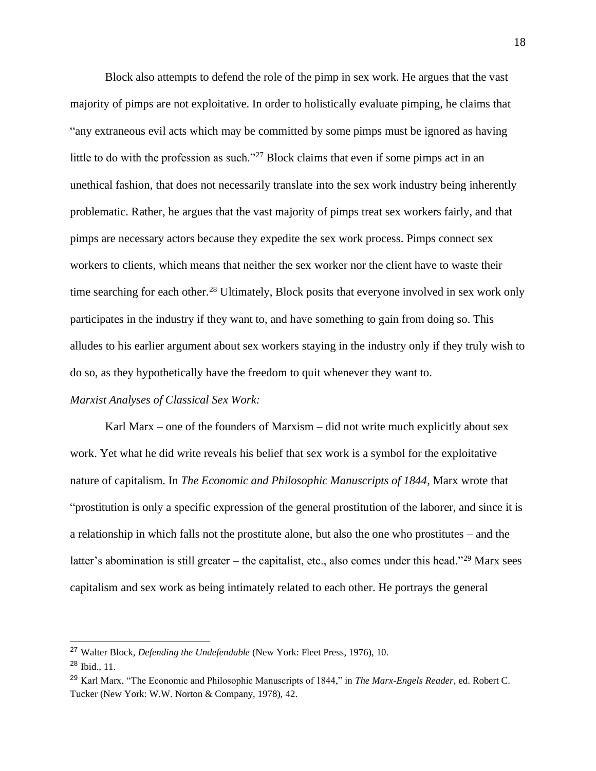Block also attempts to defend the role of the pimp in sex work. He argues that the vast majority of pimps are not exploitative. In order to holistically evaluate pimping, he claims that "any extraneous evil acts which may be committed by some pimps must be ignored as having little to do with the profession as such."[27] Block claims that even if some pimps act in an unethical fashion, that does not necessarily translate into the sex work industry being inherently problematic. Rather, he argues that the vast majority of pimps treat sex workers fairly, and that pimps are necessary actors because they expedite the sex work process. Pimps connect sex workers to clients, which means that neither the sex worker nor the client have to waste their time searching for each other.[28] Ultimately, Block posits that everyone involved in sex work only participates in the industry if they want to, and have something to gain from doing so. This alludes to his earlier argument about sex workers staying in the industry only if they truly wish to do so, as they hypothetically have the freedom to quit whenever they want to.

*Marxist Analyses of Classical Sex Work:*

Karl Marx – one of the founders of Marxism – did not write much explicitly about sex work. Yet what he did write reveals his belief that sex work is a symbol for the exploitative nature of capitalism. In *The Economic and Philosophic Manuscripts of 1844*, Marx wrote that "prostitution is only a specific expression of the general prostitution of the laborer, and since it is a relationship in which falls not the prostitute alone, but also the one who prostitutes – and the latter's abomination is still greater – the capitalist, etc., also comes under this head."[29] Marx sees capitalism and sex work as being intimately related to each other. He portrays the general

---

[27] Walter Block, *Defending the Undefendable* (New York: Fleet Press, 1976), 10.

[28] Ibid., 11.

[29] Karl Marx, "The Economic and Philosophic Manuscripts of 1844," in *The Marx-Engels Reader*, ed. Robert C. Tucker (New York: W.W. Norton & Company, 1978), 42.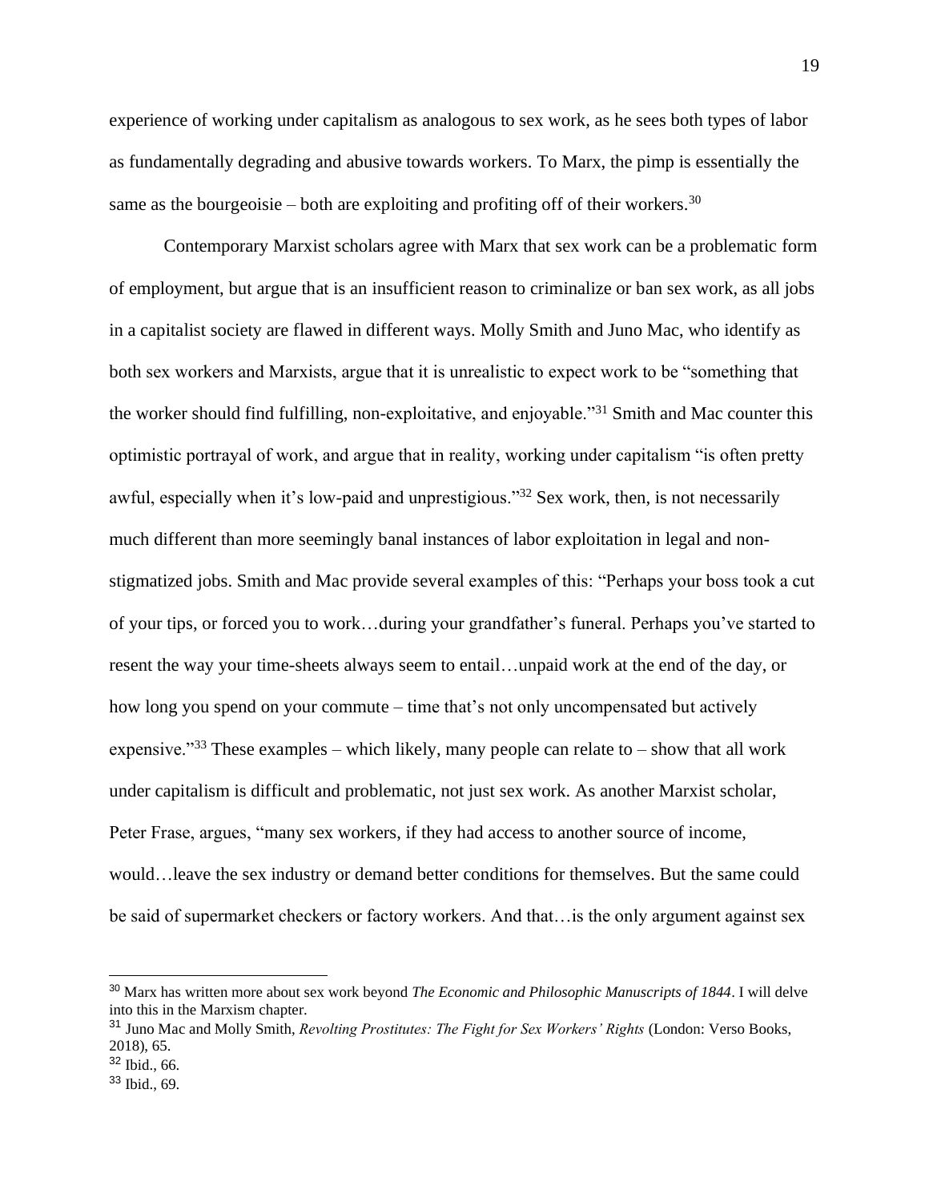experience of working under capitalism as analogous to sex work, as he sees both types of labor as fundamentally degrading and abusive towards workers. To Marx, the pimp is essentially the same as the bourgeoisie – both are exploiting and profiting off of their workers.[30]

Contemporary Marxist scholars agree with Marx that sex work can be a problematic form of employment, but argue that is an insufficient reason to criminalize or ban sex work, as all jobs in a capitalist society are flawed in different ways. Molly Smith and Juno Mac, who identify as both sex workers and Marxists, argue that it is unrealistic to expect work to be "something that the worker should find fulfilling, non-exploitative, and enjoyable."[31] Smith and Mac counter this optimistic portrayal of work, and argue that in reality, working under capitalism "is often pretty awful, especially when it's low-paid and unprestigious."[32] Sex work, then, is not necessarily much different than more seemingly banal instances of labor exploitation in legal and non-stigmatized jobs. Smith and Mac provide several examples of this: "Perhaps your boss took a cut of your tips, or forced you to work…during your grandfather's funeral. Perhaps you've started to resent the way your time-sheets always seem to entail…unpaid work at the end of the day, or how long you spend on your commute – time that's not only uncompensated but actively expensive."[33] These examples – which likely, many people can relate to – show that all work under capitalism is difficult and problematic, not just sex work. As another Marxist scholar, Peter Frase, argues, "many sex workers, if they had access to another source of income, would…leave the sex industry or demand better conditions for themselves. But the same could be said of supermarket checkers or factory workers. And that…is the only argument against sex

---

[30] Marx has written more about sex work beyond *The Economic and Philosophic Manuscripts of 1844*. I will delve into this in the Marxism chapter.

[31] Juno Mac and Molly Smith, *Revolting Prostitutes: The Fight for Sex Workers' Rights* (London: Verso Books, 2018), 65.

[32] Ibid., 66.

[33] Ibid., 69.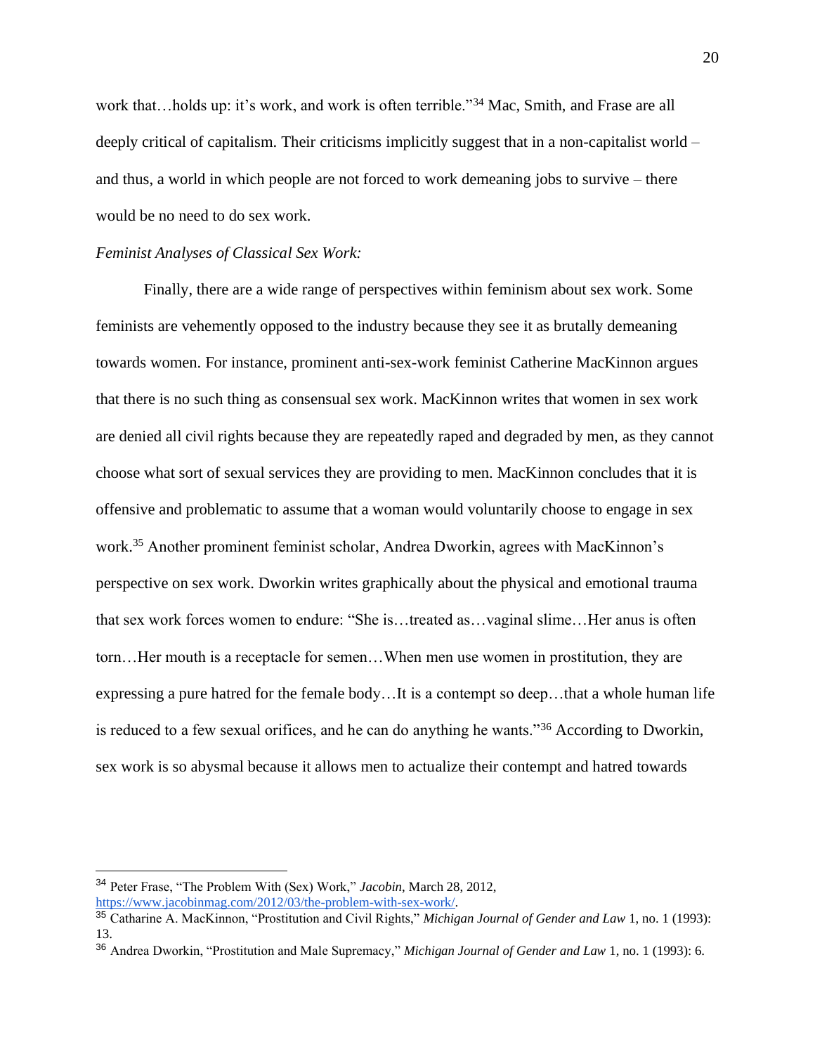work that…holds up: it's work, and work is often terrible."[34] Mac, Smith, and Frase are all deeply critical of capitalism. Their criticisms implicitly suggest that in a non-capitalist world – and thus, a world in which people are not forced to work demeaning jobs to survive – there would be no need to do sex work.

*Feminist Analyses of Classical Sex Work:*

Finally, there are a wide range of perspectives within feminism about sex work. Some feminists are vehemently opposed to the industry because they see it as brutally demeaning towards women. For instance, prominent anti-sex-work feminist Catherine MacKinnon argues that there is no such thing as consensual sex work. MacKinnon writes that women in sex work are denied all civil rights because they are repeatedly raped and degraded by men, as they cannot choose what sort of sexual services they are providing to men. MacKinnon concludes that it is offensive and problematic to assume that a woman would voluntarily choose to engage in sex work.[35] Another prominent feminist scholar, Andrea Dworkin, agrees with MacKinnon's perspective on sex work. Dworkin writes graphically about the physical and emotional trauma that sex work forces women to endure: "She is…treated as…vaginal slime…Her anus is often torn…Her mouth is a receptacle for semen…When men use women in prostitution, they are expressing a pure hatred for the female body…It is a contempt so deep…that a whole human life is reduced to a few sexual orifices, and he can do anything he wants."[36] According to Dworkin, sex work is so abysmal because it allows men to actualize their contempt and hatred towards

---

[34] Peter Frase, "The Problem With (Sex) Work," *Jacobin*, March 28, 2012, https://www.jacobinmag.com/2012/03/the-problem-with-sex-work/.

[35] Catharine A. MacKinnon, "Prostitution and Civil Rights," *Michigan Journal of Gender and Law* 1, no. 1 (1993): 13.

[36] Andrea Dworkin, "Prostitution and Male Supremacy," *Michigan Journal of Gender and Law* 1, no. 1 (1993): 6.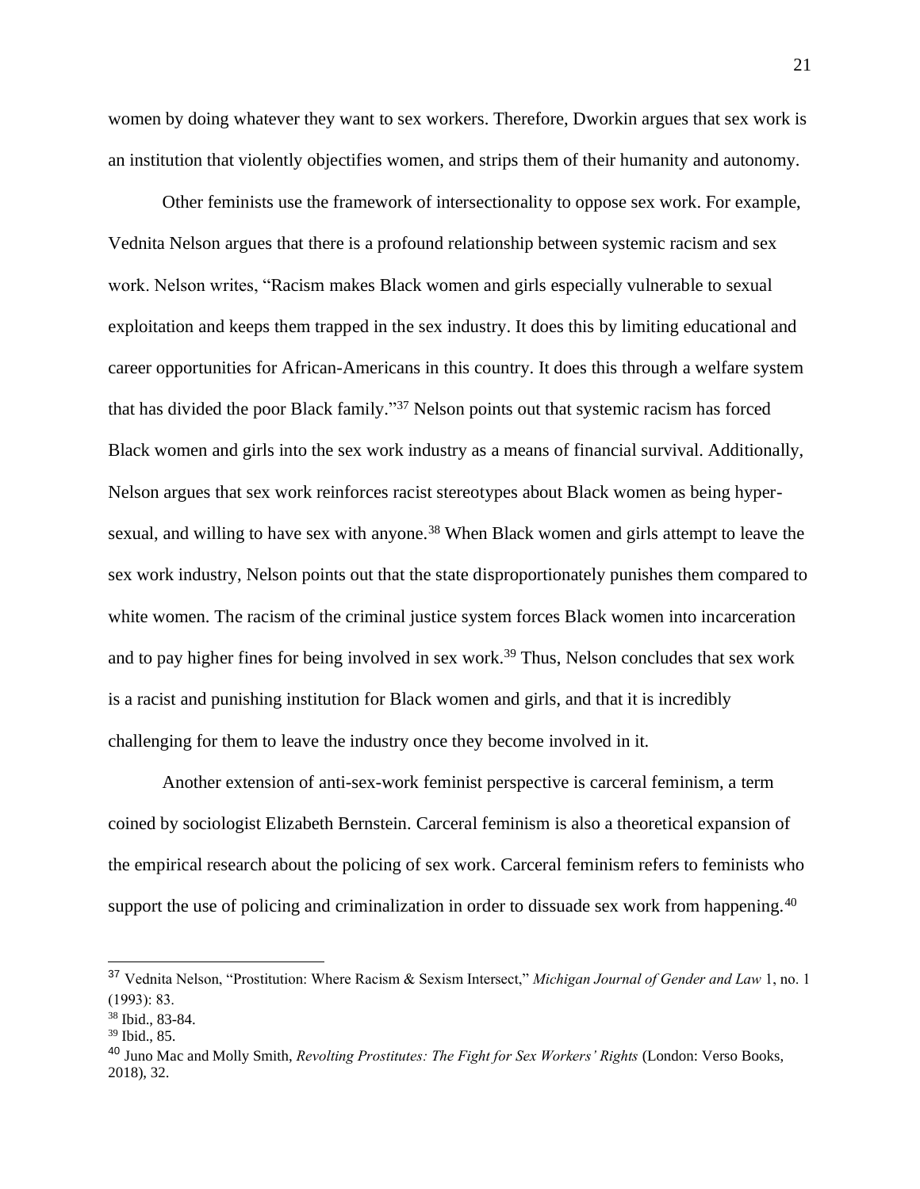women by doing whatever they want to sex workers. Therefore, Dworkin argues that sex work is an institution that violently objectifies women, and strips them of their humanity and autonomy.

Other feminists use the framework of intersectionality to oppose sex work. For example, Vednita Nelson argues that there is a profound relationship between systemic racism and sex work. Nelson writes, "Racism makes Black women and girls especially vulnerable to sexual exploitation and keeps them trapped in the sex industry. It does this by limiting educational and career opportunities for African-Americans in this country. It does this through a welfare system that has divided the poor Black family."[37] Nelson points out that systemic racism has forced Black women and girls into the sex work industry as a means of financial survival. Additionally, Nelson argues that sex work reinforces racist stereotypes about Black women as being hyper-sexual, and willing to have sex with anyone.[38] When Black women and girls attempt to leave the sex work industry, Nelson points out that the state disproportionately punishes them compared to white women. The racism of the criminal justice system forces Black women into incarceration and to pay higher fines for being involved in sex work.[39] Thus, Nelson concludes that sex work is a racist and punishing institution for Black women and girls, and that it is incredibly challenging for them to leave the industry once they become involved in it.

Another extension of anti-sex-work feminist perspective is carceral feminism, a term coined by sociologist Elizabeth Bernstein. Carceral feminism is also a theoretical expansion of the empirical research about the policing of sex work. Carceral feminism refers to feminists who support the use of policing and criminalization in order to dissuade sex work from happening.[40]

---

[37] Vednita Nelson, "Prostitution: Where Racism & Sexism Intersect," *Michigan Journal of Gender and Law* 1, no. 1 (1993): 83.

[38] Ibid., 83-84.

[39] Ibid., 85.

[40] Juno Mac and Molly Smith, *Revolting Prostitutes: The Fight for Sex Workers' Rights* (London: Verso Books, 2018), 32.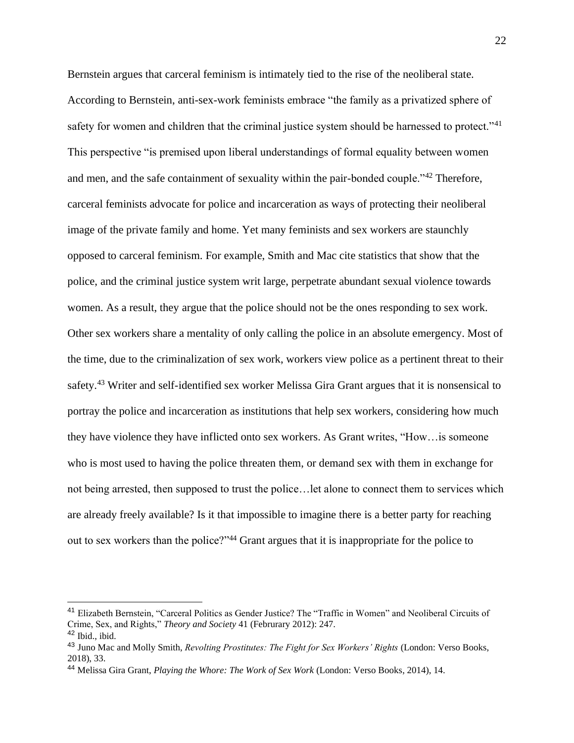Bernstein argues that carceral feminism is intimately tied to the rise of the neoliberal state. According to Bernstein, anti-sex-work feminists embrace "the family as a privatized sphere of safety for women and children that the criminal justice system should be harnessed to protect."[41] This perspective "is premised upon liberal understandings of formal equality between women and men, and the safe containment of sexuality within the pair-bonded couple."[42] Therefore, carceral feminists advocate for police and incarceration as ways of protecting their neoliberal image of the private family and home. Yet many feminists and sex workers are staunchly opposed to carceral feminism. For example, Smith and Mac cite statistics that show that the police, and the criminal justice system writ large, perpetrate abundant sexual violence towards women. As a result, they argue that the police should not be the ones responding to sex work. Other sex workers share a mentality of only calling the police in an absolute emergency. Most of the time, due to the criminalization of sex work, workers view police as a pertinent threat to their safety.[43] Writer and self-identified sex worker Melissa Gira Grant argues that it is nonsensical to portray the police and incarceration as institutions that help sex workers, considering how much they have violence they have inflicted onto sex workers. As Grant writes, "How…is someone who is most used to having the police threaten them, or demand sex with them in exchange for not being arrested, then supposed to trust the police…let alone to connect them to services which are already freely available? Is it that impossible to imagine there is a better party for reaching out to sex workers than the police?"[44] Grant argues that it is inappropriate for the police to

---

[41] Elizabeth Bernstein, "Carceral Politics as Gender Justice? The "Traffic in Women" and Neoliberal Circuits of Crime, Sex, and Rights," *Theory and Society* 41 (Februrary 2012): 247.

[42] Ibid., ibid.

[43] Juno Mac and Molly Smith, *Revolting Prostitutes: The Fight for Sex Workers' Rights* (London: Verso Books, 2018), 33.

[44] Melissa Gira Grant, *Playing the Whore: The Work of Sex Work* (London: Verso Books, 2014), 14.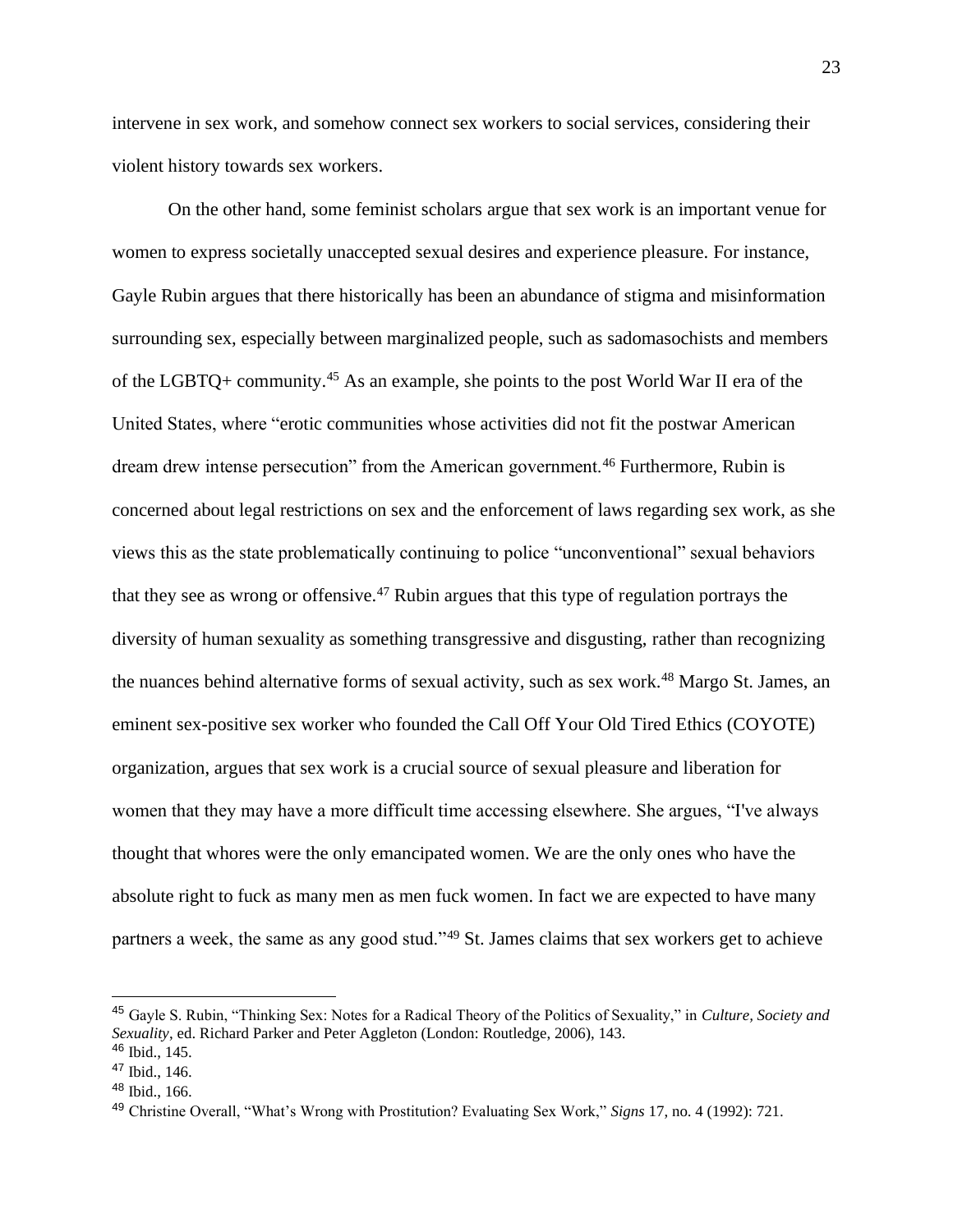intervene in sex work, and somehow connect sex workers to social services, considering their violent history towards sex workers.

On the other hand, some feminist scholars argue that sex work is an important venue for women to express societally unaccepted sexual desires and experience pleasure. For instance, Gayle Rubin argues that there historically has been an abundance of stigma and misinformation surrounding sex, especially between marginalized people, such as sadomasochists and members of the LGBTQ+ community.[45] As an example, she points to the post World War II era of the United States, where "erotic communities whose activities did not fit the postwar American dream drew intense persecution" from the American government.[46] Furthermore, Rubin is concerned about legal restrictions on sex and the enforcement of laws regarding sex work, as she views this as the state problematically continuing to police "unconventional" sexual behaviors that they see as wrong or offensive.[47] Rubin argues that this type of regulation portrays the diversity of human sexuality as something transgressive and disgusting, rather than recognizing the nuances behind alternative forms of sexual activity, such as sex work.[48] Margo St. James, an eminent sex-positive sex worker who founded the Call Off Your Old Tired Ethics (COYOTE) organization, argues that sex work is a crucial source of sexual pleasure and liberation for women that they may have a more difficult time accessing elsewhere. She argues, "I've always thought that whores were the only emancipated women. We are the only ones who have the absolute right to fuck as many men as men fuck women. In fact we are expected to have many partners a week, the same as any good stud."[49] St. James claims that sex workers get to achieve

---

[45] Gayle S. Rubin, "Thinking Sex: Notes for a Radical Theory of the Politics of Sexuality," in *Culture, Society and Sexuality*, ed. Richard Parker and Peter Aggleton (London: Routledge, 2006), 143.

[46] Ibid., 145.

[47] Ibid., 146.

[48] Ibid., 166.

[49] Christine Overall, "What's Wrong with Prostitution? Evaluating Sex Work," *Signs* 17, no. 4 (1992): 721.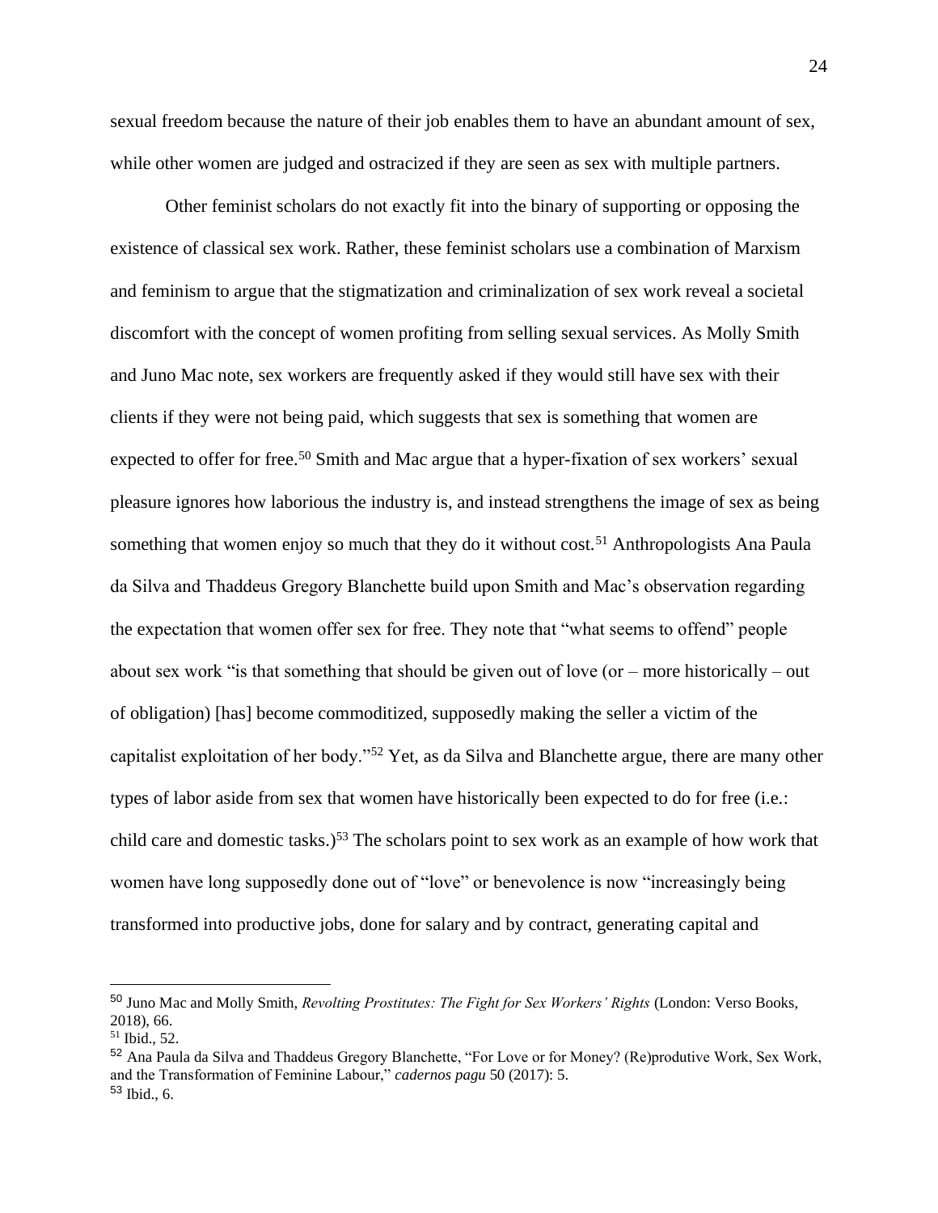sexual freedom because the nature of their job enables them to have an abundant amount of sex, while other women are judged and ostracized if they are seen as sex with multiple partners.

Other feminist scholars do not exactly fit into the binary of supporting or opposing the existence of classical sex work. Rather, these feminist scholars use a combination of Marxism and feminism to argue that the stigmatization and criminalization of sex work reveal a societal discomfort with the concept of women profiting from selling sexual services. As Molly Smith and Juno Mac note, sex workers are frequently asked if they would still have sex with their clients if they were not being paid, which suggests that sex is something that women are expected to offer for free.[50] Smith and Mac argue that a hyper-fixation of sex workers' sexual pleasure ignores how laborious the industry is, and instead strengthens the image of sex as being something that women enjoy so much that they do it without cost.[51] Anthropologists Ana Paula da Silva and Thaddeus Gregory Blanchette build upon Smith and Mac's observation regarding the expectation that women offer sex for free. They note that "what seems to offend" people about sex work "is that something that should be given out of love (or – more historically – out of obligation) [has] become commoditized, supposedly making the seller a victim of the capitalist exploitation of her body."[52] Yet, as da Silva and Blanchette argue, there are many other types of labor aside from sex that women have historically been expected to do for free (i.e.: child care and domestic tasks.)[53] The scholars point to sex work as an example of how work that women have long supposedly done out of "love" or benevolence is now "increasingly being transformed into productive jobs, done for salary and by contract, generating capital and

---

[50] Juno Mac and Molly Smith, *Revolting Prostitutes: The Fight for Sex Workers' Rights* (London: Verso Books, 2018), 66.

[51] Ibid., 52.

[52] Ana Paula da Silva and Thaddeus Gregory Blanchette, "For Love or for Money? (Re)produtive Work, Sex Work, and the Transformation of Feminine Labour," *cadernos pagu* 50 (2017): 5.

[53] Ibid., 6.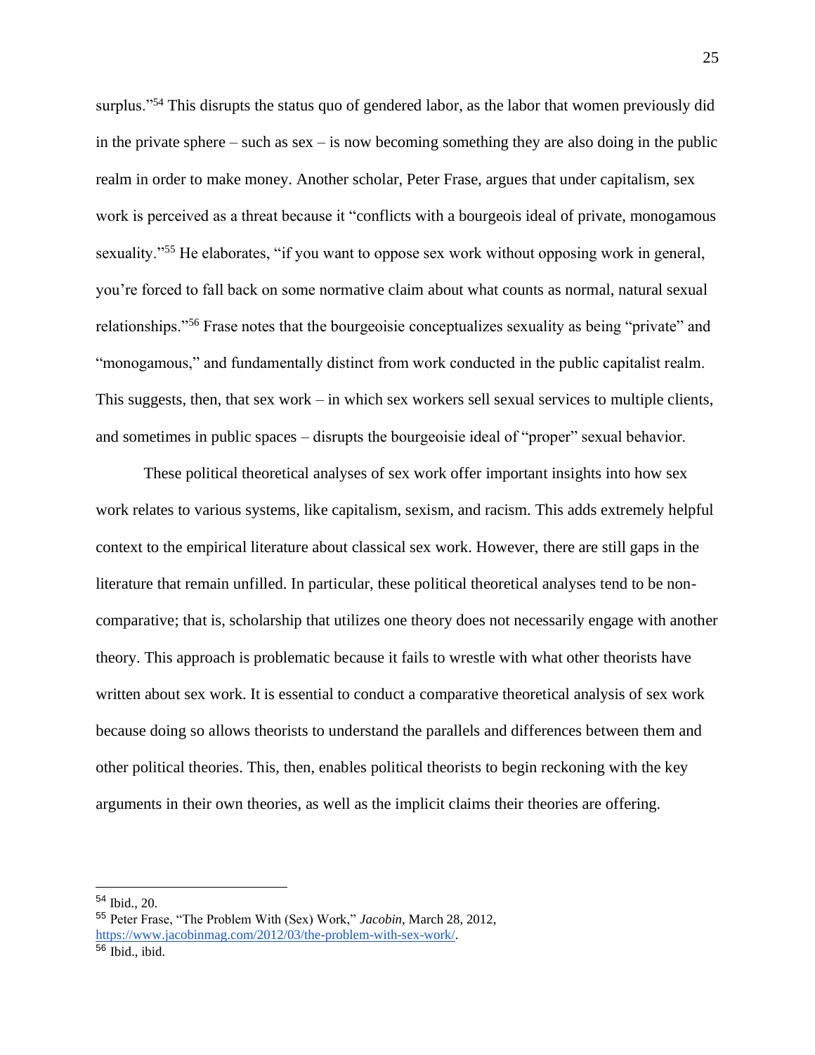surplus."[54] This disrupts the status quo of gendered labor, as the labor that women previously did in the private sphere – such as sex – is now becoming something they are also doing in the public realm in order to make money. Another scholar, Peter Frase, argues that under capitalism, sex work is perceived as a threat because it "conflicts with a bourgeois ideal of private, monogamous sexuality."[55] He elaborates, "if you want to oppose sex work without opposing work in general, you're forced to fall back on some normative claim about what counts as normal, natural sexual relationships."[56] Frase notes that the bourgeoisie conceptualizes sexuality as being "private" and "monogamous," and fundamentally distinct from work conducted in the public capitalist realm. This suggests, then, that sex work – in which sex workers sell sexual services to multiple clients, and sometimes in public spaces – disrupts the bourgeoisie ideal of "proper" sexual behavior.

These political theoretical analyses of sex work offer important insights into how sex work relates to various systems, like capitalism, sexism, and racism. This adds extremely helpful context to the empirical literature about classical sex work. However, there are still gaps in the literature that remain unfilled. In particular, these political theoretical analyses tend to be non-comparative; that is, scholarship that utilizes one theory does not necessarily engage with another theory. This approach is problematic because it fails to wrestle with what other theorists have written about sex work. It is essential to conduct a comparative theoretical analysis of sex work because doing so allows theorists to understand the parallels and differences between them and other political theories. This, then, enables political theorists to begin reckoning with the key arguments in their own theories, as well as the implicit claims their theories are offering.

---

[54] Ibid., 20.

[55] Peter Frase, "The Problem With (Sex) Work," *Jacobin*, March 28, 2012, https://www.jacobinmag.com/2012/03/the-problem-with-sex-work/.

[56] Ibid., ibid.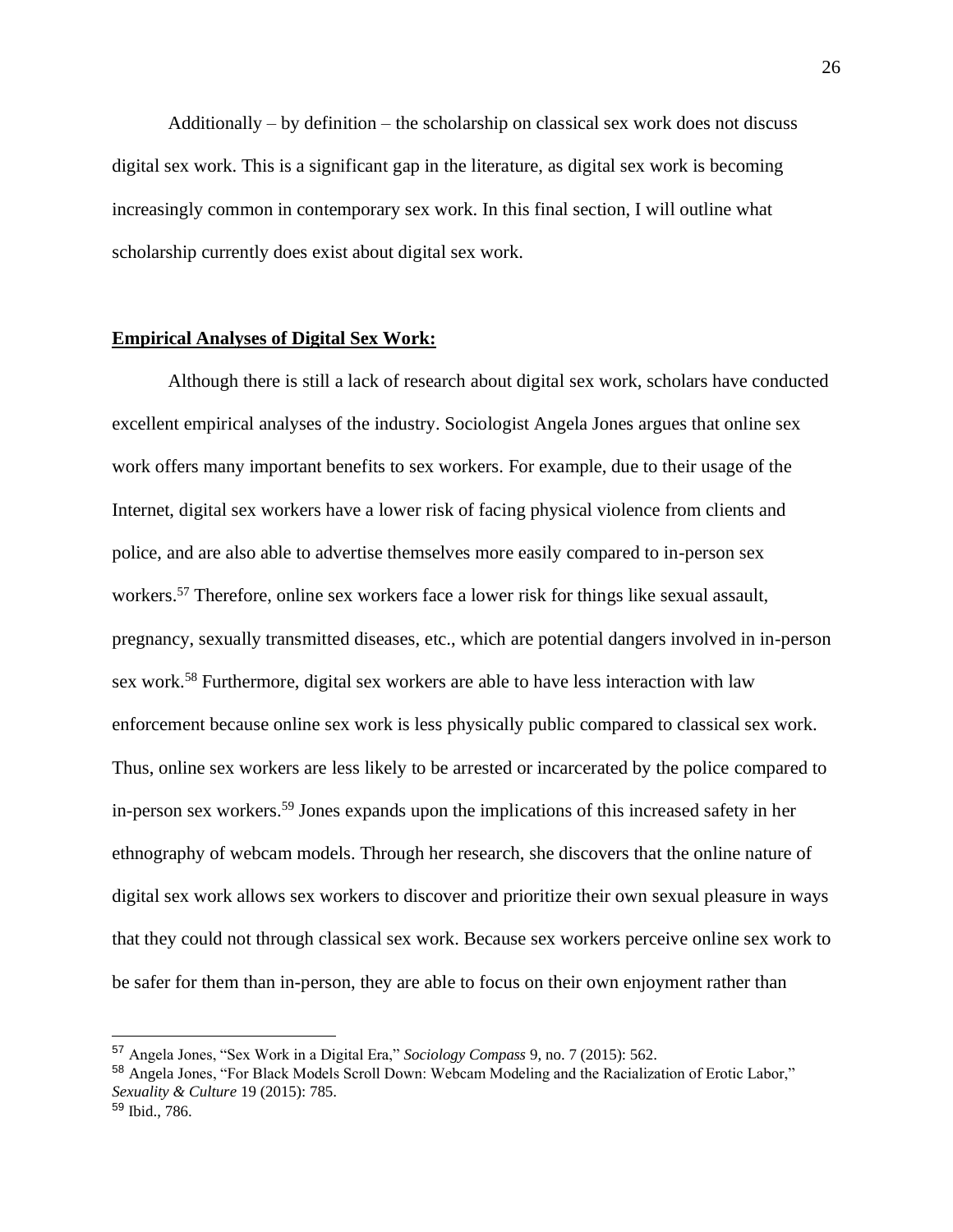Additionally – by definition – the scholarship on classical sex work does not discuss digital sex work. This is a significant gap in the literature, as digital sex work is becoming increasingly common in contemporary sex work. In this final section, I will outline what scholarship currently does exist about digital sex work.

## **Empirical Analyses of Digital Sex Work:**

Although there is still a lack of research about digital sex work, scholars have conducted excellent empirical analyses of the industry. Sociologist Angela Jones argues that online sex work offers many important benefits to sex workers. For example, due to their usage of the Internet, digital sex workers have a lower risk of facing physical violence from clients and police, and are also able to advertise themselves more easily compared to in-person sex workers.[57] Therefore, online sex workers face a lower risk for things like sexual assault, pregnancy, sexually transmitted diseases, etc., which are potential dangers involved in in-person sex work.[58] Furthermore, digital sex workers are able to have less interaction with law enforcement because online sex work is less physically public compared to classical sex work. Thus, online sex workers are less likely to be arrested or incarcerated by the police compared to in-person sex workers.[59] Jones expands upon the implications of this increased safety in her ethnography of webcam models. Through her research, she discovers that the online nature of digital sex work allows sex workers to discover and prioritize their own sexual pleasure in ways that they could not through classical sex work. Because sex workers perceive online sex work to be safer for them than in-person, they are able to focus on their own enjoyment rather than

---

[57] Angela Jones, "Sex Work in a Digital Era," *Sociology Compass* 9, no. 7 (2015): 562.

[58] Angela Jones, "For Black Models Scroll Down: Webcam Modeling and the Racialization of Erotic Labor," *Sexuality & Culture* 19 (2015): 785.

[59] Ibid., 786.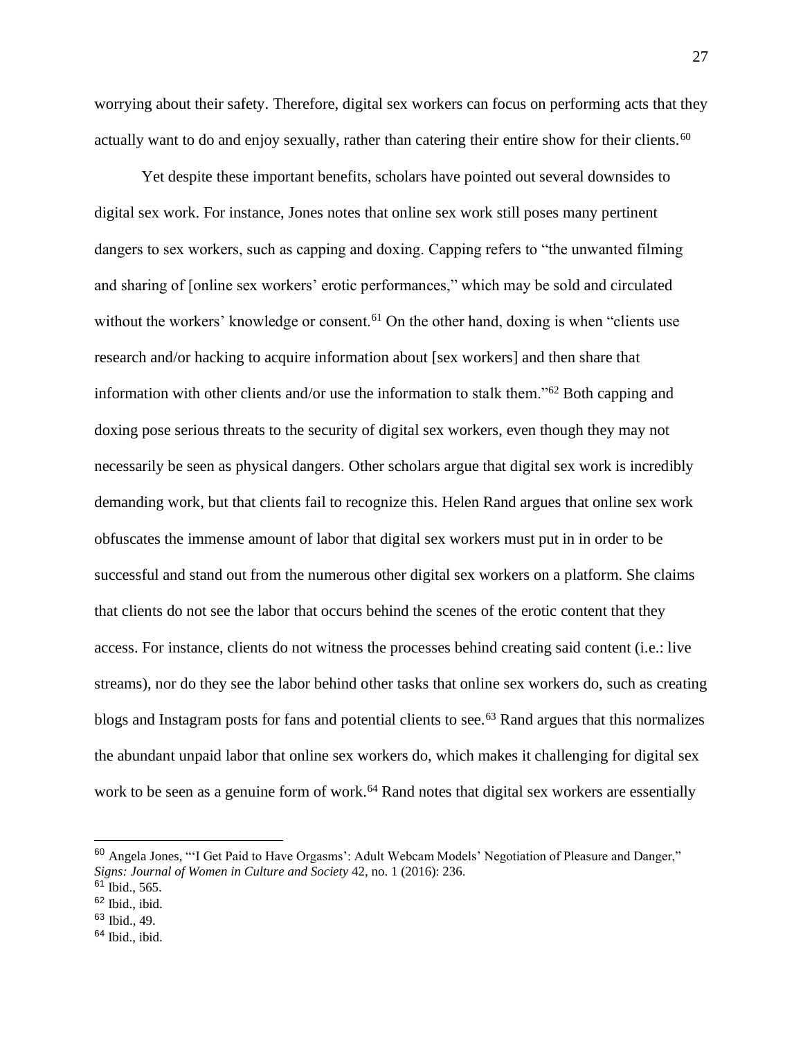worrying about their safety. Therefore, digital sex workers can focus on performing acts that they actually want to do and enjoy sexually, rather than catering their entire show for their clients.[60]

Yet despite these important benefits, scholars have pointed out several downsides to digital sex work. For instance, Jones notes that online sex work still poses many pertinent dangers to sex workers, such as capping and doxing. Capping refers to "the unwanted filming and sharing of [online sex workers' erotic performances," which may be sold and circulated without the workers' knowledge or consent.[61] On the other hand, doxing is when "clients use research and/or hacking to acquire information about [sex workers] and then share that information with other clients and/or use the information to stalk them."[62] Both capping and doxing pose serious threats to the security of digital sex workers, even though they may not necessarily be seen as physical dangers. Other scholars argue that digital sex work is incredibly demanding work, but that clients fail to recognize this. Helen Rand argues that online sex work obfuscates the immense amount of labor that digital sex workers must put in in order to be successful and stand out from the numerous other digital sex workers on a platform. She claims that clients do not see the labor that occurs behind the scenes of the erotic content that they access. For instance, clients do not witness the processes behind creating said content (i.e.: live streams), nor do they see the labor behind other tasks that online sex workers do, such as creating blogs and Instagram posts for fans and potential clients to see.[63] Rand argues that this normalizes the abundant unpaid labor that online sex workers do, which makes it challenging for digital sex work to be seen as a genuine form of work.[64] Rand notes that digital sex workers are essentially

---

[60] Angela Jones, "'I Get Paid to Have Orgasms': Adult Webcam Models' Negotiation of Pleasure and Danger," *Signs: Journal of Women in Culture and Society* 42, no. 1 (2016): 236.

[61] Ibid., 565.

[62] Ibid., ibid.

[63] Ibid., 49.

[64] Ibid., ibid.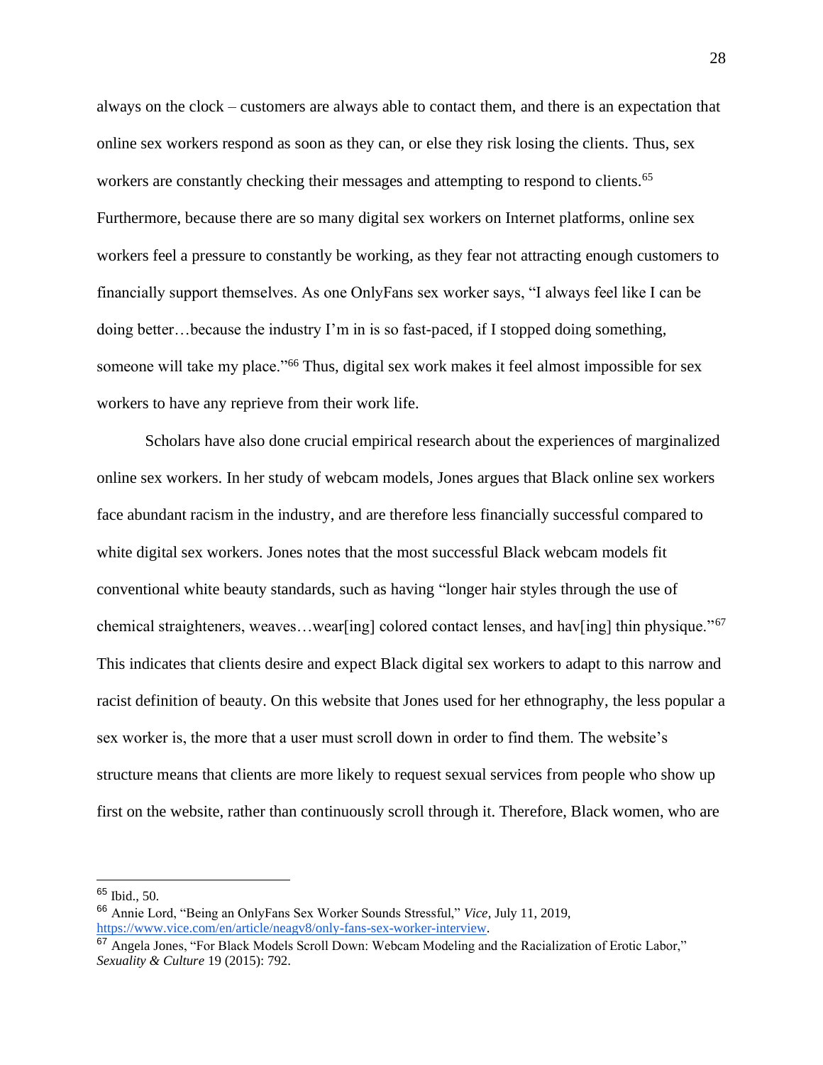always on the clock – customers are always able to contact them, and there is an expectation that online sex workers respond as soon as they can, or else they risk losing the clients. Thus, sex workers are constantly checking their messages and attempting to respond to clients.[65] Furthermore, because there are so many digital sex workers on Internet platforms, online sex workers feel a pressure to constantly be working, as they fear not attracting enough customers to financially support themselves. As one OnlyFans sex worker says, "I always feel like I can be doing better…because the industry I'm in is so fast-paced, if I stopped doing something, someone will take my place."[66] Thus, digital sex work makes it feel almost impossible for sex workers to have any reprieve from their work life.

Scholars have also done crucial empirical research about the experiences of marginalized online sex workers. In her study of webcam models, Jones argues that Black online sex workers face abundant racism in the industry, and are therefore less financially successful compared to white digital sex workers. Jones notes that the most successful Black webcam models fit conventional white beauty standards, such as having "longer hair styles through the use of chemical straighteners, weaves…wear[ing] colored contact lenses, and hav[ing] thin physique."[67] This indicates that clients desire and expect Black digital sex workers to adapt to this narrow and racist definition of beauty. On this website that Jones used for her ethnography, the less popular a sex worker is, the more that a user must scroll down in order to find them. The website's structure means that clients are more likely to request sexual services from people who show up first on the website, rather than continuously scroll through it. Therefore, Black women, who are

---

[65] Ibid., 50.

[66] Annie Lord, "Being an OnlyFans Sex Worker Sounds Stressful," *Vice*, July 11, 2019, https://www.vice.com/en/article/neagv8/only-fans-sex-worker-interview.

[67] Angela Jones, "For Black Models Scroll Down: Webcam Modeling and the Racialization of Erotic Labor," *Sexuality & Culture* 19 (2015): 792.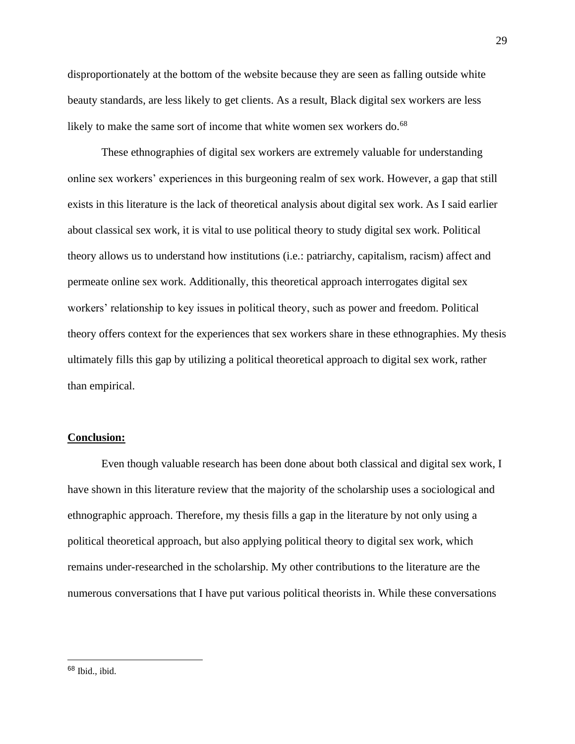disproportionately at the bottom of the website because they are seen as falling outside white beauty standards, are less likely to get clients. As a result, Black digital sex workers are less likely to make the same sort of income that white women sex workers do.[68]

These ethnographies of digital sex workers are extremely valuable for understanding online sex workers' experiences in this burgeoning realm of sex work. However, a gap that still exists in this literature is the lack of theoretical analysis about digital sex work. As I said earlier about classical sex work, it is vital to use political theory to study digital sex work. Political theory allows us to understand how institutions (i.e.: patriarchy, capitalism, racism) affect and permeate online sex work. Additionally, this theoretical approach interrogates digital sex workers' relationship to key issues in political theory, such as power and freedom. Political theory offers context for the experiences that sex workers share in these ethnographies. My thesis ultimately fills this gap by utilizing a political theoretical approach to digital sex work, rather than empirical.

**Conclusion:**

Even though valuable research has been done about both classical and digital sex work, I have shown in this literature review that the majority of the scholarship uses a sociological and ethnographic approach. Therefore, my thesis fills a gap in the literature by not only using a political theoretical approach, but also applying political theory to digital sex work, which remains under-researched in the scholarship. My other contributions to the literature are the numerous conversations that I have put various political theorists in. While these conversations

[68] Ibid., ibid.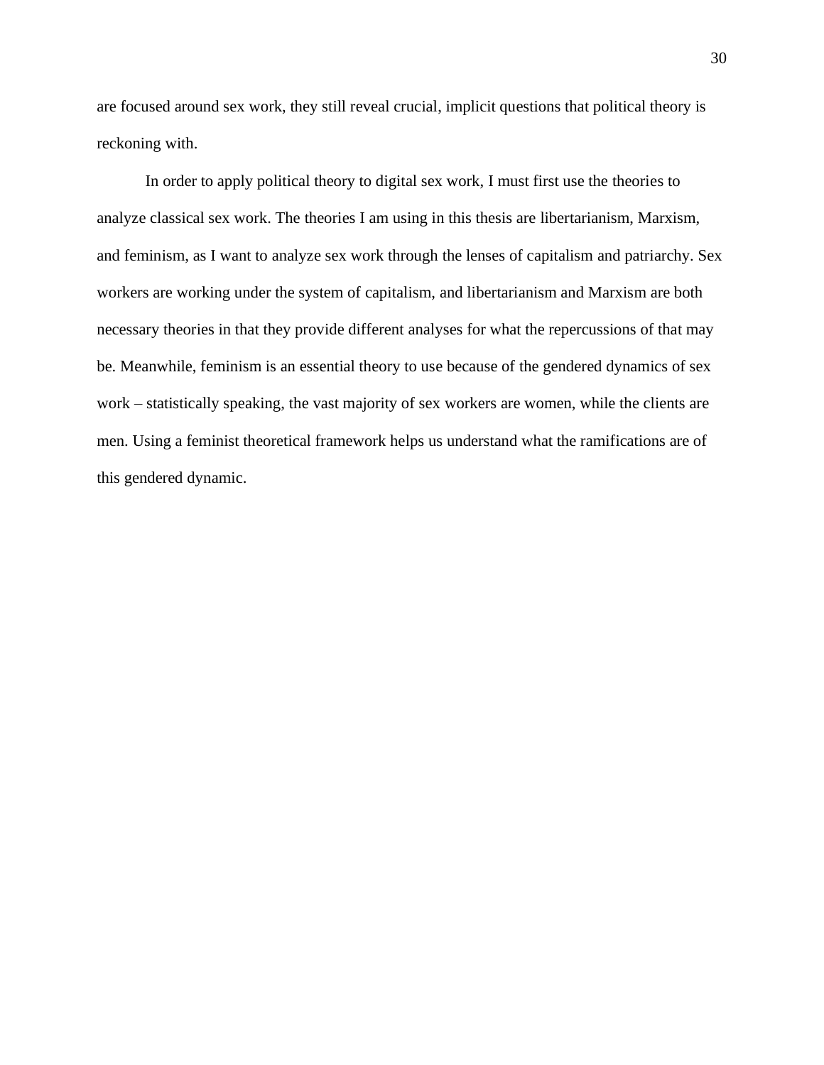are focused around sex work, they still reveal crucial, implicit questions that political theory is reckoning with.

In order to apply political theory to digital sex work, I must first use the theories to analyze classical sex work. The theories I am using in this thesis are libertarianism, Marxism, and feminism, as I want to analyze sex work through the lenses of capitalism and patriarchy. Sex workers are working under the system of capitalism, and libertarianism and Marxism are both necessary theories in that they provide different analyses for what the repercussions of that may be. Meanwhile, feminism is an essential theory to use because of the gendered dynamics of sex work – statistically speaking, the vast majority of sex workers are women, while the clients are men. Using a feminist theoretical framework helps us understand what the ramifications are of this gendered dynamic.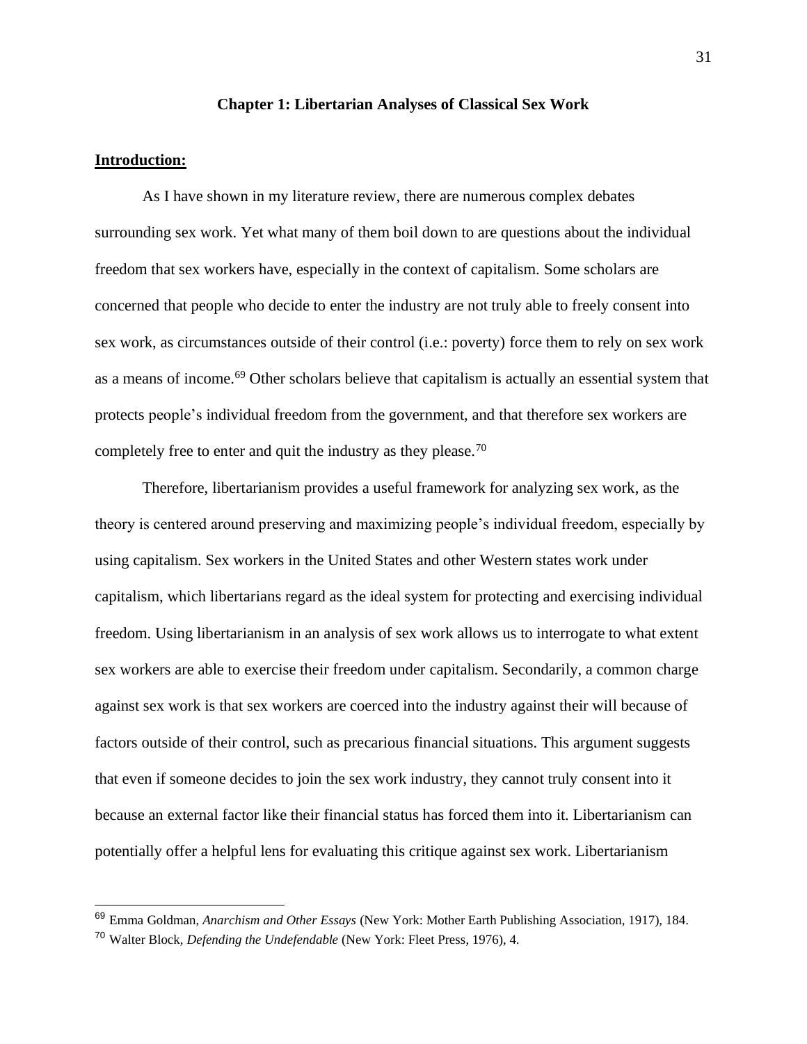## Chapter 1: Libertarian Analyses of Classical Sex Work

**Introduction:**

As I have shown in my literature review, there are numerous complex debates surrounding sex work. Yet what many of them boil down to are questions about the individual freedom that sex workers have, especially in the context of capitalism. Some scholars are concerned that people who decide to enter the industry are not truly able to freely consent into sex work, as circumstances outside of their control (i.e.: poverty) force them to rely on sex work as a means of income.[69] Other scholars believe that capitalism is actually an essential system that protects people's individual freedom from the government, and that therefore sex workers are completely free to enter and quit the industry as they please.[70]

Therefore, libertarianism provides a useful framework for analyzing sex work, as the theory is centered around preserving and maximizing people's individual freedom, especially by using capitalism. Sex workers in the United States and other Western states work under capitalism, which libertarians regard as the ideal system for protecting and exercising individual freedom. Using libertarianism in an analysis of sex work allows us to interrogate to what extent sex workers are able to exercise their freedom under capitalism. Secondarily, a common charge against sex work is that sex workers are coerced into the industry against their will because of factors outside of their control, such as precarious financial situations. This argument suggests that even if someone decides to join the sex work industry, they cannot truly consent into it because an external factor like their financial status has forced them into it. Libertarianism can potentially offer a helpful lens for evaluating this critique against sex work. Libertarianism

---

[69] Emma Goldman, *Anarchism and Other Essays* (New York: Mother Earth Publishing Association, 1917), 184.

[70] Walter Block, *Defending the Undefendable* (New York: Fleet Press, 1976), 4.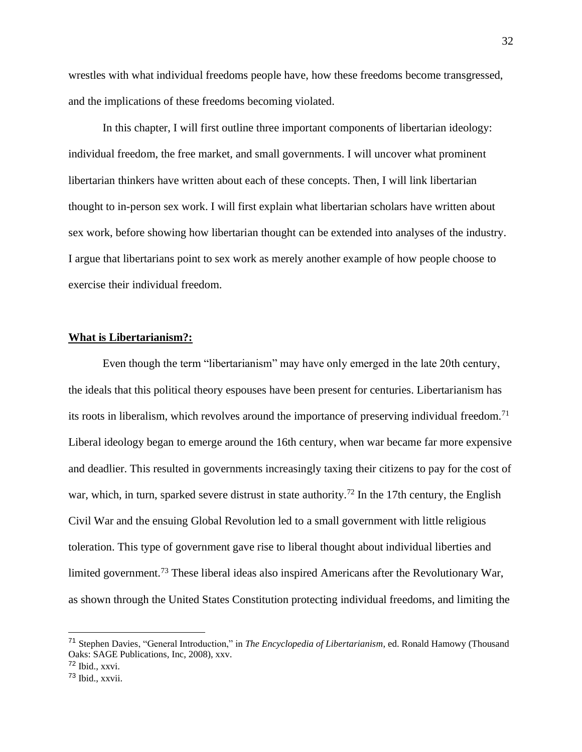wrestles with what individual freedoms people have, how these freedoms become transgressed, and the implications of these freedoms becoming violated.

In this chapter, I will first outline three important components of libertarian ideology: individual freedom, the free market, and small governments. I will uncover what prominent libertarian thinkers have written about each of these concepts. Then, I will link libertarian thought to in-person sex work. I will first explain what libertarian scholars have written about sex work, before showing how libertarian thought can be extended into analyses of the industry. I argue that libertarians point to sex work as merely another example of how people choose to exercise their individual freedom.

## **What is Libertarianism?:**

Even though the term "libertarianism" may have only emerged in the late 20th century, the ideals that this political theory espouses have been present for centuries. Libertarianism has its roots in liberalism, which revolves around the importance of preserving individual freedom.[71] Liberal ideology began to emerge around the 16th century, when war became far more expensive and deadlier. This resulted in governments increasingly taxing their citizens to pay for the cost of war, which, in turn, sparked severe distrust in state authority.[72] In the 17th century, the English Civil War and the ensuing Global Revolution led to a small government with little religious toleration. This type of government gave rise to liberal thought about individual liberties and limited government.[73] These liberal ideas also inspired Americans after the Revolutionary War, as shown through the United States Constitution protecting individual freedoms, and limiting the

---

[71] Stephen Davies, "General Introduction," in *The Encyclopedia of Libertarianism*, ed. Ronald Hamowy (Thousand Oaks: SAGE Publications, Inc, 2008), xxv.

[72] Ibid., xxvi.

[73] Ibid., xxvii.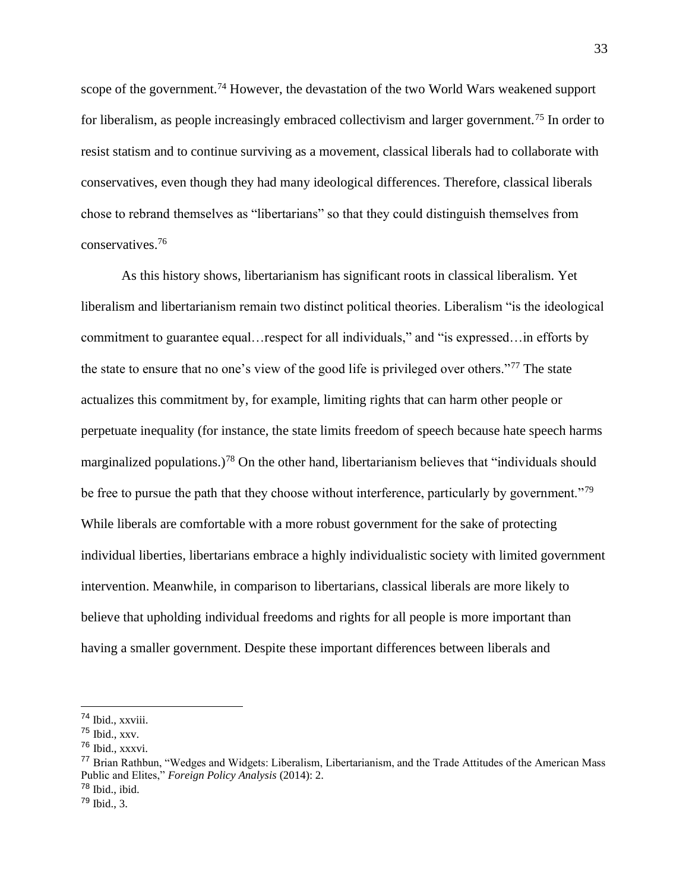scope of the government.[74] However, the devastation of the two World Wars weakened support for liberalism, as people increasingly embraced collectivism and larger government.[75] In order to resist statism and to continue surviving as a movement, classical liberals had to collaborate with conservatives, even though they had many ideological differences. Therefore, classical liberals chose to rebrand themselves as "libertarians" so that they could distinguish themselves from conservatives.[76]

As this history shows, libertarianism has significant roots in classical liberalism. Yet liberalism and libertarianism remain two distinct political theories. Liberalism "is the ideological commitment to guarantee equal…respect for all individuals," and "is expressed…in efforts by the state to ensure that no one's view of the good life is privileged over others."[77] The state actualizes this commitment by, for example, limiting rights that can harm other people or perpetuate inequality (for instance, the state limits freedom of speech because hate speech harms marginalized populations.)[78] On the other hand, libertarianism believes that "individuals should be free to pursue the path that they choose without interference, particularly by government."[79] While liberals are comfortable with a more robust government for the sake of protecting individual liberties, libertarians embrace a highly individualistic society with limited government intervention. Meanwhile, in comparison to libertarians, classical liberals are more likely to believe that upholding individual freedoms and rights for all people is more important than having a smaller government. Despite these important differences between liberals and

---

[74] Ibid., xxviii.

[75] Ibid., xxv.

[76] Ibid., xxxvi.

[77] Brian Rathbun, "Wedges and Widgets: Liberalism, Libertarianism, and the Trade Attitudes of the American Mass Public and Elites," *Foreign Policy Analysis* (2014): 2.

[78] Ibid., ibid.

[79] Ibid., 3.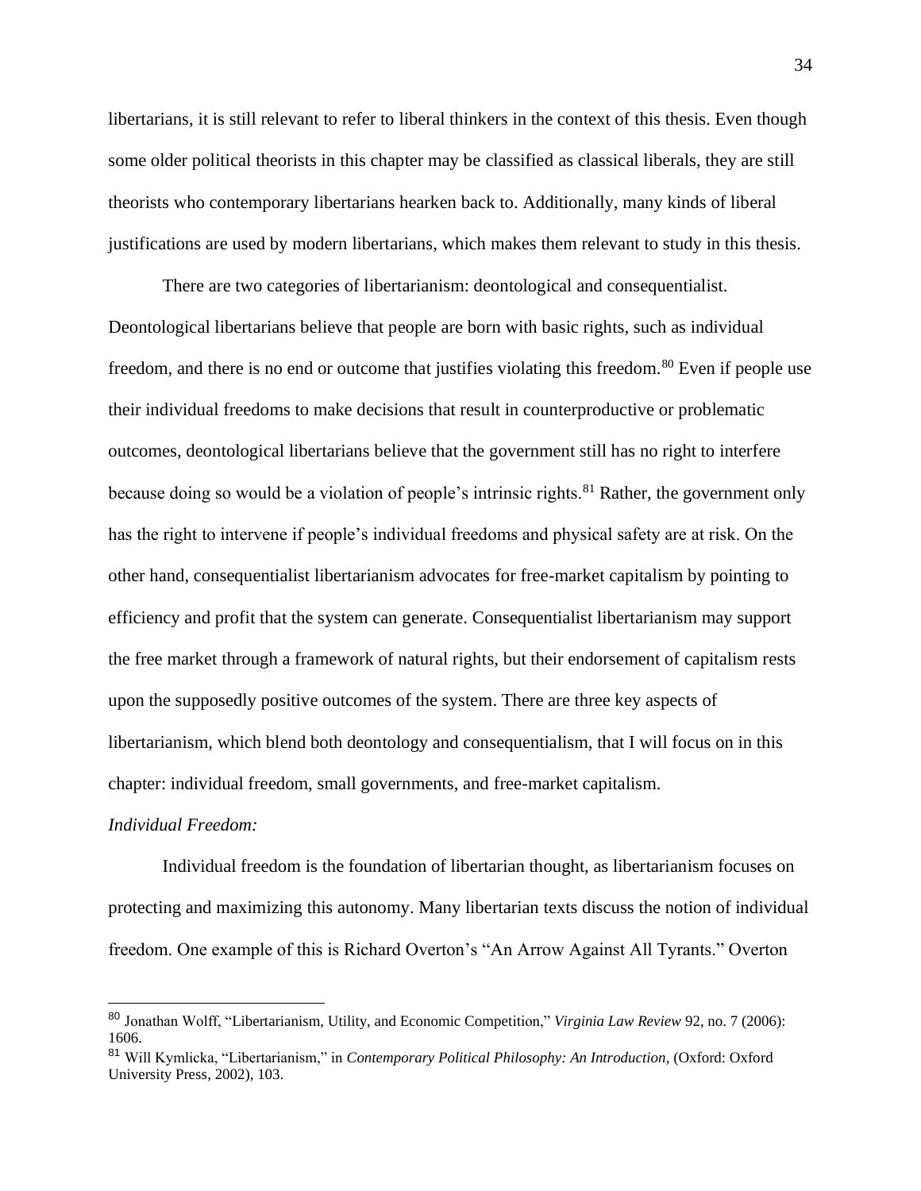libertarians, it is still relevant to refer to liberal thinkers in the context of this thesis. Even though some older political theorists in this chapter may be classified as classical liberals, they are still theorists who contemporary libertarians hearken back to. Additionally, many kinds of liberal justifications are used by modern libertarians, which makes them relevant to study in this thesis.

There are two categories of libertarianism: deontological and consequentialist. Deontological libertarians believe that people are born with basic rights, such as individual freedom, and there is no end or outcome that justifies violating this freedom.[80] Even if people use their individual freedoms to make decisions that result in counterproductive or problematic outcomes, deontological libertarians believe that the government still has no right to interfere because doing so would be a violation of people's intrinsic rights.[81] Rather, the government only has the right to intervene if people's individual freedoms and physical safety are at risk. On the other hand, consequentialist libertarianism advocates for free-market capitalism by pointing to efficiency and profit that the system can generate. Consequentialist libertarianism may support the free market through a framework of natural rights, but their endorsement of capitalism rests upon the supposedly positive outcomes of the system. There are three key aspects of libertarianism, which blend both deontology and consequentialism, that I will focus on in this chapter: individual freedom, small governments, and free-market capitalism.

*Individual Freedom:*

Individual freedom is the foundation of libertarian thought, as libertarianism focuses on protecting and maximizing this autonomy. Many libertarian texts discuss the notion of individual freedom. One example of this is Richard Overton's "An Arrow Against All Tyrants." Overton

---

[80] Jonathan Wolff, "Libertarianism, Utility, and Economic Competition," *Virginia Law Review* 92, no. 7 (2006): 1606.

[81] Will Kymlicka, "Libertarianism," in *Contemporary Political Philosophy: An Introduction*, (Oxford: Oxford University Press, 2002), 103.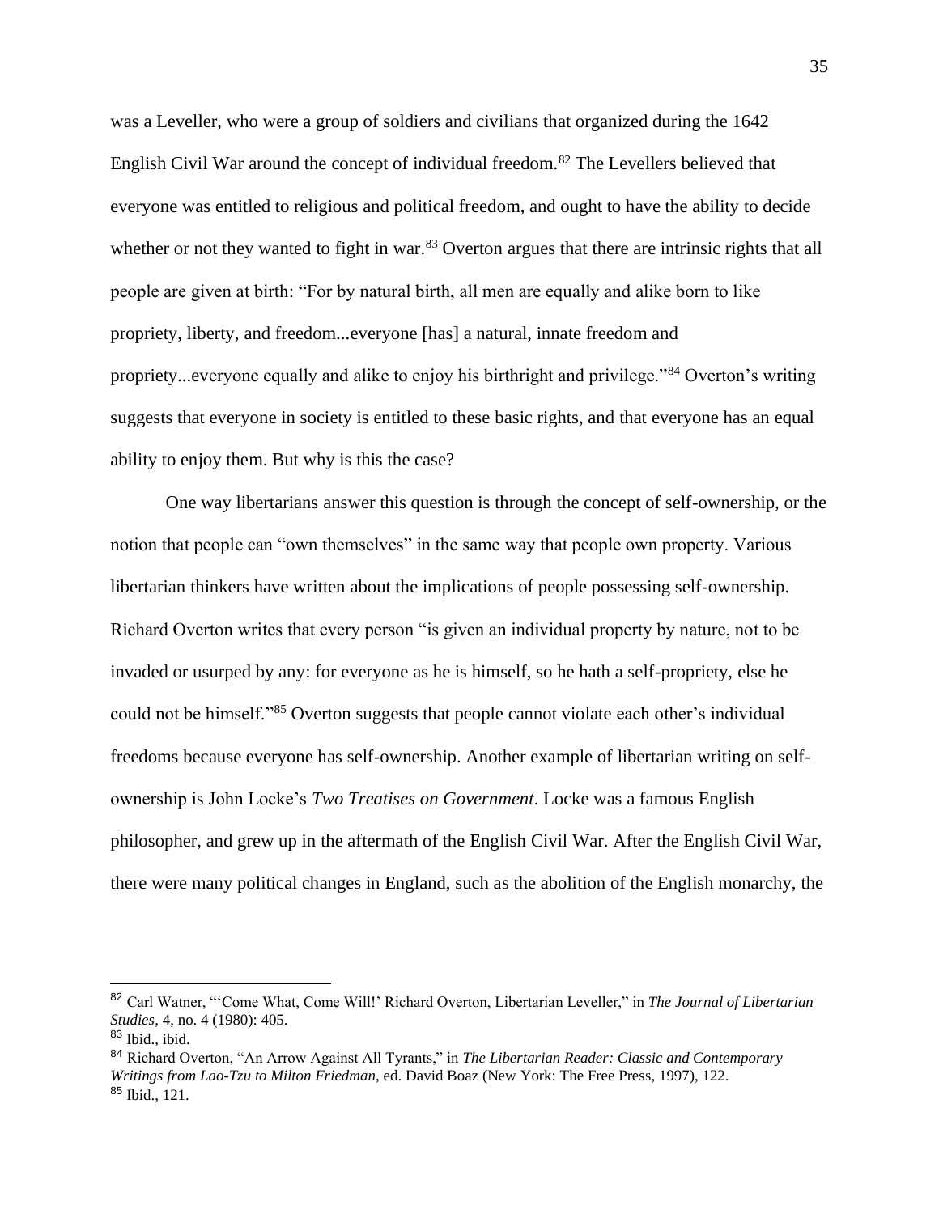was a Leveller, who were a group of soldiers and civilians that organized during the 1642 English Civil War around the concept of individual freedom.[82] The Levellers believed that everyone was entitled to religious and political freedom, and ought to have the ability to decide whether or not they wanted to fight in war.[83] Overton argues that there are intrinsic rights that all people are given at birth: "For by natural birth, all men are equally and alike born to like propriety, liberty, and freedom...everyone [has] a natural, innate freedom and propriety...everyone equally and alike to enjoy his birthright and privilege."[84] Overton's writing suggests that everyone in society is entitled to these basic rights, and that everyone has an equal ability to enjoy them. But why is this the case?

One way libertarians answer this question is through the concept of self-ownership, or the notion that people can "own themselves" in the same way that people own property. Various libertarian thinkers have written about the implications of people possessing self-ownership. Richard Overton writes that every person "is given an individual property by nature, not to be invaded or usurped by any: for everyone as he is himself, so he hath a self-propriety, else he could not be himself."[85] Overton suggests that people cannot violate each other's individual freedoms because everyone has self-ownership. Another example of libertarian writing on self-ownership is John Locke's *Two Treatises on Government*. Locke was a famous English philosopher, and grew up in the aftermath of the English Civil War. After the English Civil War, there were many political changes in England, such as the abolition of the English monarchy, the

---

[82] Carl Watner, "'Come What, Come Will!' Richard Overton, Libertarian Leveller," in *The Journal of Libertarian Studies*, 4, no. 4 (1980): 405.

[83] Ibid., ibid.

[84] Richard Overton, "An Arrow Against All Tyrants," in *The Libertarian Reader: Classic and Contemporary Writings from Lao-Tzu to Milton Friedman*, ed. David Boaz (New York: The Free Press, 1997), 122.

[85] Ibid., 121.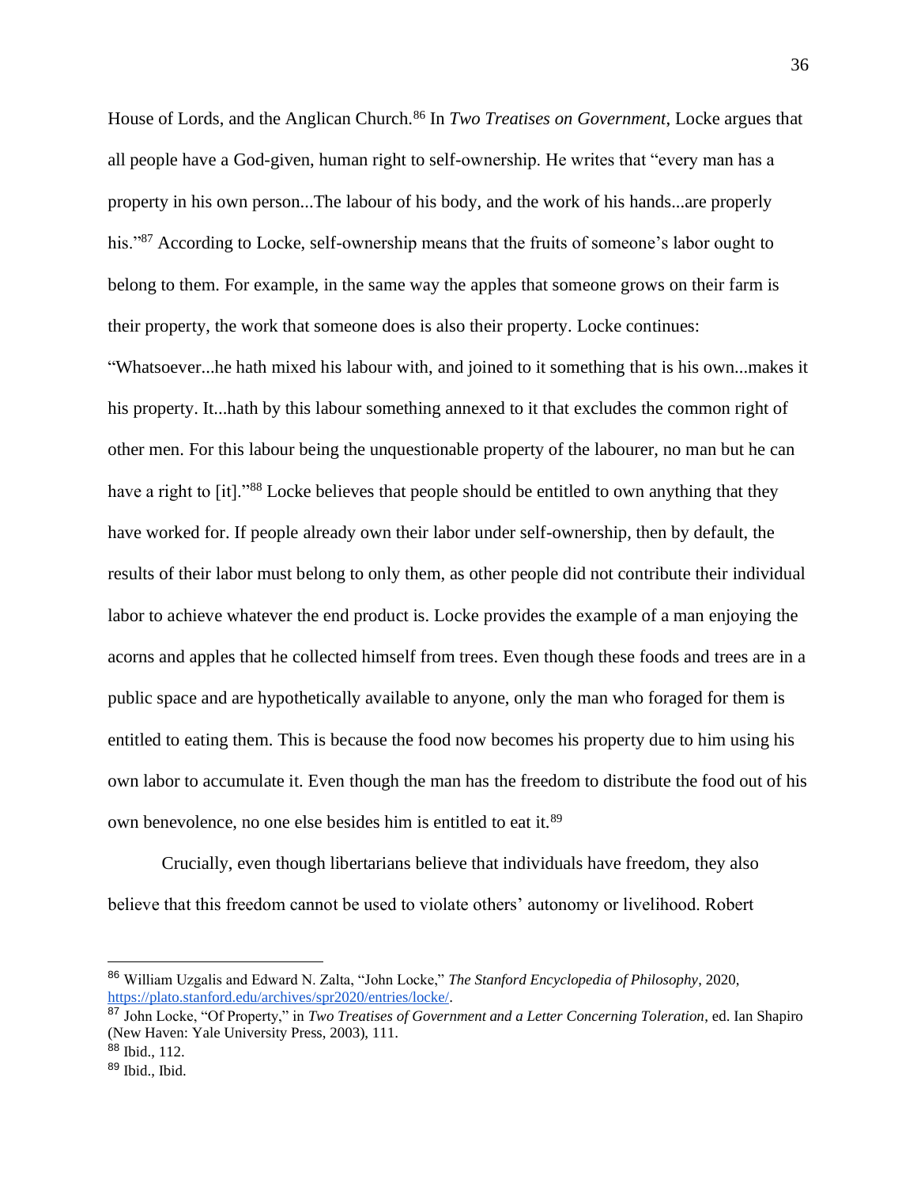House of Lords, and the Anglican Church.[86] In *Two Treatises on Government*, Locke argues that all people have a God-given, human right to self-ownership. He writes that "every man has a property in his own person...The labour of his body, and the work of his hands...are properly his."[87] According to Locke, self-ownership means that the fruits of someone's labor ought to belong to them. For example, in the same way the apples that someone grows on their farm is their property, the work that someone does is also their property. Locke continues: "Whatsoever...he hath mixed his labour with, and joined to it something that is his own...makes it his property. It...hath by this labour something annexed to it that excludes the common right of other men. For this labour being the unquestionable property of the labourer, no man but he can have a right to [it]."[88] Locke believes that people should be entitled to own anything that they have worked for. If people already own their labor under self-ownership, then by default, the results of their labor must belong to only them, as other people did not contribute their individual labor to achieve whatever the end product is. Locke provides the example of a man enjoying the acorns and apples that he collected himself from trees. Even though these foods and trees are in a public space and are hypothetically available to anyone, only the man who foraged for them is entitled to eating them. This is because the food now becomes his property due to him using his own labor to accumulate it. Even though the man has the freedom to distribute the food out of his own benevolence, no one else besides him is entitled to eat it.[89]

Crucially, even though libertarians believe that individuals have freedom, they also believe that this freedom cannot be used to violate others' autonomy or livelihood. Robert

---

[86] William Uzgalis and Edward N. Zalta, "John Locke," *The Stanford Encyclopedia of Philosophy*, 2020, https://plato.stanford.edu/archives/spr2020/entries/locke/.

[87] John Locke, "Of Property," in *Two Treatises of Government and a Letter Concerning Toleration*, ed. Ian Shapiro (New Haven: Yale University Press, 2003), 111.

[88] Ibid., 112.

[89] Ibid., Ibid.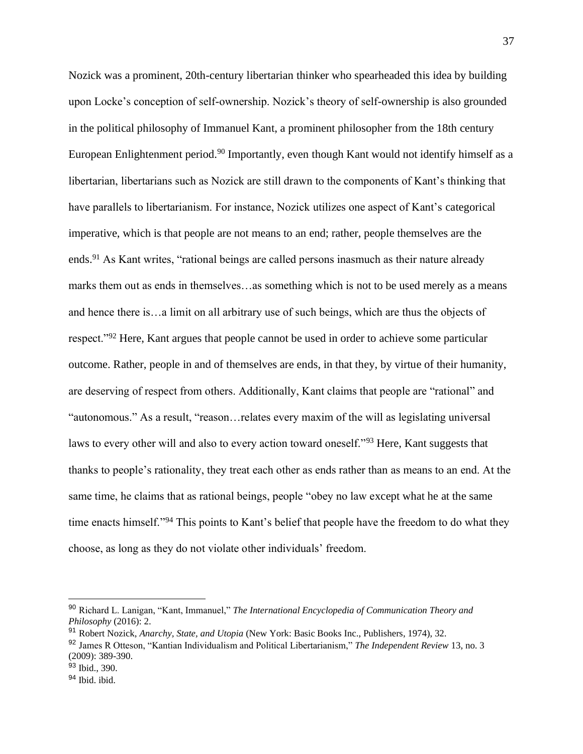Nozick was a prominent, 20th-century libertarian thinker who spearheaded this idea by building upon Locke's conception of self-ownership. Nozick's theory of self-ownership is also grounded in the political philosophy of Immanuel Kant, a prominent philosopher from the 18th century European Enlightenment period.[90] Importantly, even though Kant would not identify himself as a libertarian, libertarians such as Nozick are still drawn to the components of Kant's thinking that have parallels to libertarianism. For instance, Nozick utilizes one aspect of Kant's categorical imperative, which is that people are not means to an end; rather, people themselves are the ends.[91] As Kant writes, "rational beings are called persons inasmuch as their nature already marks them out as ends in themselves…as something which is not to be used merely as a means and hence there is…a limit on all arbitrary use of such beings, which are thus the objects of respect."[92] Here, Kant argues that people cannot be used in order to achieve some particular outcome. Rather, people in and of themselves are ends, in that they, by virtue of their humanity, are deserving of respect from others. Additionally, Kant claims that people are "rational" and "autonomous." As a result, "reason…relates every maxim of the will as legislating universal laws to every other will and also to every action toward oneself."[93] Here, Kant suggests that thanks to people's rationality, they treat each other as ends rather than as means to an end. At the same time, he claims that as rational beings, people "obey no law except what he at the same time enacts himself."[94] This points to Kant's belief that people have the freedom to do what they choose, as long as they do not violate other individuals' freedom.

---

[90] Richard L. Lanigan, "Kant, Immanuel," *The International Encyclopedia of Communication Theory and Philosophy* (2016): 2.

[91] Robert Nozick, *Anarchy, State, and Utopia* (New York: Basic Books Inc., Publishers, 1974), 32.

[92] James R Otteson, "Kantian Individualism and Political Libertarianism," *The Independent Review* 13, no. 3 (2009): 389-390.

[93] Ibid., 390.

[94] Ibid. ibid.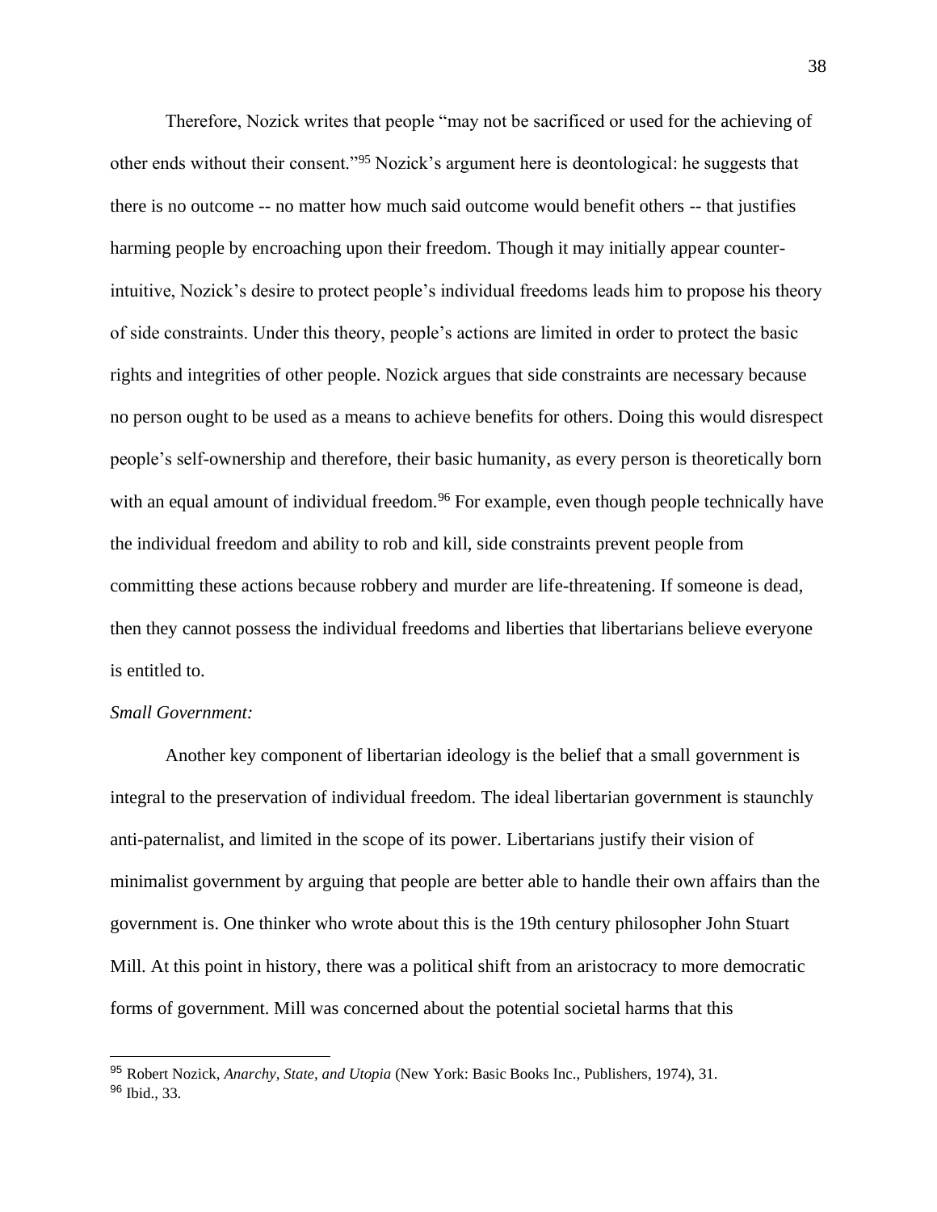Therefore, Nozick writes that people "may not be sacrificed or used for the achieving of other ends without their consent."[95] Nozick's argument here is deontological: he suggests that there is no outcome -- no matter how much said outcome would benefit others -- that justifies harming people by encroaching upon their freedom. Though it may initially appear counter-intuitive, Nozick's desire to protect people's individual freedoms leads him to propose his theory of side constraints. Under this theory, people's actions are limited in order to protect the basic rights and integrities of other people. Nozick argues that side constraints are necessary because no person ought to be used as a means to achieve benefits for others. Doing this would disrespect people's self-ownership and therefore, their basic humanity, as every person is theoretically born with an equal amount of individual freedom.[96] For example, even though people technically have the individual freedom and ability to rob and kill, side constraints prevent people from committing these actions because robbery and murder are life-threatening. If someone is dead, then they cannot possess the individual freedoms and liberties that libertarians believe everyone is entitled to.

*Small Government:*

Another key component of libertarian ideology is the belief that a small government is integral to the preservation of individual freedom. The ideal libertarian government is staunchly anti-paternalist, and limited in the scope of its power. Libertarians justify their vision of minimalist government by arguing that people are better able to handle their own affairs than the government is. One thinker who wrote about this is the 19th century philosopher John Stuart Mill. At this point in history, there was a political shift from an aristocracy to more democratic forms of government. Mill was concerned about the potential societal harms that this

---

[95] Robert Nozick, *Anarchy, State, and Utopia* (New York: Basic Books Inc., Publishers, 1974), 31.

[96] Ibid., 33.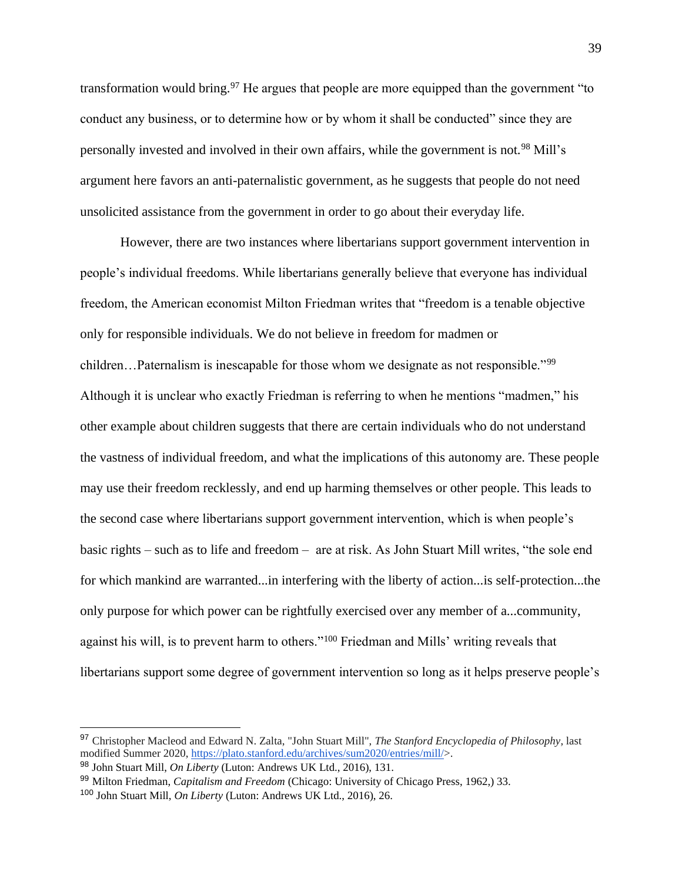transformation would bring.[97] He argues that people are more equipped than the government "to conduct any business, or to determine how or by whom it shall be conducted" since they are personally invested and involved in their own affairs, while the government is not.[98] Mill's argument here favors an anti-paternalistic government, as he suggests that people do not need unsolicited assistance from the government in order to go about their everyday life.

However, there are two instances where libertarians support government intervention in people's individual freedoms. While libertarians generally believe that everyone has individual freedom, the American economist Milton Friedman writes that "freedom is a tenable objective only for responsible individuals. We do not believe in freedom for madmen or children…Paternalism is inescapable for those whom we designate as not responsible."[99] Although it is unclear who exactly Friedman is referring to when he mentions "madmen," his other example about children suggests that there are certain individuals who do not understand the vastness of individual freedom, and what the implications of this autonomy are. These people may use their freedom recklessly, and end up harming themselves or other people. This leads to the second case where libertarians support government intervention, which is when people's basic rights – such as to life and freedom – are at risk. As John Stuart Mill writes, "the sole end for which mankind are warranted...in interfering with the liberty of action...is self-protection...the only purpose for which power can be rightfully exercised over any member of a...community, against his will, is to prevent harm to others."[100] Friedman and Mills' writing reveals that libertarians support some degree of government intervention so long as it helps preserve people's

---

[97] Christopher Macleod and Edward N. Zalta, "John Stuart Mill", *The Stanford Encyclopedia of Philosophy*, last modified Summer 2020, https://plato.stanford.edu/archives/sum2020/entries/mill/>.

[98] John Stuart Mill, *On Liberty* (Luton: Andrews UK Ltd., 2016), 131.

[99] Milton Friedman, *Capitalism and Freedom* (Chicago: University of Chicago Press, 1962,) 33.

[100] John Stuart Mill, *On Liberty* (Luton: Andrews UK Ltd., 2016), 26.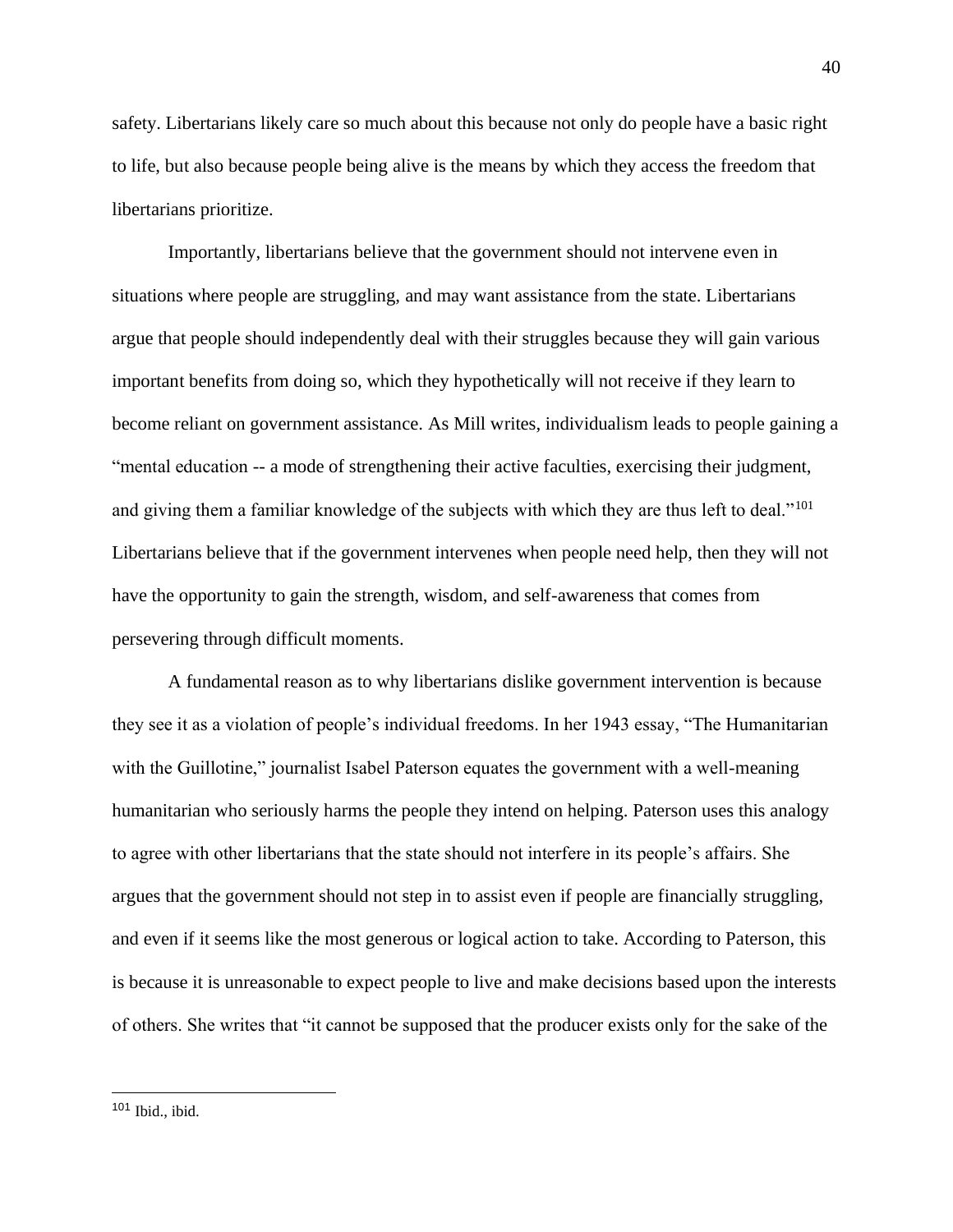safety. Libertarians likely care so much about this because not only do people have a basic right to life, but also because people being alive is the means by which they access the freedom that libertarians prioritize.

Importantly, libertarians believe that the government should not intervene even in situations where people are struggling, and may want assistance from the state. Libertarians argue that people should independently deal with their struggles because they will gain various important benefits from doing so, which they hypothetically will not receive if they learn to become reliant on government assistance. As Mill writes, individualism leads to people gaining a "mental education -- a mode of strengthening their active faculties, exercising their judgment, and giving them a familiar knowledge of the subjects with which they are thus left to deal."[101] Libertarians believe that if the government intervenes when people need help, then they will not have the opportunity to gain the strength, wisdom, and self-awareness that comes from persevering through difficult moments.

A fundamental reason as to why libertarians dislike government intervention is because they see it as a violation of people's individual freedoms. In her 1943 essay, "The Humanitarian with the Guillotine," journalist Isabel Paterson equates the government with a well-meaning humanitarian who seriously harms the people they intend on helping. Paterson uses this analogy to agree with other libertarians that the state should not interfere in its people's affairs. She argues that the government should not step in to assist even if people are financially struggling, and even if it seems like the most generous or logical action to take. According to Paterson, this is because it is unreasonable to expect people to live and make decisions based upon the interests of others. She writes that "it cannot be supposed that the producer exists only for the sake of the

---

[101] Ibid., ibid.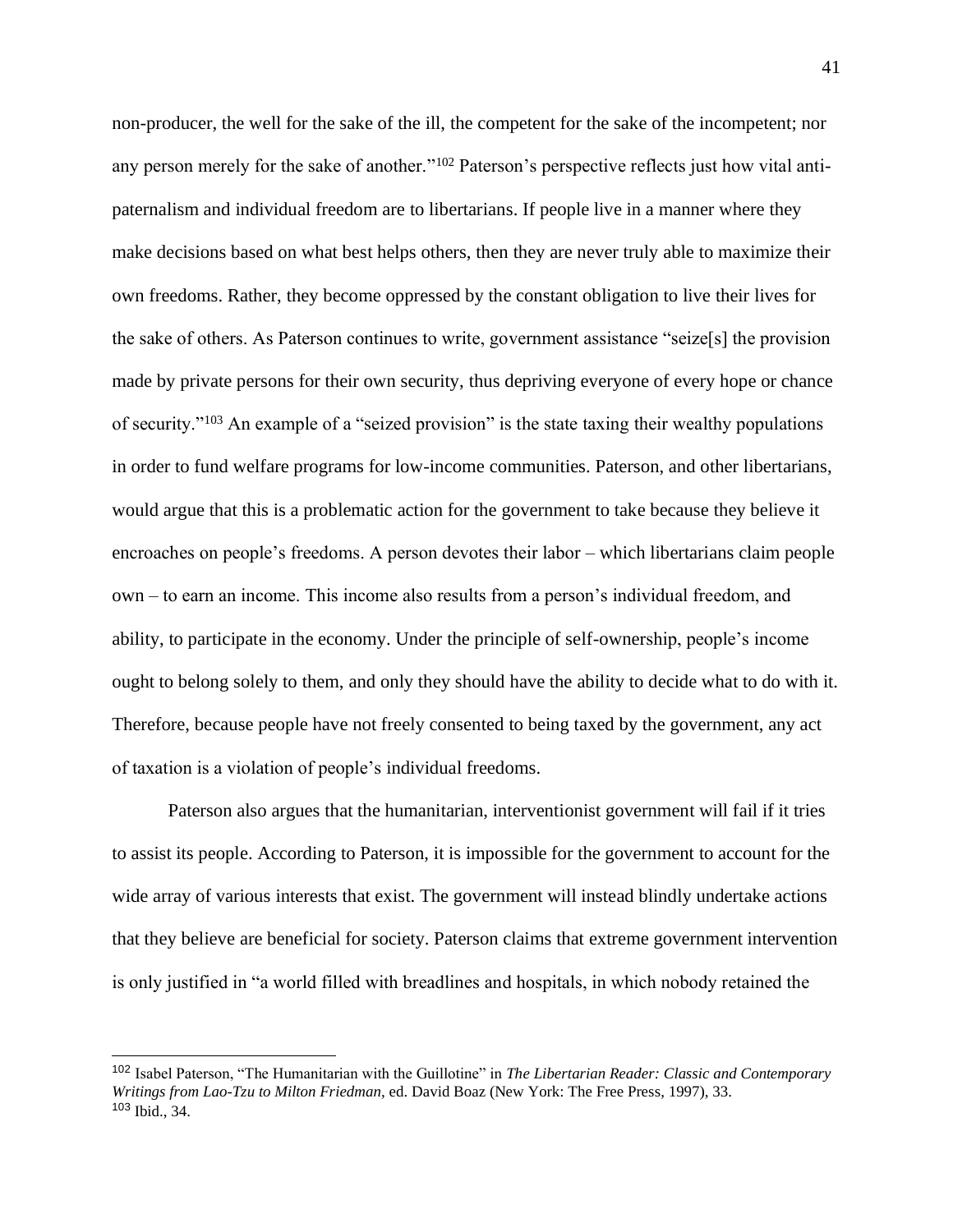non-producer, the well for the sake of the ill, the competent for the sake of the incompetent; nor any person merely for the sake of another."[102] Paterson's perspective reflects just how vital anti-paternalism and individual freedom are to libertarians. If people live in a manner where they make decisions based on what best helps others, then they are never truly able to maximize their own freedoms. Rather, they become oppressed by the constant obligation to live their lives for the sake of others. As Paterson continues to write, government assistance "seize[s] the provision made by private persons for their own security, thus depriving everyone of every hope or chance of security."[103] An example of a "seized provision" is the state taxing their wealthy populations in order to fund welfare programs for low-income communities. Paterson, and other libertarians, would argue that this is a problematic action for the government to take because they believe it encroaches on people's freedoms. A person devotes their labor – which libertarians claim people own – to earn an income. This income also results from a person's individual freedom, and ability, to participate in the economy. Under the principle of self-ownership, people's income ought to belong solely to them, and only they should have the ability to decide what to do with it. Therefore, because people have not freely consented to being taxed by the government, any act of taxation is a violation of people's individual freedoms.

Paterson also argues that the humanitarian, interventionist government will fail if it tries to assist its people. According to Paterson, it is impossible for the government to account for the wide array of various interests that exist. The government will instead blindly undertake actions that they believe are beneficial for society. Paterson claims that extreme government intervention is only justified in "a world filled with breadlines and hospitals, in which nobody retained the

---

[102] Isabel Paterson, "The Humanitarian with the Guillotine" in *The Libertarian Reader: Classic and Contemporary Writings from Lao-Tzu to Milton Friedman*, ed. David Boaz (New York: The Free Press, 1997), 33.
[103] Ibid., 34.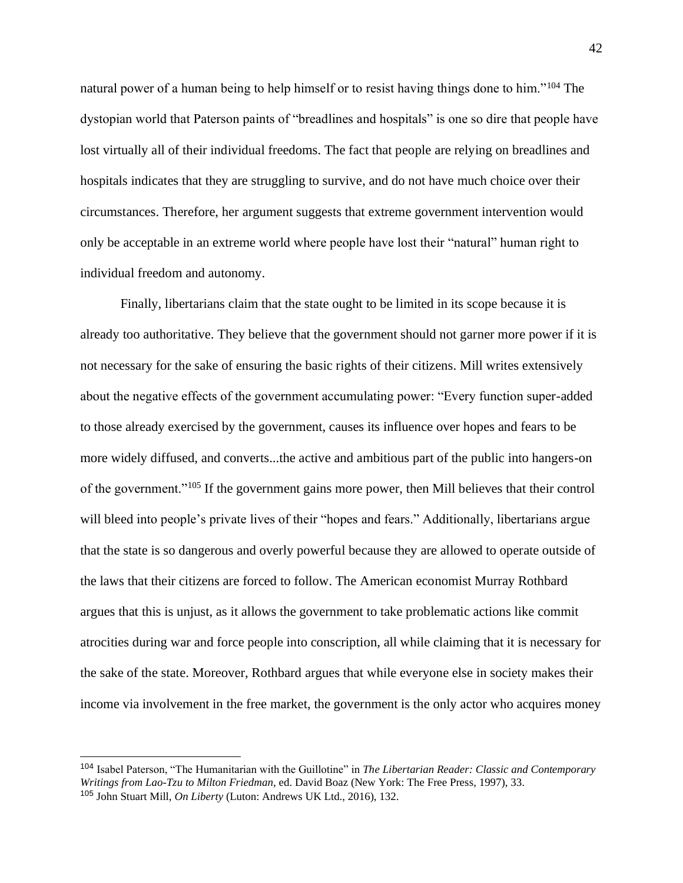natural power of a human being to help himself or to resist having things done to him."[104] The dystopian world that Paterson paints of "breadlines and hospitals" is one so dire that people have lost virtually all of their individual freedoms. The fact that people are relying on breadlines and hospitals indicates that they are struggling to survive, and do not have much choice over their circumstances. Therefore, her argument suggests that extreme government intervention would only be acceptable in an extreme world where people have lost their "natural" human right to individual freedom and autonomy.

Finally, libertarians claim that the state ought to be limited in its scope because it is already too authoritative. They believe that the government should not garner more power if it is not necessary for the sake of ensuring the basic rights of their citizens. Mill writes extensively about the negative effects of the government accumulating power: "Every function super-added to those already exercised by the government, causes its influence over hopes and fears to be more widely diffused, and converts...the active and ambitious part of the public into hangers-on of the government."[105] If the government gains more power, then Mill believes that their control will bleed into people's private lives of their "hopes and fears." Additionally, libertarians argue that the state is so dangerous and overly powerful because they are allowed to operate outside of the laws that their citizens are forced to follow. The American economist Murray Rothbard argues that this is unjust, as it allows the government to take problematic actions like commit atrocities during war and force people into conscription, all while claiming that it is necessary for the sake of the state. Moreover, Rothbard argues that while everyone else in society makes their income via involvement in the free market, the government is the only actor who acquires money

---

[104] Isabel Paterson, "The Humanitarian with the Guillotine" in *The Libertarian Reader: Classic and Contemporary Writings from Lao-Tzu to Milton Friedman*, ed. David Boaz (New York: The Free Press, 1997), 33.

[105] John Stuart Mill, *On Liberty* (Luton: Andrews UK Ltd., 2016), 132.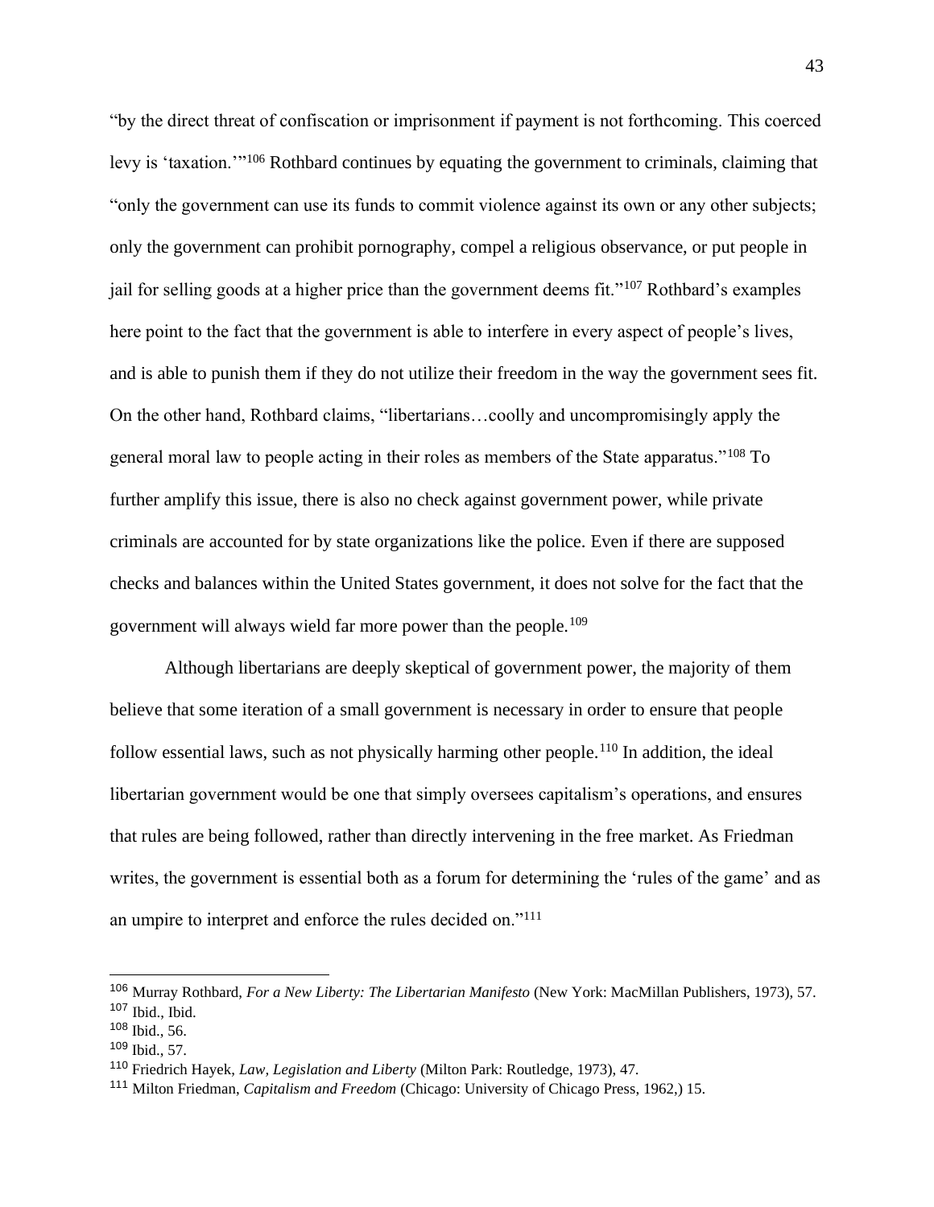"by the direct threat of confiscation or imprisonment if payment is not forthcoming. This coerced levy is 'taxation.'"[106] Rothbard continues by equating the government to criminals, claiming that "only the government can use its funds to commit violence against its own or any other subjects; only the government can prohibit pornography, compel a religious observance, or put people in jail for selling goods at a higher price than the government deems fit."[107] Rothbard's examples here point to the fact that the government is able to interfere in every aspect of people's lives, and is able to punish them if they do not utilize their freedom in the way the government sees fit. On the other hand, Rothbard claims, "libertarians…coolly and uncompromisingly apply the general moral law to people acting in their roles as members of the State apparatus."[108] To further amplify this issue, there is also no check against government power, while private criminals are accounted for by state organizations like the police. Even if there are supposed checks and balances within the United States government, it does not solve for the fact that the government will always wield far more power than the people.[109]

Although libertarians are deeply skeptical of government power, the majority of them believe that some iteration of a small government is necessary in order to ensure that people follow essential laws, such as not physically harming other people.[110] In addition, the ideal libertarian government would be one that simply oversees capitalism's operations, and ensures that rules are being followed, rather than directly intervening in the free market. As Friedman writes, the government is essential both as a forum for determining the 'rules of the game' and as an umpire to interpret and enforce the rules decided on."[111]

---

[106] Murray Rothbard, *For a New Liberty: The Libertarian Manifesto* (New York: MacMillan Publishers, 1973), 57.
[107] Ibid., Ibid.
[108] Ibid., 56.
[109] Ibid., 57.
[110] Friedrich Hayek, *Law, Legislation and Liberty* (Milton Park: Routledge, 1973), 47.
[111] Milton Friedman, *Capitalism and Freedom* (Chicago: University of Chicago Press, 1962,) 15.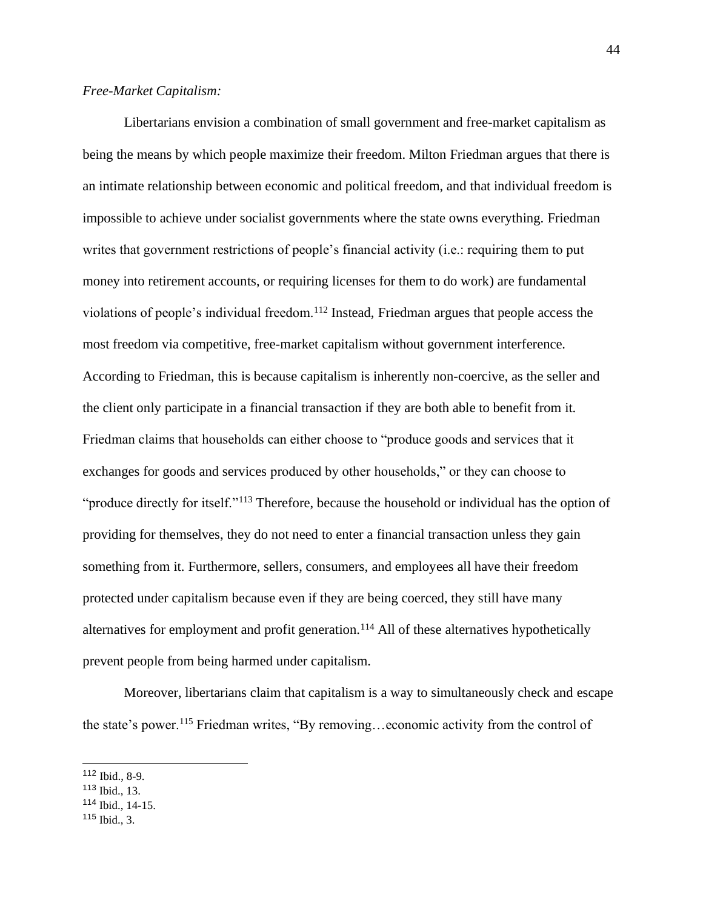*Free-Market Capitalism:*

Libertarians envision a combination of small government and free-market capitalism as being the means by which people maximize their freedom. Milton Friedman argues that there is an intimate relationship between economic and political freedom, and that individual freedom is impossible to achieve under socialist governments where the state owns everything. Friedman writes that government restrictions of people's financial activity (i.e.: requiring them to put money into retirement accounts, or requiring licenses for them to do work) are fundamental violations of people's individual freedom.[112] Instead, Friedman argues that people access the most freedom via competitive, free-market capitalism without government interference. According to Friedman, this is because capitalism is inherently non-coercive, as the seller and the client only participate in a financial transaction if they are both able to benefit from it. Friedman claims that households can either choose to "produce goods and services that it exchanges for goods and services produced by other households," or they can choose to "produce directly for itself."[113] Therefore, because the household or individual has the option of providing for themselves, they do not need to enter a financial transaction unless they gain something from it. Furthermore, sellers, consumers, and employees all have their freedom protected under capitalism because even if they are being coerced, they still have many alternatives for employment and profit generation.[114] All of these alternatives hypothetically prevent people from being harmed under capitalism.

Moreover, libertarians claim that capitalism is a way to simultaneously check and escape the state's power.[115] Friedman writes, "By removing…economic activity from the control of

---

[112] Ibid., 8-9.
[113] Ibid., 13.
[114] Ibid., 14-15.
[115] Ibid., 3.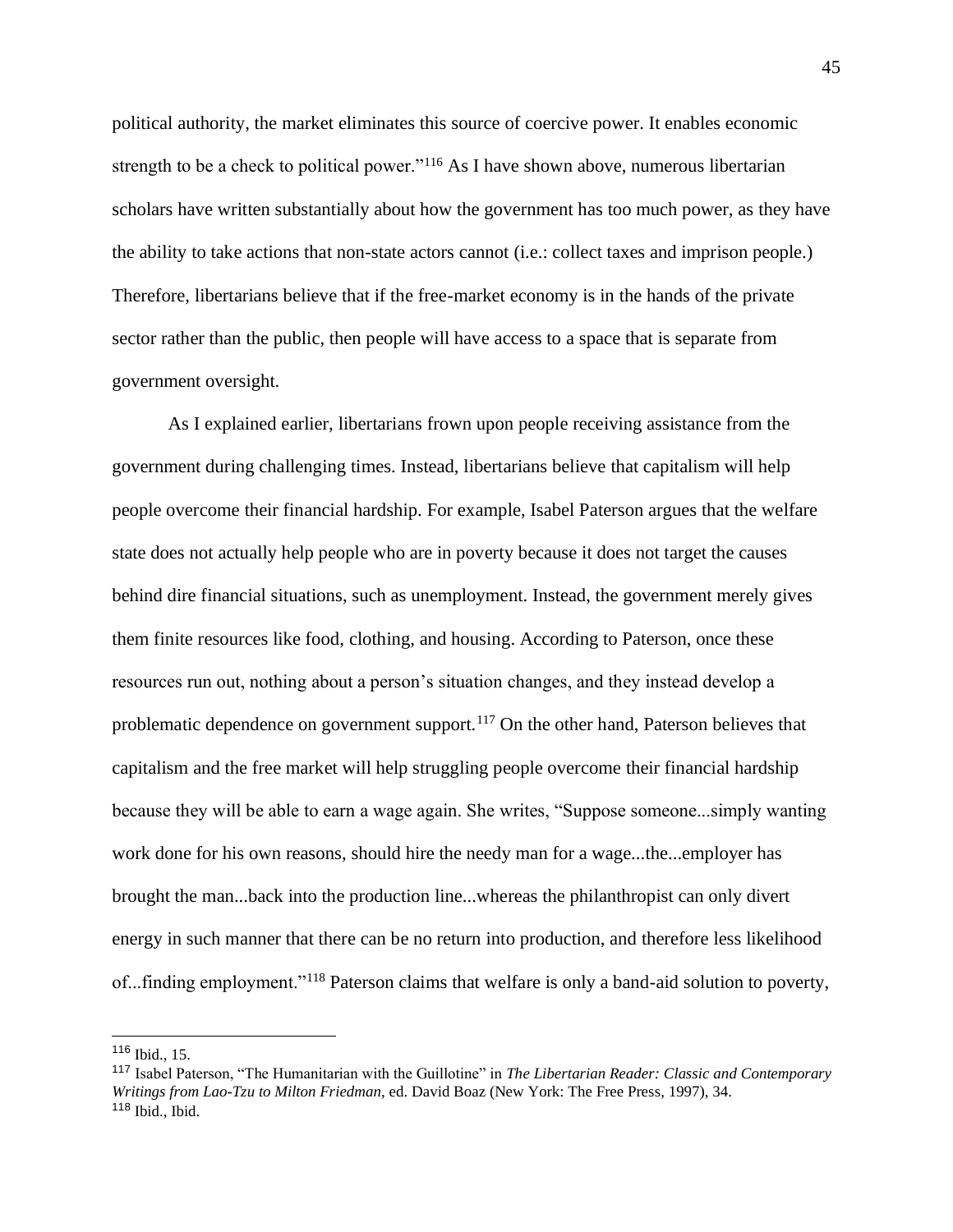political authority, the market eliminates this source of coercive power. It enables economic strength to be a check to political power."[116] As I have shown above, numerous libertarian scholars have written substantially about how the government has too much power, as they have the ability to take actions that non-state actors cannot (i.e.: collect taxes and imprison people.) Therefore, libertarians believe that if the free-market economy is in the hands of the private sector rather than the public, then people will have access to a space that is separate from government oversight.

As I explained earlier, libertarians frown upon people receiving assistance from the government during challenging times. Instead, libertarians believe that capitalism will help people overcome their financial hardship. For example, Isabel Paterson argues that the welfare state does not actually help people who are in poverty because it does not target the causes behind dire financial situations, such as unemployment. Instead, the government merely gives them finite resources like food, clothing, and housing. According to Paterson, once these resources run out, nothing about a person's situation changes, and they instead develop a problematic dependence on government support.[117] On the other hand, Paterson believes that capitalism and the free market will help struggling people overcome their financial hardship because they will be able to earn a wage again. She writes, "Suppose someone...simply wanting work done for his own reasons, should hire the needy man for a wage...the...employer has brought the man...back into the production line...whereas the philanthropist can only divert energy in such manner that there can be no return into production, and therefore less likelihood of...finding employment."[118] Paterson claims that welfare is only a band-aid solution to poverty,

---

[116] Ibid., 15.

[117] Isabel Paterson, "The Humanitarian with the Guillotine" in *The Libertarian Reader: Classic and Contemporary Writings from Lao-Tzu to Milton Friedman*, ed. David Boaz (New York: The Free Press, 1997), 34.

[118] Ibid., Ibid.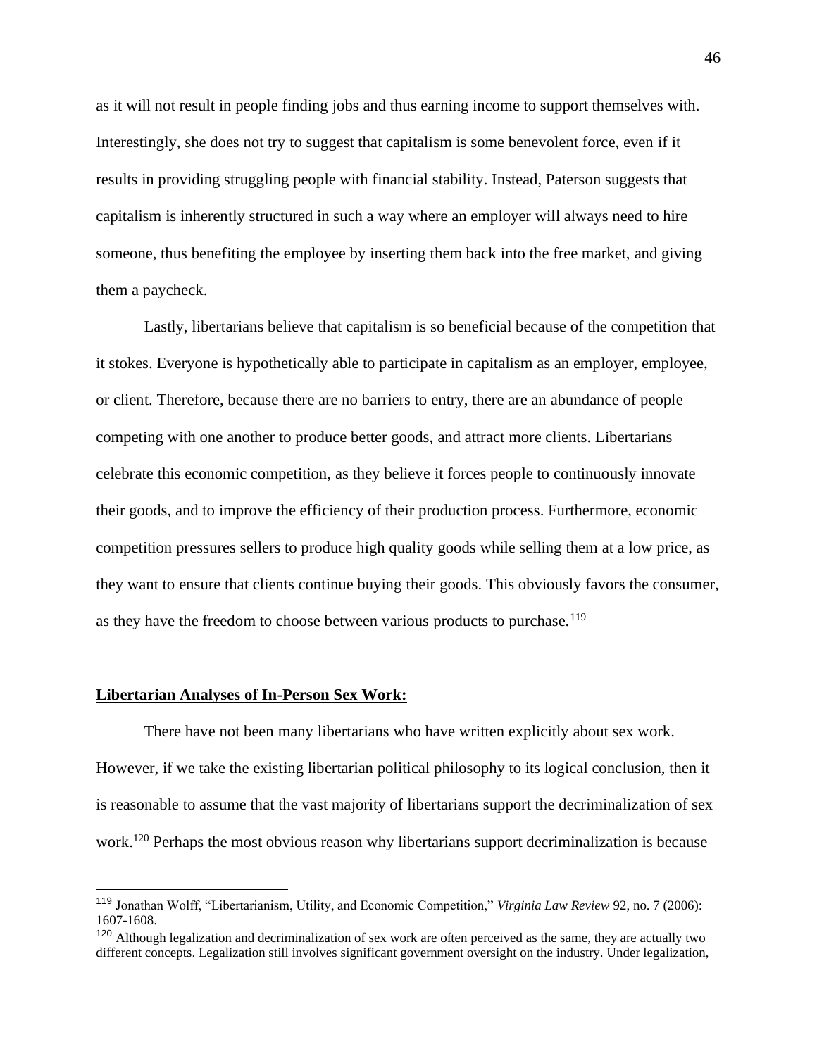as it will not result in people finding jobs and thus earning income to support themselves with. Interestingly, she does not try to suggest that capitalism is some benevolent force, even if it results in providing struggling people with financial stability. Instead, Paterson suggests that capitalism is inherently structured in such a way where an employer will always need to hire someone, thus benefiting the employee by inserting them back into the free market, and giving them a paycheck.

Lastly, libertarians believe that capitalism is so beneficial because of the competition that it stokes. Everyone is hypothetically able to participate in capitalism as an employer, employee, or client. Therefore, because there are no barriers to entry, there are an abundance of people competing with one another to produce better goods, and attract more clients. Libertarians celebrate this economic competition, as they believe it forces people to continuously innovate their goods, and to improve the efficiency of their production process. Furthermore, economic competition pressures sellers to produce high quality goods while selling them at a low price, as they want to ensure that clients continue buying their goods. This obviously favors the consumer, as they have the freedom to choose between various products to purchase.[119]

## **Libertarian Analyses of In-Person Sex Work:**

There have not been many libertarians who have written explicitly about sex work. However, if we take the existing libertarian political philosophy to its logical conclusion, then it is reasonable to assume that the vast majority of libertarians support the decriminalization of sex work.[120] Perhaps the most obvious reason why libertarians support decriminalization is because

---

[119] Jonathan Wolff, "Libertarianism, Utility, and Economic Competition," *Virginia Law Review* 92, no. 7 (2006): 1607-1608.

[120] Although legalization and decriminalization of sex work are often perceived as the same, they are actually two different concepts. Legalization still involves significant government oversight on the industry. Under legalization,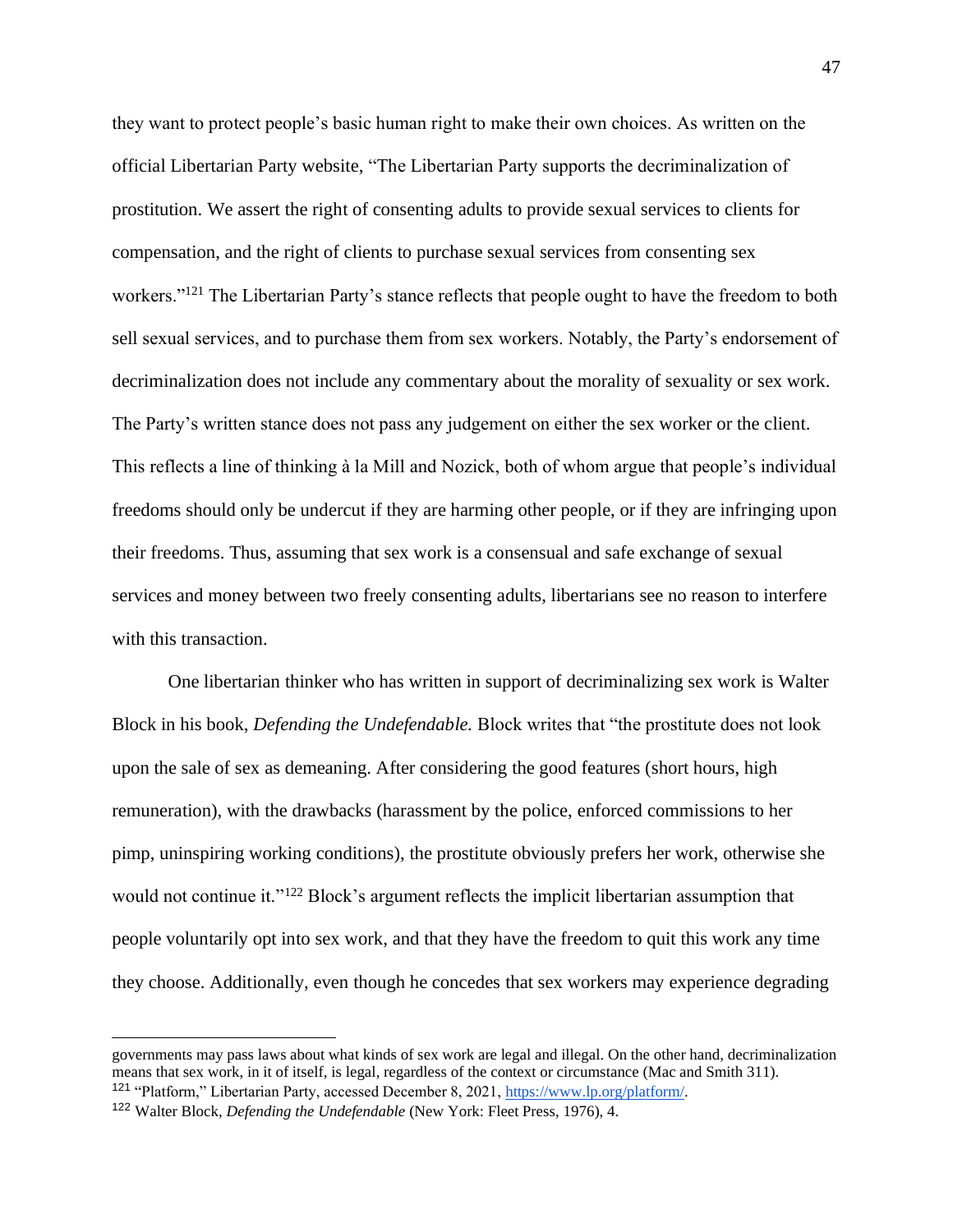they want to protect people's basic human right to make their own choices. As written on the official Libertarian Party website, "The Libertarian Party supports the decriminalization of prostitution. We assert the right of consenting adults to provide sexual services to clients for compensation, and the right of clients to purchase sexual services from consenting sex workers."[121] The Libertarian Party's stance reflects that people ought to have the freedom to both sell sexual services, and to purchase them from sex workers. Notably, the Party's endorsement of decriminalization does not include any commentary about the morality of sexuality or sex work. The Party's written stance does not pass any judgement on either the sex worker or the client. This reflects a line of thinking à la Mill and Nozick, both of whom argue that people's individual freedoms should only be undercut if they are harming other people, or if they are infringing upon their freedoms. Thus, assuming that sex work is a consensual and safe exchange of sexual services and money between two freely consenting adults, libertarians see no reason to interfere with this transaction.

One libertarian thinker who has written in support of decriminalizing sex work is Walter Block in his book, *Defending the Undefendable.* Block writes that "the prostitute does not look upon the sale of sex as demeaning. After considering the good features (short hours, high remuneration), with the drawbacks (harassment by the police, enforced commissions to her pimp, uninspiring working conditions), the prostitute obviously prefers her work, otherwise she would not continue it."[122] Block's argument reflects the implicit libertarian assumption that people voluntarily opt into sex work, and that they have the freedom to quit this work any time they choose. Additionally, even though he concedes that sex workers may experience degrading

---

governments may pass laws about what kinds of sex work are legal and illegal. On the other hand, decriminalization means that sex work, in it of itself, is legal, regardless of the context or circumstance (Mac and Smith 311).

[121] "Platform," Libertarian Party, accessed December 8, 2021, https://www.lp.org/platform/.

[122] Walter Block, *Defending the Undefendable* (New York: Fleet Press, 1976), 4.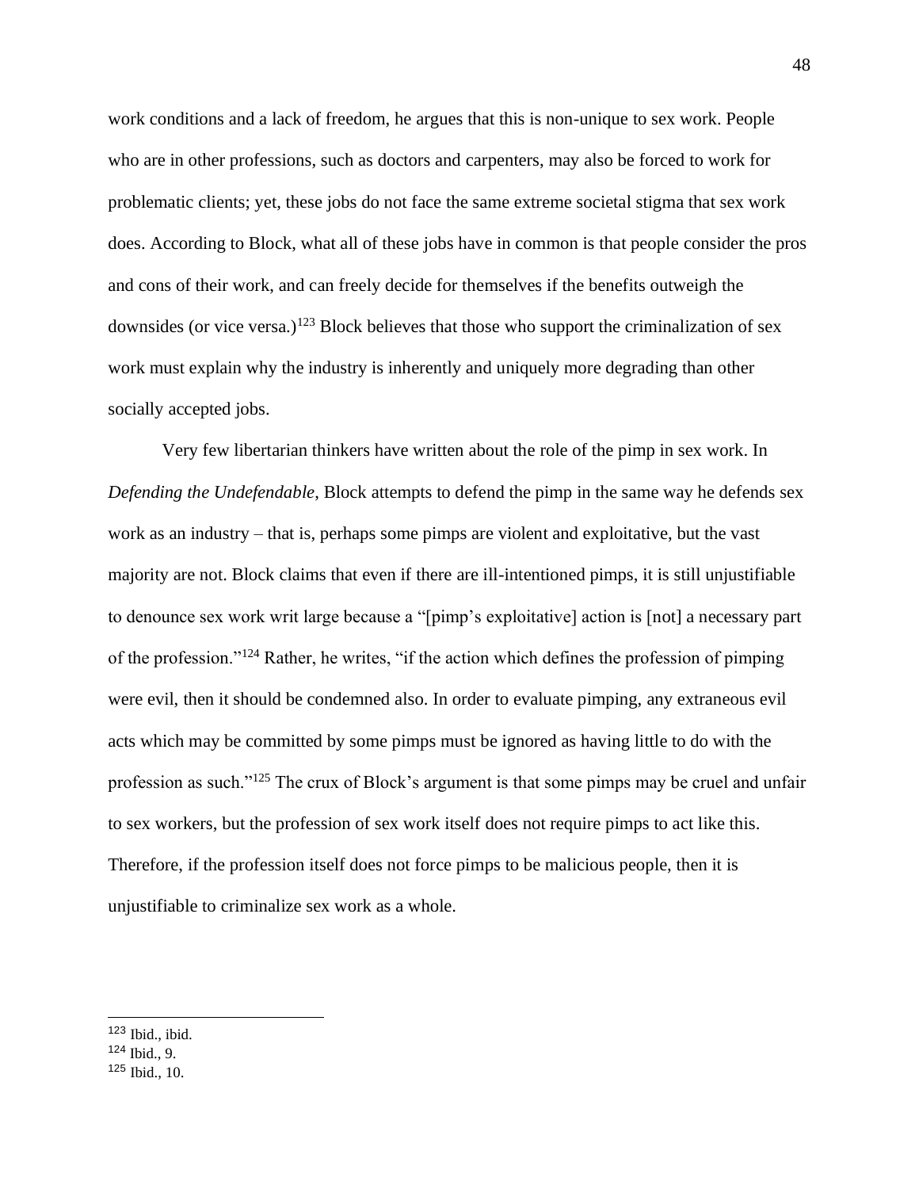work conditions and a lack of freedom, he argues that this is non-unique to sex work. People who are in other professions, such as doctors and carpenters, may also be forced to work for problematic clients; yet, these jobs do not face the same extreme societal stigma that sex work does. According to Block, what all of these jobs have in common is that people consider the pros and cons of their work, and can freely decide for themselves if the benefits outweigh the downsides (or vice versa.)[123] Block believes that those who support the criminalization of sex work must explain why the industry is inherently and uniquely more degrading than other socially accepted jobs.

Very few libertarian thinkers have written about the role of the pimp in sex work. In *Defending the Undefendable*, Block attempts to defend the pimp in the same way he defends sex work as an industry – that is, perhaps some pimps are violent and exploitative, but the vast majority are not. Block claims that even if there are ill-intentioned pimps, it is still unjustifiable to denounce sex work writ large because a "[pimp's exploitative] action is [not] a necessary part of the profession."[124] Rather, he writes, "if the action which defines the profession of pimping were evil, then it should be condemned also. In order to evaluate pimping, any extraneous evil acts which may be committed by some pimps must be ignored as having little to do with the profession as such."[125] The crux of Block's argument is that some pimps may be cruel and unfair to sex workers, but the profession of sex work itself does not require pimps to act like this. Therefore, if the profession itself does not force pimps to be malicious people, then it is unjustifiable to criminalize sex work as a whole.

---

[123] Ibid., ibid.

[124] Ibid., 9.

[125] Ibid., 10.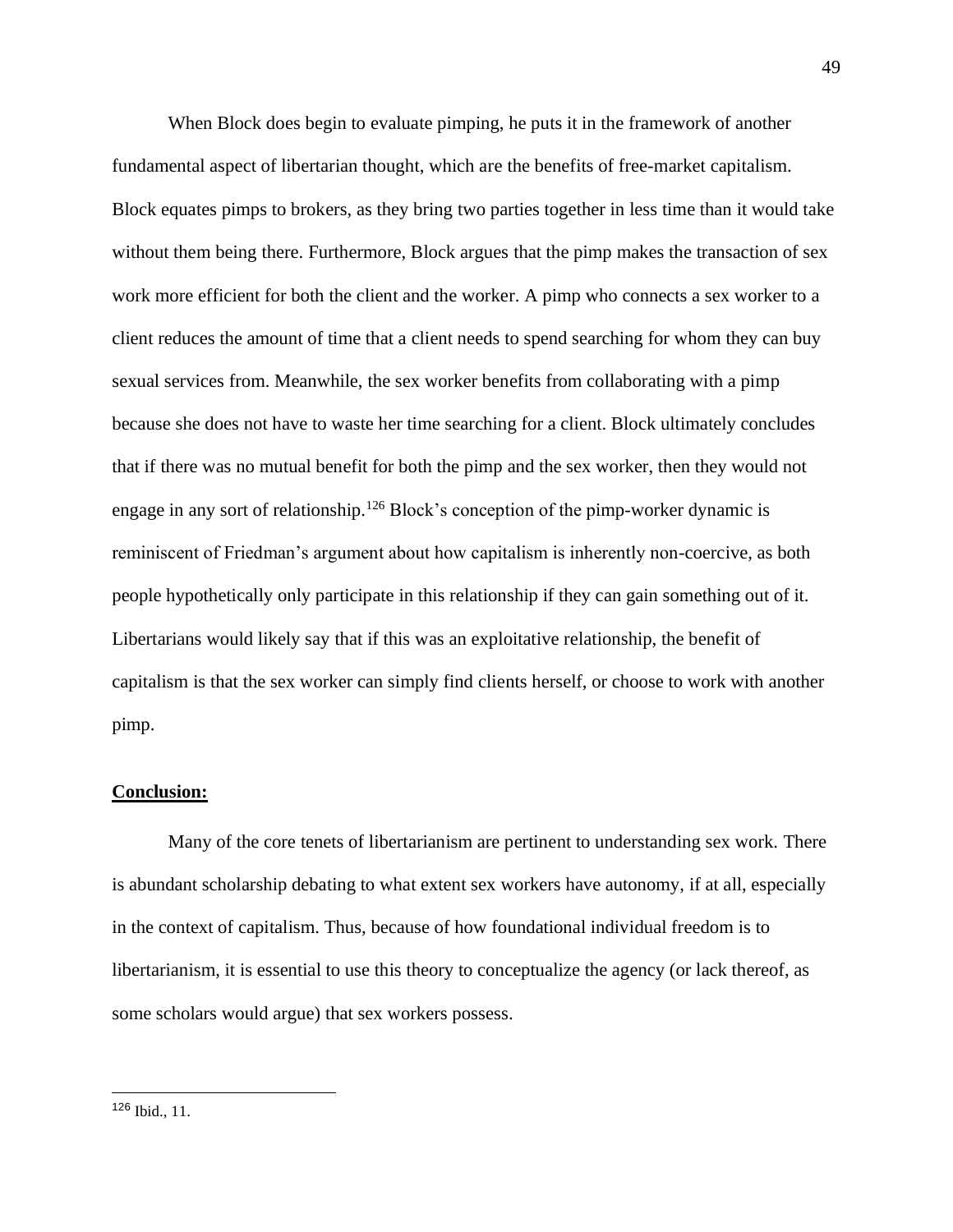When Block does begin to evaluate pimping, he puts it in the framework of another fundamental aspect of libertarian thought, which are the benefits of free-market capitalism. Block equates pimps to brokers, as they bring two parties together in less time than it would take without them being there. Furthermore, Block argues that the pimp makes the transaction of sex work more efficient for both the client and the worker. A pimp who connects a sex worker to a client reduces the amount of time that a client needs to spend searching for whom they can buy sexual services from. Meanwhile, the sex worker benefits from collaborating with a pimp because she does not have to waste her time searching for a client. Block ultimately concludes that if there was no mutual benefit for both the pimp and the sex worker, then they would not engage in any sort of relationship.[126] Block's conception of the pimp-worker dynamic is reminiscent of Friedman's argument about how capitalism is inherently non-coercive, as both people hypothetically only participate in this relationship if they can gain something out of it. Libertarians would likely say that if this was an exploitative relationship, the benefit of capitalism is that the sex worker can simply find clients herself, or choose to work with another pimp.

**Conclusion:**

Many of the core tenets of libertarianism are pertinent to understanding sex work. There is abundant scholarship debating to what extent sex workers have autonomy, if at all, especially in the context of capitalism. Thus, because of how foundational individual freedom is to libertarianism, it is essential to use this theory to conceptualize the agency (or lack thereof, as some scholars would argue) that sex workers possess.

---

[126] Ibid., 11.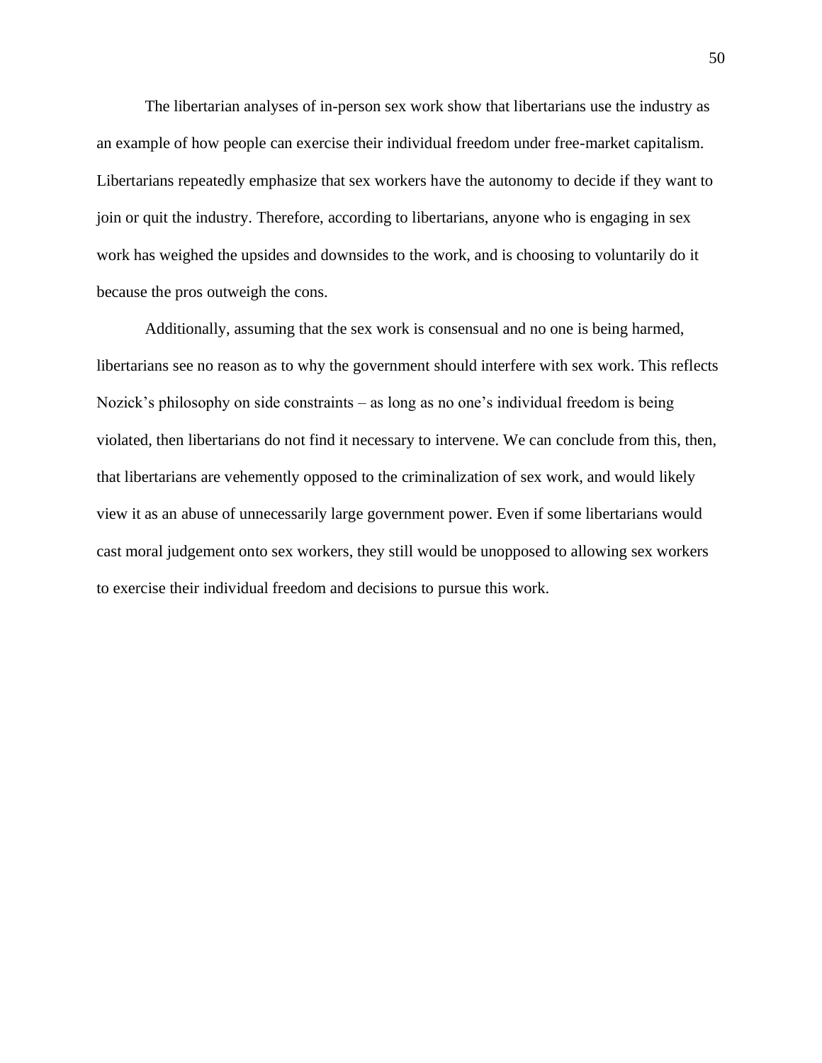The libertarian analyses of in-person sex work show that libertarians use the industry as an example of how people can exercise their individual freedom under free-market capitalism. Libertarians repeatedly emphasize that sex workers have the autonomy to decide if they want to join or quit the industry. Therefore, according to libertarians, anyone who is engaging in sex work has weighed the upsides and downsides to the work, and is choosing to voluntarily do it because the pros outweigh the cons.

Additionally, assuming that the sex work is consensual and no one is being harmed, libertarians see no reason as to why the government should interfere with sex work. This reflects Nozick's philosophy on side constraints – as long as no one's individual freedom is being violated, then libertarians do not find it necessary to intervene. We can conclude from this, then, that libertarians are vehemently opposed to the criminalization of sex work, and would likely view it as an abuse of unnecessarily large government power. Even if some libertarians would cast moral judgement onto sex workers, they still would be unopposed to allowing sex workers to exercise their individual freedom and decisions to pursue this work.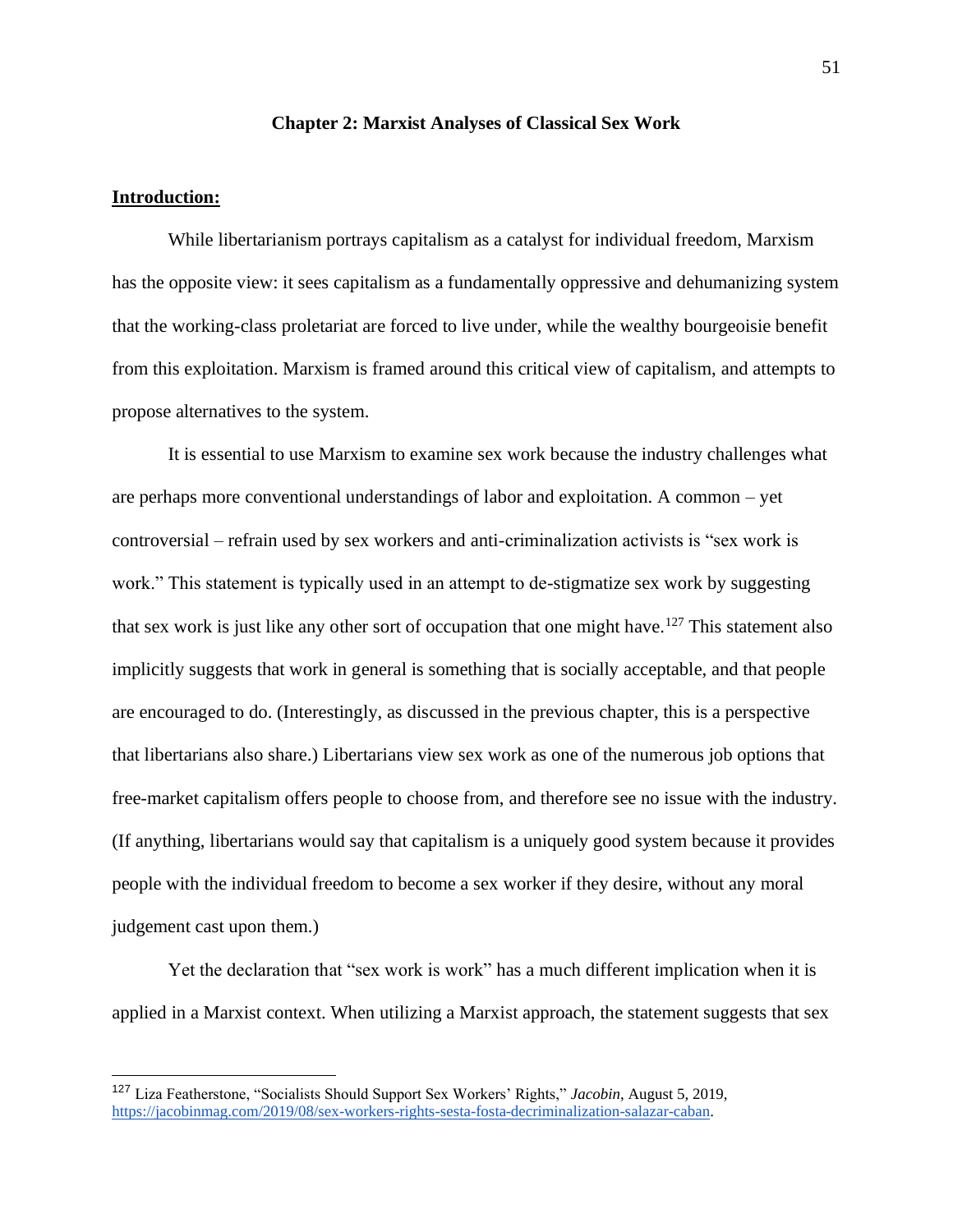## Chapter 2: Marxist Analyses of Classical Sex Work

### Introduction:

While libertarianism portrays capitalism as a catalyst for individual freedom, Marxism has the opposite view: it sees capitalism as a fundamentally oppressive and dehumanizing system that the working-class proletariat are forced to live under, while the wealthy bourgeoisie benefit from this exploitation. Marxism is framed around this critical view of capitalism, and attempts to propose alternatives to the system.

It is essential to use Marxism to examine sex work because the industry challenges what are perhaps more conventional understandings of labor and exploitation. A common – yet controversial – refrain used by sex workers and anti-criminalization activists is "sex work is work." This statement is typically used in an attempt to de-stigmatize sex work by suggesting that sex work is just like any other sort of occupation that one might have.[127] This statement also implicitly suggests that work in general is something that is socially acceptable, and that people are encouraged to do. (Interestingly, as discussed in the previous chapter, this is a perspective that libertarians also share.) Libertarians view sex work as one of the numerous job options that free-market capitalism offers people to choose from, and therefore see no issue with the industry. (If anything, libertarians would say that capitalism is a uniquely good system because it provides people with the individual freedom to become a sex worker if they desire, without any moral judgement cast upon them.)

Yet the declaration that "sex work is work" has a much different implication when it is applied in a Marxist context. When utilizing a Marxist approach, the statement suggests that sex

---

[127] Liza Featherstone, "Socialists Should Support Sex Workers' Rights," *Jacobin*, August 5, 2019, https://jacobinmag.com/2019/08/sex-workers-rights-sesta-fosta-decriminalization-salazar-caban.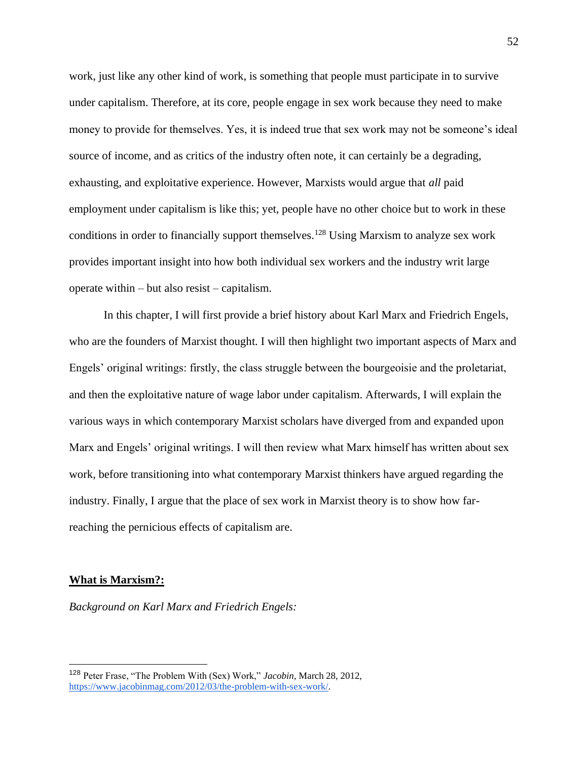work, just like any other kind of work, is something that people must participate in to survive under capitalism. Therefore, at its core, people engage in sex work because they need to make money to provide for themselves. Yes, it is indeed true that sex work may not be someone's ideal source of income, and as critics of the industry often note, it can certainly be a degrading, exhausting, and exploitative experience. However, Marxists would argue that *all* paid employment under capitalism is like this; yet, people have no other choice but to work in these conditions in order to financially support themselves.[128] Using Marxism to analyze sex work provides important insight into how both individual sex workers and the industry writ large operate within – but also resist – capitalism.

In this chapter, I will first provide a brief history about Karl Marx and Friedrich Engels, who are the founders of Marxist thought. I will then highlight two important aspects of Marx and Engels' original writings: firstly, the class struggle between the bourgeoisie and the proletariat, and then the exploitative nature of wage labor under capitalism. Afterwards, I will explain the various ways in which contemporary Marxist scholars have diverged from and expanded upon Marx and Engels' original writings. I will then review what Marx himself has written about sex work, before transitioning into what contemporary Marxist thinkers have argued regarding the industry. Finally, I argue that the place of sex work in Marxist theory is to show how far-reaching the pernicious effects of capitalism are.

## **What is Marxism?:**

*Background on Karl Marx and Friedrich Engels:*

---

[128] Peter Frase, "The Problem With (Sex) Work," *Jacobin*, March 28, 2012, https://www.jacobinmag.com/2012/03/the-problem-with-sex-work/.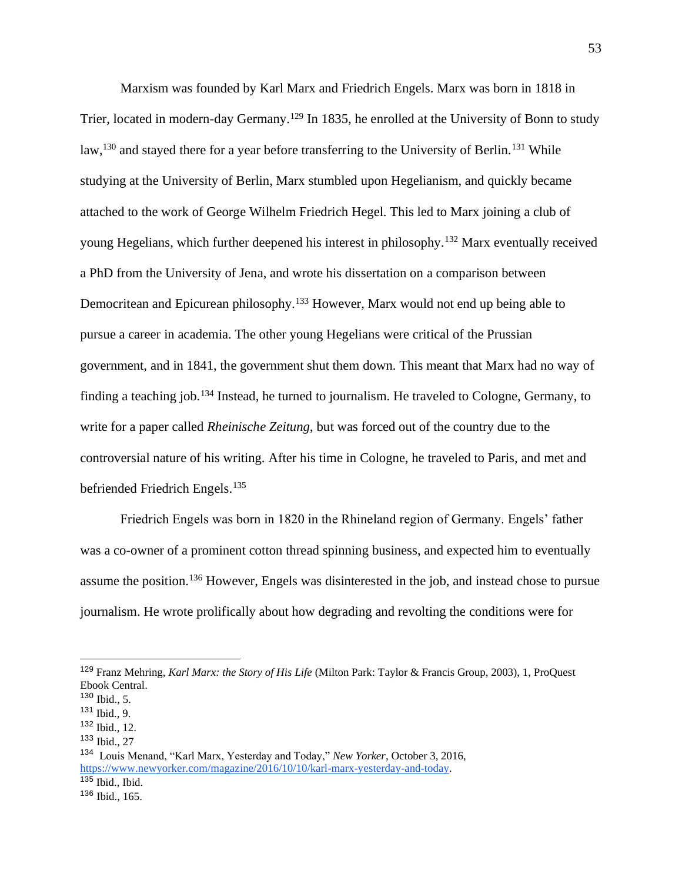Marxism was founded by Karl Marx and Friedrich Engels. Marx was born in 1818 in Trier, located in modern-day Germany.[129] In 1835, he enrolled at the University of Bonn to study law,[130] and stayed there for a year before transferring to the University of Berlin.[131] While studying at the University of Berlin, Marx stumbled upon Hegelianism, and quickly became attached to the work of George Wilhelm Friedrich Hegel. This led to Marx joining a club of young Hegelians, which further deepened his interest in philosophy.[132] Marx eventually received a PhD from the University of Jena, and wrote his dissertation on a comparison between Democritean and Epicurean philosophy.[133] However, Marx would not end up being able to pursue a career in academia. The other young Hegelians were critical of the Prussian government, and in 1841, the government shut them down. This meant that Marx had no way of finding a teaching job.[134] Instead, he turned to journalism. He traveled to Cologne, Germany, to write for a paper called *Rheinische Zeitung*, but was forced out of the country due to the controversial nature of his writing. After his time in Cologne, he traveled to Paris, and met and befriended Friedrich Engels.[135]

Friedrich Engels was born in 1820 in the Rhineland region of Germany. Engels' father was a co-owner of a prominent cotton thread spinning business, and expected him to eventually assume the position.[136] However, Engels was disinterested in the job, and instead chose to pursue journalism. He wrote prolifically about how degrading and revolting the conditions were for

---

[129] Franz Mehring, *Karl Marx: the Story of His Life* (Milton Park: Taylor & Francis Group, 2003), 1, ProQuest Ebook Central.

[130] Ibid., 5.

[131] Ibid., 9.

[132] Ibid., 12.

[133] Ibid., 27

[134] Louis Menand, "Karl Marx, Yesterday and Today," *New Yorker*, October 3, 2016, https://www.newyorker.com/magazine/2016/10/10/karl-marx-yesterday-and-today.

[135] Ibid., Ibid.

[136] Ibid., 165.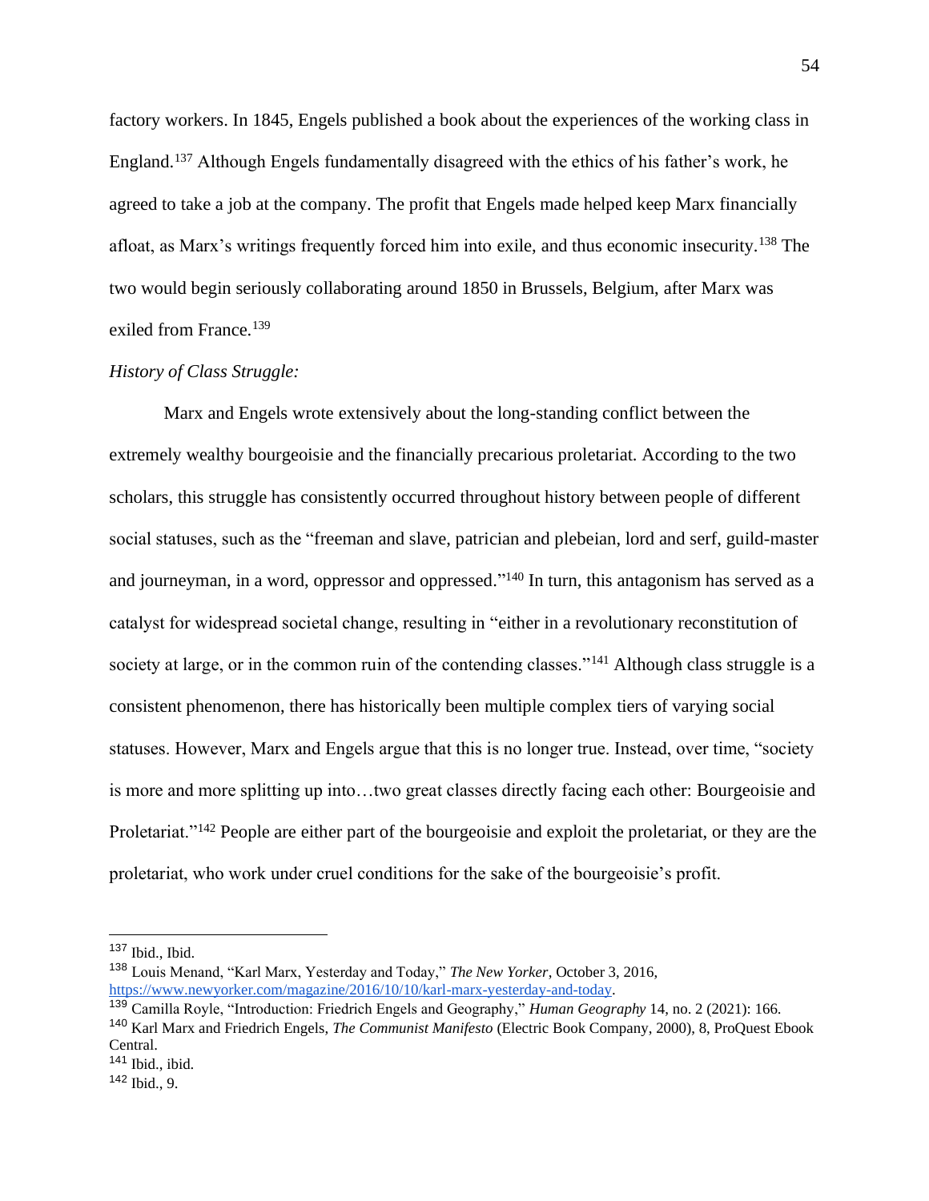factory workers. In 1845, Engels published a book about the experiences of the working class in England.[137] Although Engels fundamentally disagreed with the ethics of his father's work, he agreed to take a job at the company. The profit that Engels made helped keep Marx financially afloat, as Marx's writings frequently forced him into exile, and thus economic insecurity.[138] The two would begin seriously collaborating around 1850 in Brussels, Belgium, after Marx was exiled from France.[139]

*History of Class Struggle:*

Marx and Engels wrote extensively about the long-standing conflict between the extremely wealthy bourgeoisie and the financially precarious proletariat. According to the two scholars, this struggle has consistently occurred throughout history between people of different social statuses, such as the "freeman and slave, patrician and plebeian, lord and serf, guild-master and journeyman, in a word, oppressor and oppressed."[140] In turn, this antagonism has served as a catalyst for widespread societal change, resulting in "either in a revolutionary reconstitution of society at large, or in the common ruin of the contending classes."[141] Although class struggle is a consistent phenomenon, there has historically been multiple complex tiers of varying social statuses. However, Marx and Engels argue that this is no longer true. Instead, over time, "society is more and more splitting up into…two great classes directly facing each other: Bourgeoisie and Proletariat."[142] People are either part of the bourgeoisie and exploit the proletariat, or they are the proletariat, who work under cruel conditions for the sake of the bourgeoisie's profit.

---

[137] Ibid., Ibid.

[138] Louis Menand, "Karl Marx, Yesterday and Today," *The New Yorker*, October 3, 2016, https://www.newyorker.com/magazine/2016/10/10/karl-marx-yesterday-and-today.

[139] Camilla Royle, "Introduction: Friedrich Engels and Geography," *Human Geography* 14, no. 2 (2021): 166.

[140] Karl Marx and Friedrich Engels, *The Communist Manifesto* (Electric Book Company, 2000), 8, ProQuest Ebook Central.

[141] Ibid., ibid.

[142] Ibid., 9.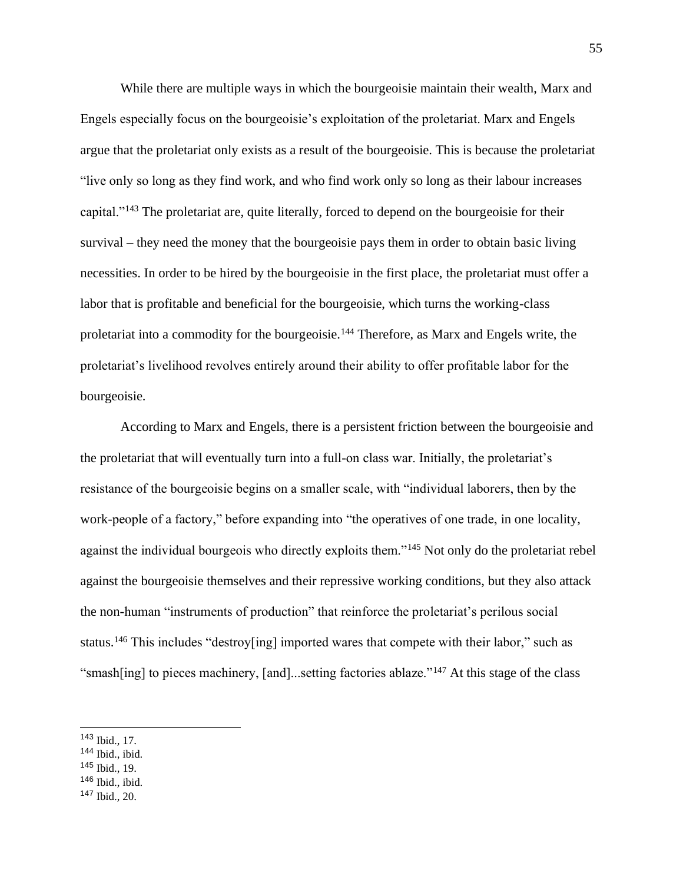While there are multiple ways in which the bourgeoisie maintain their wealth, Marx and Engels especially focus on the bourgeoisie's exploitation of the proletariat. Marx and Engels argue that the proletariat only exists as a result of the bourgeoisie. This is because the proletariat "live only so long as they find work, and who find work only so long as their labour increases capital."[143] The proletariat are, quite literally, forced to depend on the bourgeoisie for their survival – they need the money that the bourgeoisie pays them in order to obtain basic living necessities. In order to be hired by the bourgeoisie in the first place, the proletariat must offer a labor that is profitable and beneficial for the bourgeoisie, which turns the working-class proletariat into a commodity for the bourgeoisie.[144] Therefore, as Marx and Engels write, the proletariat's livelihood revolves entirely around their ability to offer profitable labor for the bourgeoisie.

According to Marx and Engels, there is a persistent friction between the bourgeoisie and the proletariat that will eventually turn into a full-on class war. Initially, the proletariat's resistance of the bourgeoisie begins on a smaller scale, with "individual laborers, then by the work-people of a factory," before expanding into "the operatives of one trade, in one locality, against the individual bourgeois who directly exploits them."[145] Not only do the proletariat rebel against the bourgeoisie themselves and their repressive working conditions, but they also attack the non-human "instruments of production" that reinforce the proletariat's perilous social status.[146] This includes "destroy[ing] imported wares that compete with their labor," such as "smash[ing] to pieces machinery, [and]...setting factories ablaze."[147] At this stage of the class

---

[143] Ibid., 17.
[144] Ibid., ibid.
[145] Ibid., 19.
[146] Ibid., ibid.
[147] Ibid., 20.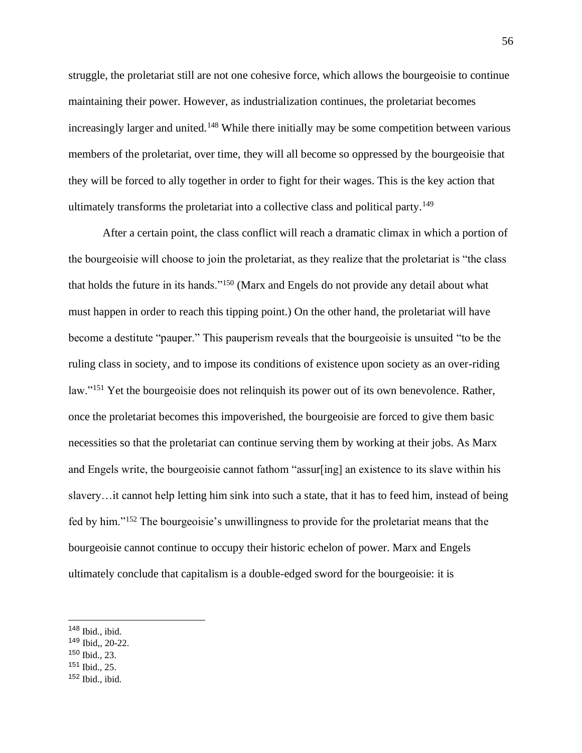struggle, the proletariat still are not one cohesive force, which allows the bourgeoisie to continue maintaining their power. However, as industrialization continues, the proletariat becomes increasingly larger and united.[148] While there initially may be some competition between various members of the proletariat, over time, they will all become so oppressed by the bourgeoisie that they will be forced to ally together in order to fight for their wages. This is the key action that ultimately transforms the proletariat into a collective class and political party.[149]

After a certain point, the class conflict will reach a dramatic climax in which a portion of the bourgeoisie will choose to join the proletariat, as they realize that the proletariat is "the class that holds the future in its hands."[150] (Marx and Engels do not provide any detail about what must happen in order to reach this tipping point.) On the other hand, the proletariat will have become a destitute "pauper." This pauperism reveals that the bourgeoisie is unsuited "to be the ruling class in society, and to impose its conditions of existence upon society as an over-riding law."[151] Yet the bourgeoisie does not relinquish its power out of its own benevolence. Rather, once the proletariat becomes this impoverished, the bourgeoisie are forced to give them basic necessities so that the proletariat can continue serving them by working at their jobs. As Marx and Engels write, the bourgeoisie cannot fathom "assur[ing] an existence to its slave within his slavery…it cannot help letting him sink into such a state, that it has to feed him, instead of being fed by him."[152] The bourgeoisie's unwillingness to provide for the proletariat means that the bourgeoisie cannot continue to occupy their historic echelon of power. Marx and Engels ultimately conclude that capitalism is a double-edged sword for the bourgeoisie: it is

---

[148] Ibid., ibid.

[149] Ibid,, 20-22.

[150] Ibid., 23.

[151] Ibid., 25.

[152] Ibid., ibid.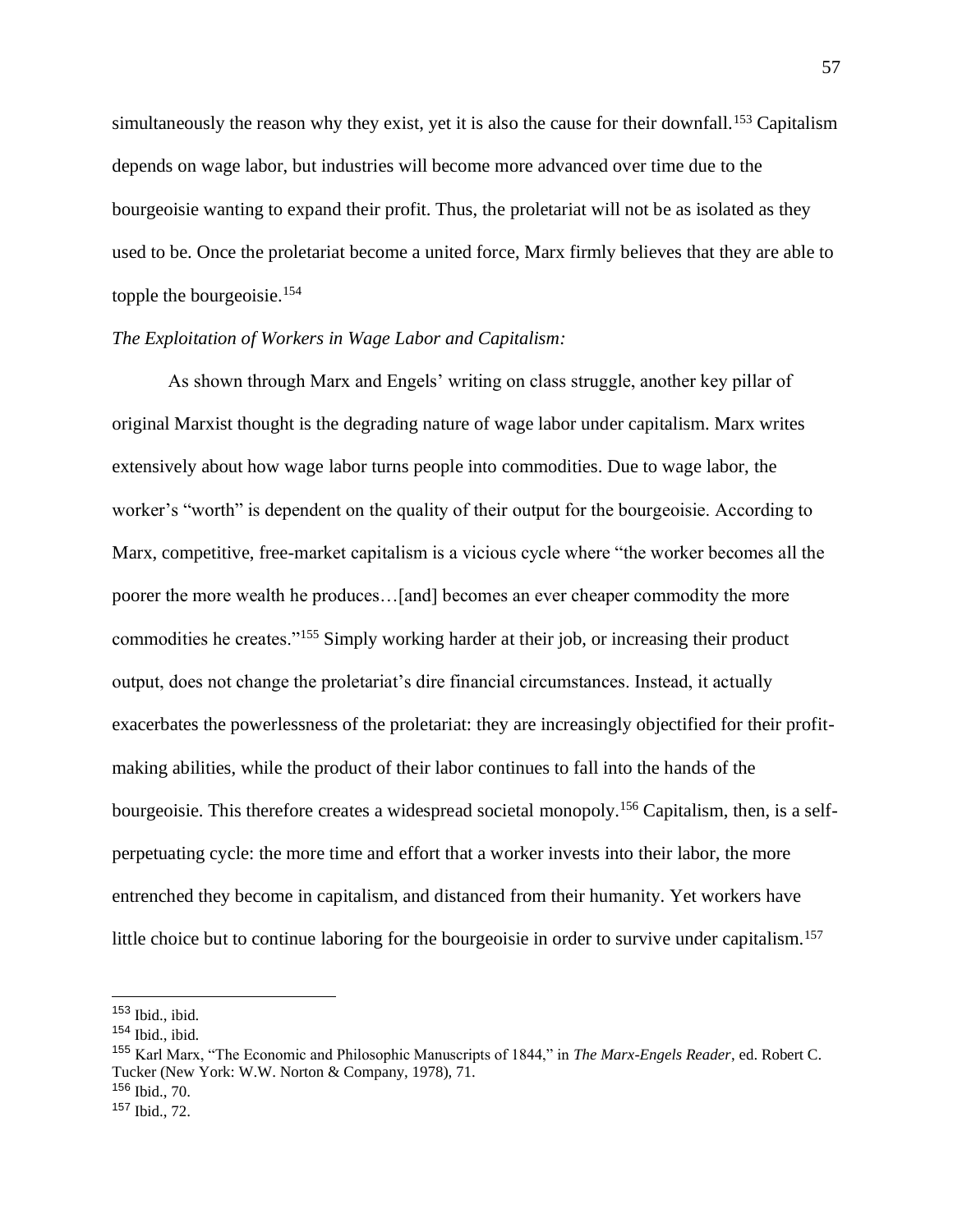simultaneously the reason why they exist, yet it is also the cause for their downfall.[153] Capitalism depends on wage labor, but industries will become more advanced over time due to the bourgeoisie wanting to expand their profit. Thus, the proletariat will not be as isolated as they used to be. Once the proletariat become a united force, Marx firmly believes that they are able to topple the bourgeoisie.[154]

*The Exploitation of Workers in Wage Labor and Capitalism:*

As shown through Marx and Engels' writing on class struggle, another key pillar of original Marxist thought is the degrading nature of wage labor under capitalism. Marx writes extensively about how wage labor turns people into commodities. Due to wage labor, the worker's "worth" is dependent on the quality of their output for the bourgeoisie. According to Marx, competitive, free-market capitalism is a vicious cycle where "the worker becomes all the poorer the more wealth he produces…[and] becomes an ever cheaper commodity the more commodities he creates."[155] Simply working harder at their job, or increasing their product output, does not change the proletariat's dire financial circumstances. Instead, it actually exacerbates the powerlessness of the proletariat: they are increasingly objectified for their profit-making abilities, while the product of their labor continues to fall into the hands of the bourgeoisie. This therefore creates a widespread societal monopoly.[156] Capitalism, then, is a self-perpetuating cycle: the more time and effort that a worker invests into their labor, the more entrenched they become in capitalism, and distanced from their humanity. Yet workers have little choice but to continue laboring for the bourgeoisie in order to survive under capitalism.[157]

---

[153] Ibid., ibid.

[154] Ibid., ibid.

[155] Karl Marx, "The Economic and Philosophic Manuscripts of 1844," in *The Marx-Engels Reader*, ed. Robert C. Tucker (New York: W.W. Norton & Company, 1978), 71.

[156] Ibid., 70.

[157] Ibid., 72.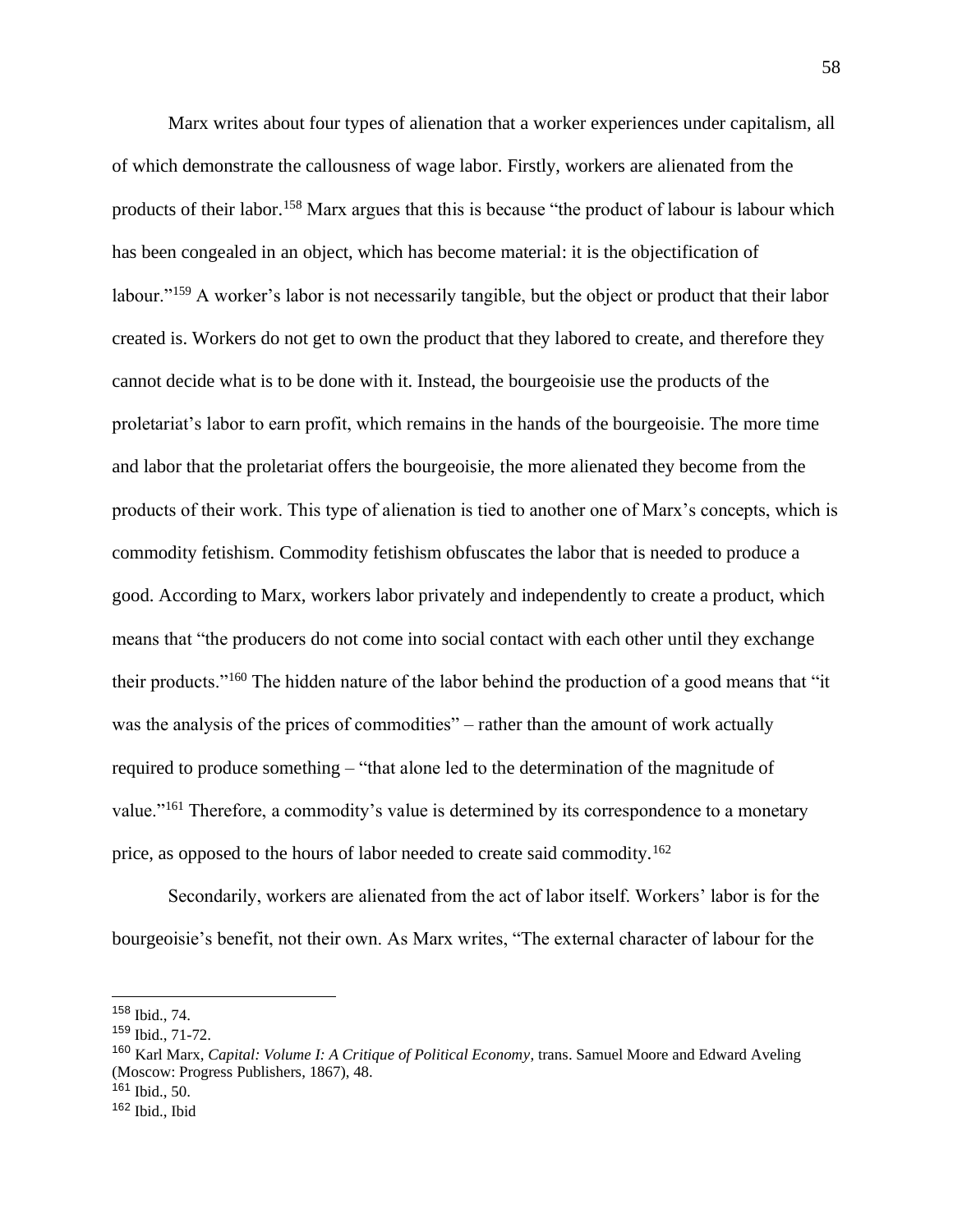Marx writes about four types of alienation that a worker experiences under capitalism, all of which demonstrate the callousness of wage labor. Firstly, workers are alienated from the products of their labor.[158] Marx argues that this is because "the product of labour is labour which has been congealed in an object, which has become material: it is the objectification of labour."[159] A worker's labor is not necessarily tangible, but the object or product that their labor created is. Workers do not get to own the product that they labored to create, and therefore they cannot decide what is to be done with it. Instead, the bourgeoisie use the products of the proletariat's labor to earn profit, which remains in the hands of the bourgeoisie. The more time and labor that the proletariat offers the bourgeoisie, the more alienated they become from the products of their work. This type of alienation is tied to another one of Marx's concepts, which is commodity fetishism. Commodity fetishism obfuscates the labor that is needed to produce a good. According to Marx, workers labor privately and independently to create a product, which means that "the producers do not come into social contact with each other until they exchange their products."[160] The hidden nature of the labor behind the production of a good means that "it was the analysis of the prices of commodities" – rather than the amount of work actually required to produce something – "that alone led to the determination of the magnitude of value."[161] Therefore, a commodity's value is determined by its correspondence to a monetary price, as opposed to the hours of labor needed to create said commodity.[162]

Secondarily, workers are alienated from the act of labor itself. Workers' labor is for the bourgeoisie's benefit, not their own. As Marx writes, "The external character of labour for the

---

[158] Ibid., 74.

[159] Ibid., 71-72.

[160] Karl Marx, *Capital: Volume I: A Critique of Political Economy*, trans. Samuel Moore and Edward Aveling (Moscow: Progress Publishers, 1867), 48.

[161] Ibid., 50.

[162] Ibid., Ibid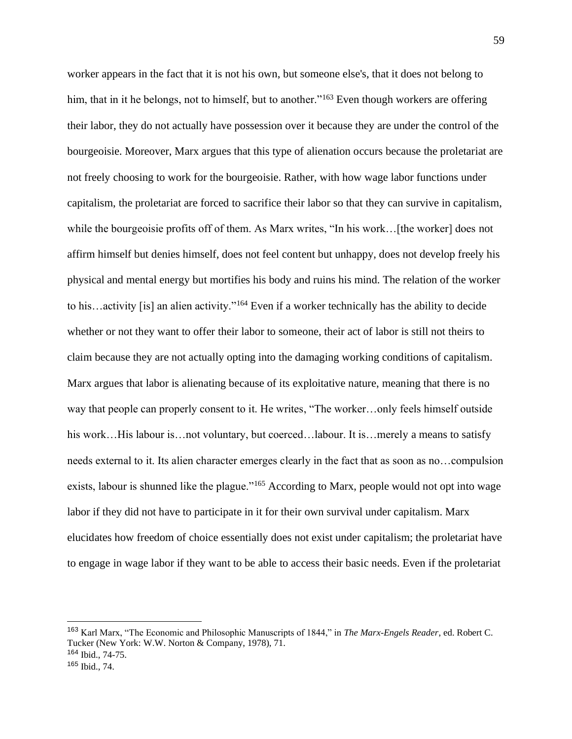worker appears in the fact that it is not his own, but someone else's, that it does not belong to him, that in it he belongs, not to himself, but to another."[163] Even though workers are offering their labor, they do not actually have possession over it because they are under the control of the bourgeoisie. Moreover, Marx argues that this type of alienation occurs because the proletariat are not freely choosing to work for the bourgeoisie. Rather, with how wage labor functions under capitalism, the proletariat are forced to sacrifice their labor so that they can survive in capitalism, while the bourgeoisie profits off of them. As Marx writes, "In his work…[the worker] does not affirm himself but denies himself, does not feel content but unhappy, does not develop freely his physical and mental energy but mortifies his body and ruins his mind. The relation of the worker to his…activity [is] an alien activity."[164] Even if a worker technically has the ability to decide whether or not they want to offer their labor to someone, their act of labor is still not theirs to claim because they are not actually opting into the damaging working conditions of capitalism. Marx argues that labor is alienating because of its exploitative nature, meaning that there is no way that people can properly consent to it. He writes, "The worker…only feels himself outside his work…His labour is…not voluntary, but coerced…labour. It is…merely a means to satisfy needs external to it. Its alien character emerges clearly in the fact that as soon as no…compulsion exists, labour is shunned like the plague."[165] According to Marx, people would not opt into wage labor if they did not have to participate in it for their own survival under capitalism. Marx elucidates how freedom of choice essentially does not exist under capitalism; the proletariat have to engage in wage labor if they want to be able to access their basic needs. Even if the proletariat

---

[163] Karl Marx, "The Economic and Philosophic Manuscripts of 1844," in *The Marx-Engels Reader*, ed. Robert C. Tucker (New York: W.W. Norton & Company, 1978), 71.

[164] Ibid., 74-75.

[165] Ibid., 74.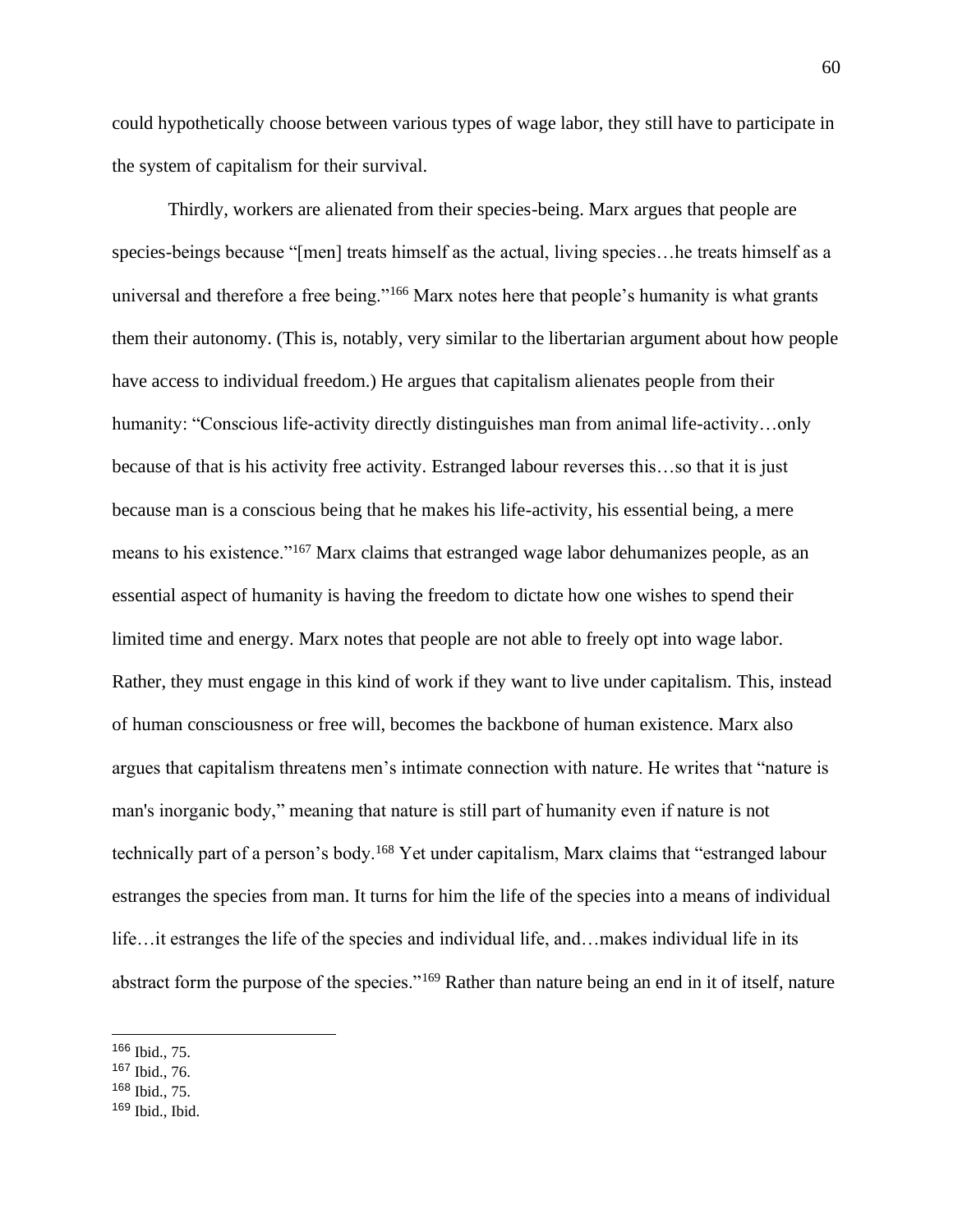could hypothetically choose between various types of wage labor, they still have to participate in the system of capitalism for their survival.

Thirdly, workers are alienated from their species-being. Marx argues that people are species-beings because "[men] treats himself as the actual, living species…he treats himself as a universal and therefore a free being."[166] Marx notes here that people's humanity is what grants them their autonomy. (This is, notably, very similar to the libertarian argument about how people have access to individual freedom.) He argues that capitalism alienates people from their humanity: "Conscious life-activity directly distinguishes man from animal life-activity…only because of that is his activity free activity. Estranged labour reverses this…so that it is just because man is a conscious being that he makes his life-activity, his essential being, a mere means to his existence."[167] Marx claims that estranged wage labor dehumanizes people, as an essential aspect of humanity is having the freedom to dictate how one wishes to spend their limited time and energy. Marx notes that people are not able to freely opt into wage labor. Rather, they must engage in this kind of work if they want to live under capitalism. This, instead of human consciousness or free will, becomes the backbone of human existence. Marx also argues that capitalism threatens men's intimate connection with nature. He writes that "nature is man's inorganic body," meaning that nature is still part of humanity even if nature is not technically part of a person's body.[168] Yet under capitalism, Marx claims that "estranged labour estranges the species from man. It turns for him the life of the species into a means of individual life…it estranges the life of the species and individual life, and…makes individual life in its abstract form the purpose of the species."[169] Rather than nature being an end in it of itself, nature

---

[166] Ibid., 75.

[167] Ibid., 76.

[168] Ibid., 75.

[169] Ibid., Ibid.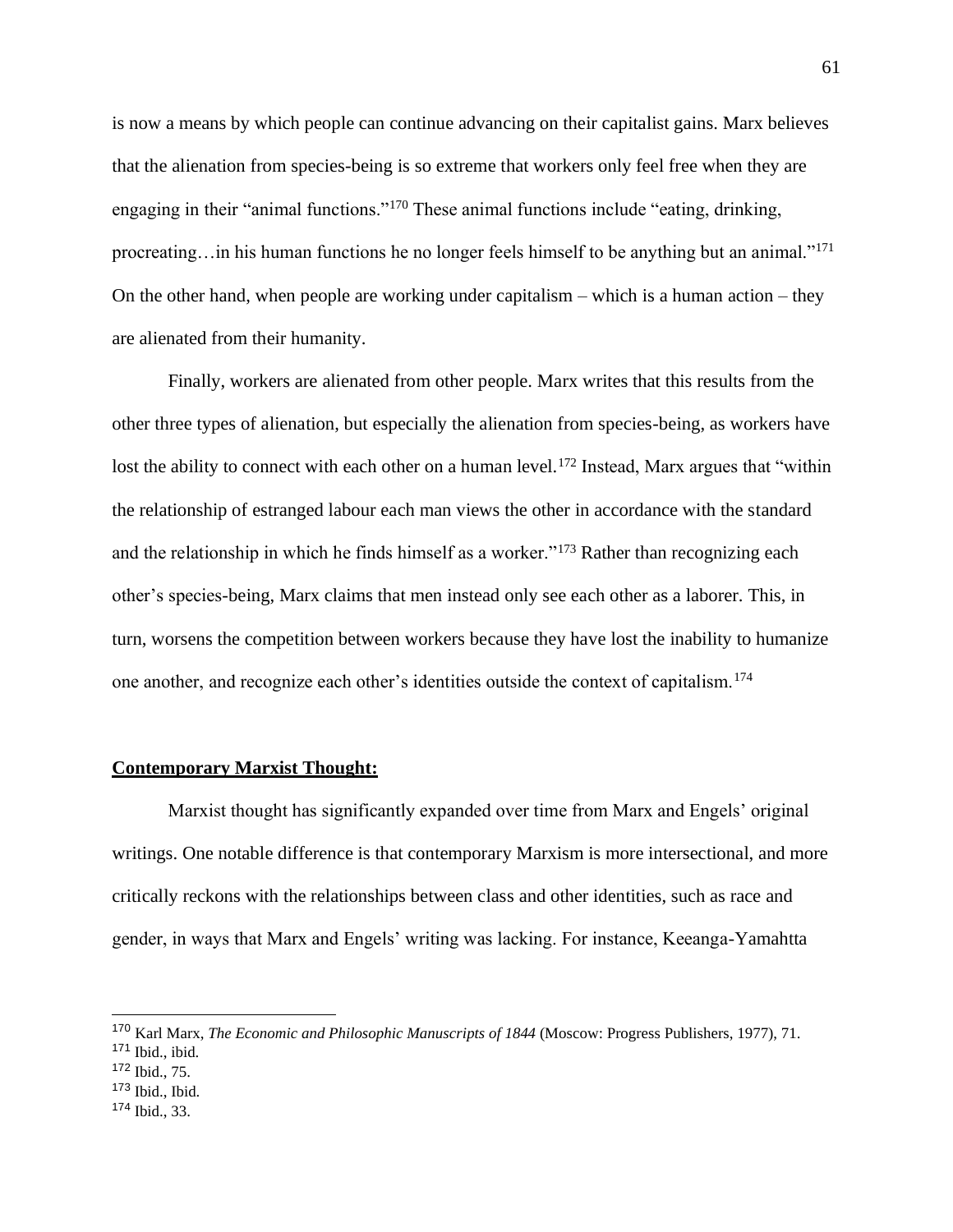is now a means by which people can continue advancing on their capitalist gains. Marx believes that the alienation from species-being is so extreme that workers only feel free when they are engaging in their "animal functions."[170] These animal functions include "eating, drinking, procreating…in his human functions he no longer feels himself to be anything but an animal."[171] On the other hand, when people are working under capitalism – which is a human action – they are alienated from their humanity.

Finally, workers are alienated from other people. Marx writes that this results from the other three types of alienation, but especially the alienation from species-being, as workers have lost the ability to connect with each other on a human level.[172] Instead, Marx argues that "within the relationship of estranged labour each man views the other in accordance with the standard and the relationship in which he finds himself as a worker."[173] Rather than recognizing each other's species-being, Marx claims that men instead only see each other as a laborer. This, in turn, worsens the competition between workers because they have lost the inability to humanize one another, and recognize each other's identities outside the context of capitalism.[174]

## **Contemporary Marxist Thought:**

Marxist thought has significantly expanded over time from Marx and Engels' original writings. One notable difference is that contemporary Marxism is more intersectional, and more critically reckons with the relationships between class and other identities, such as race and gender, in ways that Marx and Engels' writing was lacking. For instance, Keeanga-Yamahtta

---

[170] Karl Marx, *The Economic and Philosophic Manuscripts of 1844* (Moscow: Progress Publishers, 1977), 71.

[171] Ibid., ibid.

[172] Ibid., 75.

[173] Ibid., Ibid.

[174] Ibid., 33.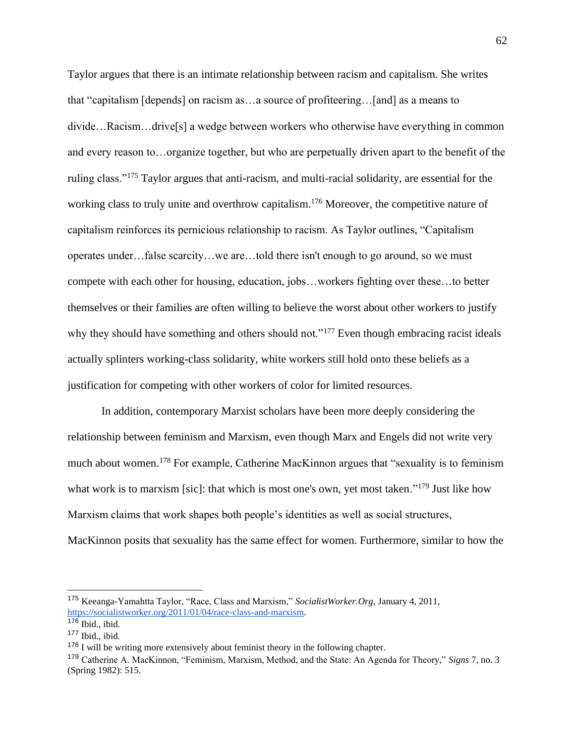Taylor argues that there is an intimate relationship between racism and capitalism. She writes that "capitalism [depends] on racism as…a source of profiteering…[and] as a means to divide…Racism…drive[s] a wedge between workers who otherwise have everything in common and every reason to…organize together, but who are perpetually driven apart to the benefit of the ruling class."[175] Taylor argues that anti-racism, and multi-racial solidarity, are essential for the working class to truly unite and overthrow capitalism.[176] Moreover, the competitive nature of capitalism reinforces its pernicious relationship to racism. As Taylor outlines, "Capitalism operates under…false scarcity…we are…told there isn't enough to go around, so we must compete with each other for housing, education, jobs…workers fighting over these…to better themselves or their families are often willing to believe the worst about other workers to justify why they should have something and others should not."[177] Even though embracing racist ideals actually splinters working-class solidarity, white workers still hold onto these beliefs as a justification for competing with other workers of color for limited resources.

In addition, contemporary Marxist scholars have been more deeply considering the relationship between feminism and Marxism, even though Marx and Engels did not write very much about women.[178] For example, Catherine MacKinnon argues that "sexuality is to feminism what work is to marxism [sic]: that which is most one's own, yet most taken."[179] Just like how Marxism claims that work shapes both people's identities as well as social structures, MacKinnon posits that sexuality has the same effect for women. Furthermore, similar to how the

---

[175] Keeanga-Yamahtta Taylor, "Race, Class and Marxism," *SocialistWorker.Org*, January 4, 2011, https://socialistworker.org/2011/01/04/race-class-and-marxism.

[176] Ibid., ibid.

[177] Ibid., ibid.

[178] I will be writing more extensively about feminist theory in the following chapter.

[179] Catherine A. MacKinnon, "Feminism, Marxism, Method, and the State: An Agenda for Theory," *Signs* 7, no. 3 (Spring 1982): 515.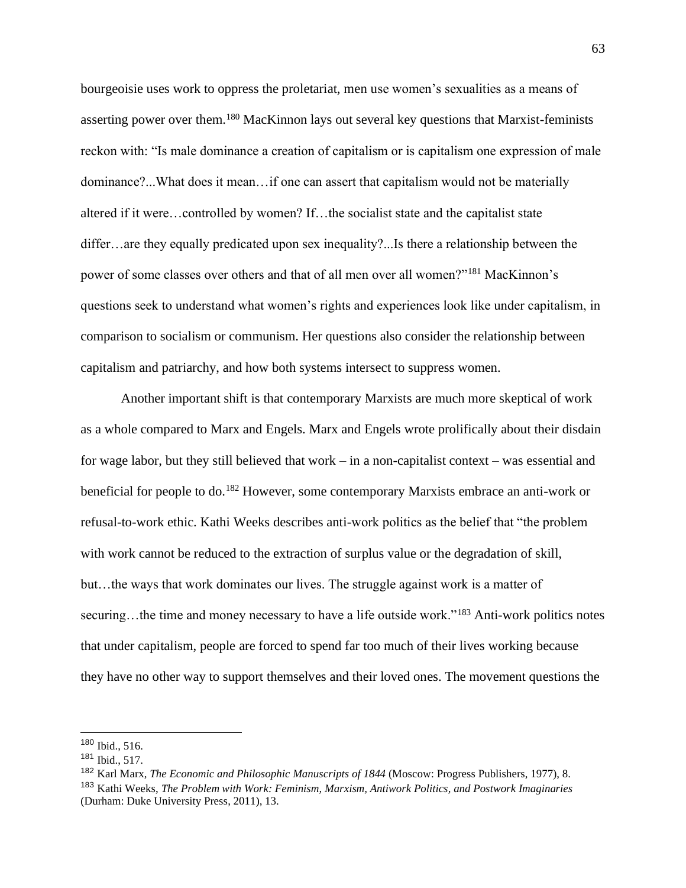bourgeoisie uses work to oppress the proletariat, men use women's sexualities as a means of asserting power over them.[180] MacKinnon lays out several key questions that Marxist-feminists reckon with: "Is male dominance a creation of capitalism or is capitalism one expression of male dominance?...What does it mean…if one can assert that capitalism would not be materially altered if it were…controlled by women? If…the socialist state and the capitalist state differ…are they equally predicated upon sex inequality?...Is there a relationship between the power of some classes over others and that of all men over all women?"[181] MacKinnon's questions seek to understand what women's rights and experiences look like under capitalism, in comparison to socialism or communism. Her questions also consider the relationship between capitalism and patriarchy, and how both systems intersect to suppress women.

Another important shift is that contemporary Marxists are much more skeptical of work as a whole compared to Marx and Engels. Marx and Engels wrote prolifically about their disdain for wage labor, but they still believed that work – in a non-capitalist context – was essential and beneficial for people to do.[182] However, some contemporary Marxists embrace an anti-work or refusal-to-work ethic. Kathi Weeks describes anti-work politics as the belief that "the problem with work cannot be reduced to the extraction of surplus value or the degradation of skill, but…the ways that work dominates our lives. The struggle against work is a matter of securing…the time and money necessary to have a life outside work."[183] Anti-work politics notes that under capitalism, people are forced to spend far too much of their lives working because they have no other way to support themselves and their loved ones. The movement questions the

---

[180] Ibid., 516.

[181] Ibid., 517.

[182] Karl Marx, *The Economic and Philosophic Manuscripts of 1844* (Moscow: Progress Publishers, 1977), 8.

[183] Kathi Weeks, *The Problem with Work: Feminism, Marxism, Antiwork Politics, and Postwork Imaginaries* (Durham: Duke University Press, 2011), 13.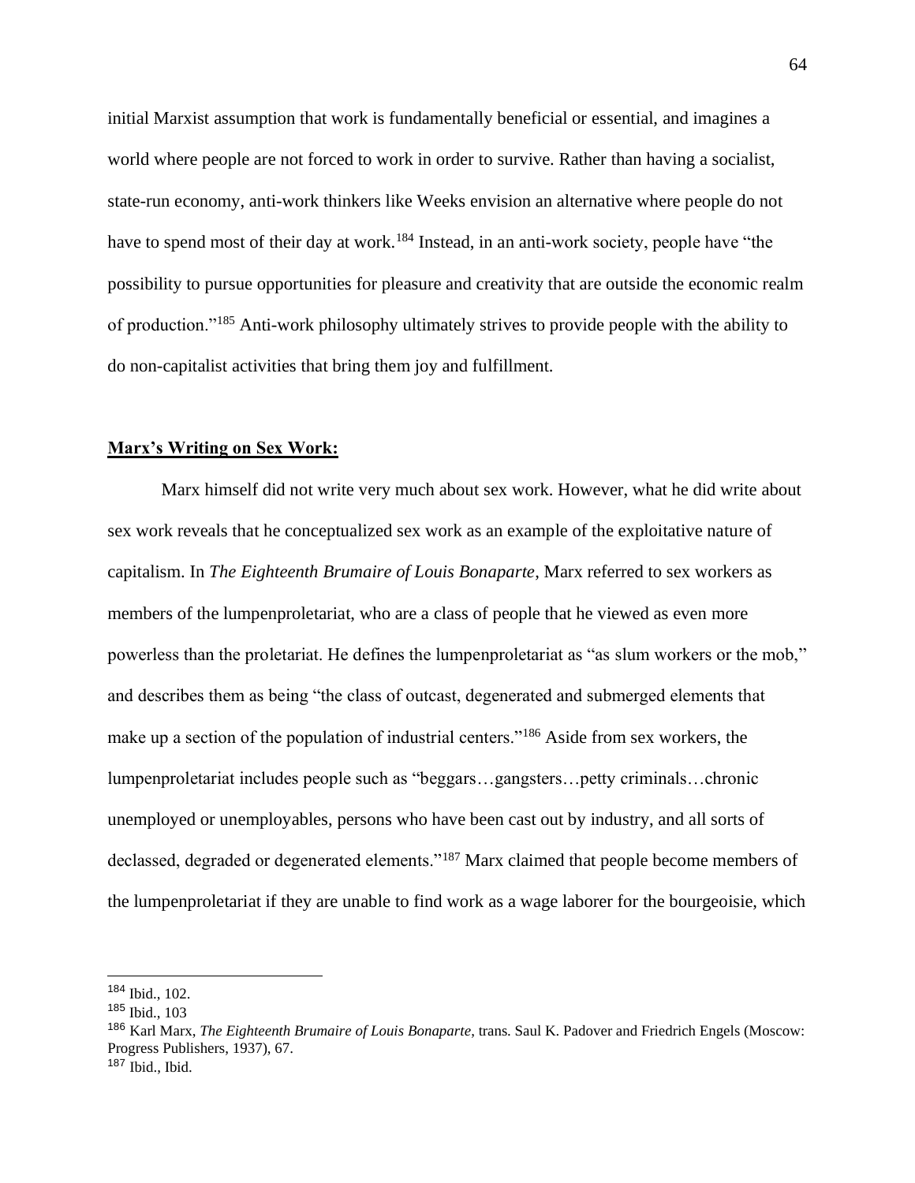initial Marxist assumption that work is fundamentally beneficial or essential, and imagines a world where people are not forced to work in order to survive. Rather than having a socialist, state-run economy, anti-work thinkers like Weeks envision an alternative where people do not have to spend most of their day at work.[184] Instead, in an anti-work society, people have "the possibility to pursue opportunities for pleasure and creativity that are outside the economic realm of production."[185] Anti-work philosophy ultimately strives to provide people with the ability to do non-capitalist activities that bring them joy and fulfillment.

**Marx's Writing on Sex Work:**

Marx himself did not write very much about sex work. However, what he did write about sex work reveals that he conceptualized sex work as an example of the exploitative nature of capitalism. In *The Eighteenth Brumaire of Louis Bonaparte*, Marx referred to sex workers as members of the lumpenproletariat, who are a class of people that he viewed as even more powerless than the proletariat. He defines the lumpenproletariat as "as slum workers or the mob," and describes them as being "the class of outcast, degenerated and submerged elements that make up a section of the population of industrial centers."[186] Aside from sex workers, the lumpenproletariat includes people such as "beggars…gangsters…petty criminals…chronic unemployed or unemployables, persons who have been cast out by industry, and all sorts of declassed, degraded or degenerated elements."[187] Marx claimed that people become members of the lumpenproletariat if they are unable to find work as a wage laborer for the bourgeoisie, which

[184] Ibid., 102.

[185] Ibid., 103

[186] Karl Marx, *The Eighteenth Brumaire of Louis Bonaparte*, trans. Saul K. Padover and Friedrich Engels (Moscow: Progress Publishers, 1937), 67.

[187] Ibid., Ibid.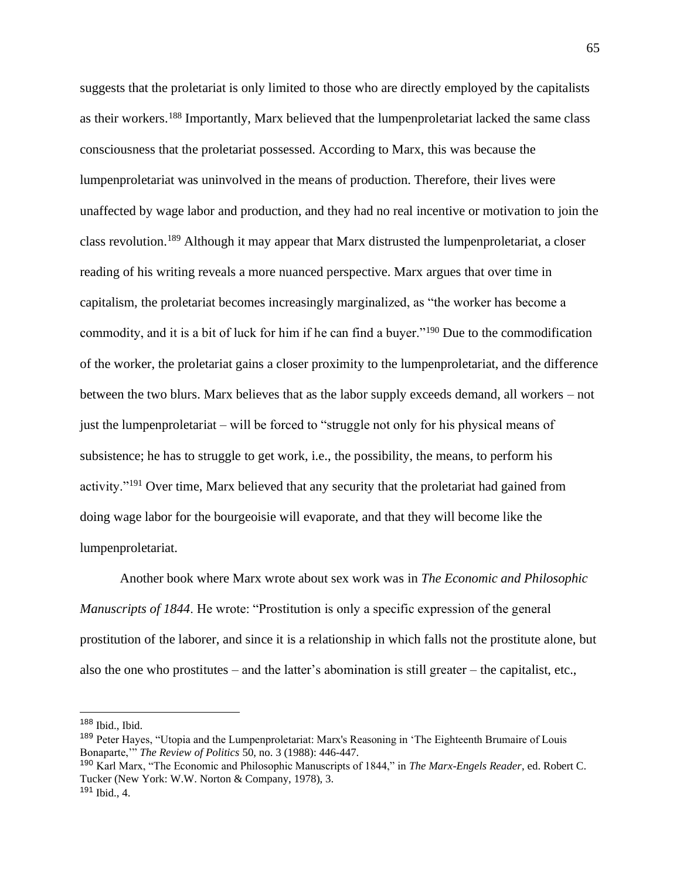suggests that the proletariat is only limited to those who are directly employed by the capitalists as their workers.[188] Importantly, Marx believed that the lumpenproletariat lacked the same class consciousness that the proletariat possessed. According to Marx, this was because the lumpenproletariat was uninvolved in the means of production. Therefore, their lives were unaffected by wage labor and production, and they had no real incentive or motivation to join the class revolution.[189] Although it may appear that Marx distrusted the lumpenproletariat, a closer reading of his writing reveals a more nuanced perspective. Marx argues that over time in capitalism, the proletariat becomes increasingly marginalized, as "the worker has become a commodity, and it is a bit of luck for him if he can find a buyer."[190] Due to the commodification of the worker, the proletariat gains a closer proximity to the lumpenproletariat, and the difference between the two blurs. Marx believes that as the labor supply exceeds demand, all workers – not just the lumpenproletariat – will be forced to "struggle not only for his physical means of subsistence; he has to struggle to get work, i.e., the possibility, the means, to perform his activity."[191] Over time, Marx believed that any security that the proletariat had gained from doing wage labor for the bourgeoisie will evaporate, and that they will become like the lumpenproletariat.

Another book where Marx wrote about sex work was in *The Economic and Philosophic Manuscripts of 1844*. He wrote: "Prostitution is only a specific expression of the general prostitution of the laborer, and since it is a relationship in which falls not the prostitute alone, but also the one who prostitutes – and the latter's abomination is still greater – the capitalist, etc.,

---

[188] Ibid., Ibid.

[189] Peter Hayes, "Utopia and the Lumpenproletariat: Marx's Reasoning in 'The Eighteenth Brumaire of Louis Bonaparte,'" *The Review of Politics* 50, no. 3 (1988): 446-447.

[190] Karl Marx, "The Economic and Philosophic Manuscripts of 1844," in *The Marx-Engels Reader*, ed. Robert C. Tucker (New York: W.W. Norton & Company, 1978), 3.

[191] Ibid., 4.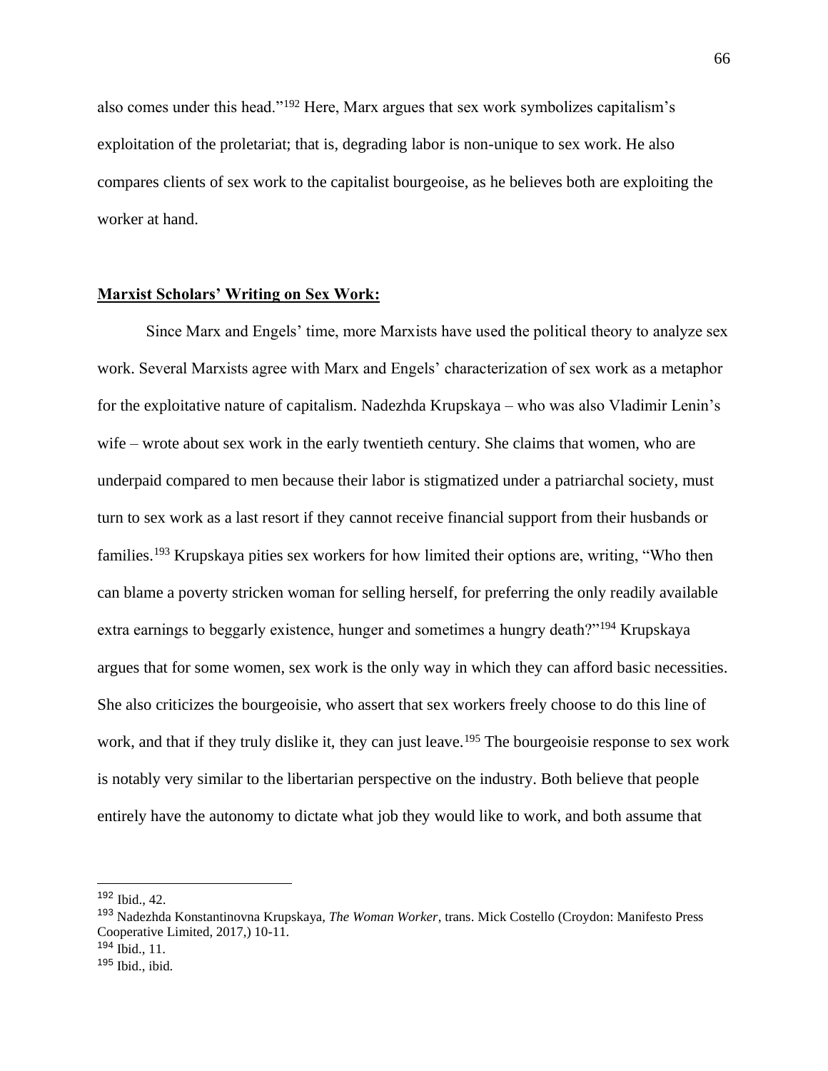also comes under this head."[192] Here, Marx argues that sex work symbolizes capitalism's exploitation of the proletariat; that is, degrading labor is non-unique to sex work. He also compares clients of sex work to the capitalist bourgeoise, as he believes both are exploiting the worker at hand.

## Marxist Scholars' Writing on Sex Work:

Since Marx and Engels' time, more Marxists have used the political theory to analyze sex work. Several Marxists agree with Marx and Engels' characterization of sex work as a metaphor for the exploitative nature of capitalism. Nadezhda Krupskaya – who was also Vladimir Lenin's wife – wrote about sex work in the early twentieth century. She claims that women, who are underpaid compared to men because their labor is stigmatized under a patriarchal society, must turn to sex work as a last resort if they cannot receive financial support from their husbands or families.[193] Krupskaya pities sex workers for how limited their options are, writing, "Who then can blame a poverty stricken woman for selling herself, for preferring the only readily available extra earnings to beggarly existence, hunger and sometimes a hungry death?"[194] Krupskaya argues that for some women, sex work is the only way in which they can afford basic necessities. She also criticizes the bourgeoisie, who assert that sex workers freely choose to do this line of work, and that if they truly dislike it, they can just leave.[195] The bourgeoisie response to sex work is notably very similar to the libertarian perspective on the industry. Both believe that people entirely have the autonomy to dictate what job they would like to work, and both assume that

---

[192] Ibid., 42.

[193] Nadezhda Konstantinovna Krupskaya, *The Woman Worker*, trans. Mick Costello (Croydon: Manifesto Press Cooperative Limited, 2017,) 10-11.

[194] Ibid., 11.

[195] Ibid., ibid.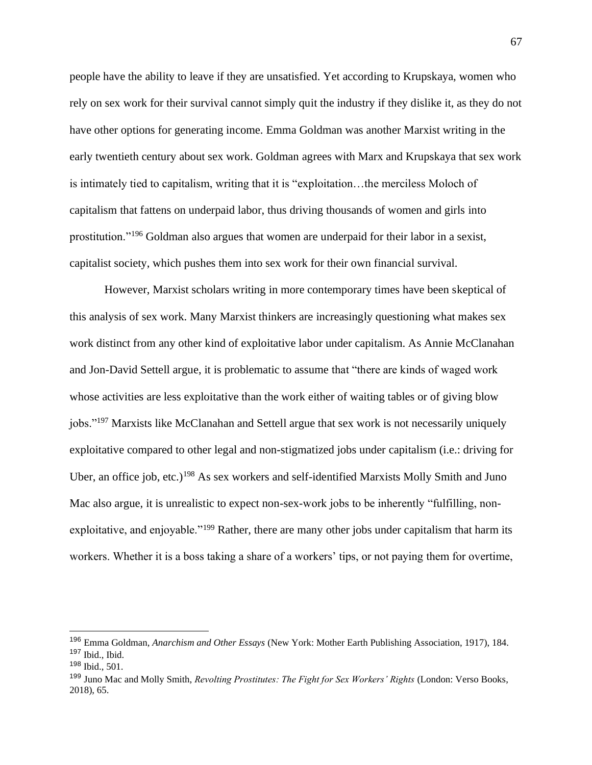people have the ability to leave if they are unsatisfied. Yet according to Krupskaya, women who rely on sex work for their survival cannot simply quit the industry if they dislike it, as they do not have other options for generating income. Emma Goldman was another Marxist writing in the early twentieth century about sex work. Goldman agrees with Marx and Krupskaya that sex work is intimately tied to capitalism, writing that it is "exploitation…the merciless Moloch of capitalism that fattens on underpaid labor, thus driving thousands of women and girls into prostitution."[196] Goldman also argues that women are underpaid for their labor in a sexist, capitalist society, which pushes them into sex work for their own financial survival.

However, Marxist scholars writing in more contemporary times have been skeptical of this analysis of sex work. Many Marxist thinkers are increasingly questioning what makes sex work distinct from any other kind of exploitative labor under capitalism. As Annie McClanahan and Jon-David Settell argue, it is problematic to assume that "there are kinds of waged work whose activities are less exploitative than the work either of waiting tables or of giving blow jobs."[197] Marxists like McClanahan and Settell argue that sex work is not necessarily uniquely exploitative compared to other legal and non-stigmatized jobs under capitalism (i.e.: driving for Uber, an office job, etc.)[198] As sex workers and self-identified Marxists Molly Smith and Juno Mac also argue, it is unrealistic to expect non-sex-work jobs to be inherently "fulfilling, non-exploitative, and enjoyable."[199] Rather, there are many other jobs under capitalism that harm its workers. Whether it is a boss taking a share of a workers' tips, or not paying them for overtime,

---

[196] Emma Goldman, *Anarchism and Other Essays* (New York: Mother Earth Publishing Association, 1917), 184.
[197] Ibid., Ibid.
[198] Ibid., 501.
[199] Juno Mac and Molly Smith, *Revolting Prostitutes: The Fight for Sex Workers' Rights* (London: Verso Books, 2018), 65.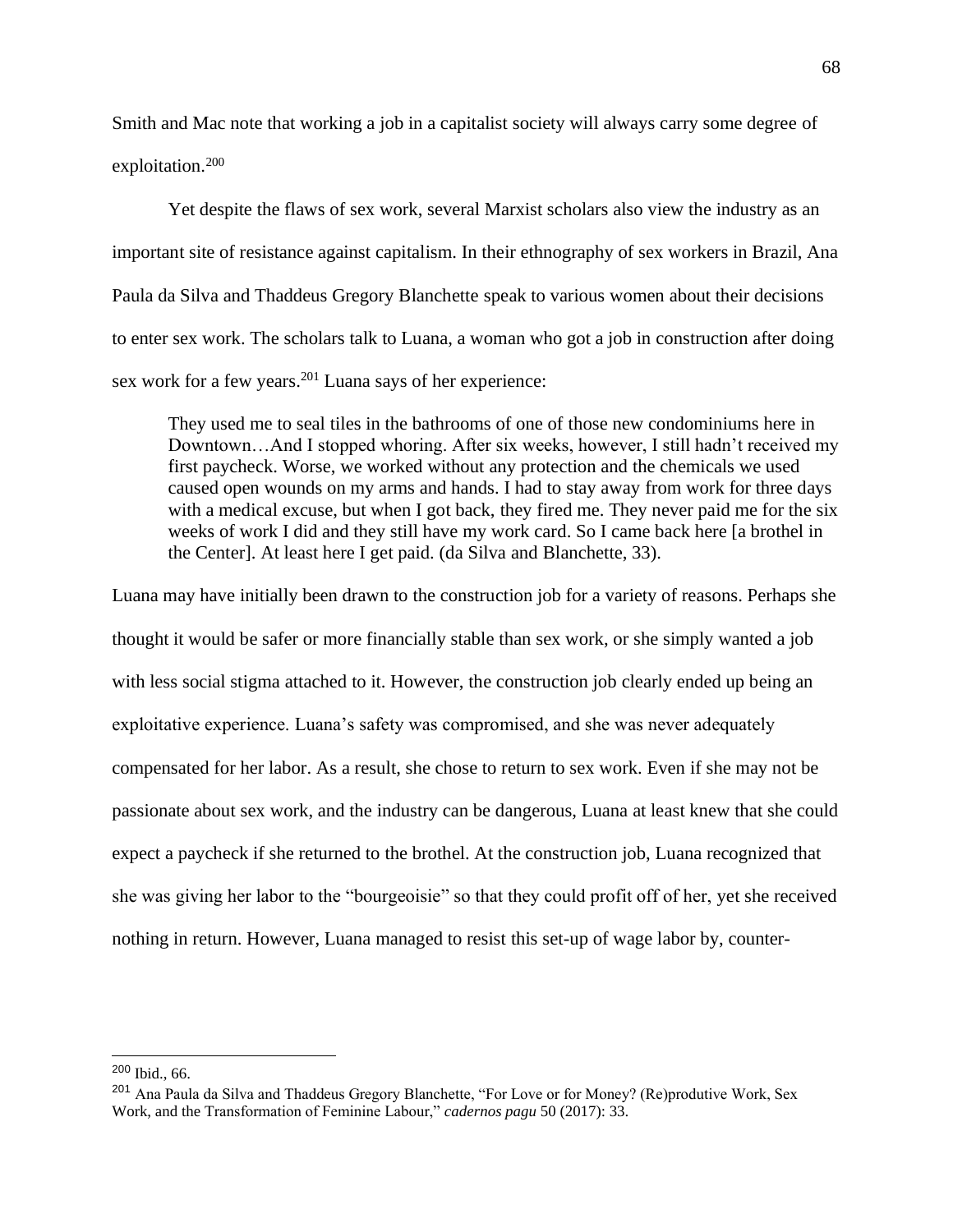Smith and Mac note that working a job in a capitalist society will always carry some degree of exploitation.[200]

Yet despite the flaws of sex work, several Marxist scholars also view the industry as an important site of resistance against capitalism. In their ethnography of sex workers in Brazil, Ana Paula da Silva and Thaddeus Gregory Blanchette speak to various women about their decisions to enter sex work. The scholars talk to Luana, a woman who got a job in construction after doing sex work for a few years.[201] Luana says of her experience:

> They used me to seal tiles in the bathrooms of one of those new condominiums here in Downtown…And I stopped whoring. After six weeks, however, I still hadn't received my first paycheck. Worse, we worked without any protection and the chemicals we used caused open wounds on my arms and hands. I had to stay away from work for three days with a medical excuse, but when I got back, they fired me. They never paid me for the six weeks of work I did and they still have my work card. So I came back here [a brothel in the Center]. At least here I get paid. (da Silva and Blanchette, 33).

Luana may have initially been drawn to the construction job for a variety of reasons. Perhaps she thought it would be safer or more financially stable than sex work, or she simply wanted a job with less social stigma attached to it. However, the construction job clearly ended up being an exploitative experience. Luana's safety was compromised, and she was never adequately compensated for her labor. As a result, she chose to return to sex work. Even if she may not be passionate about sex work, and the industry can be dangerous, Luana at least knew that she could expect a paycheck if she returned to the brothel. At the construction job, Luana recognized that she was giving her labor to the "bourgeoisie" so that they could profit off of her, yet she received nothing in return. However, Luana managed to resist this set-up of wage labor by, counter-

---

[200] Ibid., 66.

[201] Ana Paula da Silva and Thaddeus Gregory Blanchette, "For Love or for Money? (Re)produtive Work, Sex Work, and the Transformation of Feminine Labour," *cadernos pagu* 50 (2017): 33.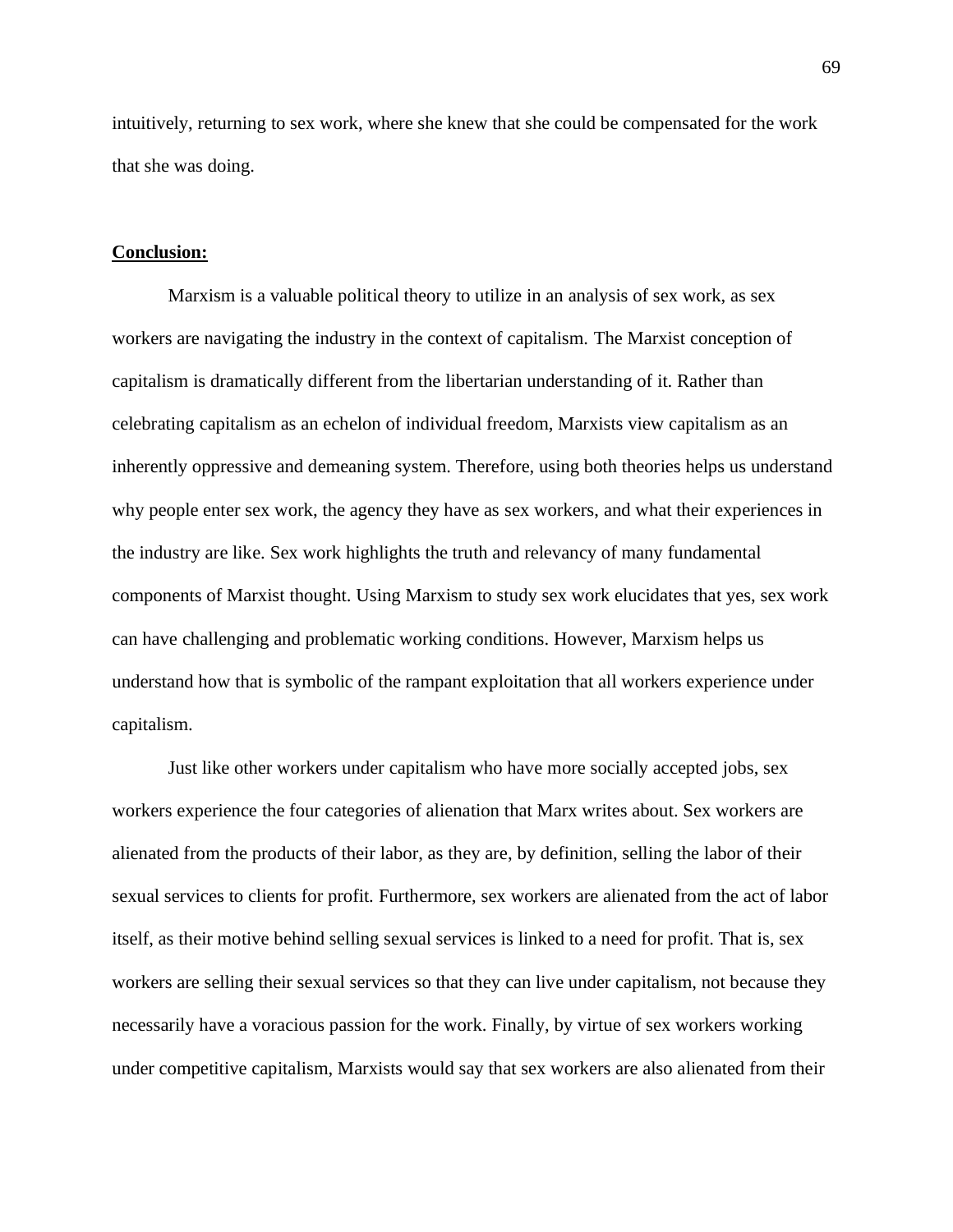intuitively, returning to sex work, where she knew that she could be compensated for the work that she was doing.

**Conclusion:**

Marxism is a valuable political theory to utilize in an analysis of sex work, as sex workers are navigating the industry in the context of capitalism. The Marxist conception of capitalism is dramatically different from the libertarian understanding of it. Rather than celebrating capitalism as an echelon of individual freedom, Marxists view capitalism as an inherently oppressive and demeaning system. Therefore, using both theories helps us understand why people enter sex work, the agency they have as sex workers, and what their experiences in the industry are like. Sex work highlights the truth and relevancy of many fundamental components of Marxist thought. Using Marxism to study sex work elucidates that yes, sex work can have challenging and problematic working conditions. However, Marxism helps us understand how that is symbolic of the rampant exploitation that all workers experience under capitalism.

Just like other workers under capitalism who have more socially accepted jobs, sex workers experience the four categories of alienation that Marx writes about. Sex workers are alienated from the products of their labor, as they are, by definition, selling the labor of their sexual services to clients for profit. Furthermore, sex workers are alienated from the act of labor itself, as their motive behind selling sexual services is linked to a need for profit. That is, sex workers are selling their sexual services so that they can live under capitalism, not because they necessarily have a voracious passion for the work. Finally, by virtue of sex workers working under competitive capitalism, Marxists would say that sex workers are also alienated from their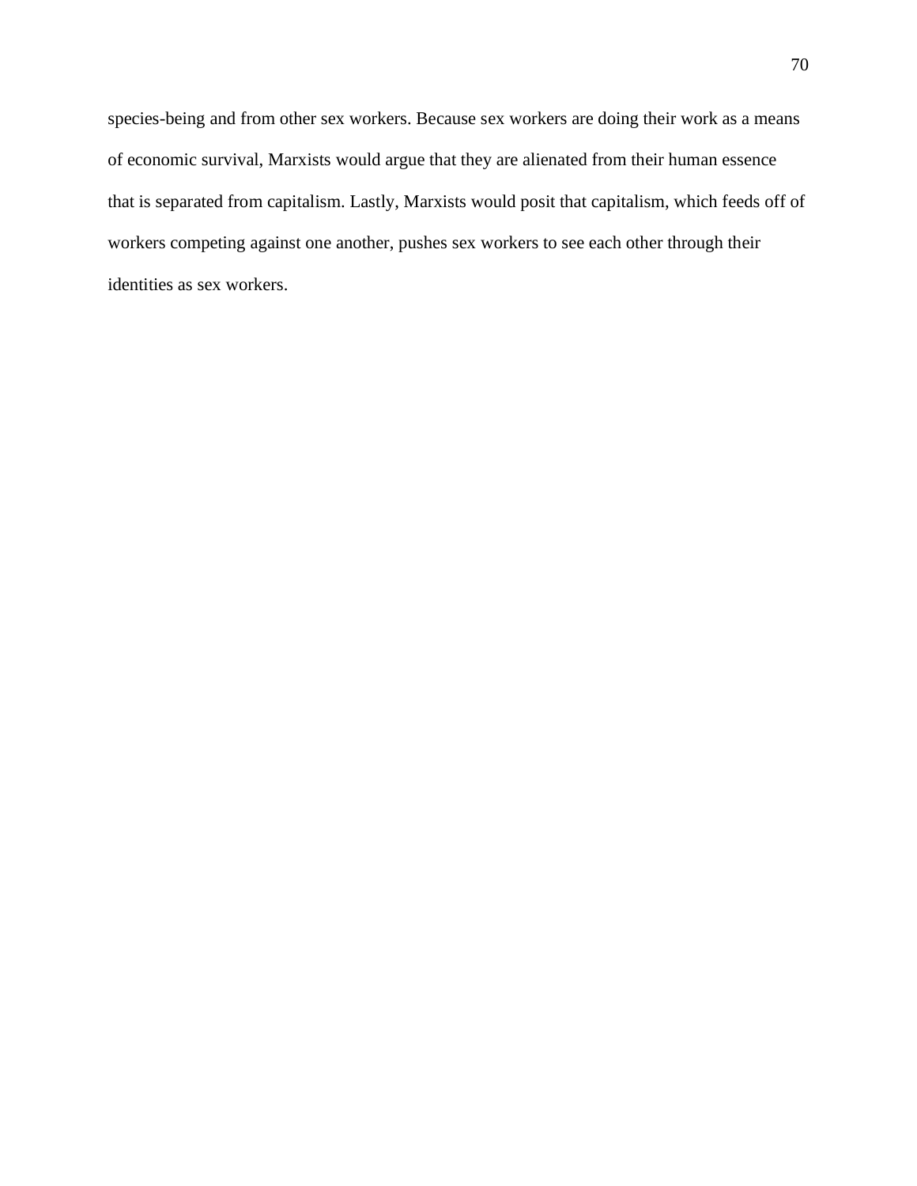species-being and from other sex workers. Because sex workers are doing their work as a means of economic survival, Marxists would argue that they are alienated from their human essence that is separated from capitalism. Lastly, Marxists would posit that capitalism, which feeds off of workers competing against one another, pushes sex workers to see each other through their identities as sex workers.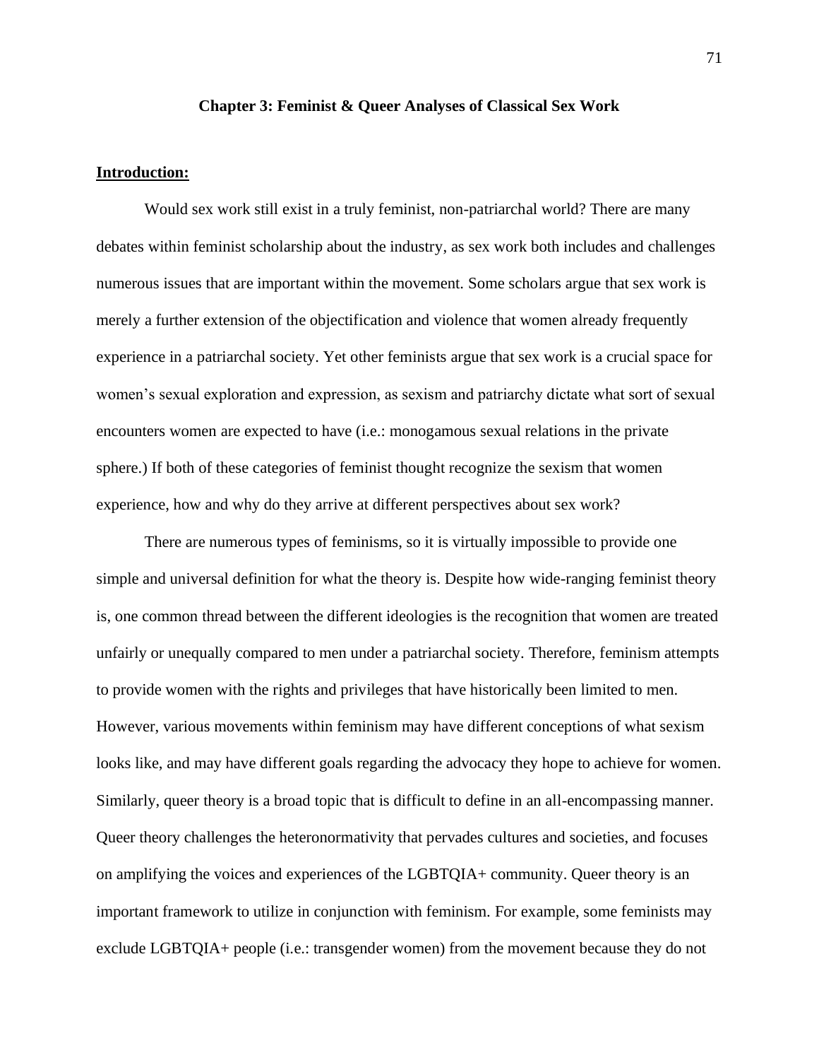## Chapter 3: Feminist & Queer Analyses of Classical Sex Work

**Introduction:**

Would sex work still exist in a truly feminist, non-patriarchal world? There are many debates within feminist scholarship about the industry, as sex work both includes and challenges numerous issues that are important within the movement. Some scholars argue that sex work is merely a further extension of the objectification and violence that women already frequently experience in a patriarchal society. Yet other feminists argue that sex work is a crucial space for women's sexual exploration and expression, as sexism and patriarchy dictate what sort of sexual encounters women are expected to have (i.e.: monogamous sexual relations in the private sphere.) If both of these categories of feminist thought recognize the sexism that women experience, how and why do they arrive at different perspectives about sex work?

There are numerous types of feminisms, so it is virtually impossible to provide one simple and universal definition for what the theory is. Despite how wide-ranging feminist theory is, one common thread between the different ideologies is the recognition that women are treated unfairly or unequally compared to men under a patriarchal society. Therefore, feminism attempts to provide women with the rights and privileges that have historically been limited to men. However, various movements within feminism may have different conceptions of what sexism looks like, and may have different goals regarding the advocacy they hope to achieve for women. Similarly, queer theory is a broad topic that is difficult to define in an all-encompassing manner. Queer theory challenges the heteronormativity that pervades cultures and societies, and focuses on amplifying the voices and experiences of the LGBTQIA+ community. Queer theory is an important framework to utilize in conjunction with feminism. For example, some feminists may exclude LGBTQIA+ people (i.e.: transgender women) from the movement because they do not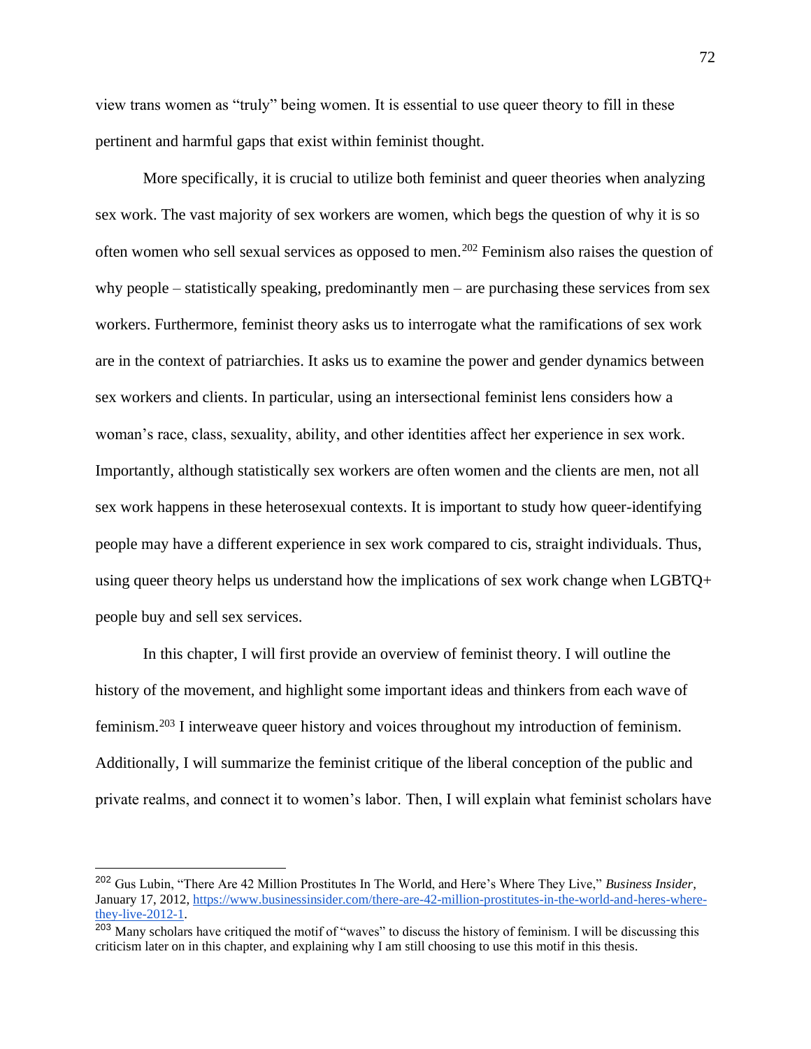view trans women as "truly" being women. It is essential to use queer theory to fill in these pertinent and harmful gaps that exist within feminist thought.

More specifically, it is crucial to utilize both feminist and queer theories when analyzing sex work. The vast majority of sex workers are women, which begs the question of why it is so often women who sell sexual services as opposed to men.[202] Feminism also raises the question of why people – statistically speaking, predominantly men – are purchasing these services from sex workers. Furthermore, feminist theory asks us to interrogate what the ramifications of sex work are in the context of patriarchies. It asks us to examine the power and gender dynamics between sex workers and clients. In particular, using an intersectional feminist lens considers how a woman's race, class, sexuality, ability, and other identities affect her experience in sex work. Importantly, although statistically sex workers are often women and the clients are men, not all sex work happens in these heterosexual contexts. It is important to study how queer-identifying people may have a different experience in sex work compared to cis, straight individuals. Thus, using queer theory helps us understand how the implications of sex work change when LGBTQ+ people buy and sell sex services.

In this chapter, I will first provide an overview of feminist theory. I will outline the history of the movement, and highlight some important ideas and thinkers from each wave of feminism.[203] I interweave queer history and voices throughout my introduction of feminism. Additionally, I will summarize the feminist critique of the liberal conception of the public and private realms, and connect it to women's labor. Then, I will explain what feminist scholars have

---

[202] Gus Lubin, "There Are 42 Million Prostitutes In The World, and Here's Where They Live," *Business Insider*, January 17, 2012, https://www.businessinsider.com/there-are-42-million-prostitutes-in-the-world-and-heres-where-they-live-2012-1.

[203] Many scholars have critiqued the motif of "waves" to discuss the history of feminism. I will be discussing this criticism later on in this chapter, and explaining why I am still choosing to use this motif in this thesis.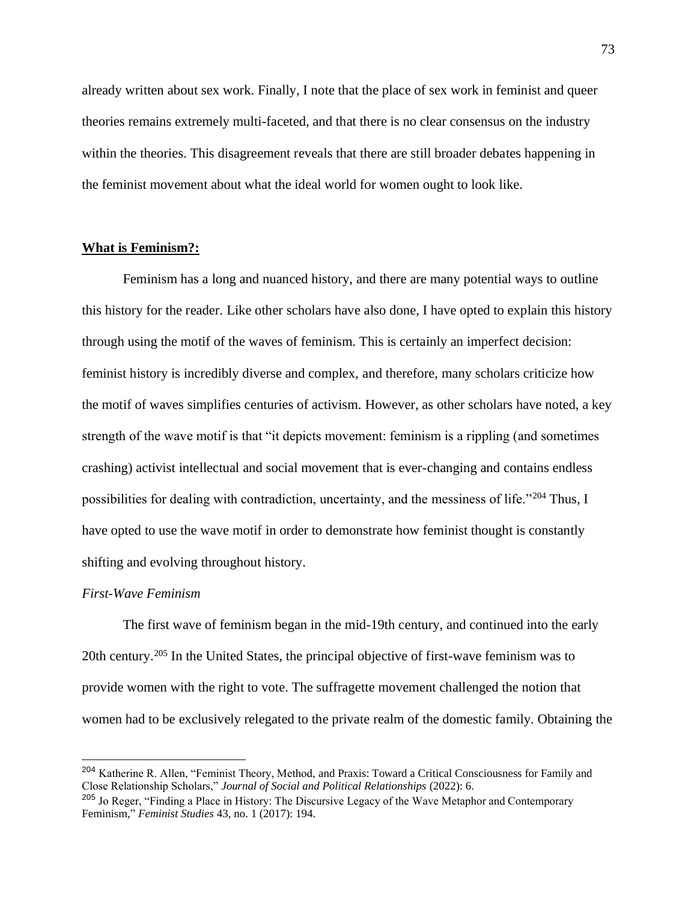already written about sex work. Finally, I note that the place of sex work in feminist and queer theories remains extremely multi-faceted, and that there is no clear consensus on the industry within the theories. This disagreement reveals that there are still broader debates happening in the feminist movement about what the ideal world for women ought to look like.

## **What is Feminism?:**

Feminism has a long and nuanced history, and there are many potential ways to outline this history for the reader. Like other scholars have also done, I have opted to explain this history through using the motif of the waves of feminism. This is certainly an imperfect decision: feminist history is incredibly diverse and complex, and therefore, many scholars criticize how the motif of waves simplifies centuries of activism. However, as other scholars have noted, a key strength of the wave motif is that "it depicts movement: feminism is a rippling (and sometimes crashing) activist intellectual and social movement that is ever-changing and contains endless possibilities for dealing with contradiction, uncertainty, and the messiness of life."[204] Thus, I have opted to use the wave motif in order to demonstrate how feminist thought is constantly shifting and evolving throughout history.

### *First-Wave Feminism*

The first wave of feminism began in the mid-19th century, and continued into the early 20th century.[205] In the United States, the principal objective of first-wave feminism was to provide women with the right to vote. The suffragette movement challenged the notion that women had to be exclusively relegated to the private realm of the domestic family. Obtaining the

---

[204] Katherine R. Allen, "Feminist Theory, Method, and Praxis: Toward a Critical Consciousness for Family and Close Relationship Scholars," *Journal of Social and Political Relationships* (2022): 6.

[205] Jo Reger, "Finding a Place in History: The Discursive Legacy of the Wave Metaphor and Contemporary Feminism," *Feminist Studies* 43, no. 1 (2017): 194.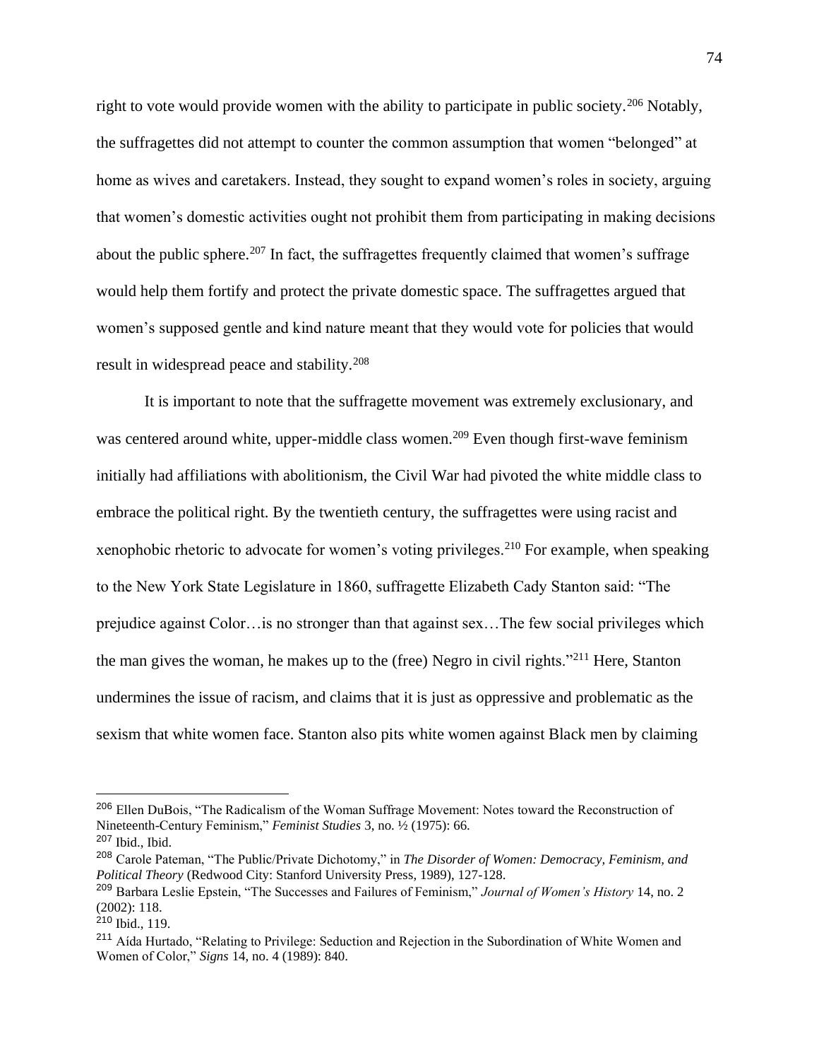right to vote would provide women with the ability to participate in public society.[206] Notably, the suffragettes did not attempt to counter the common assumption that women "belonged" at home as wives and caretakers. Instead, they sought to expand women's roles in society, arguing that women's domestic activities ought not prohibit them from participating in making decisions about the public sphere.[207] In fact, the suffragettes frequently claimed that women's suffrage would help them fortify and protect the private domestic space. The suffragettes argued that women's supposed gentle and kind nature meant that they would vote for policies that would result in widespread peace and stability.[208]

It is important to note that the suffragette movement was extremely exclusionary, and was centered around white, upper-middle class women.[209] Even though first-wave feminism initially had affiliations with abolitionism, the Civil War had pivoted the white middle class to embrace the political right. By the twentieth century, the suffragettes were using racist and xenophobic rhetoric to advocate for women's voting privileges.[210] For example, when speaking to the New York State Legislature in 1860, suffragette Elizabeth Cady Stanton said: "The prejudice against Color…is no stronger than that against sex…The few social privileges which the man gives the woman, he makes up to the (free) Negro in civil rights."[211] Here, Stanton undermines the issue of racism, and claims that it is just as oppressive and problematic as the sexism that white women face. Stanton also pits white women against Black men by claiming

---

[206] Ellen DuBois, "The Radicalism of the Woman Suffrage Movement: Notes toward the Reconstruction of Nineteenth-Century Feminism," *Feminist Studies* 3, no. ½ (1975): 66.

[207] Ibid., Ibid.

[208] Carole Pateman, "The Public/Private Dichotomy," in *The Disorder of Women: Democracy, Feminism, and Political Theory* (Redwood City: Stanford University Press, 1989), 127-128.

[209] Barbara Leslie Epstein, "The Successes and Failures of Feminism," *Journal of Women's History* 14, no. 2 (2002): 118.

[210] Ibid., 119.

[211] Aída Hurtado, "Relating to Privilege: Seduction and Rejection in the Subordination of White Women and Women of Color," *Signs* 14, no. 4 (1989): 840.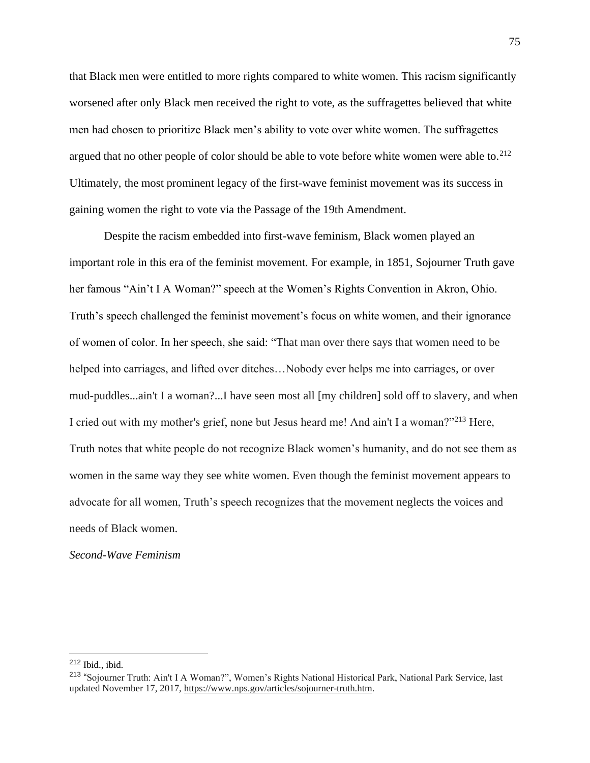that Black men were entitled to more rights compared to white women. This racism significantly worsened after only Black men received the right to vote, as the suffragettes believed that white men had chosen to prioritize Black men's ability to vote over white women. The suffragettes argued that no other people of color should be able to vote before white women were able to.[212] Ultimately, the most prominent legacy of the first-wave feminist movement was its success in gaining women the right to vote via the Passage of the 19th Amendment.

Despite the racism embedded into first-wave feminism, Black women played an important role in this era of the feminist movement. For example, in 1851, Sojourner Truth gave her famous "Ain't I A Woman?" speech at the Women's Rights Convention in Akron, Ohio. Truth's speech challenged the feminist movement's focus on white women, and their ignorance of women of color. In her speech, she said: "That man over there says that women need to be helped into carriages, and lifted over ditches…Nobody ever helps me into carriages, or over mud-puddles...ain't I a woman?...I have seen most all [my children] sold off to slavery, and when I cried out with my mother's grief, none but Jesus heard me! And ain't I a woman?"[213] Here, Truth notes that white people do not recognize Black women's humanity, and do not see them as women in the same way they see white women. Even though the feminist movement appears to advocate for all women, Truth's speech recognizes that the movement neglects the voices and needs of Black women.

*Second-Wave Feminism*

---

[212] Ibid., ibid.

[213] "Sojourner Truth: Ain't I A Woman?", Women's Rights National Historical Park, National Park Service, last updated November 17, 2017, https://www.nps.gov/articles/sojourner-truth.htm.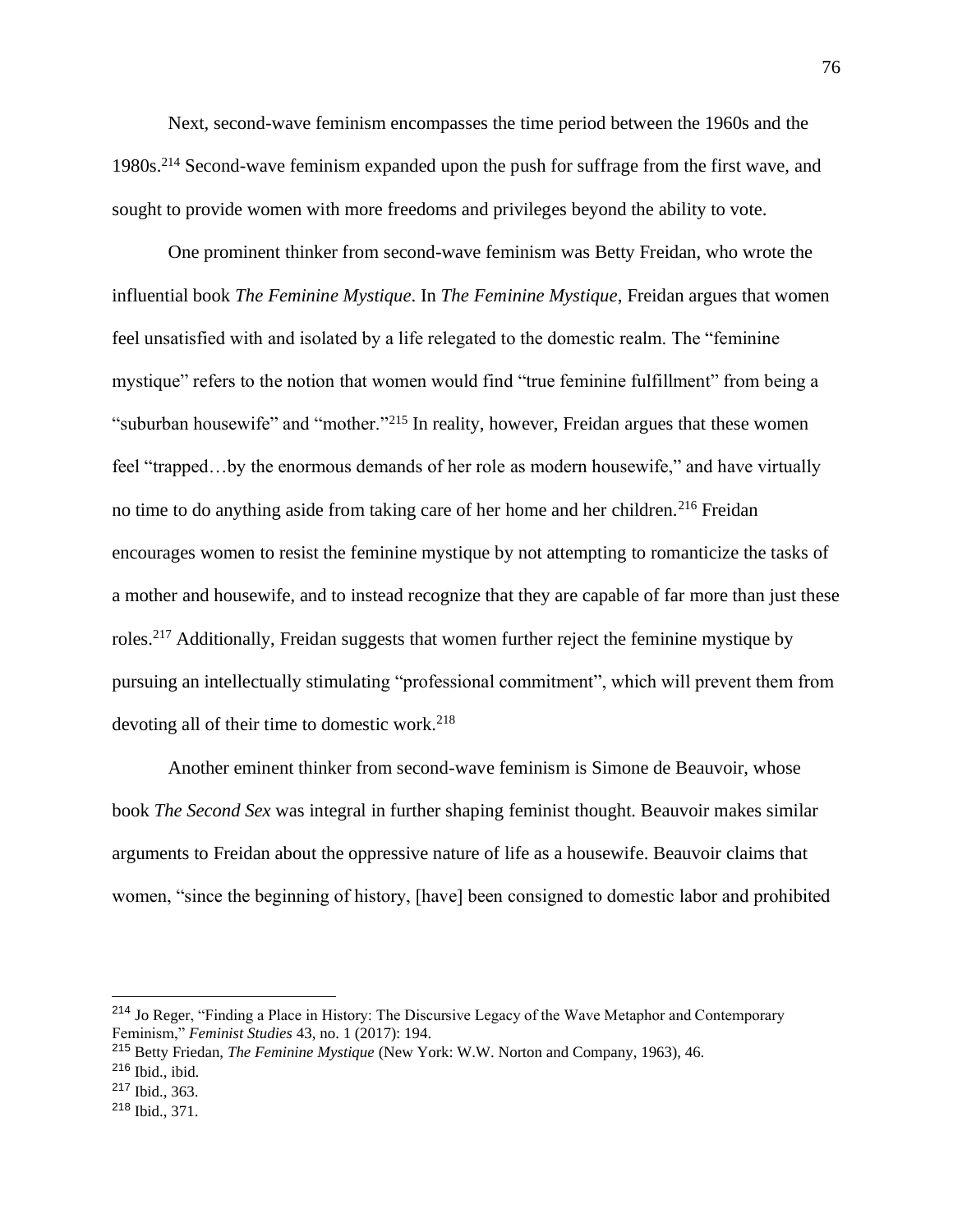Next, second-wave feminism encompasses the time period between the 1960s and the 1980s.[214] Second-wave feminism expanded upon the push for suffrage from the first wave, and sought to provide women with more freedoms and privileges beyond the ability to vote.

One prominent thinker from second-wave feminism was Betty Freidan, who wrote the influential book *The Feminine Mystique*. In *The Feminine Mystique*, Freidan argues that women feel unsatisfied with and isolated by a life relegated to the domestic realm. The "feminine mystique" refers to the notion that women would find "true feminine fulfillment" from being a "suburban housewife" and "mother."[215] In reality, however, Freidan argues that these women feel "trapped…by the enormous demands of her role as modern housewife," and have virtually no time to do anything aside from taking care of her home and her children.[216] Freidan encourages women to resist the feminine mystique by not attempting to romanticize the tasks of a mother and housewife, and to instead recognize that they are capable of far more than just these roles.[217] Additionally, Freidan suggests that women further reject the feminine mystique by pursuing an intellectually stimulating "professional commitment", which will prevent them from devoting all of their time to domestic work.[218]

Another eminent thinker from second-wave feminism is Simone de Beauvoir, whose book *The Second Sex* was integral in further shaping feminist thought. Beauvoir makes similar arguments to Freidan about the oppressive nature of life as a housewife. Beauvoir claims that women, "since the beginning of history, [have] been consigned to domestic labor and prohibited

---

[214] Jo Reger, "Finding a Place in History: The Discursive Legacy of the Wave Metaphor and Contemporary Feminism," *Feminist Studies* 43, no. 1 (2017): 194.

[215] Betty Friedan, *The Feminine Mystique* (New York: W.W. Norton and Company, 1963), 46.

[216] Ibid., ibid.

[217] Ibid., 363.

[218] Ibid., 371.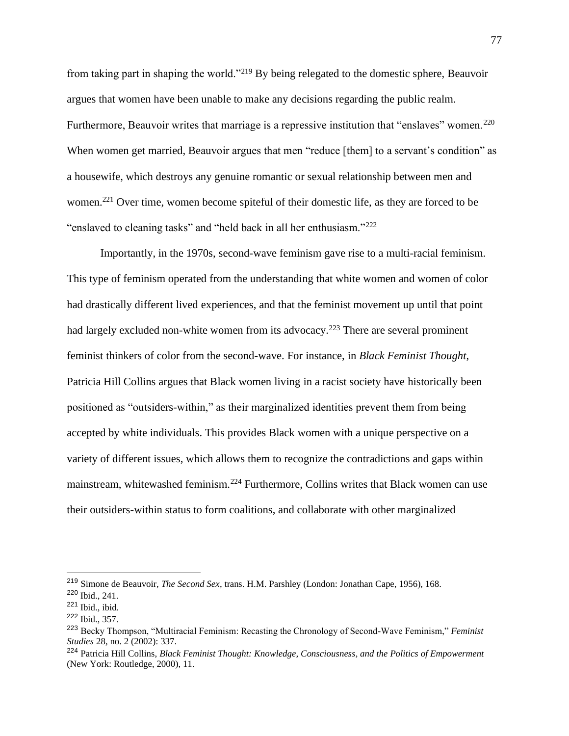from taking part in shaping the world."[219] By being relegated to the domestic sphere, Beauvoir argues that women have been unable to make any decisions regarding the public realm. Furthermore, Beauvoir writes that marriage is a repressive institution that "enslaves" women.[220] When women get married, Beauvoir argues that men "reduce [them] to a servant's condition" as a housewife, which destroys any genuine romantic or sexual relationship between men and women.[221] Over time, women become spiteful of their domestic life, as they are forced to be "enslaved to cleaning tasks" and "held back in all her enthusiasm."[222]

Importantly, in the 1970s, second-wave feminism gave rise to a multi-racial feminism. This type of feminism operated from the understanding that white women and women of color had drastically different lived experiences, and that the feminist movement up until that point had largely excluded non-white women from its advocacy.[223] There are several prominent feminist thinkers of color from the second-wave. For instance, in *Black Feminist Thought*, Patricia Hill Collins argues that Black women living in a racist society have historically been positioned as "outsiders-within," as their marginalized identities prevent them from being accepted by white individuals. This provides Black women with a unique perspective on a variety of different issues, which allows them to recognize the contradictions and gaps within mainstream, whitewashed feminism.[224] Furthermore, Collins writes that Black women can use their outsiders-within status to form coalitions, and collaborate with other marginalized

---

[219] Simone de Beauvoir, *The Second Sex*, trans. H.M. Parshley (London: Jonathan Cape, 1956), 168.

[220] Ibid., 241.

[221] Ibid., ibid.

[222] Ibid., 357.

[223] Becky Thompson, "Multiracial Feminism: Recasting the Chronology of Second-Wave Feminism," *Feminist Studies* 28, no. 2 (2002): 337.

[224] Patricia Hill Collins, *Black Feminist Thought: Knowledge, Consciousness, and the Politics of Empowerment* (New York: Routledge, 2000), 11.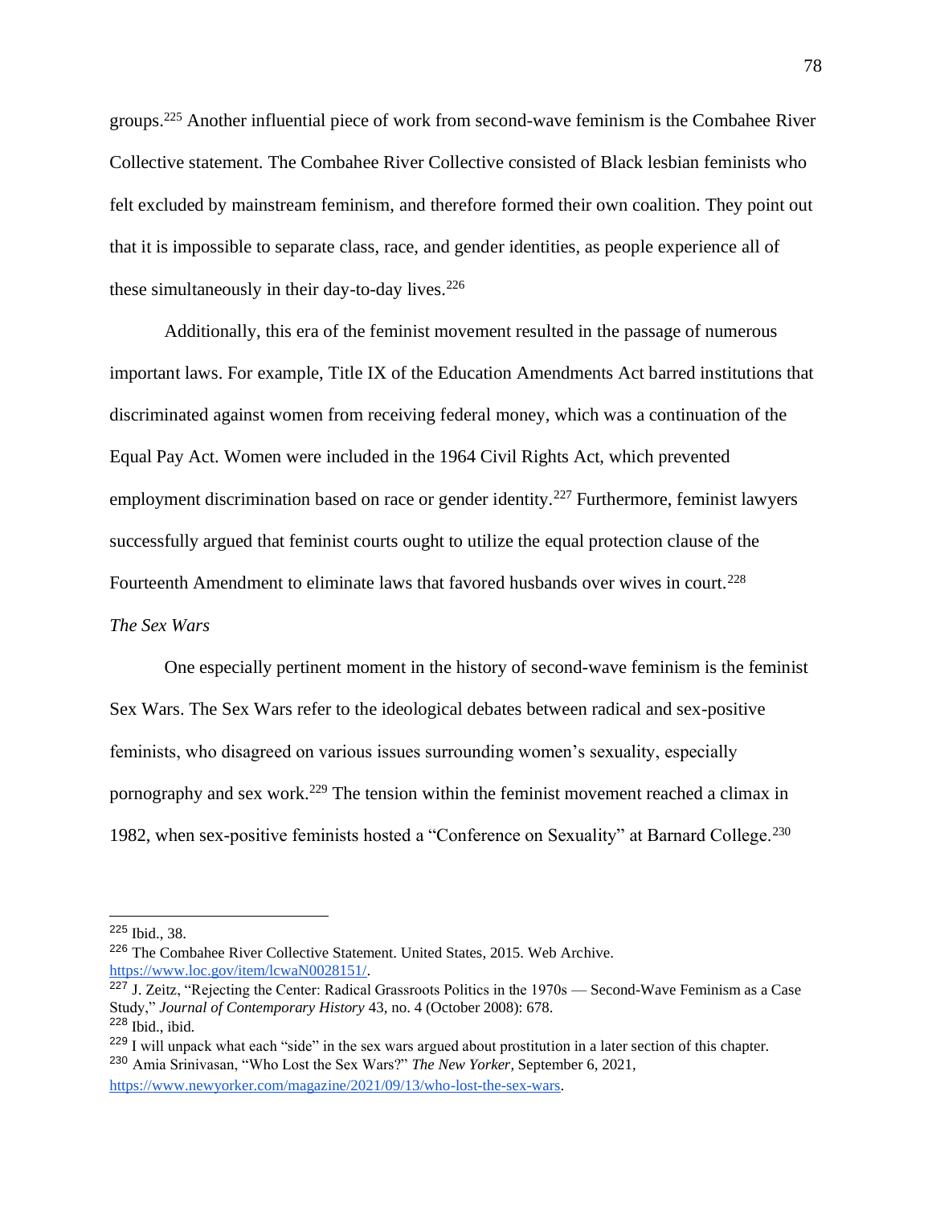groups.[225] Another influential piece of work from second-wave feminism is the Combahee River Collective statement. The Combahee River Collective consisted of Black lesbian feminists who felt excluded by mainstream feminism, and therefore formed their own coalition. They point out that it is impossible to separate class, race, and gender identities, as people experience all of these simultaneously in their day-to-day lives.[226]

Additionally, this era of the feminist movement resulted in the passage of numerous important laws. For example, Title IX of the Education Amendments Act barred institutions that discriminated against women from receiving federal money, which was a continuation of the Equal Pay Act. Women were included in the 1964 Civil Rights Act, which prevented employment discrimination based on race or gender identity.[227] Furthermore, feminist lawyers successfully argued that feminist courts ought to utilize the equal protection clause of the Fourteenth Amendment to eliminate laws that favored husbands over wives in court.[228]

*The Sex Wars*

One especially pertinent moment in the history of second-wave feminism is the feminist Sex Wars. The Sex Wars refer to the ideological debates between radical and sex-positive feminists, who disagreed on various issues surrounding women's sexuality, especially pornography and sex work.[229] The tension within the feminist movement reached a climax in 1982, when sex-positive feminists hosted a "Conference on Sexuality" at Barnard College.[230]

---

[225] Ibid., 38.

[226] The Combahee River Collective Statement. United States, 2015. Web Archive. https://www.loc.gov/item/lcwaN0028151/.

[227] J. Zeitz, "Rejecting the Center: Radical Grassroots Politics in the 1970s — Second-Wave Feminism as a Case Study," *Journal of Contemporary History* 43, no. 4 (October 2008): 678.

[228] Ibid., ibid.

[229] I will unpack what each "side" in the sex wars argued about prostitution in a later section of this chapter.

[230] Amia Srinivasan, "Who Lost the Sex Wars?" *The New Yorker*, September 6, 2021, https://www.newyorker.com/magazine/2021/09/13/who-lost-the-sex-wars.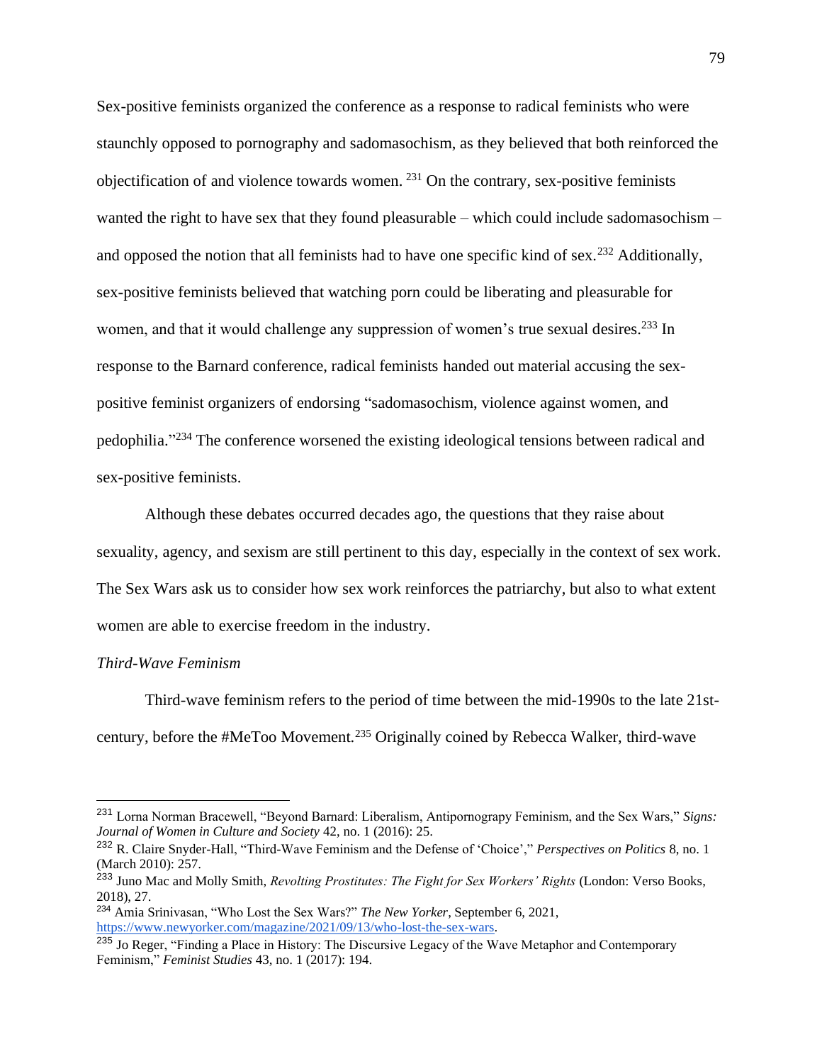Sex-positive feminists organized the conference as a response to radical feminists who were staunchly opposed to pornography and sadomasochism, as they believed that both reinforced the objectification of and violence towards women. [231] On the contrary, sex-positive feminists wanted the right to have sex that they found pleasurable – which could include sadomasochism – and opposed the notion that all feminists had to have one specific kind of sex.[232] Additionally, sex-positive feminists believed that watching porn could be liberating and pleasurable for women, and that it would challenge any suppression of women's true sexual desires.[233] In response to the Barnard conference, radical feminists handed out material accusing the sex-positive feminist organizers of endorsing "sadomasochism, violence against women, and pedophilia."[234] The conference worsened the existing ideological tensions between radical and sex-positive feminists.

Although these debates occurred decades ago, the questions that they raise about sexuality, agency, and sexism are still pertinent to this day, especially in the context of sex work. The Sex Wars ask us to consider how sex work reinforces the patriarchy, but also to what extent women are able to exercise freedom in the industry.

*Third-Wave Feminism*

Third-wave feminism refers to the period of time between the mid-1990s to the late 21st-century, before the #MeToo Movement.[235] Originally coined by Rebecca Walker, third-wave

---

[231] Lorna Norman Bracewell, "Beyond Barnard: Liberalism, Antipornograpy Feminism, and the Sex Wars," *Signs: Journal of Women in Culture and Society* 42, no. 1 (2016): 25.

[232] R. Claire Snyder-Hall, "Third-Wave Feminism and the Defense of 'Choice'," *Perspectives on Politics* 8, no. 1 (March 2010): 257.

[233] Juno Mac and Molly Smith, *Revolting Prostitutes: The Fight for Sex Workers' Rights* (London: Verso Books, 2018), 27.

[234] Amia Srinivasan, "Who Lost the Sex Wars?" *The New Yorker*, September 6, 2021, https://www.newyorker.com/magazine/2021/09/13/who-lost-the-sex-wars.

[235] Jo Reger, "Finding a Place in History: The Discursive Legacy of the Wave Metaphor and Contemporary Feminism," *Feminist Studies* 43, no. 1 (2017): 194.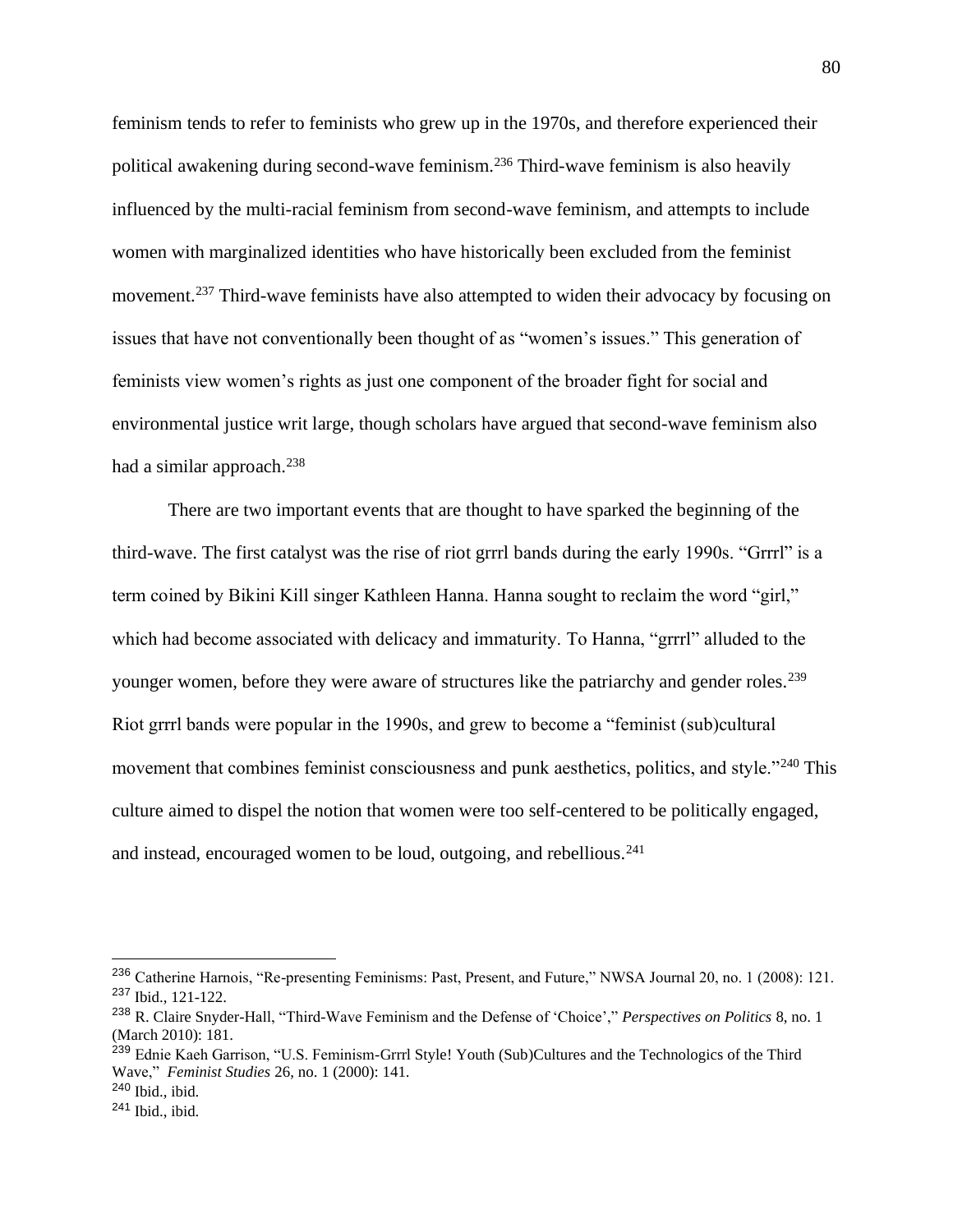feminism tends to refer to feminists who grew up in the 1970s, and therefore experienced their political awakening during second-wave feminism.[236] Third-wave feminism is also heavily influenced by the multi-racial feminism from second-wave feminism, and attempts to include women with marginalized identities who have historically been excluded from the feminist movement.[237] Third-wave feminists have also attempted to widen their advocacy by focusing on issues that have not conventionally been thought of as "women's issues." This generation of feminists view women's rights as just one component of the broader fight for social and environmental justice writ large, though scholars have argued that second-wave feminism also had a similar approach.[238]

There are two important events that are thought to have sparked the beginning of the third-wave. The first catalyst was the rise of riot grrrl bands during the early 1990s. "Grrrl" is a term coined by Bikini Kill singer Kathleen Hanna. Hanna sought to reclaim the word "girl," which had become associated with delicacy and immaturity. To Hanna, "grrrl" alluded to the younger women, before they were aware of structures like the patriarchy and gender roles.[239] Riot grrrl bands were popular in the 1990s, and grew to become a "feminist (sub)cultural movement that combines feminist consciousness and punk aesthetics, politics, and style."[240] This culture aimed to dispel the notion that women were too self-centered to be politically engaged, and instead, encouraged women to be loud, outgoing, and rebellious.[241]

---

[236] Catherine Harnois, "Re-presenting Feminisms: Past, Present, and Future," NWSA Journal 20, no. 1 (2008): 121.
[237] Ibid., 121-122.
[238] R. Claire Snyder-Hall, "Third-Wave Feminism and the Defense of 'Choice'," *Perspectives on Politics* 8, no. 1 (March 2010): 181.
[239] Ednie Kaeh Garrison, "U.S. Feminism-Grrrl Style! Youth (Sub)Cultures and the Technologics of the Third Wave," *Feminist Studies* 26, no. 1 (2000): 141.
[240] Ibid., ibid.
[241] Ibid., ibid.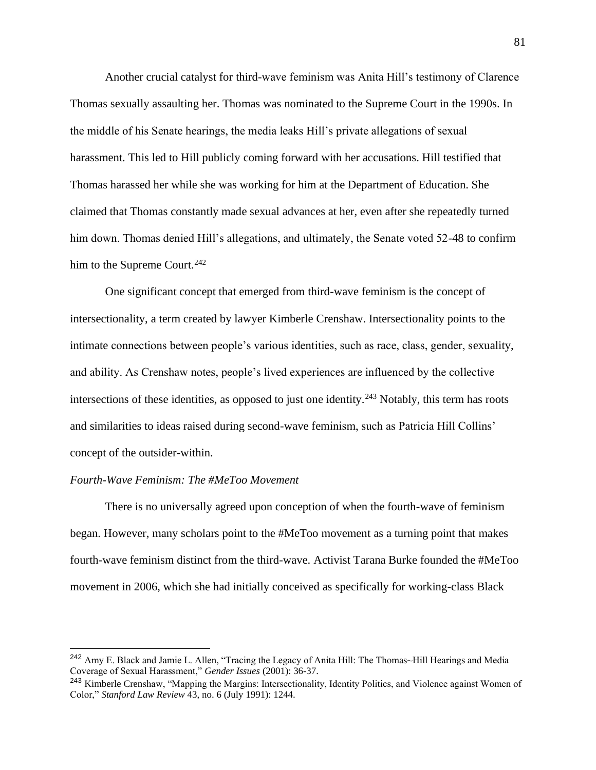Another crucial catalyst for third-wave feminism was Anita Hill's testimony of Clarence Thomas sexually assaulting her. Thomas was nominated to the Supreme Court in the 1990s. In the middle of his Senate hearings, the media leaks Hill's private allegations of sexual harassment. This led to Hill publicly coming forward with her accusations. Hill testified that Thomas harassed her while she was working for him at the Department of Education. She claimed that Thomas constantly made sexual advances at her, even after she repeatedly turned him down. Thomas denied Hill's allegations, and ultimately, the Senate voted 52-48 to confirm him to the Supreme Court.[242]

One significant concept that emerged from third-wave feminism is the concept of intersectionality, a term created by lawyer Kimberle Crenshaw. Intersectionality points to the intimate connections between people's various identities, such as race, class, gender, sexuality, and ability. As Crenshaw notes, people's lived experiences are influenced by the collective intersections of these identities, as opposed to just one identity.[243] Notably, this term has roots and similarities to ideas raised during second-wave feminism, such as Patricia Hill Collins' concept of the outsider-within.

*Fourth-Wave Feminism: The #MeToo Movement*

There is no universally agreed upon conception of when the fourth-wave of feminism began. However, many scholars point to the #MeToo movement as a turning point that makes fourth-wave feminism distinct from the third-wave. Activist Tarana Burke founded the #MeToo movement in 2006, which she had initially conceived as specifically for working-class Black

---

[242] Amy E. Black and Jamie L. Allen, "Tracing the Legacy of Anita Hill: The Thomas~Hill Hearings and Media Coverage of Sexual Harassment," *Gender Issues* (2001): 36-37.

[243] Kimberle Crenshaw, "Mapping the Margins: Intersectionality, Identity Politics, and Violence against Women of Color," *Stanford Law Review* 43, no. 6 (July 1991): 1244.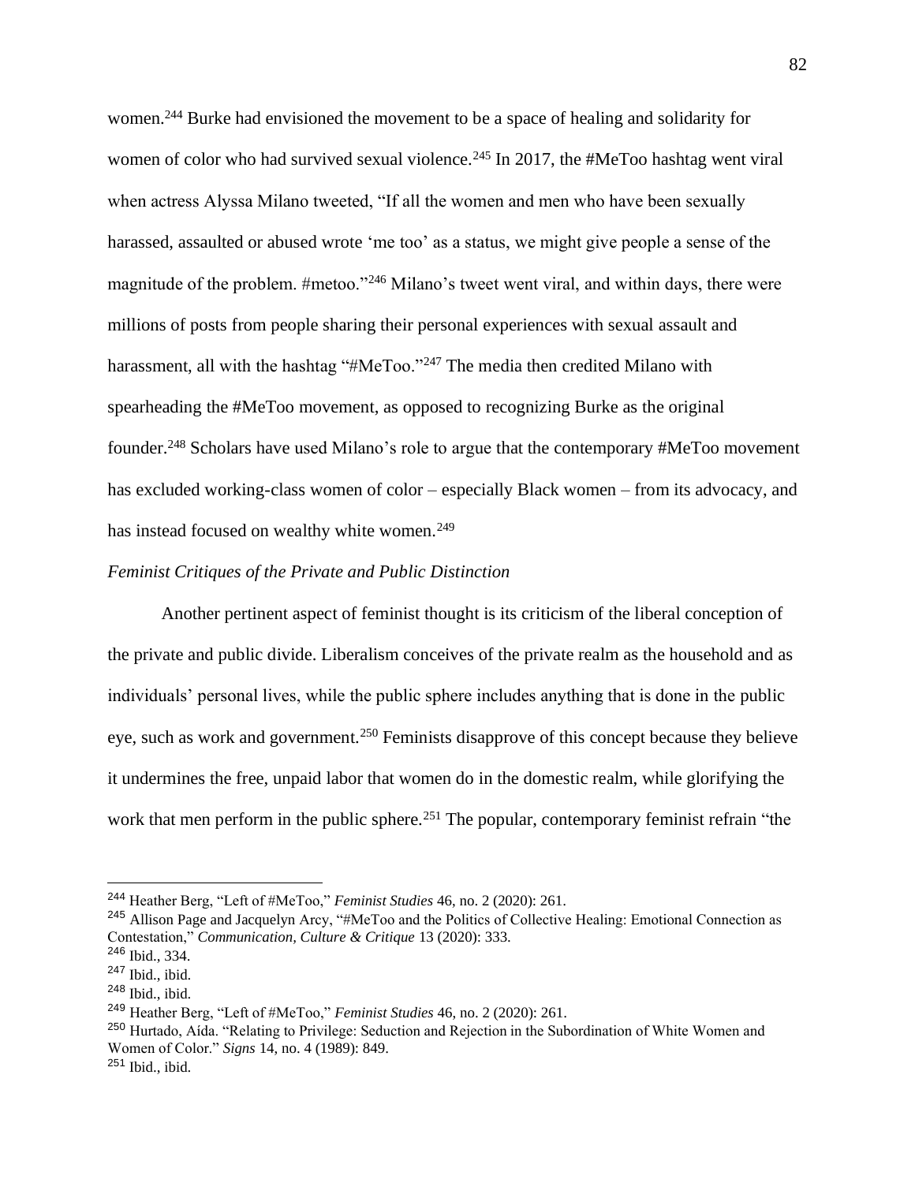women.[244] Burke had envisioned the movement to be a space of healing and solidarity for women of color who had survived sexual violence.[245] In 2017, the #MeToo hashtag went viral when actress Alyssa Milano tweeted, "If all the women and men who have been sexually harassed, assaulted or abused wrote 'me too' as a status, we might give people a sense of the magnitude of the problem. #metoo."[246] Milano's tweet went viral, and within days, there were millions of posts from people sharing their personal experiences with sexual assault and harassment, all with the hashtag "#MeToo."[247] The media then credited Milano with spearheading the #MeToo movement, as opposed to recognizing Burke as the original founder.[248] Scholars have used Milano's role to argue that the contemporary #MeToo movement has excluded working-class women of color – especially Black women – from its advocacy, and has instead focused on wealthy white women.[249]

*Feminist Critiques of the Private and Public Distinction*

Another pertinent aspect of feminist thought is its criticism of the liberal conception of the private and public divide. Liberalism conceives of the private realm as the household and as individuals' personal lives, while the public sphere includes anything that is done in the public eye, such as work and government.[250] Feminists disapprove of this concept because they believe it undermines the free, unpaid labor that women do in the domestic realm, while glorifying the work that men perform in the public sphere.[251] The popular, contemporary feminist refrain "the

---

[244] Heather Berg, "Left of #MeToo," *Feminist Studies* 46, no. 2 (2020): 261.

[245] Allison Page and Jacquelyn Arcy, "#MeToo and the Politics of Collective Healing: Emotional Connection as Contestation," *Communication, Culture & Critique* 13 (2020): 333.

[246] Ibid., 334.

[247] Ibid., ibid.

[248] Ibid., ibid.

[249] Heather Berg, "Left of #MeToo," *Feminist Studies* 46, no. 2 (2020): 261.

[250] Hurtado, Aída. "Relating to Privilege: Seduction and Rejection in the Subordination of White Women and Women of Color." *Signs* 14, no. 4 (1989): 849.

[251] Ibid., ibid.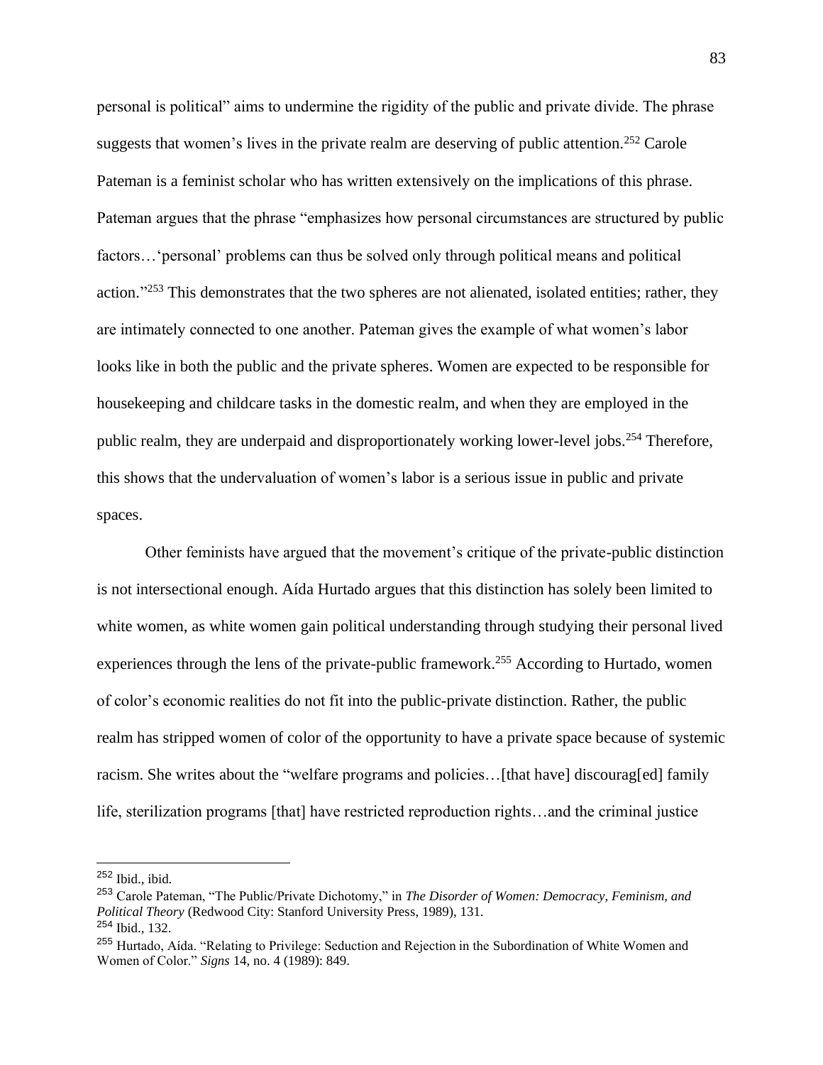personal is political" aims to undermine the rigidity of the public and private divide. The phrase suggests that women's lives in the private realm are deserving of public attention.[252] Carole Pateman is a feminist scholar who has written extensively on the implications of this phrase. Pateman argues that the phrase "emphasizes how personal circumstances are structured by public factors…'personal' problems can thus be solved only through political means and political action."[253] This demonstrates that the two spheres are not alienated, isolated entities; rather, they are intimately connected to one another. Pateman gives the example of what women's labor looks like in both the public and the private spheres. Women are expected to be responsible for housekeeping and childcare tasks in the domestic realm, and when they are employed in the public realm, they are underpaid and disproportionately working lower-level jobs.[254] Therefore, this shows that the undervaluation of women's labor is a serious issue in public and private spaces.

Other feminists have argued that the movement's critique of the private-public distinction is not intersectional enough. Aída Hurtado argues that this distinction has solely been limited to white women, as white women gain political understanding through studying their personal lived experiences through the lens of the private-public framework.[255] According to Hurtado, women of color's economic realities do not fit into the public-private distinction. Rather, the public realm has stripped women of color of the opportunity to have a private space because of systemic racism. She writes about the "welfare programs and policies…[that have] discourag[ed] family life, sterilization programs [that] have restricted reproduction rights…and the criminal justice

---

[252] Ibid., ibid.

[253] Carole Pateman, "The Public/Private Dichotomy," in *The Disorder of Women: Democracy, Feminism, and Political Theory* (Redwood City: Stanford University Press, 1989), 131.

[254] Ibid., 132.

[255] Hurtado, Aída. "Relating to Privilege: Seduction and Rejection in the Subordination of White Women and Women of Color." *Signs* 14, no. 4 (1989): 849.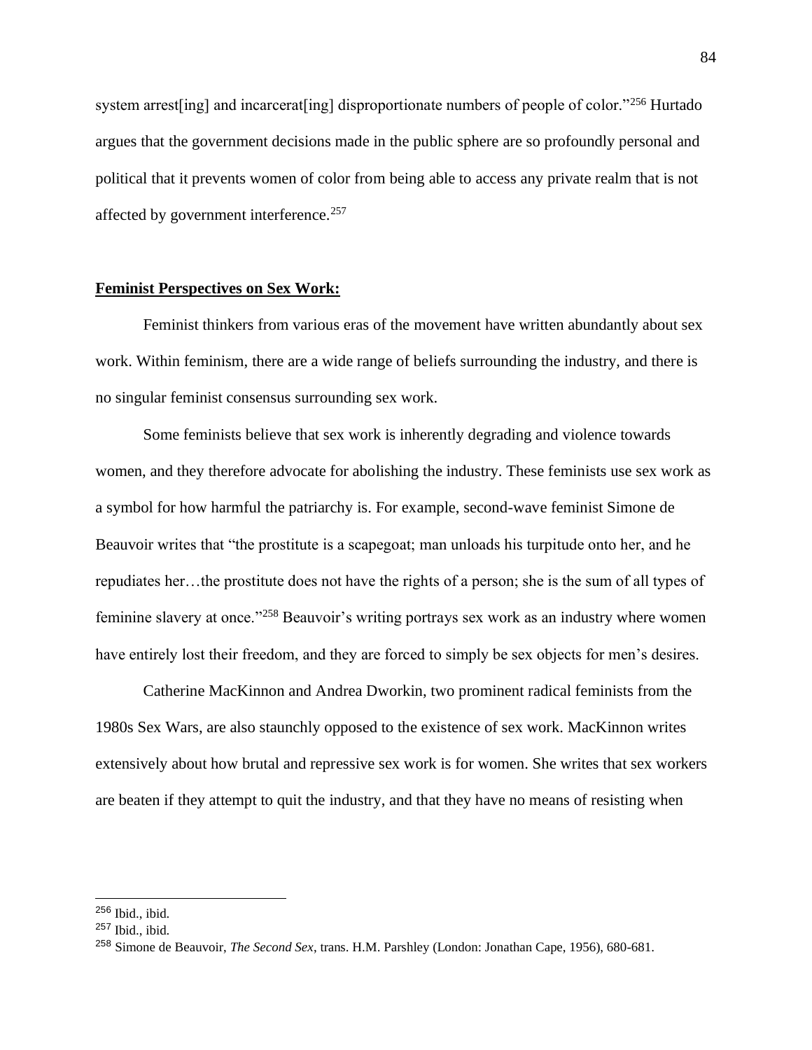system arrest[ing] and incarcerat[ing] disproportionate numbers of people of color."[256] Hurtado argues that the government decisions made in the public sphere are so profoundly personal and political that it prevents women of color from being able to access any private realm that is not affected by government interference.[257]

**Feminist Perspectives on Sex Work:**

Feminist thinkers from various eras of the movement have written abundantly about sex work. Within feminism, there are a wide range of beliefs surrounding the industry, and there is no singular feminist consensus surrounding sex work.

Some feminists believe that sex work is inherently degrading and violence towards women, and they therefore advocate for abolishing the industry. These feminists use sex work as a symbol for how harmful the patriarchy is. For example, second-wave feminist Simone de Beauvoir writes that "the prostitute is a scapegoat; man unloads his turpitude onto her, and he repudiates her…the prostitute does not have the rights of a person; she is the sum of all types of feminine slavery at once."[258] Beauvoir's writing portrays sex work as an industry where women have entirely lost their freedom, and they are forced to simply be sex objects for men's desires.

Catherine MacKinnon and Andrea Dworkin, two prominent radical feminists from the 1980s Sex Wars, are also staunchly opposed to the existence of sex work. MacKinnon writes extensively about how brutal and repressive sex work is for women. She writes that sex workers are beaten if they attempt to quit the industry, and that they have no means of resisting when

---

[256] Ibid., ibid.

[257] Ibid., ibid.

[258] Simone de Beauvoir, *The Second Sex*, trans. H.M. Parshley (London: Jonathan Cape, 1956), 680-681.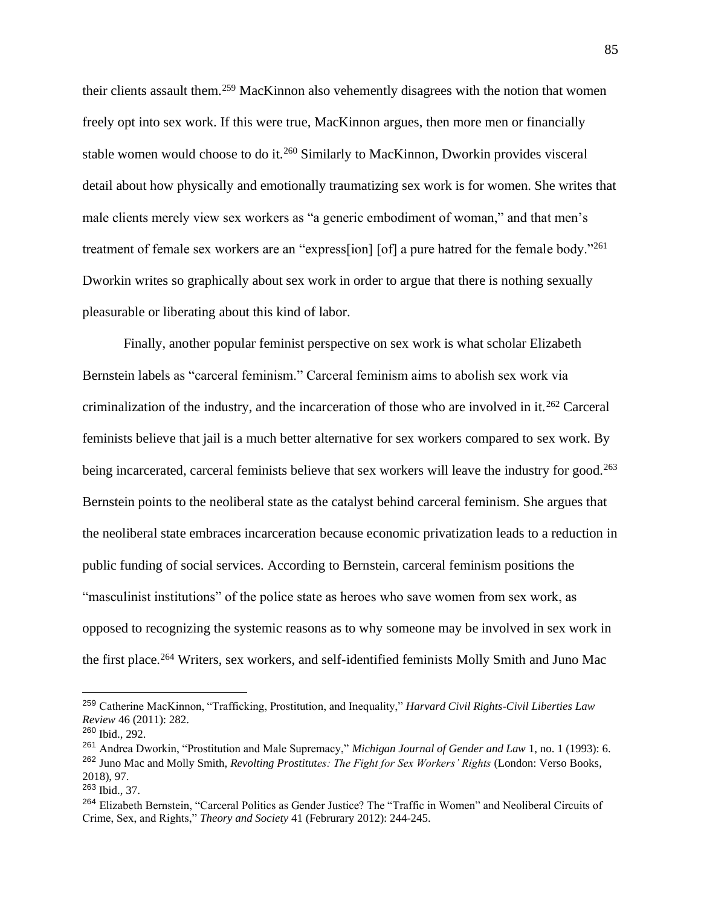their clients assault them.[259] MacKinnon also vehemently disagrees with the notion that women freely opt into sex work. If this were true, MacKinnon argues, then more men or financially stable women would choose to do it.[260] Similarly to MacKinnon, Dworkin provides visceral detail about how physically and emotionally traumatizing sex work is for women. She writes that male clients merely view sex workers as "a generic embodiment of woman," and that men's treatment of female sex workers are an "express[ion] [of] a pure hatred for the female body."[261] Dworkin writes so graphically about sex work in order to argue that there is nothing sexually pleasurable or liberating about this kind of labor.

Finally, another popular feminist perspective on sex work is what scholar Elizabeth Bernstein labels as "carceral feminism." Carceral feminism aims to abolish sex work via criminalization of the industry, and the incarceration of those who are involved in it.[262] Carceral feminists believe that jail is a much better alternative for sex workers compared to sex work. By being incarcerated, carceral feminists believe that sex workers will leave the industry for good.[263] Bernstein points to the neoliberal state as the catalyst behind carceral feminism. She argues that the neoliberal state embraces incarceration because economic privatization leads to a reduction in public funding of social services. According to Bernstein, carceral feminism positions the "masculinist institutions" of the police state as heroes who save women from sex work, as opposed to recognizing the systemic reasons as to why someone may be involved in sex work in the first place.[264] Writers, sex workers, and self-identified feminists Molly Smith and Juno Mac

---

[259] Catherine MacKinnon, "Trafficking, Prostitution, and Inequality," *Harvard Civil Rights-Civil Liberties Law Review* 46 (2011): 282.

[260] Ibid., 292.

[261] Andrea Dworkin, "Prostitution and Male Supremacy," *Michigan Journal of Gender and Law* 1, no. 1 (1993): 6.

[262] Juno Mac and Molly Smith, *Revolting Prostitutes: The Fight for Sex Workers' Rights* (London: Verso Books, 2018), 97.

[263] Ibid., 37.

[264] Elizabeth Bernstein, "Carceral Politics as Gender Justice? The "Traffic in Women" and Neoliberal Circuits of Crime, Sex, and Rights," *Theory and Society* 41 (Februrary 2012): 244-245.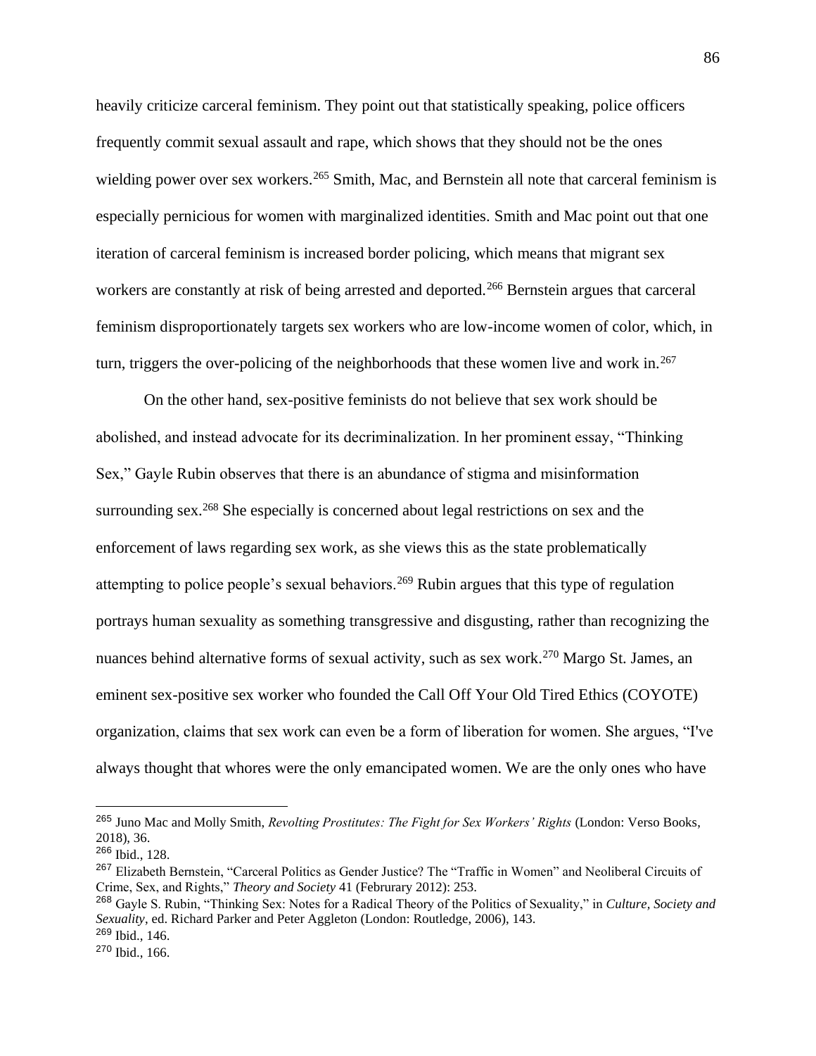heavily criticize carceral feminism. They point out that statistically speaking, police officers frequently commit sexual assault and rape, which shows that they should not be the ones wielding power over sex workers.[265] Smith, Mac, and Bernstein all note that carceral feminism is especially pernicious for women with marginalized identities. Smith and Mac point out that one iteration of carceral feminism is increased border policing, which means that migrant sex workers are constantly at risk of being arrested and deported.[266] Bernstein argues that carceral feminism disproportionately targets sex workers who are low-income women of color, which, in turn, triggers the over-policing of the neighborhoods that these women live and work in.[267]

On the other hand, sex-positive feminists do not believe that sex work should be abolished, and instead advocate for its decriminalization. In her prominent essay, "Thinking Sex," Gayle Rubin observes that there is an abundance of stigma and misinformation surrounding sex.[268] She especially is concerned about legal restrictions on sex and the enforcement of laws regarding sex work, as she views this as the state problematically attempting to police people's sexual behaviors.[269] Rubin argues that this type of regulation portrays human sexuality as something transgressive and disgusting, rather than recognizing the nuances behind alternative forms of sexual activity, such as sex work.[270] Margo St. James, an eminent sex-positive sex worker who founded the Call Off Your Old Tired Ethics (COYOTE) organization, claims that sex work can even be a form of liberation for women. She argues, "I've always thought that whores were the only emancipated women. We are the only ones who have

---

[265] Juno Mac and Molly Smith, *Revolting Prostitutes: The Fight for Sex Workers' Rights* (London: Verso Books, 2018), 36.

[266] Ibid., 128.

[267] Elizabeth Bernstein, "Carceral Politics as Gender Justice? The "Traffic in Women" and Neoliberal Circuits of Crime, Sex, and Rights," *Theory and Society* 41 (Februrary 2012): 253.

[268] Gayle S. Rubin, "Thinking Sex: Notes for a Radical Theory of the Politics of Sexuality," in *Culture, Society and Sexuality*, ed. Richard Parker and Peter Aggleton (London: Routledge, 2006), 143.

[269] Ibid., 146.

[270] Ibid., 166.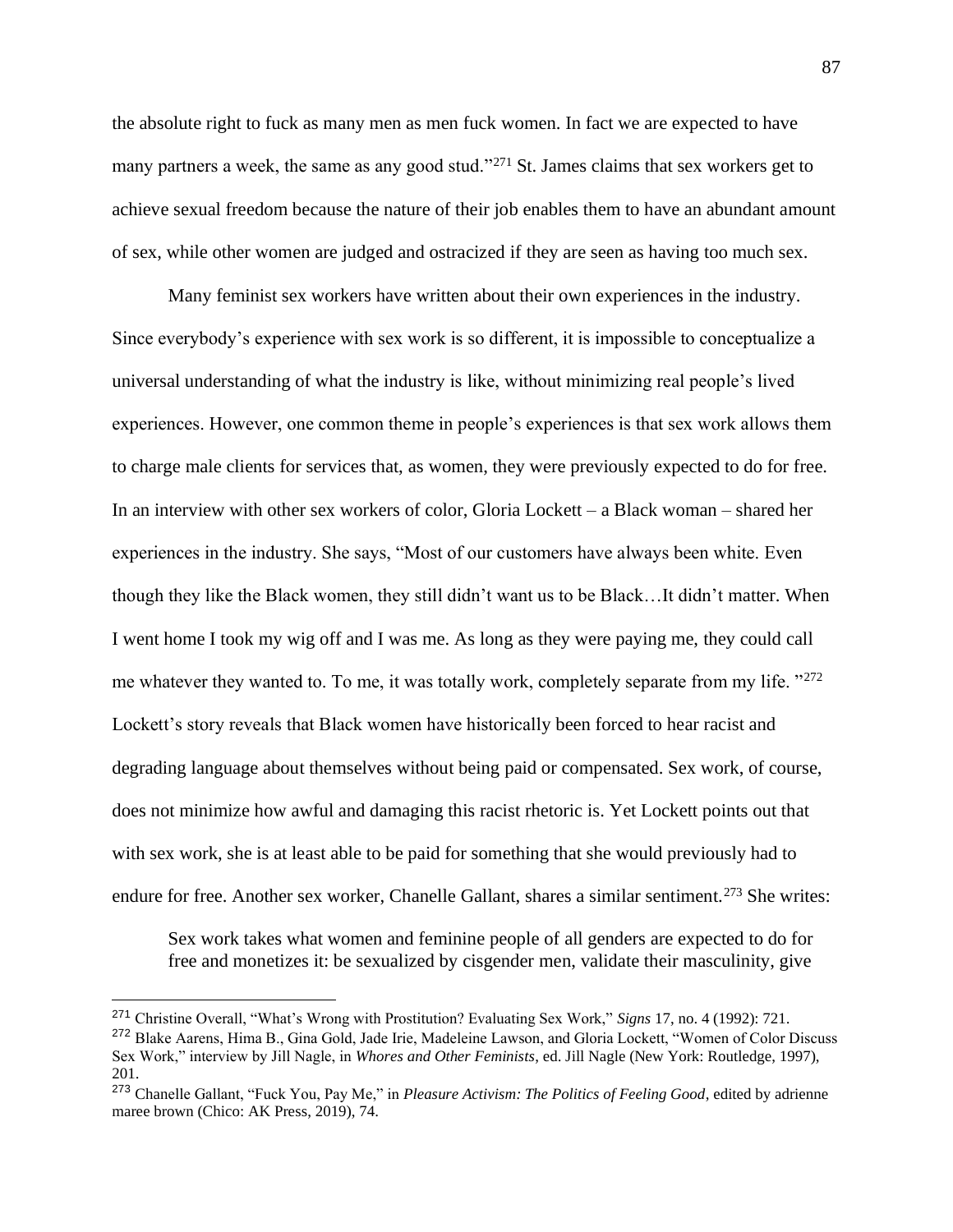the absolute right to fuck as many men as men fuck women. In fact we are expected to have many partners a week, the same as any good stud."[271] St. James claims that sex workers get to achieve sexual freedom because the nature of their job enables them to have an abundant amount of sex, while other women are judged and ostracized if they are seen as having too much sex.

Many feminist sex workers have written about their own experiences in the industry. Since everybody's experience with sex work is so different, it is impossible to conceptualize a universal understanding of what the industry is like, without minimizing real people's lived experiences. However, one common theme in people's experiences is that sex work allows them to charge male clients for services that, as women, they were previously expected to do for free. In an interview with other sex workers of color, Gloria Lockett – a Black woman – shared her experiences in the industry. She says, "Most of our customers have always been white. Even though they like the Black women, they still didn't want us to be Black…It didn't matter. When I went home I took my wig off and I was me. As long as they were paying me, they could call me whatever they wanted to. To me, it was totally work, completely separate from my life. "[272] Lockett's story reveals that Black women have historically been forced to hear racist and degrading language about themselves without being paid or compensated. Sex work, of course, does not minimize how awful and damaging this racist rhetoric is. Yet Lockett points out that with sex work, she is at least able to be paid for something that she would previously had to endure for free. Another sex worker, Chanelle Gallant, shares a similar sentiment.[273] She writes:

> Sex work takes what women and feminine people of all genders are expected to do for free and monetizes it: be sexualized by cisgender men, validate their masculinity, give

---

[271] Christine Overall, "What's Wrong with Prostitution? Evaluating Sex Work," *Signs* 17, no. 4 (1992): 721.

[272] Blake Aarens, Hima B., Gina Gold, Jade Irie, Madeleine Lawson, and Gloria Lockett, "Women of Color Discuss Sex Work," interview by Jill Nagle, in *Whores and Other Feminists*, ed. Jill Nagle (New York: Routledge, 1997), 201.

[273] Chanelle Gallant, "Fuck You, Pay Me," in *Pleasure Activism: The Politics of Feeling Good*, edited by adrienne maree brown (Chico: AK Press, 2019), 74.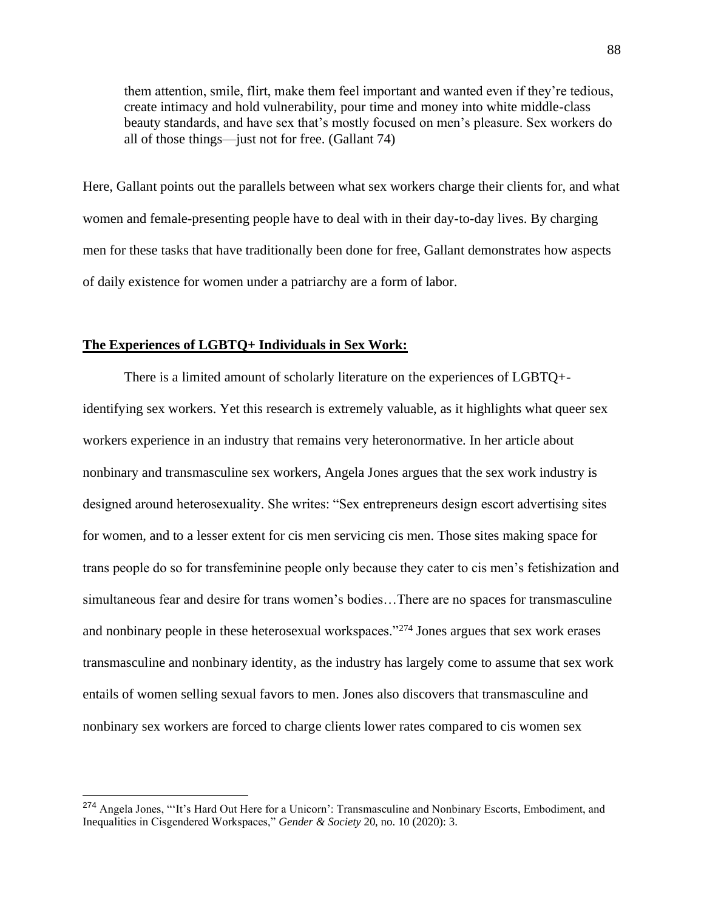> them attention, smile, flirt, make them feel important and wanted even if they're tedious, create intimacy and hold vulnerability, pour time and money into white middle-class beauty standards, and have sex that's mostly focused on men's pleasure. Sex workers do all of those things—just not for free. (Gallant 74)

Here, Gallant points out the parallels between what sex workers charge their clients for, and what women and female-presenting people have to deal with in their day-to-day lives. By charging men for these tasks that have traditionally been done for free, Gallant demonstrates how aspects of daily existence for women under a patriarchy are a form of labor.

**The Experiences of LGBTQ+ Individuals in Sex Work:**

There is a limited amount of scholarly literature on the experiences of LGBTQ+-identifying sex workers. Yet this research is extremely valuable, as it highlights what queer sex workers experience in an industry that remains very heteronormative. In her article about nonbinary and transmasculine sex workers, Angela Jones argues that the sex work industry is designed around heterosexuality. She writes: "Sex entrepreneurs design escort advertising sites for women, and to a lesser extent for cis men servicing cis men. Those sites making space for trans people do so for transfeminine people only because they cater to cis men's fetishization and simultaneous fear and desire for trans women's bodies…There are no spaces for transmasculine and nonbinary people in these heterosexual workspaces."[274] Jones argues that sex work erases transmasculine and nonbinary identity, as the industry has largely come to assume that sex work entails of women selling sexual favors to men. Jones also discovers that transmasculine and nonbinary sex workers are forced to charge clients lower rates compared to cis women sex

---

[274] Angela Jones, "'It's Hard Out Here for a Unicorn': Transmasculine and Nonbinary Escorts, Embodiment, and Inequalities in Cisgendered Workspaces," *Gender & Society* 20, no. 10 (2020): 3.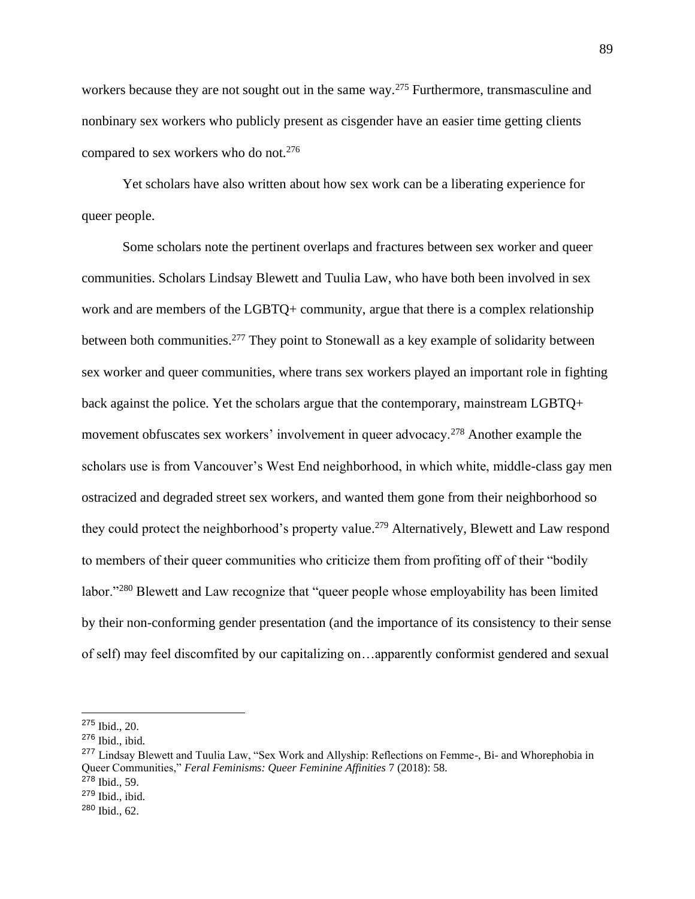workers because they are not sought out in the same way.[275] Furthermore, transmasculine and nonbinary sex workers who publicly present as cisgender have an easier time getting clients compared to sex workers who do not.[276]

Yet scholars have also written about how sex work can be a liberating experience for queer people.

Some scholars note the pertinent overlaps and fractures between sex worker and queer communities. Scholars Lindsay Blewett and Tuulia Law, who have both been involved in sex work and are members of the LGBTQ+ community, argue that there is a complex relationship between both communities.[277] They point to Stonewall as a key example of solidarity between sex worker and queer communities, where trans sex workers played an important role in fighting back against the police. Yet the scholars argue that the contemporary, mainstream LGBTQ+ movement obfuscates sex workers' involvement in queer advocacy.[278] Another example the scholars use is from Vancouver's West End neighborhood, in which white, middle-class gay men ostracized and degraded street sex workers, and wanted them gone from their neighborhood so they could protect the neighborhood's property value.[279] Alternatively, Blewett and Law respond to members of their queer communities who criticize them from profiting off of their "bodily labor."[280] Blewett and Law recognize that "queer people whose employability has been limited by their non-conforming gender presentation (and the importance of its consistency to their sense of self) may feel discomfited by our capitalizing on…apparently conformist gendered and sexual

---

[275] Ibid., 20.

[276] Ibid., ibid.

[277] Lindsay Blewett and Tuulia Law, "Sex Work and Allyship: Reflections on Femme-, Bi- and Whorephobia in Queer Communities," *Feral Feminisms: Queer Feminine Affinities* 7 (2018): 58.

[278] Ibid., 59.

[279] Ibid., ibid.

[280] Ibid., 62.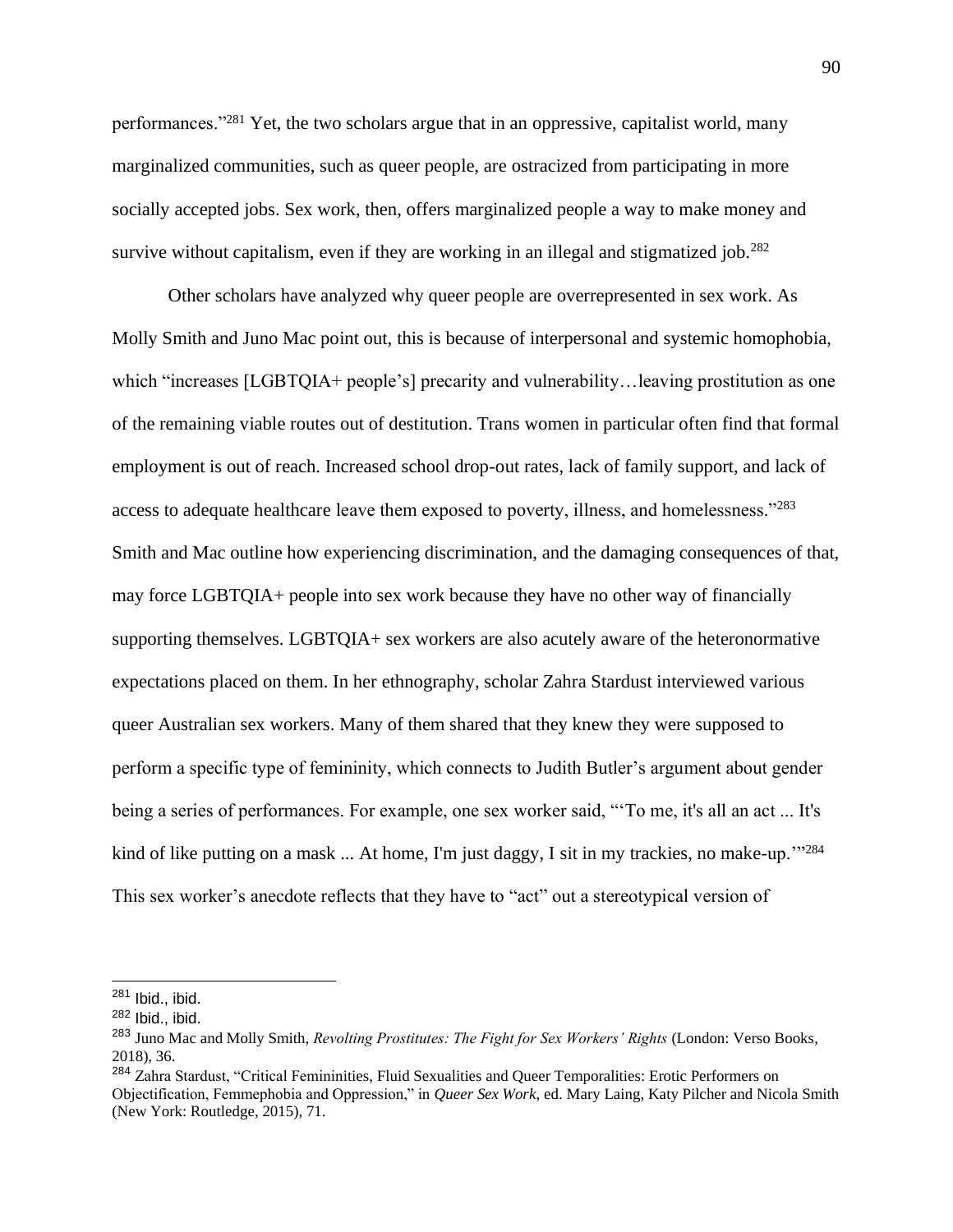performances."[281] Yet, the two scholars argue that in an oppressive, capitalist world, many marginalized communities, such as queer people, are ostracized from participating in more socially accepted jobs. Sex work, then, offers marginalized people a way to make money and survive without capitalism, even if they are working in an illegal and stigmatized job.[282]

Other scholars have analyzed why queer people are overrepresented in sex work. As Molly Smith and Juno Mac point out, this is because of interpersonal and systemic homophobia, which "increases [LGBTQIA+ people's] precarity and vulnerability…leaving prostitution as one of the remaining viable routes out of destitution. Trans women in particular often find that formal employment is out of reach. Increased school drop-out rates, lack of family support, and lack of access to adequate healthcare leave them exposed to poverty, illness, and homelessness."[283] Smith and Mac outline how experiencing discrimination, and the damaging consequences of that, may force LGBTQIA+ people into sex work because they have no other way of financially supporting themselves. LGBTQIA+ sex workers are also acutely aware of the heteronormative expectations placed on them. In her ethnography, scholar Zahra Stardust interviewed various queer Australian sex workers. Many of them shared that they knew they were supposed to perform a specific type of femininity, which connects to Judith Butler's argument about gender being a series of performances. For example, one sex worker said, "'To me, it's all an act ... It's kind of like putting on a mask ... At home, I'm just daggy, I sit in my trackies, no make-up.'"[284] This sex worker's anecdote reflects that they have to "act" out a stereotypical version of

---

[281] Ibid., ibid.

[282] Ibid., ibid.

[283] Juno Mac and Molly Smith, *Revolting Prostitutes: The Fight for Sex Workers' Rights* (London: Verso Books, 2018), 36.

[284] Zahra Stardust, "Critical Femininities, Fluid Sexualities and Queer Temporalities: Erotic Performers on Objectification, Femmephobia and Oppression," in *Queer Sex Work*, ed. Mary Laing, Katy Pilcher and Nicola Smith (New York: Routledge, 2015), 71.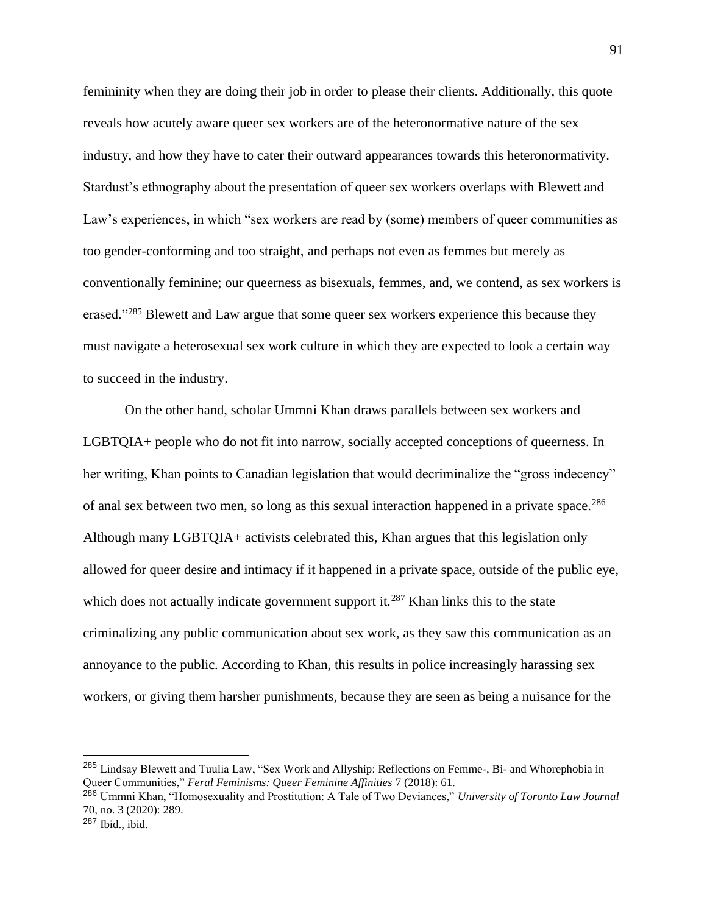femininity when they are doing their job in order to please their clients. Additionally, this quote reveals how acutely aware queer sex workers are of the heteronormative nature of the sex industry, and how they have to cater their outward appearances towards this heteronormativity. Stardust's ethnography about the presentation of queer sex workers overlaps with Blewett and Law's experiences, in which "sex workers are read by (some) members of queer communities as too gender-conforming and too straight, and perhaps not even as femmes but merely as conventionally feminine; our queerness as bisexuals, femmes, and, we contend, as sex workers is erased."[285] Blewett and Law argue that some queer sex workers experience this because they must navigate a heterosexual sex work culture in which they are expected to look a certain way to succeed in the industry.

On the other hand, scholar Ummni Khan draws parallels between sex workers and LGBTQIA+ people who do not fit into narrow, socially accepted conceptions of queerness. In her writing, Khan points to Canadian legislation that would decriminalize the "gross indecency" of anal sex between two men, so long as this sexual interaction happened in a private space.[286] Although many LGBTQIA+ activists celebrated this, Khan argues that this legislation only allowed for queer desire and intimacy if it happened in a private space, outside of the public eye, which does not actually indicate government support it.[287] Khan links this to the state criminalizing any public communication about sex work, as they saw this communication as an annoyance to the public. According to Khan, this results in police increasingly harassing sex workers, or giving them harsher punishments, because they are seen as being a nuisance for the

---

[285] Lindsay Blewett and Tuulia Law, "Sex Work and Allyship: Reflections on Femme-, Bi- and Whorephobia in Queer Communities," *Feral Feminisms: Queer Feminine Affinities* 7 (2018): 61.

[286] Ummni Khan, "Homosexuality and Prostitution: A Tale of Two Deviances," *University of Toronto Law Journal* 70, no. 3 (2020): 289.

[287] Ibid., ibid.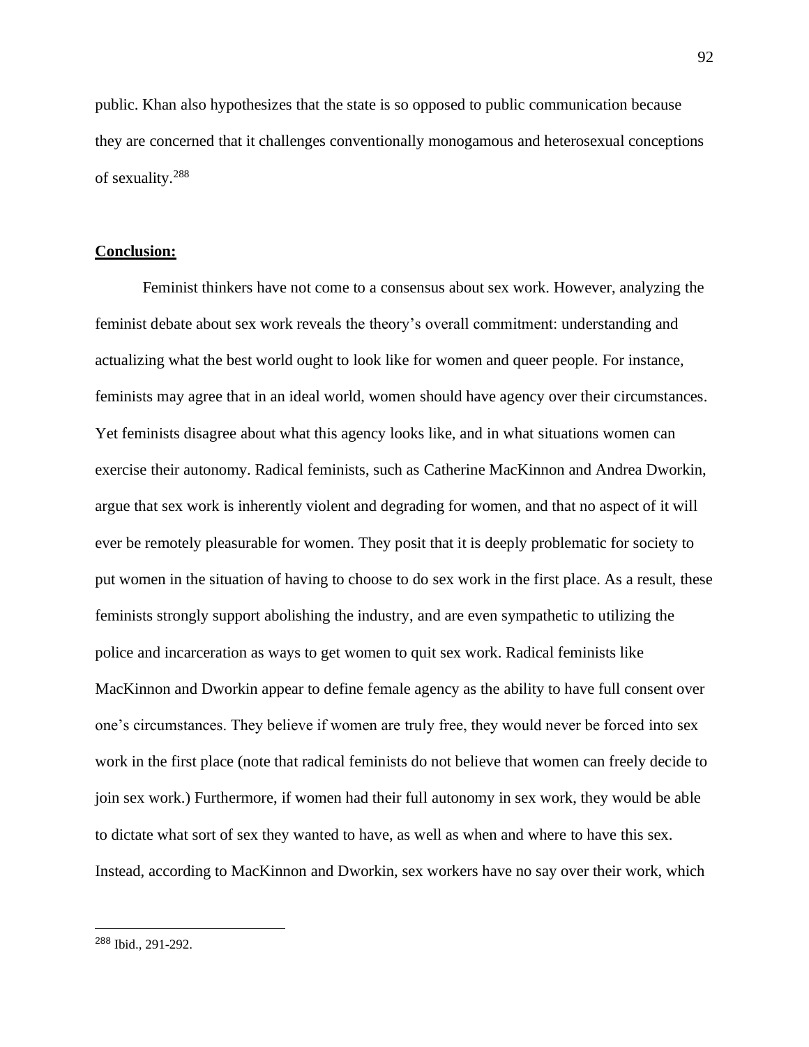public. Khan also hypothesizes that the state is so opposed to public communication because they are concerned that it challenges conventionally monogamous and heterosexual conceptions of sexuality.[288]

## **Conclusion:**

Feminist thinkers have not come to a consensus about sex work. However, analyzing the feminist debate about sex work reveals the theory's overall commitment: understanding and actualizing what the best world ought to look like for women and queer people. For instance, feminists may agree that in an ideal world, women should have agency over their circumstances. Yet feminists disagree about what this agency looks like, and in what situations women can exercise their autonomy. Radical feminists, such as Catherine MacKinnon and Andrea Dworkin, argue that sex work is inherently violent and degrading for women, and that no aspect of it will ever be remotely pleasurable for women. They posit that it is deeply problematic for society to put women in the situation of having to choose to do sex work in the first place. As a result, these feminists strongly support abolishing the industry, and are even sympathetic to utilizing the police and incarceration as ways to get women to quit sex work. Radical feminists like MacKinnon and Dworkin appear to define female agency as the ability to have full consent over one's circumstances. They believe if women are truly free, they would never be forced into sex work in the first place (note that radical feminists do not believe that women can freely decide to join sex work.) Furthermore, if women had their full autonomy in sex work, they would be able to dictate what sort of sex they wanted to have, as well as when and where to have this sex. Instead, according to MacKinnon and Dworkin, sex workers have no say over their work, which

---

[288] Ibid., 291-292.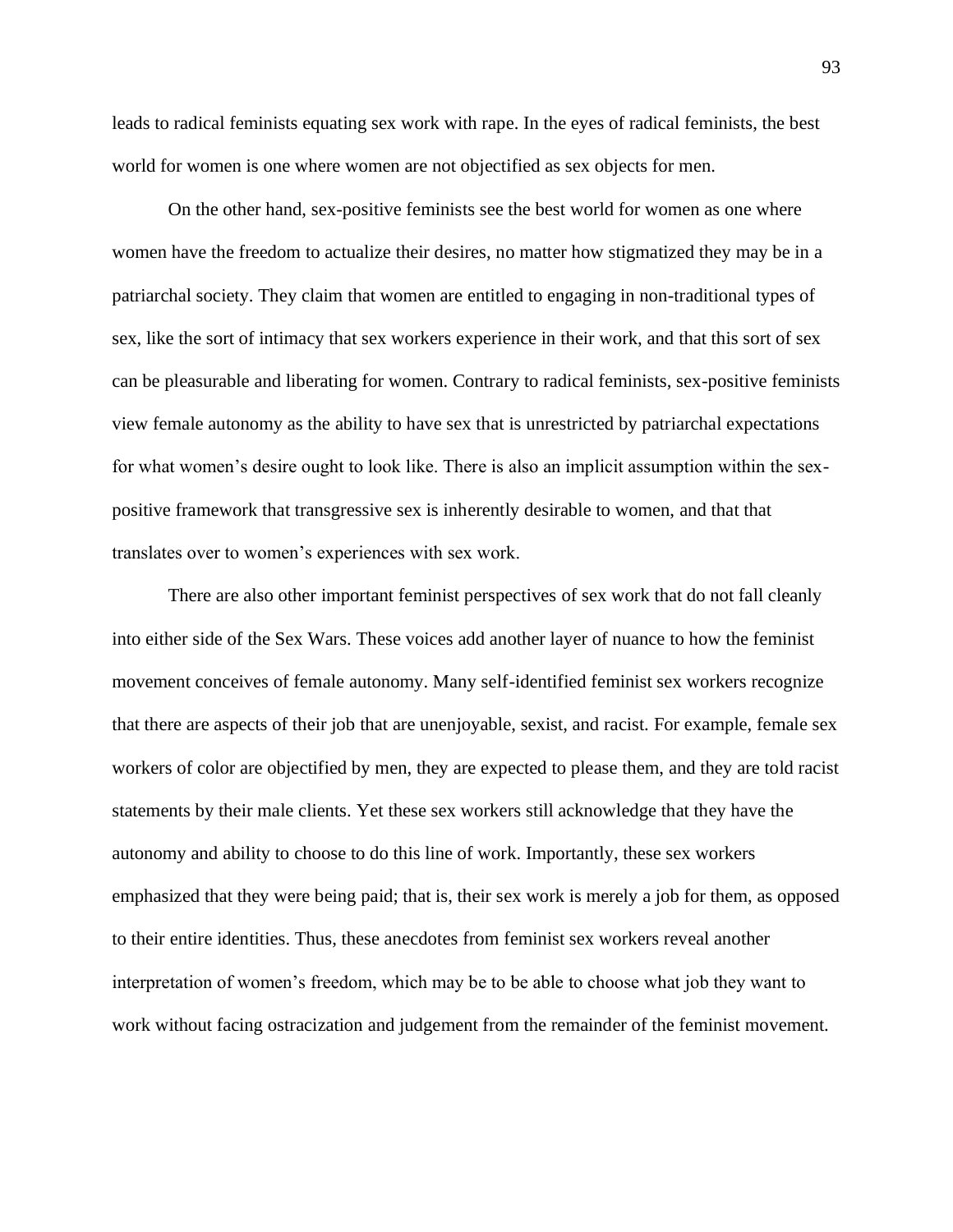leads to radical feminists equating sex work with rape. In the eyes of radical feminists, the best world for women is one where women are not objectified as sex objects for men.

On the other hand, sex-positive feminists see the best world for women as one where women have the freedom to actualize their desires, no matter how stigmatized they may be in a patriarchal society. They claim that women are entitled to engaging in non-traditional types of sex, like the sort of intimacy that sex workers experience in their work, and that this sort of sex can be pleasurable and liberating for women. Contrary to radical feminists, sex-positive feminists view female autonomy as the ability to have sex that is unrestricted by patriarchal expectations for what women's desire ought to look like. There is also an implicit assumption within the sex-positive framework that transgressive sex is inherently desirable to women, and that that translates over to women's experiences with sex work.

There are also other important feminist perspectives of sex work that do not fall cleanly into either side of the Sex Wars. These voices add another layer of nuance to how the feminist movement conceives of female autonomy. Many self-identified feminist sex workers recognize that there are aspects of their job that are unenjoyable, sexist, and racist. For example, female sex workers of color are objectified by men, they are expected to please them, and they are told racist statements by their male clients. Yet these sex workers still acknowledge that they have the autonomy and ability to choose to do this line of work. Importantly, these sex workers emphasized that they were being paid; that is, their sex work is merely a job for them, as opposed to their entire identities. Thus, these anecdotes from feminist sex workers reveal another interpretation of women's freedom, which may be to be able to choose what job they want to work without facing ostracization and judgement from the remainder of the feminist movement.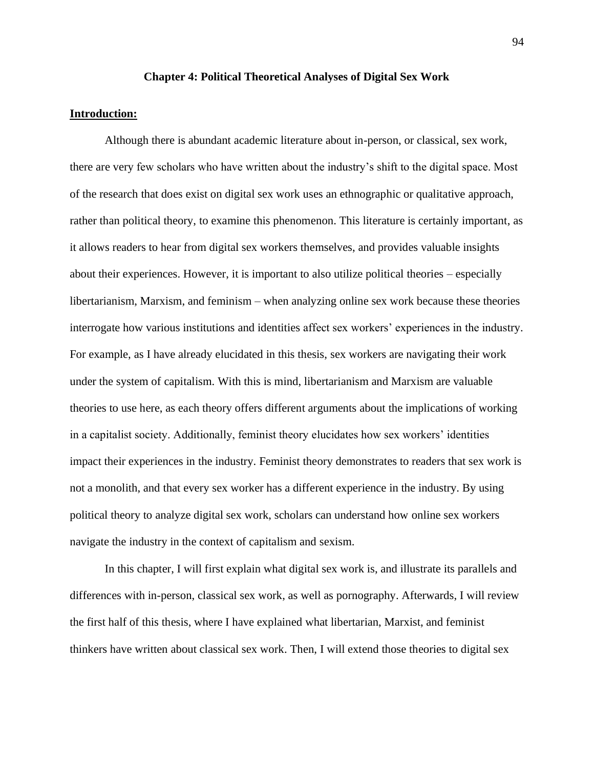## Chapter 4: Political Theoretical Analyses of Digital Sex Work

**Introduction:**

Although there is abundant academic literature about in-person, or classical, sex work, there are very few scholars who have written about the industry's shift to the digital space. Most of the research that does exist on digital sex work uses an ethnographic or qualitative approach, rather than political theory, to examine this phenomenon. This literature is certainly important, as it allows readers to hear from digital sex workers themselves, and provides valuable insights about their experiences. However, it is important to also utilize political theories – especially libertarianism, Marxism, and feminism – when analyzing online sex work because these theories interrogate how various institutions and identities affect sex workers' experiences in the industry. For example, as I have already elucidated in this thesis, sex workers are navigating their work under the system of capitalism. With this is mind, libertarianism and Marxism are valuable theories to use here, as each theory offers different arguments about the implications of working in a capitalist society. Additionally, feminist theory elucidates how sex workers' identities impact their experiences in the industry. Feminist theory demonstrates to readers that sex work is not a monolith, and that every sex worker has a different experience in the industry. By using political theory to analyze digital sex work, scholars can understand how online sex workers navigate the industry in the context of capitalism and sexism.

In this chapter, I will first explain what digital sex work is, and illustrate its parallels and differences with in-person, classical sex work, as well as pornography. Afterwards, I will review the first half of this thesis, where I have explained what libertarian, Marxist, and feminist thinkers have written about classical sex work. Then, I will extend those theories to digital sex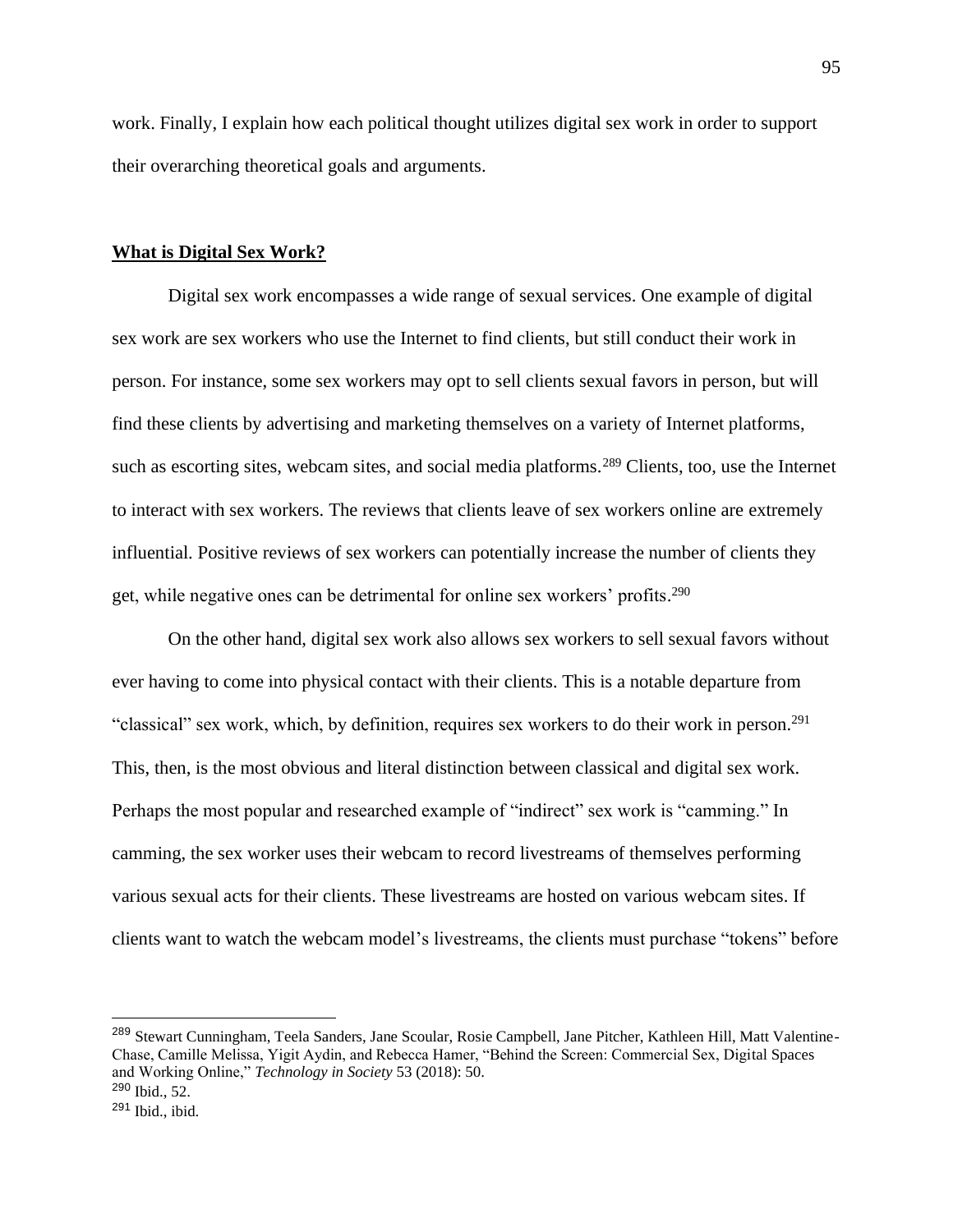work. Finally, I explain how each political thought utilizes digital sex work in order to support their overarching theoretical goals and arguments.

## **What is Digital Sex Work?**

Digital sex work encompasses a wide range of sexual services. One example of digital sex work are sex workers who use the Internet to find clients, but still conduct their work in person. For instance, some sex workers may opt to sell clients sexual favors in person, but will find these clients by advertising and marketing themselves on a variety of Internet platforms, such as escorting sites, webcam sites, and social media platforms.[289] Clients, too, use the Internet to interact with sex workers. The reviews that clients leave of sex workers online are extremely influential. Positive reviews of sex workers can potentially increase the number of clients they get, while negative ones can be detrimental for online sex workers' profits.[290]

On the other hand, digital sex work also allows sex workers to sell sexual favors without ever having to come into physical contact with their clients. This is a notable departure from "classical" sex work, which, by definition, requires sex workers to do their work in person.[291] This, then, is the most obvious and literal distinction between classical and digital sex work. Perhaps the most popular and researched example of "indirect" sex work is "camming." In camming, the sex worker uses their webcam to record livestreams of themselves performing various sexual acts for their clients. These livestreams are hosted on various webcam sites. If clients want to watch the webcam model's livestreams, the clients must purchase "tokens" before

---

[289] Stewart Cunningham, Teela Sanders, Jane Scoular, Rosie Campbell, Jane Pitcher, Kathleen Hill, Matt Valentine-Chase, Camille Melissa, Yigit Aydin, and Rebecca Hamer, "Behind the Screen: Commercial Sex, Digital Spaces and Working Online," *Technology in Society* 53 (2018): 50.

[290] Ibid., 52.

[291] Ibid., ibid.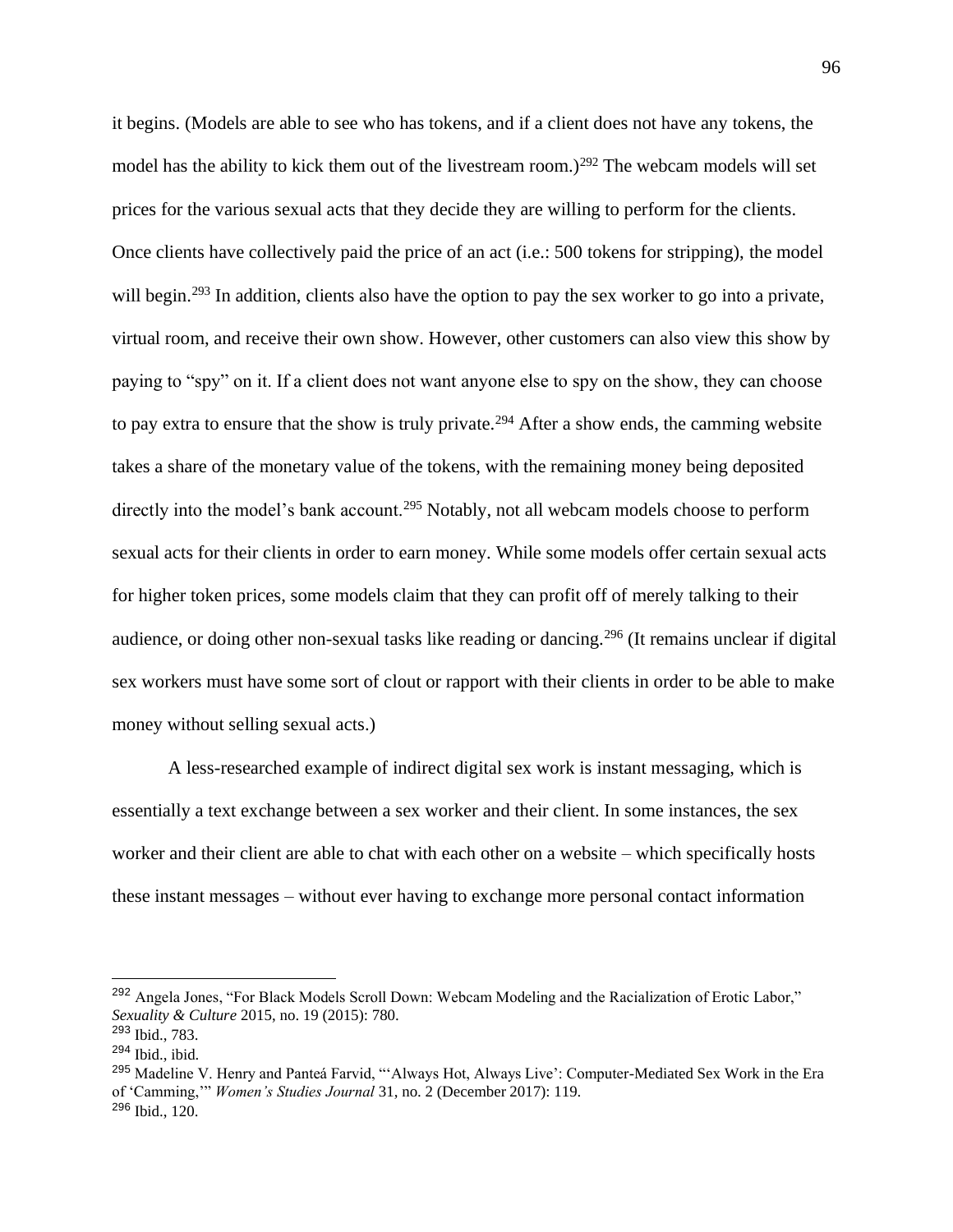it begins. (Models are able to see who has tokens, and if a client does not have any tokens, the model has the ability to kick them out of the livestream room.)[292] The webcam models will set prices for the various sexual acts that they decide they are willing to perform for the clients. Once clients have collectively paid the price of an act (i.e.: 500 tokens for stripping), the model will begin.[293] In addition, clients also have the option to pay the sex worker to go into a private, virtual room, and receive their own show. However, other customers can also view this show by paying to "spy" on it. If a client does not want anyone else to spy on the show, they can choose to pay extra to ensure that the show is truly private.[294] After a show ends, the camming website takes a share of the monetary value of the tokens, with the remaining money being deposited directly into the model's bank account.[295] Notably, not all webcam models choose to perform sexual acts for their clients in order to earn money. While some models offer certain sexual acts for higher token prices, some models claim that they can profit off of merely talking to their audience, or doing other non-sexual tasks like reading or dancing.[296] (It remains unclear if digital sex workers must have some sort of clout or rapport with their clients in order to be able to make money without selling sexual acts.)

A less-researched example of indirect digital sex work is instant messaging, which is essentially a text exchange between a sex worker and their client. In some instances, the sex worker and their client are able to chat with each other on a website – which specifically hosts these instant messages – without ever having to exchange more personal contact information

---

[292] Angela Jones, "For Black Models Scroll Down: Webcam Modeling and the Racialization of Erotic Labor," *Sexuality & Culture* 2015, no. 19 (2015): 780.

[293] Ibid., 783.

[294] Ibid., ibid.

[295] Madeline V. Henry and Panteá Farvid, "'Always Hot, Always Live': Computer-Mediated Sex Work in the Era of 'Camming,'" *Women's Studies Journal* 31, no. 2 (December 2017): 119.

[296] Ibid., 120.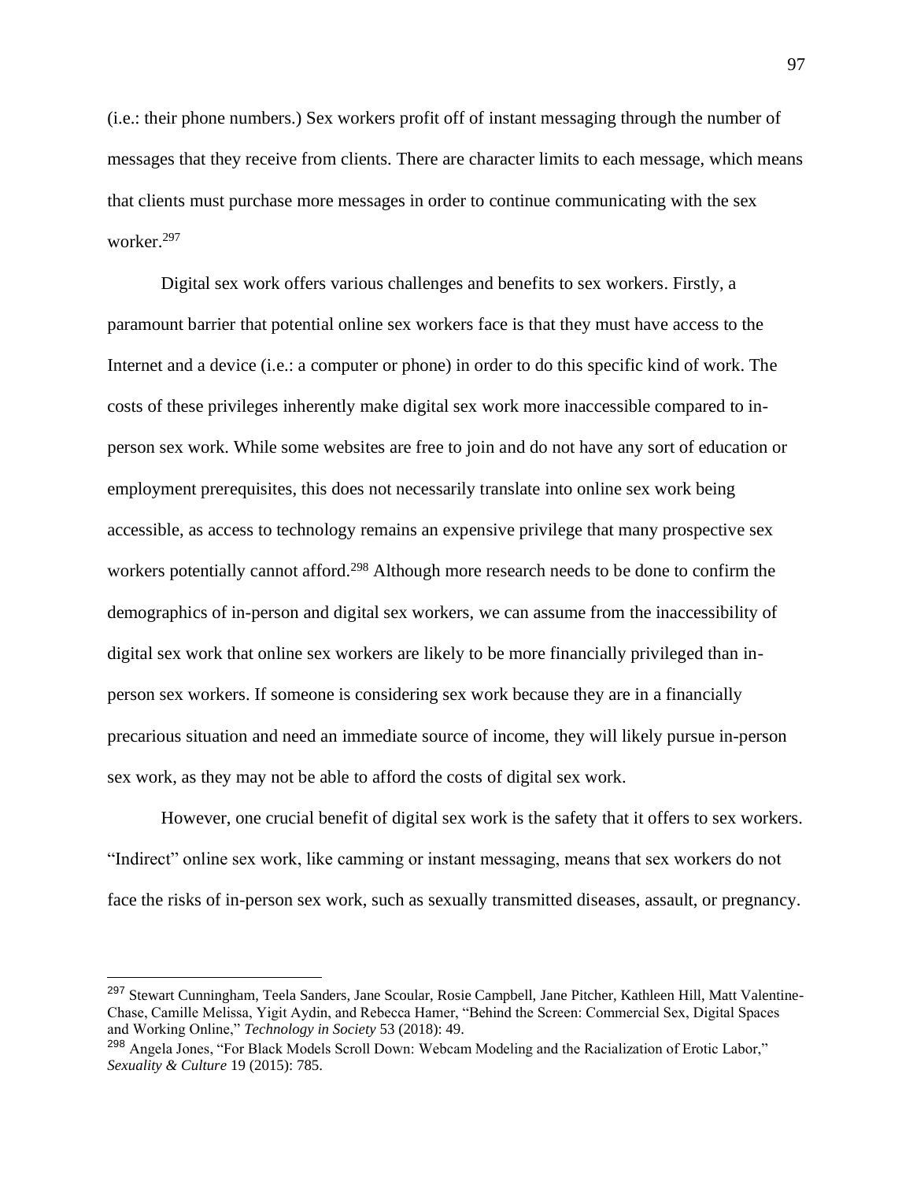(i.e.: their phone numbers.) Sex workers profit off of instant messaging through the number of messages that they receive from clients. There are character limits to each message, which means that clients must purchase more messages in order to continue communicating with the sex worker.[297]

Digital sex work offers various challenges and benefits to sex workers. Firstly, a paramount barrier that potential online sex workers face is that they must have access to the Internet and a device (i.e.: a computer or phone) in order to do this specific kind of work. The costs of these privileges inherently make digital sex work more inaccessible compared to in-person sex work. While some websites are free to join and do not have any sort of education or employment prerequisites, this does not necessarily translate into online sex work being accessible, as access to technology remains an expensive privilege that many prospective sex workers potentially cannot afford.[298] Although more research needs to be done to confirm the demographics of in-person and digital sex workers, we can assume from the inaccessibility of digital sex work that online sex workers are likely to be more financially privileged than in-person sex workers. If someone is considering sex work because they are in a financially precarious situation and need an immediate source of income, they will likely pursue in-person sex work, as they may not be able to afford the costs of digital sex work.

However, one crucial benefit of digital sex work is the safety that it offers to sex workers. "Indirect" online sex work, like camming or instant messaging, means that sex workers do not face the risks of in-person sex work, such as sexually transmitted diseases, assault, or pregnancy.

[297] Stewart Cunningham, Teela Sanders, Jane Scoular, Rosie Campbell, Jane Pitcher, Kathleen Hill, Matt Valentine-Chase, Camille Melissa, Yigit Aydin, and Rebecca Hamer, "Behind the Screen: Commercial Sex, Digital Spaces and Working Online," *Technology in Society* 53 (2018): 49.

[298] Angela Jones, "For Black Models Scroll Down: Webcam Modeling and the Racialization of Erotic Labor," *Sexuality & Culture* 19 (2015): 785.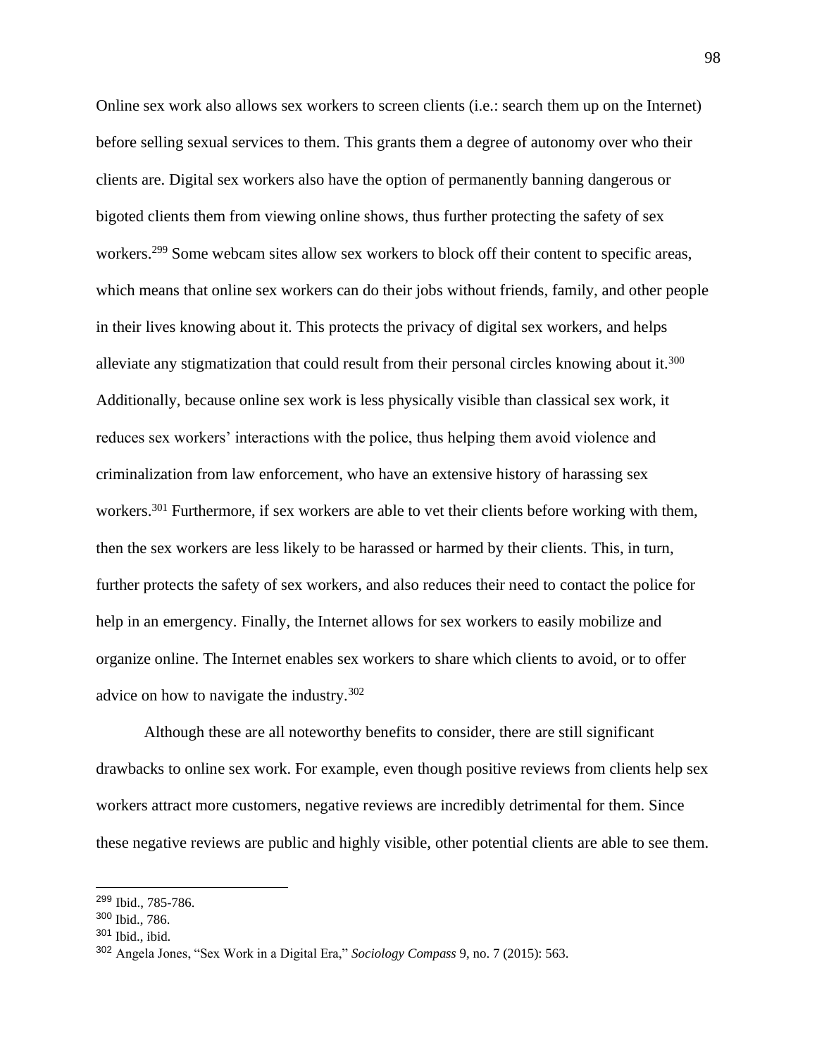Online sex work also allows sex workers to screen clients (i.e.: search them up on the Internet) before selling sexual services to them. This grants them a degree of autonomy over who their clients are. Digital sex workers also have the option of permanently banning dangerous or bigoted clients them from viewing online shows, thus further protecting the safety of sex workers.[299] Some webcam sites allow sex workers to block off their content to specific areas, which means that online sex workers can do their jobs without friends, family, and other people in their lives knowing about it. This protects the privacy of digital sex workers, and helps alleviate any stigmatization that could result from their personal circles knowing about it.[300] Additionally, because online sex work is less physically visible than classical sex work, it reduces sex workers' interactions with the police, thus helping them avoid violence and criminalization from law enforcement, who have an extensive history of harassing sex workers.[301] Furthermore, if sex workers are able to vet their clients before working with them, then the sex workers are less likely to be harassed or harmed by their clients. This, in turn, further protects the safety of sex workers, and also reduces their need to contact the police for help in an emergency. Finally, the Internet allows for sex workers to easily mobilize and organize online. The Internet enables sex workers to share which clients to avoid, or to offer advice on how to navigate the industry.[302]

Although these are all noteworthy benefits to consider, there are still significant drawbacks to online sex work. For example, even though positive reviews from clients help sex workers attract more customers, negative reviews are incredibly detrimental for them. Since these negative reviews are public and highly visible, other potential clients are able to see them.

---

[299] Ibid., 785-786.

[300] Ibid., 786.

[301] Ibid., ibid.

[302] Angela Jones, "Sex Work in a Digital Era," *Sociology Compass* 9, no. 7 (2015): 563.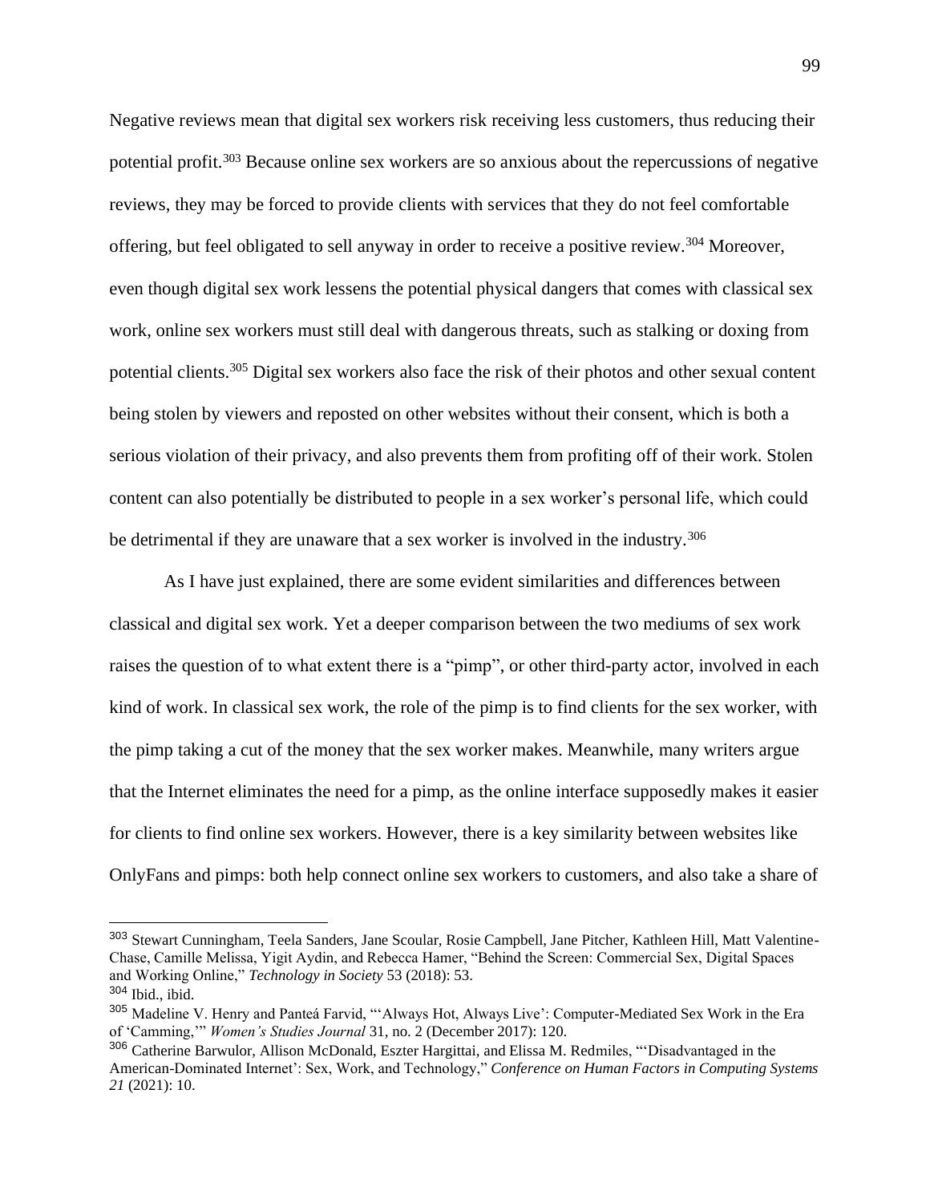Negative reviews mean that digital sex workers risk receiving less customers, thus reducing their potential profit.[303] Because online sex workers are so anxious about the repercussions of negative reviews, they may be forced to provide clients with services that they do not feel comfortable offering, but feel obligated to sell anyway in order to receive a positive review.[304] Moreover, even though digital sex work lessens the potential physical dangers that comes with classical sex work, online sex workers must still deal with dangerous threats, such as stalking or doxing from potential clients.[305] Digital sex workers also face the risk of their photos and other sexual content being stolen by viewers and reposted on other websites without their consent, which is both a serious violation of their privacy, and also prevents them from profiting off of their work. Stolen content can also potentially be distributed to people in a sex worker's personal life, which could be detrimental if they are unaware that a sex worker is involved in the industry.[306]

As I have just explained, there are some evident similarities and differences between classical and digital sex work. Yet a deeper comparison between the two mediums of sex work raises the question of to what extent there is a "pimp", or other third-party actor, involved in each kind of work. In classical sex work, the role of the pimp is to find clients for the sex worker, with the pimp taking a cut of the money that the sex worker makes. Meanwhile, many writers argue that the Internet eliminates the need for a pimp, as the online interface supposedly makes it easier for clients to find online sex workers. However, there is a key similarity between websites like OnlyFans and pimps: both help connect online sex workers to customers, and also take a share of

---

[303] Stewart Cunningham, Teela Sanders, Jane Scoular, Rosie Campbell, Jane Pitcher, Kathleen Hill, Matt Valentine-Chase, Camille Melissa, Yigit Aydin, and Rebecca Hamer, "Behind the Screen: Commercial Sex, Digital Spaces and Working Online," *Technology in Society* 53 (2018): 53.

[304] Ibid., ibid.

[305] Madeline V. Henry and Panteá Farvid, "'Always Hot, Always Live': Computer-Mediated Sex Work in the Era of 'Camming,'" *Women's Studies Journal* 31, no. 2 (December 2017): 120.

[306] Catherine Barwulor, Allison McDonald, Eszter Hargittai, and Elissa M. Redmiles, "'Disadvantaged in the American-Dominated Internet': Sex, Work, and Technology," *Conference on Human Factors in Computing Systems 21* (2021): 10.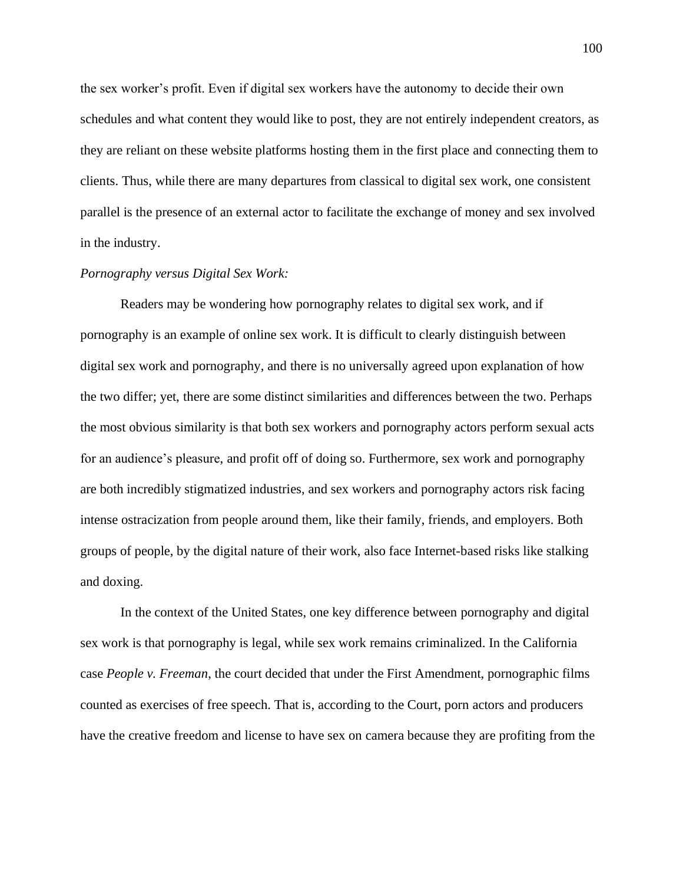the sex worker's profit. Even if digital sex workers have the autonomy to decide their own schedules and what content they would like to post, they are not entirely independent creators, as they are reliant on these website platforms hosting them in the first place and connecting them to clients. Thus, while there are many departures from classical to digital sex work, one consistent parallel is the presence of an external actor to facilitate the exchange of money and sex involved in the industry.

*Pornography versus Digital Sex Work:*

Readers may be wondering how pornography relates to digital sex work, and if pornography is an example of online sex work. It is difficult to clearly distinguish between digital sex work and pornography, and there is no universally agreed upon explanation of how the two differ; yet, there are some distinct similarities and differences between the two. Perhaps the most obvious similarity is that both sex workers and pornography actors perform sexual acts for an audience's pleasure, and profit off of doing so. Furthermore, sex work and pornography are both incredibly stigmatized industries, and sex workers and pornography actors risk facing intense ostracization from people around them, like their family, friends, and employers. Both groups of people, by the digital nature of their work, also face Internet-based risks like stalking and doxing.

In the context of the United States, one key difference between pornography and digital sex work is that pornography is legal, while sex work remains criminalized. In the California case *People v. Freeman*, the court decided that under the First Amendment, pornographic films counted as exercises of free speech. That is, according to the Court, porn actors and producers have the creative freedom and license to have sex on camera because they are profiting from the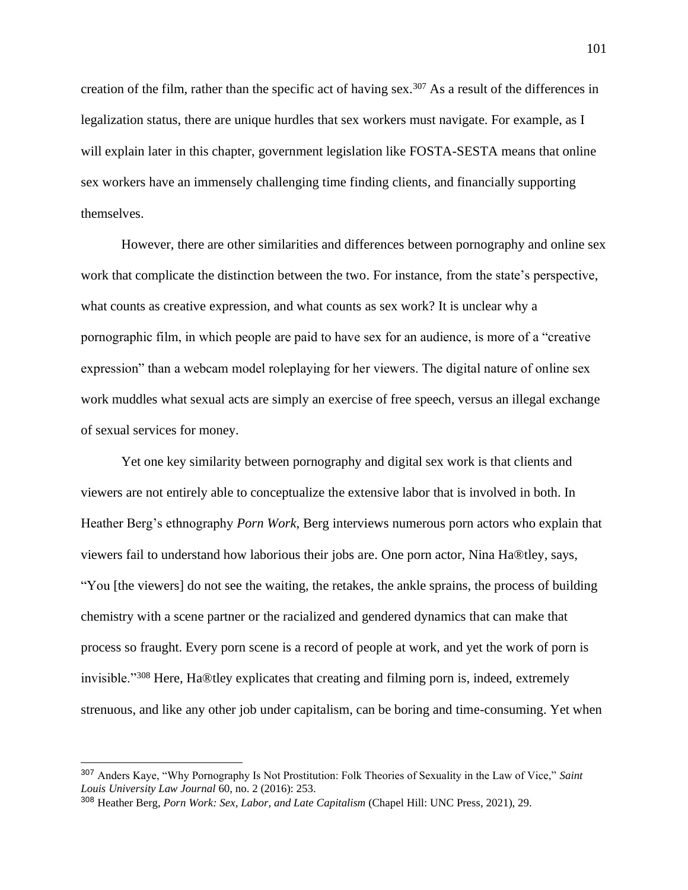creation of the film, rather than the specific act of having sex.[307] As a result of the differences in legalization status, there are unique hurdles that sex workers must navigate. For example, as I will explain later in this chapter, government legislation like FOSTA-SESTA means that online sex workers have an immensely challenging time finding clients, and financially supporting themselves.

However, there are other similarities and differences between pornography and online sex work that complicate the distinction between the two. For instance, from the state's perspective, what counts as creative expression, and what counts as sex work? It is unclear why a pornographic film, in which people are paid to have sex for an audience, is more of a "creative expression" than a webcam model roleplaying for her viewers. The digital nature of online sex work muddles what sexual acts are simply an exercise of free speech, versus an illegal exchange of sexual services for money.

Yet one key similarity between pornography and digital sex work is that clients and viewers are not entirely able to conceptualize the extensive labor that is involved in both. In Heather Berg's ethnography *Porn Work*, Berg interviews numerous porn actors who explain that viewers fail to understand how laborious their jobs are. One porn actor, Nina Ha®tley, says, "You [the viewers] do not see the waiting, the retakes, the ankle sprains, the process of building chemistry with a scene partner or the racialized and gendered dynamics that can make that process so fraught. Every porn scene is a record of people at work, and yet the work of porn is invisible."[308] Here, Ha®tley explicates that creating and filming porn is, indeed, extremely strenuous, and like any other job under capitalism, can be boring and time-consuming. Yet when

---

[307] Anders Kaye, "Why Pornography Is Not Prostitution: Folk Theories of Sexuality in the Law of Vice," *Saint Louis University Law Journal* 60, no. 2 (2016): 253.

[308] Heather Berg, *Porn Work: Sex, Labor, and Late Capitalism* (Chapel Hill: UNC Press, 2021), 29.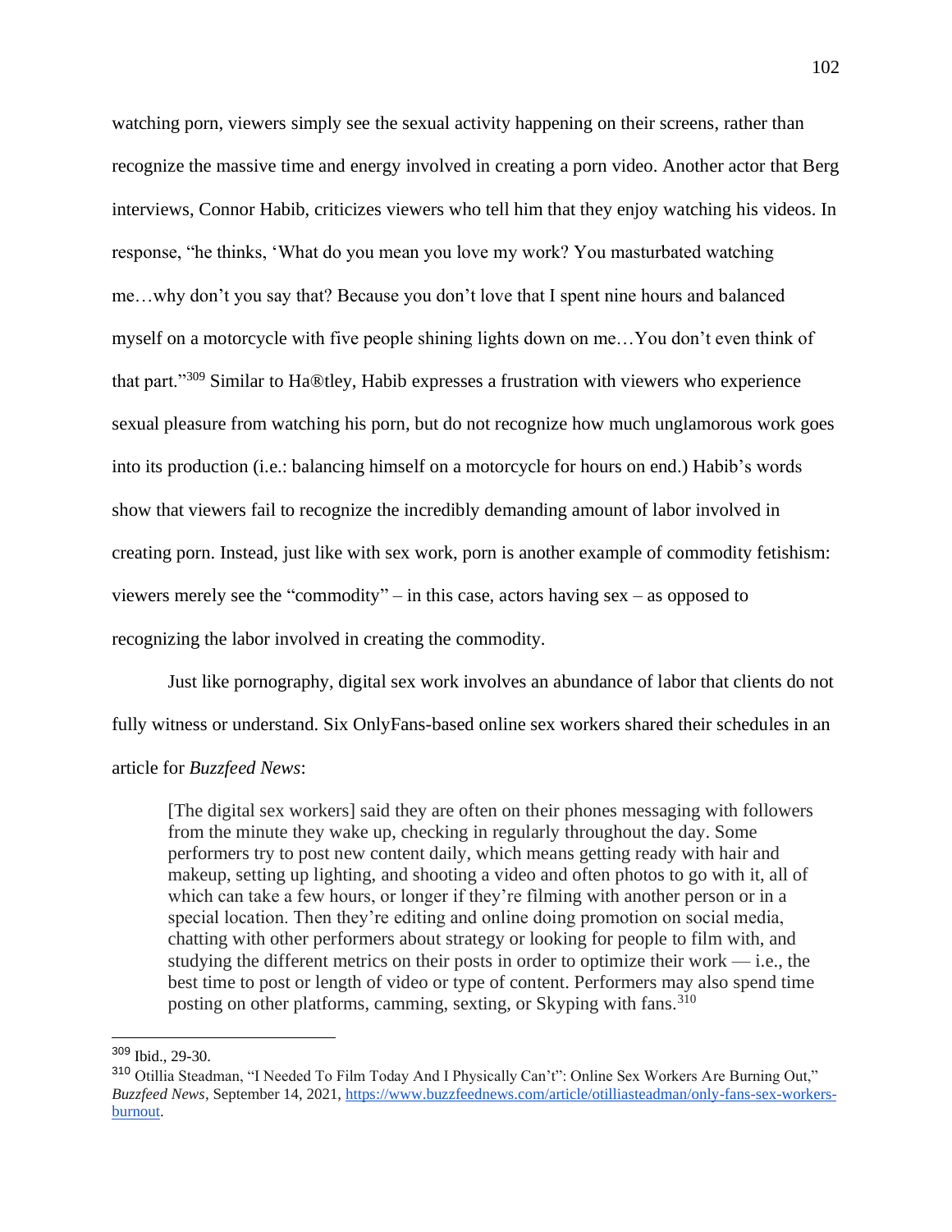watching porn, viewers simply see the sexual activity happening on their screens, rather than recognize the massive time and energy involved in creating a porn video. Another actor that Berg interviews, Connor Habib, criticizes viewers who tell him that they enjoy watching his videos. In response, "he thinks, 'What do you mean you love my work? You masturbated watching me…why don't you say that? Because you don't love that I spent nine hours and balanced myself on a motorcycle with five people shining lights down on me…You don't even think of that part."[309] Similar to Ha®tley, Habib expresses a frustration with viewers who experience sexual pleasure from watching his porn, but do not recognize how much unglamorous work goes into its production (i.e.: balancing himself on a motorcycle for hours on end.) Habib's words show that viewers fail to recognize the incredibly demanding amount of labor involved in creating porn. Instead, just like with sex work, porn is another example of commodity fetishism: viewers merely see the "commodity" – in this case, actors having sex – as opposed to recognizing the labor involved in creating the commodity.

Just like pornography, digital sex work involves an abundance of labor that clients do not fully witness or understand. Six OnlyFans-based online sex workers shared their schedules in an article for *Buzzfeed News*:

> [The digital sex workers] said they are often on their phones messaging with followers from the minute they wake up, checking in regularly throughout the day. Some performers try to post new content daily, which means getting ready with hair and makeup, setting up lighting, and shooting a video and often photos to go with it, all of which can take a few hours, or longer if they're filming with another person or in a special location. Then they're editing and online doing promotion on social media, chatting with other performers about strategy or looking for people to film with, and studying the different metrics on their posts in order to optimize their work — i.e., the best time to post or length of video or type of content. Performers may also spend time posting on other platforms, camming, sexting, or Skyping with fans.[310]

---

[309] Ibid., 29-30.

[310] Otillia Steadman, "I Needed To Film Today And I Physically Can't": Online Sex Workers Are Burning Out," *Buzzfeed News*, September 14, 2021, https://www.buzzfeednews.com/article/otilliasteadman/only-fans-sex-workers-burnout.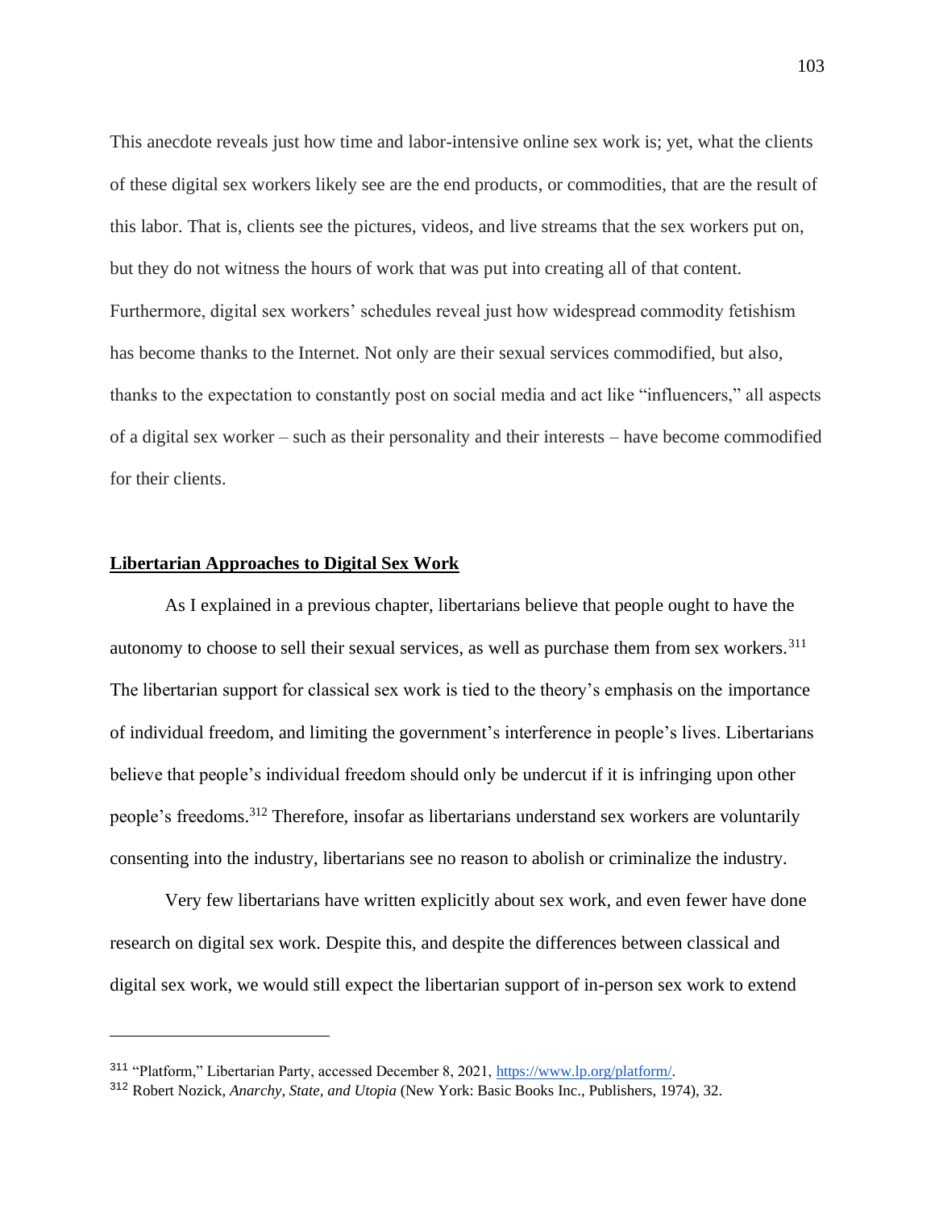This anecdote reveals just how time and labor-intensive online sex work is; yet, what the clients of these digital sex workers likely see are the end products, or commodities, that are the result of this labor. That is, clients see the pictures, videos, and live streams that the sex workers put on, but they do not witness the hours of work that was put into creating all of that content. Furthermore, digital sex workers' schedules reveal just how widespread commodity fetishism has become thanks to the Internet. Not only are their sexual services commodified, but also, thanks to the expectation to constantly post on social media and act like "influencers," all aspects of a digital sex worker – such as their personality and their interests – have become commodified for their clients.

## **Libertarian Approaches to Digital Sex Work**

As I explained in a previous chapter, libertarians believe that people ought to have the autonomy to choose to sell their sexual services, as well as purchase them from sex workers.[311] The libertarian support for classical sex work is tied to the theory's emphasis on the importance of individual freedom, and limiting the government's interference in people's lives. Libertarians believe that people's individual freedom should only be undercut if it is infringing upon other people's freedoms.[312] Therefore, insofar as libertarians understand sex workers are voluntarily consenting into the industry, libertarians see no reason to abolish or criminalize the industry.

Very few libertarians have written explicitly about sex work, and even fewer have done research on digital sex work. Despite this, and despite the differences between classical and digital sex work, we would still expect the libertarian support of in-person sex work to extend

---

[311] "Platform," Libertarian Party, accessed December 8, 2021, https://www.lp.org/platform/.

[312] Robert Nozick, *Anarchy, State, and Utopia* (New York: Basic Books Inc., Publishers, 1974), 32.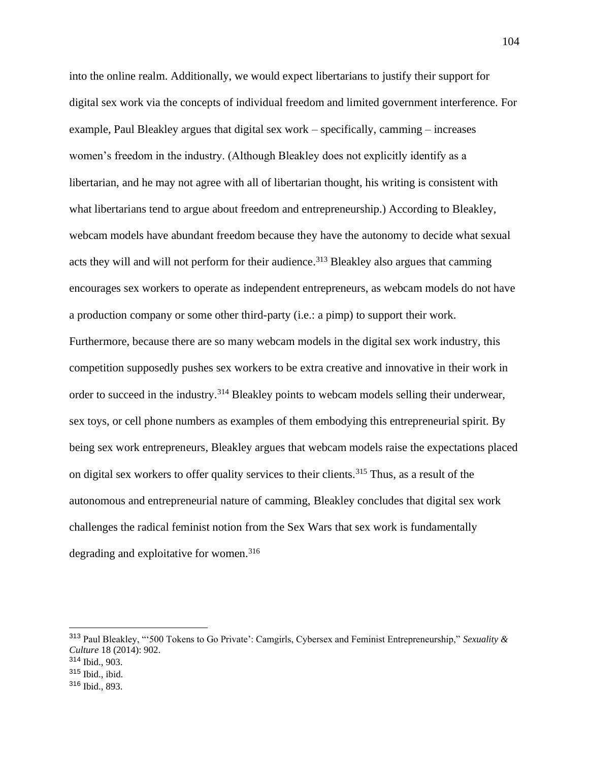into the online realm. Additionally, we would expect libertarians to justify their support for digital sex work via the concepts of individual freedom and limited government interference. For example, Paul Bleakley argues that digital sex work – specifically, camming – increases women's freedom in the industry. (Although Bleakley does not explicitly identify as a libertarian, and he may not agree with all of libertarian thought, his writing is consistent with what libertarians tend to argue about freedom and entrepreneurship.) According to Bleakley, webcam models have abundant freedom because they have the autonomy to decide what sexual acts they will and will not perform for their audience.[313] Bleakley also argues that camming encourages sex workers to operate as independent entrepreneurs, as webcam models do not have a production company or some other third-party (i.e.: a pimp) to support their work. Furthermore, because there are so many webcam models in the digital sex work industry, this competition supposedly pushes sex workers to be extra creative and innovative in their work in order to succeed in the industry.[314] Bleakley points to webcam models selling their underwear, sex toys, or cell phone numbers as examples of them embodying this entrepreneurial spirit. By being sex work entrepreneurs, Bleakley argues that webcam models raise the expectations placed on digital sex workers to offer quality services to their clients.[315] Thus, as a result of the autonomous and entrepreneurial nature of camming, Bleakley concludes that digital sex work challenges the radical feminist notion from the Sex Wars that sex work is fundamentally degrading and exploitative for women.[316]

---

[313] Paul Bleakley, "'500 Tokens to Go Private': Camgirls, Cybersex and Feminist Entrepreneurship," *Sexuality & Culture* 18 (2014): 902.

[314] Ibid., 903.

[315] Ibid., ibid.

[316] Ibid., 893.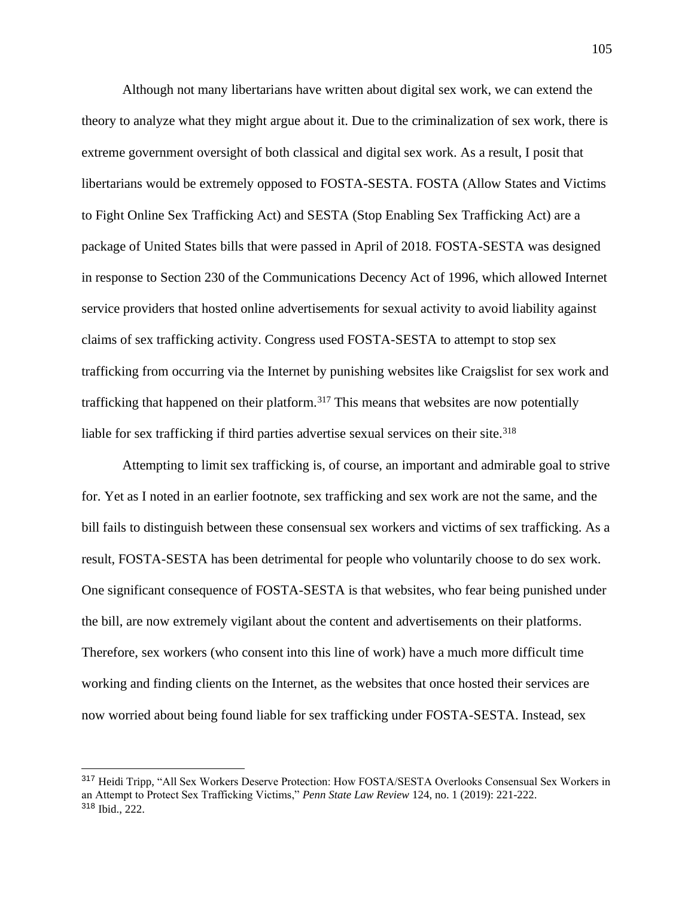Although not many libertarians have written about digital sex work, we can extend the theory to analyze what they might argue about it. Due to the criminalization of sex work, there is extreme government oversight of both classical and digital sex work. As a result, I posit that libertarians would be extremely opposed to FOSTA-SESTA. FOSTA (Allow States and Victims to Fight Online Sex Trafficking Act) and SESTA (Stop Enabling Sex Trafficking Act) are a package of United States bills that were passed in April of 2018. FOSTA-SESTA was designed in response to Section 230 of the Communications Decency Act of 1996, which allowed Internet service providers that hosted online advertisements for sexual activity to avoid liability against claims of sex trafficking activity. Congress used FOSTA-SESTA to attempt to stop sex trafficking from occurring via the Internet by punishing websites like Craigslist for sex work and trafficking that happened on their platform.[317] This means that websites are now potentially liable for sex trafficking if third parties advertise sexual services on their site.[318]

Attempting to limit sex trafficking is, of course, an important and admirable goal to strive for. Yet as I noted in an earlier footnote, sex trafficking and sex work are not the same, and the bill fails to distinguish between these consensual sex workers and victims of sex trafficking. As a result, FOSTA-SESTA has been detrimental for people who voluntarily choose to do sex work. One significant consequence of FOSTA-SESTA is that websites, who fear being punished under the bill, are now extremely vigilant about the content and advertisements on their platforms. Therefore, sex workers (who consent into this line of work) have a much more difficult time working and finding clients on the Internet, as the websites that once hosted their services are now worried about being found liable for sex trafficking under FOSTA-SESTA. Instead, sex

---

[317] Heidi Tripp, "All Sex Workers Deserve Protection: How FOSTA/SESTA Overlooks Consensual Sex Workers in an Attempt to Protect Sex Trafficking Victims," *Penn State Law Review* 124, no. 1 (2019): 221-222.

[318] Ibid., 222.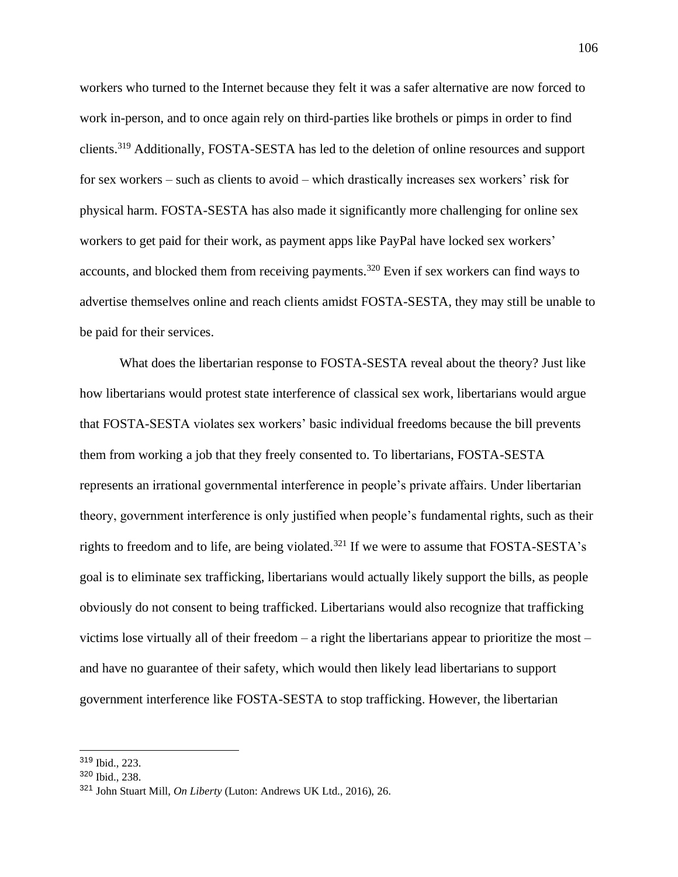workers who turned to the Internet because they felt it was a safer alternative are now forced to work in-person, and to once again rely on third-parties like brothels or pimps in order to find clients.[319] Additionally, FOSTA-SESTA has led to the deletion of online resources and support for sex workers – such as clients to avoid – which drastically increases sex workers' risk for physical harm. FOSTA-SESTA has also made it significantly more challenging for online sex workers to get paid for their work, as payment apps like PayPal have locked sex workers' accounts, and blocked them from receiving payments.[320] Even if sex workers can find ways to advertise themselves online and reach clients amidst FOSTA-SESTA, they may still be unable to be paid for their services.

What does the libertarian response to FOSTA-SESTA reveal about the theory? Just like how libertarians would protest state interference of classical sex work, libertarians would argue that FOSTA-SESTA violates sex workers' basic individual freedoms because the bill prevents them from working a job that they freely consented to. To libertarians, FOSTA-SESTA represents an irrational governmental interference in people's private affairs. Under libertarian theory, government interference is only justified when people's fundamental rights, such as their rights to freedom and to life, are being violated.[321] If we were to assume that FOSTA-SESTA's goal is to eliminate sex trafficking, libertarians would actually likely support the bills, as people obviously do not consent to being trafficked. Libertarians would also recognize that trafficking victims lose virtually all of their freedom – a right the libertarians appear to prioritize the most – and have no guarantee of their safety, which would then likely lead libertarians to support government interference like FOSTA-SESTA to stop trafficking. However, the libertarian

[319] Ibid., 223.

[320] Ibid., 238.

[321] John Stuart Mill, *On Liberty* (Luton: Andrews UK Ltd., 2016), 26.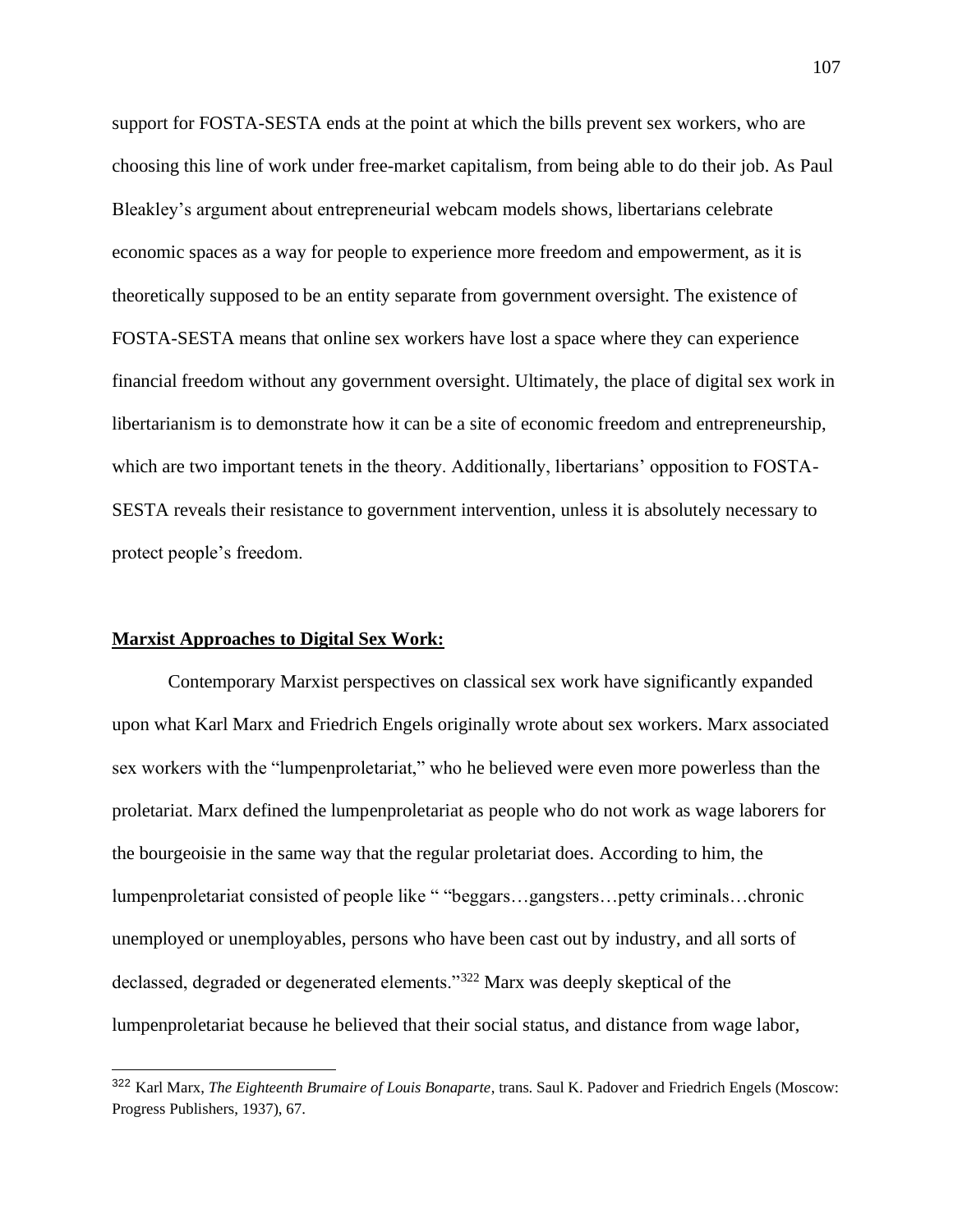support for FOSTA-SESTA ends at the point at which the bills prevent sex workers, who are choosing this line of work under free-market capitalism, from being able to do their job. As Paul Bleakley's argument about entrepreneurial webcam models shows, libertarians celebrate economic spaces as a way for people to experience more freedom and empowerment, as it is theoretically supposed to be an entity separate from government oversight. The existence of FOSTA-SESTA means that online sex workers have lost a space where they can experience financial freedom without any government oversight. Ultimately, the place of digital sex work in libertarianism is to demonstrate how it can be a site of economic freedom and entrepreneurship, which are two important tenets in the theory. Additionally, libertarians' opposition to FOSTA-SESTA reveals their resistance to government intervention, unless it is absolutely necessary to protect people's freedom.

## **Marxist Approaches to Digital Sex Work:**

Contemporary Marxist perspectives on classical sex work have significantly expanded upon what Karl Marx and Friedrich Engels originally wrote about sex workers. Marx associated sex workers with the "lumpenproletariat," who he believed were even more powerless than the proletariat. Marx defined the lumpenproletariat as people who do not work as wage laborers for the bourgeoisie in the same way that the regular proletariat does. According to him, the lumpenproletariat consisted of people like " "beggars…gangsters…petty criminals…chronic unemployed or unemployables, persons who have been cast out by industry, and all sorts of declassed, degraded or degenerated elements."[322] Marx was deeply skeptical of the lumpenproletariat because he believed that their social status, and distance from wage labor,

---

[322] Karl Marx, *The Eighteenth Brumaire of Louis Bonaparte*, trans. Saul K. Padover and Friedrich Engels (Moscow: Progress Publishers, 1937), 67.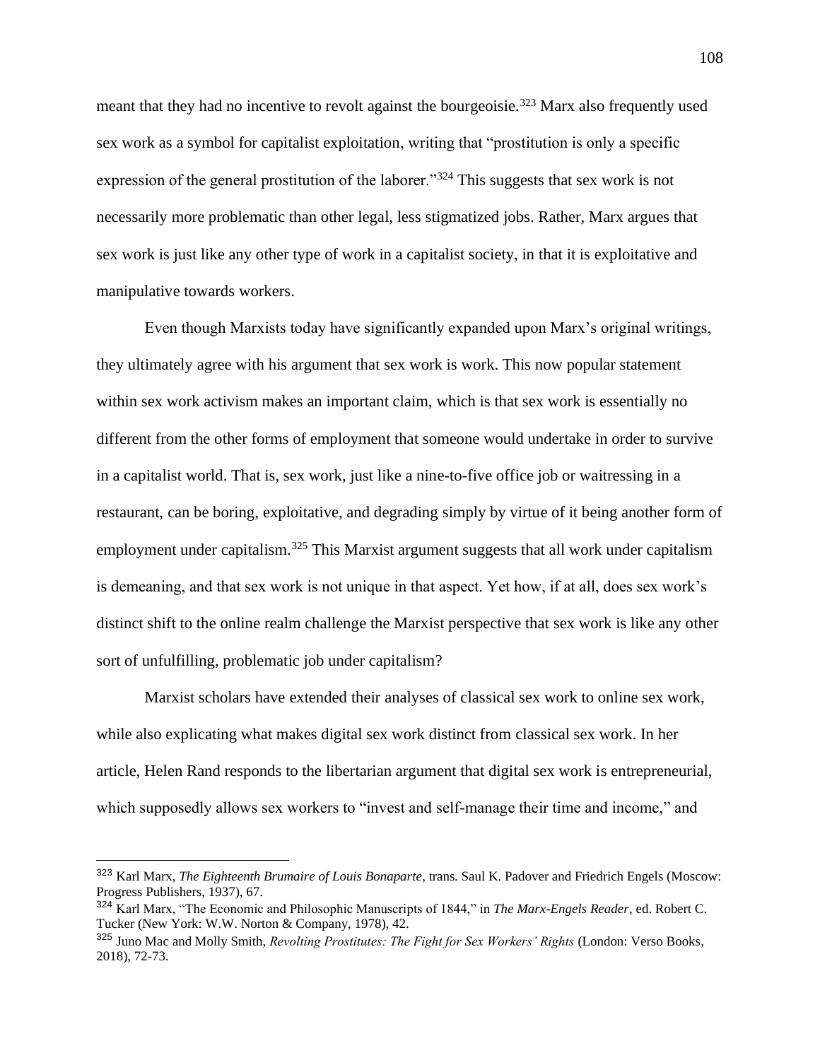meant that they had no incentive to revolt against the bourgeoisie.[323] Marx also frequently used sex work as a symbol for capitalist exploitation, writing that "prostitution is only a specific expression of the general prostitution of the laborer."[324] This suggests that sex work is not necessarily more problematic than other legal, less stigmatized jobs. Rather, Marx argues that sex work is just like any other type of work in a capitalist society, in that it is exploitative and manipulative towards workers.

Even though Marxists today have significantly expanded upon Marx's original writings, they ultimately agree with his argument that sex work is work. This now popular statement within sex work activism makes an important claim, which is that sex work is essentially no different from the other forms of employment that someone would undertake in order to survive in a capitalist world. That is, sex work, just like a nine-to-five office job or waitressing in a restaurant, can be boring, exploitative, and degrading simply by virtue of it being another form of employment under capitalism.[325] This Marxist argument suggests that all work under capitalism is demeaning, and that sex work is not unique in that aspect. Yet how, if at all, does sex work's distinct shift to the online realm challenge the Marxist perspective that sex work is like any other sort of unfulfilling, problematic job under capitalism?

Marxist scholars have extended their analyses of classical sex work to online sex work, while also explicating what makes digital sex work distinct from classical sex work. In her article, Helen Rand responds to the libertarian argument that digital sex work is entrepreneurial, which supposedly allows sex workers to "invest and self-manage their time and income," and

---

[323] Karl Marx, *The Eighteenth Brumaire of Louis Bonaparte*, trans. Saul K. Padover and Friedrich Engels (Moscow: Progress Publishers, 1937), 67.

[324] Karl Marx, "The Economic and Philosophic Manuscripts of 1844," in *The Marx-Engels Reader*, ed. Robert C. Tucker (New York: W.W. Norton & Company, 1978), 42.

[325] Juno Mac and Molly Smith, *Revolting Prostitutes: The Fight for Sex Workers' Rights* (London: Verso Books, 2018), 72-73.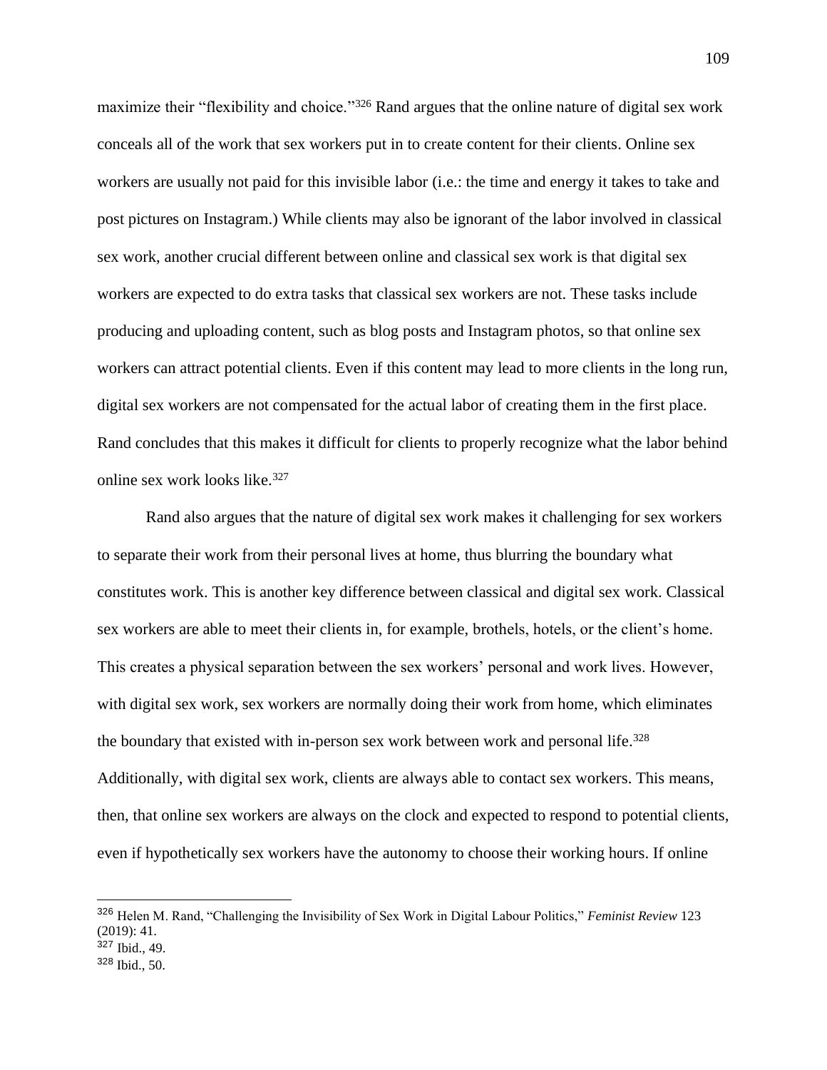maximize their "flexibility and choice."[326] Rand argues that the online nature of digital sex work conceals all of the work that sex workers put in to create content for their clients. Online sex workers are usually not paid for this invisible labor (i.e.: the time and energy it takes to take and post pictures on Instagram.) While clients may also be ignorant of the labor involved in classical sex work, another crucial different between online and classical sex work is that digital sex workers are expected to do extra tasks that classical sex workers are not. These tasks include producing and uploading content, such as blog posts and Instagram photos, so that online sex workers can attract potential clients. Even if this content may lead to more clients in the long run, digital sex workers are not compensated for the actual labor of creating them in the first place. Rand concludes that this makes it difficult for clients to properly recognize what the labor behind online sex work looks like.[327]

Rand also argues that the nature of digital sex work makes it challenging for sex workers to separate their work from their personal lives at home, thus blurring the boundary what constitutes work. This is another key difference between classical and digital sex work. Classical sex workers are able to meet their clients in, for example, brothels, hotels, or the client's home. This creates a physical separation between the sex workers' personal and work lives. However, with digital sex work, sex workers are normally doing their work from home, which eliminates the boundary that existed with in-person sex work between work and personal life.[328] Additionally, with digital sex work, clients are always able to contact sex workers. This means, then, that online sex workers are always on the clock and expected to respond to potential clients, even if hypothetically sex workers have the autonomy to choose their working hours. If online

---

[326] Helen M. Rand, "Challenging the Invisibility of Sex Work in Digital Labour Politics," *Feminist Review* 123 (2019): 41.

[327] Ibid., 49.

[328] Ibid., 50.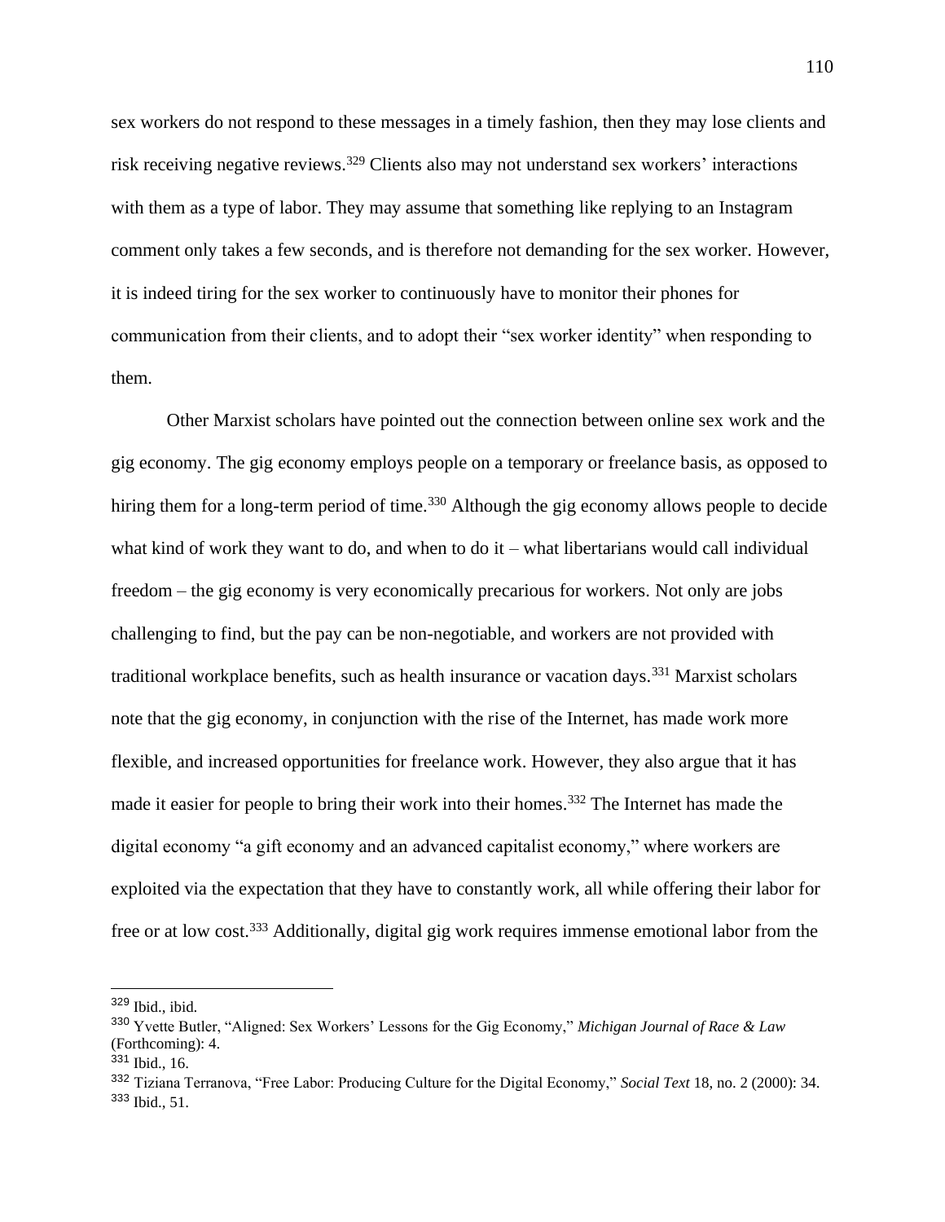sex workers do not respond to these messages in a timely fashion, then they may lose clients and risk receiving negative reviews.[329] Clients also may not understand sex workers' interactions with them as a type of labor. They may assume that something like replying to an Instagram comment only takes a few seconds, and is therefore not demanding for the sex worker. However, it is indeed tiring for the sex worker to continuously have to monitor their phones for communication from their clients, and to adopt their "sex worker identity" when responding to them.

Other Marxist scholars have pointed out the connection between online sex work and the gig economy. The gig economy employs people on a temporary or freelance basis, as opposed to hiring them for a long-term period of time.[330] Although the gig economy allows people to decide what kind of work they want to do, and when to do it – what libertarians would call individual freedom – the gig economy is very economically precarious for workers. Not only are jobs challenging to find, but the pay can be non-negotiable, and workers are not provided with traditional workplace benefits, such as health insurance or vacation days.[331] Marxist scholars note that the gig economy, in conjunction with the rise of the Internet, has made work more flexible, and increased opportunities for freelance work. However, they also argue that it has made it easier for people to bring their work into their homes.[332] The Internet has made the digital economy "a gift economy and an advanced capitalist economy," where workers are exploited via the expectation that they have to constantly work, all while offering their labor for free or at low cost.[333] Additionally, digital gig work requires immense emotional labor from the

---

[329] Ibid., ibid.

[330] Yvette Butler, "Aligned: Sex Workers' Lessons for the Gig Economy," *Michigan Journal of Race & Law* (Forthcoming): 4.

[331] Ibid., 16.

[332] Tiziana Terranova, "Free Labor: Producing Culture for the Digital Economy," *Social Text* 18, no. 2 (2000): 34.

[333] Ibid., 51.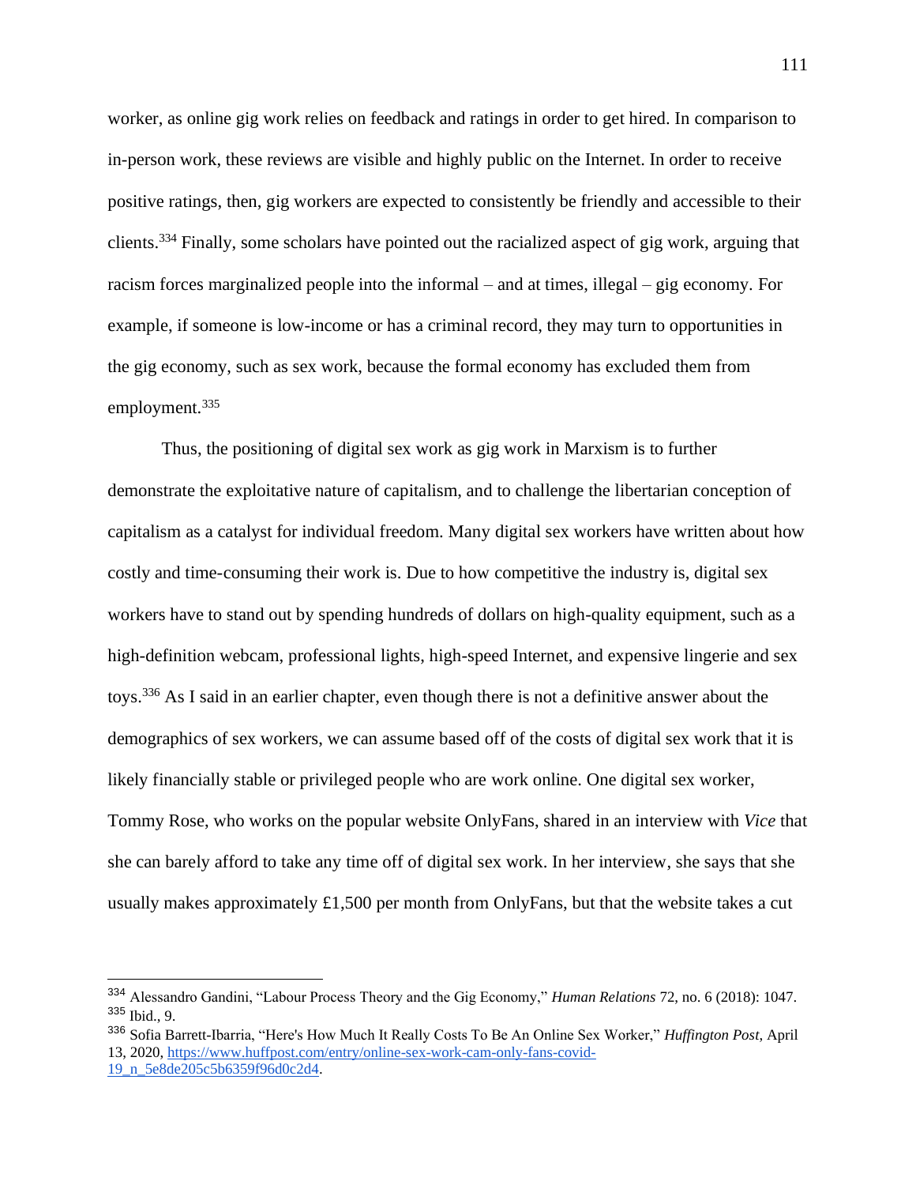worker, as online gig work relies on feedback and ratings in order to get hired. In comparison to in-person work, these reviews are visible and highly public on the Internet. In order to receive positive ratings, then, gig workers are expected to consistently be friendly and accessible to their clients.[334] Finally, some scholars have pointed out the racialized aspect of gig work, arguing that racism forces marginalized people into the informal – and at times, illegal – gig economy. For example, if someone is low-income or has a criminal record, they may turn to opportunities in the gig economy, such as sex work, because the formal economy has excluded them from employment.[335]

Thus, the positioning of digital sex work as gig work in Marxism is to further demonstrate the exploitative nature of capitalism, and to challenge the libertarian conception of capitalism as a catalyst for individual freedom. Many digital sex workers have written about how costly and time-consuming their work is. Due to how competitive the industry is, digital sex workers have to stand out by spending hundreds of dollars on high-quality equipment, such as a high-definition webcam, professional lights, high-speed Internet, and expensive lingerie and sex toys.[336] As I said in an earlier chapter, even though there is not a definitive answer about the demographics of sex workers, we can assume based off of the costs of digital sex work that it is likely financially stable or privileged people who are work online. One digital sex worker, Tommy Rose, who works on the popular website OnlyFans, shared in an interview with *Vice* that she can barely afford to take any time off of digital sex work. In her interview, she says that she usually makes approximately £1,500 per month from OnlyFans, but that the website takes a cut

---

[334] Alessandro Gandini, "Labour Process Theory and the Gig Economy," *Human Relations* 72, no. 6 (2018): 1047.

[335] Ibid., 9.

[336] Sofia Barrett-Ibarria, "Here's How Much It Really Costs To Be An Online Sex Worker," *Huffington Post*, April 13, 2020, https://www.huffpost.com/entry/online-sex-work-cam-only-fans-covid-19_n_5e8de205c5b6359f96d0c2d4.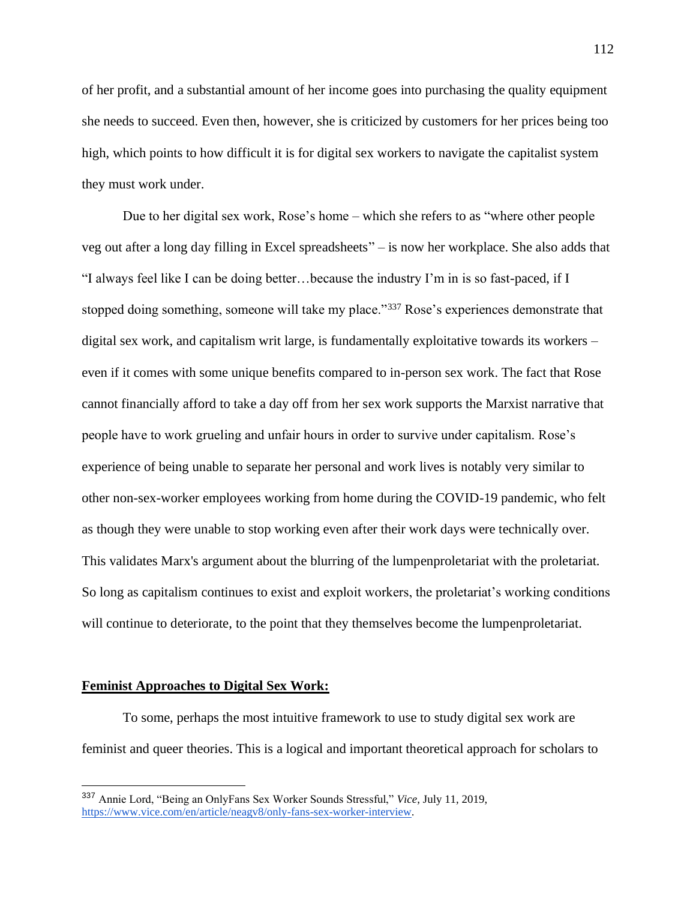of her profit, and a substantial amount of her income goes into purchasing the quality equipment she needs to succeed. Even then, however, she is criticized by customers for her prices being too high, which points to how difficult it is for digital sex workers to navigate the capitalist system they must work under.

Due to her digital sex work, Rose's home – which she refers to as "where other people veg out after a long day filling in Excel spreadsheets" – is now her workplace. She also adds that "I always feel like I can be doing better…because the industry I'm in is so fast-paced, if I stopped doing something, someone will take my place."[337] Rose's experiences demonstrate that digital sex work, and capitalism writ large, is fundamentally exploitative towards its workers – even if it comes with some unique benefits compared to in-person sex work. The fact that Rose cannot financially afford to take a day off from her sex work supports the Marxist narrative that people have to work grueling and unfair hours in order to survive under capitalism. Rose's experience of being unable to separate her personal and work lives is notably very similar to other non-sex-worker employees working from home during the COVID-19 pandemic, who felt as though they were unable to stop working even after their work days were technically over. This validates Marx's argument about the blurring of the lumpenproletariat with the proletariat. So long as capitalism continues to exist and exploit workers, the proletariat's working conditions will continue to deteriorate, to the point that they themselves become the lumpenproletariat.

## **Feminist Approaches to Digital Sex Work:**

To some, perhaps the most intuitive framework to use to study digital sex work are feminist and queer theories. This is a logical and important theoretical approach for scholars to

---

[337] Annie Lord, "Being an OnlyFans Sex Worker Sounds Stressful," *Vice*, July 11, 2019, https://www.vice.com/en/article/neagv8/only-fans-sex-worker-interview.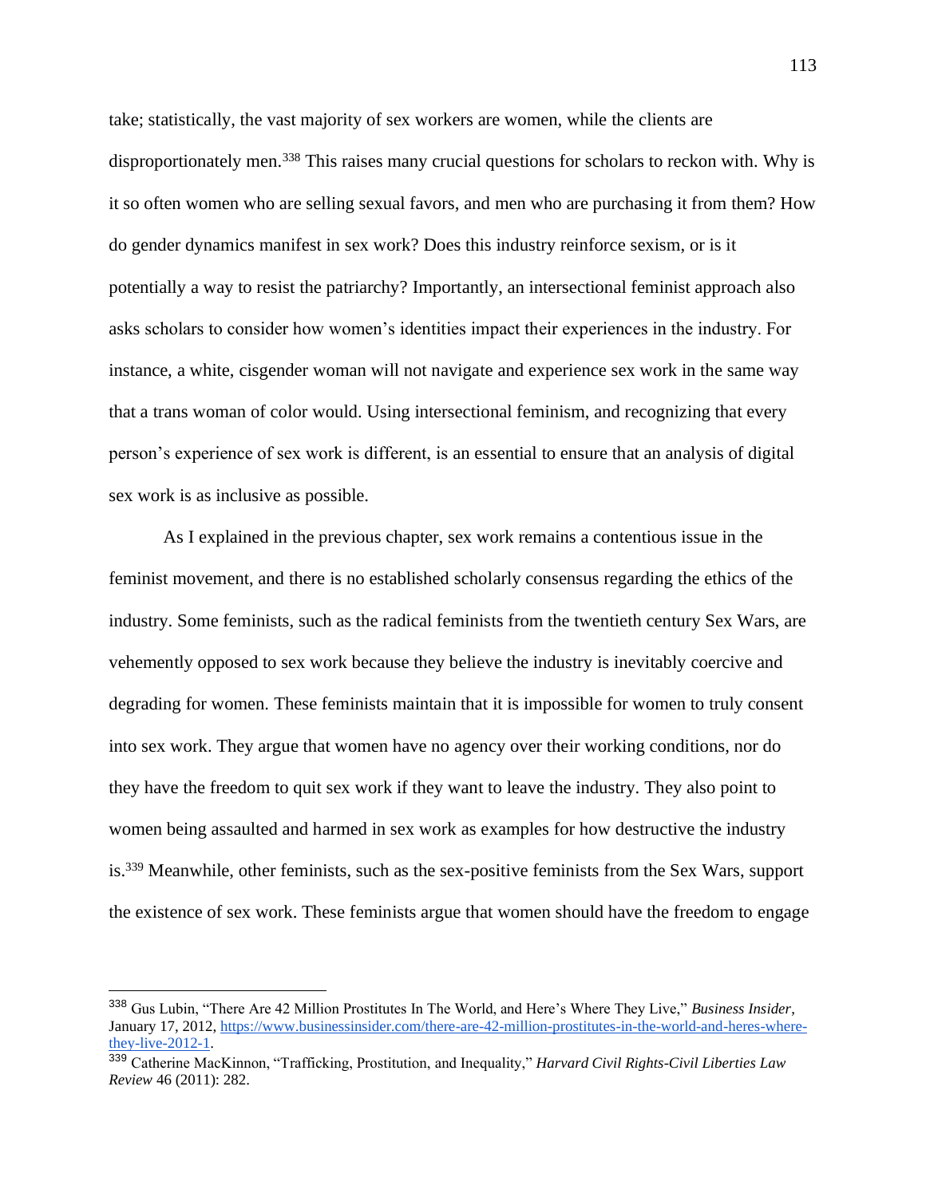take; statistically, the vast majority of sex workers are women, while the clients are disproportionately men.[338] This raises many crucial questions for scholars to reckon with. Why is it so often women who are selling sexual favors, and men who are purchasing it from them? How do gender dynamics manifest in sex work? Does this industry reinforce sexism, or is it potentially a way to resist the patriarchy? Importantly, an intersectional feminist approach also asks scholars to consider how women's identities impact their experiences in the industry. For instance, a white, cisgender woman will not navigate and experience sex work in the same way that a trans woman of color would. Using intersectional feminism, and recognizing that every person's experience of sex work is different, is an essential to ensure that an analysis of digital sex work is as inclusive as possible.

As I explained in the previous chapter, sex work remains a contentious issue in the feminist movement, and there is no established scholarly consensus regarding the ethics of the industry. Some feminists, such as the radical feminists from the twentieth century Sex Wars, are vehemently opposed to sex work because they believe the industry is inevitably coercive and degrading for women. These feminists maintain that it is impossible for women to truly consent into sex work. They argue that women have no agency over their working conditions, nor do they have the freedom to quit sex work if they want to leave the industry. They also point to women being assaulted and harmed in sex work as examples for how destructive the industry is.[339] Meanwhile, other feminists, such as the sex-positive feminists from the Sex Wars, support the existence of sex work. These feminists argue that women should have the freedom to engage

---

[338] Gus Lubin, "There Are 42 Million Prostitutes In The World, and Here's Where They Live," *Business Insider*, January 17, 2012, https://www.businessinsider.com/there-are-42-million-prostitutes-in-the-world-and-heres-where-they-live-2012-1.

[339] Catherine MacKinnon, "Trafficking, Prostitution, and Inequality," *Harvard Civil Rights-Civil Liberties Law Review* 46 (2011): 282.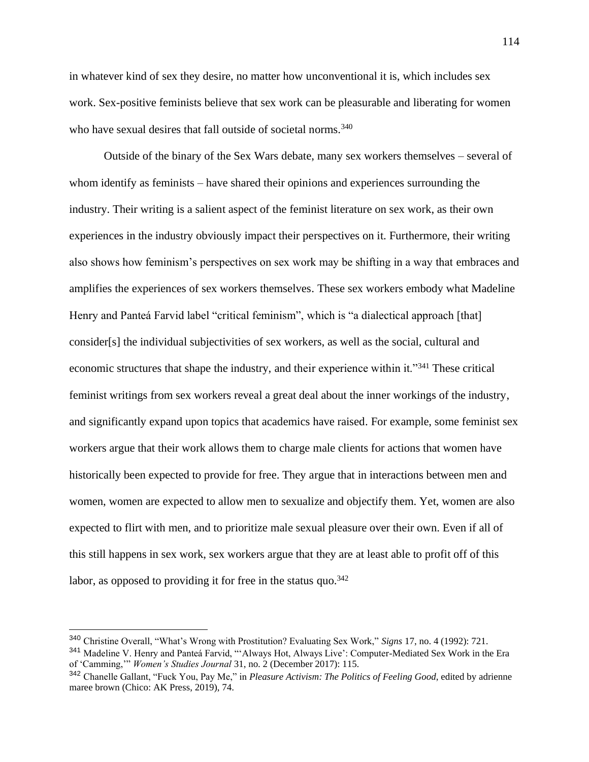in whatever kind of sex they desire, no matter how unconventional it is, which includes sex work. Sex-positive feminists believe that sex work can be pleasurable and liberating for women who have sexual desires that fall outside of societal norms.[340]

Outside of the binary of the Sex Wars debate, many sex workers themselves – several of whom identify as feminists – have shared their opinions and experiences surrounding the industry. Their writing is a salient aspect of the feminist literature on sex work, as their own experiences in the industry obviously impact their perspectives on it. Furthermore, their writing also shows how feminism's perspectives on sex work may be shifting in a way that embraces and amplifies the experiences of sex workers themselves. These sex workers embody what Madeline Henry and Panteá Farvid label "critical feminism", which is "a dialectical approach [that] consider[s] the individual subjectivities of sex workers, as well as the social, cultural and economic structures that shape the industry, and their experience within it."[341] These critical feminist writings from sex workers reveal a great deal about the inner workings of the industry, and significantly expand upon topics that academics have raised. For example, some feminist sex workers argue that their work allows them to charge male clients for actions that women have historically been expected to provide for free. They argue that in interactions between men and women, women are expected to allow men to sexualize and objectify them. Yet, women are also expected to flirt with men, and to prioritize male sexual pleasure over their own. Even if all of this still happens in sex work, sex workers argue that they are at least able to profit off of this labor, as opposed to providing it for free in the status quo.[342]

---

[340] Christine Overall, "What's Wrong with Prostitution? Evaluating Sex Work," *Signs* 17, no. 4 (1992): 721.

[341] Madeline V. Henry and Panteá Farvid, "'Always Hot, Always Live': Computer-Mediated Sex Work in the Era of 'Camming,'" *Women's Studies Journal* 31, no. 2 (December 2017): 115.

[342] Chanelle Gallant, "Fuck You, Pay Me," in *Pleasure Activism: The Politics of Feeling Good*, edited by adrienne maree brown (Chico: AK Press, 2019), 74.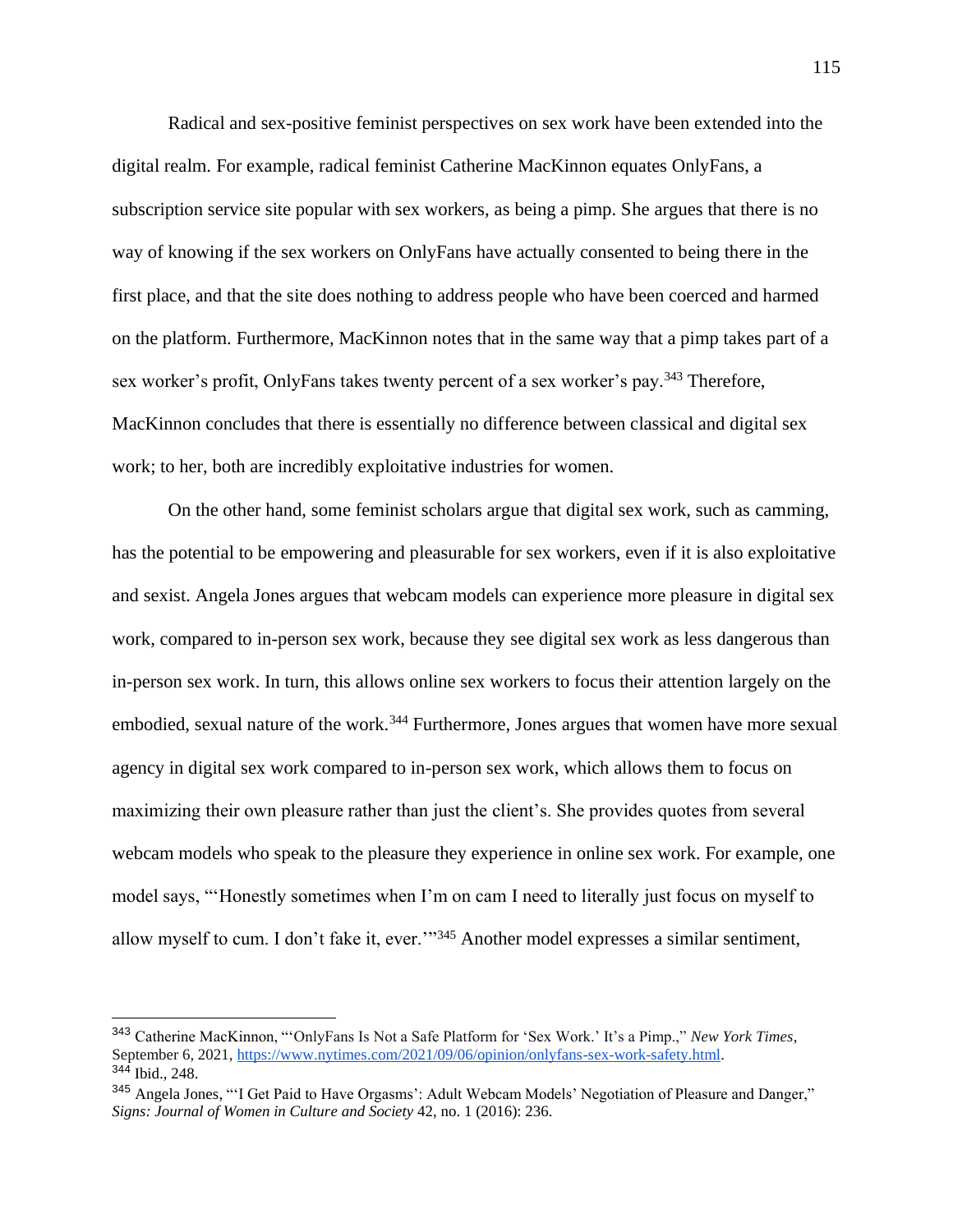Radical and sex-positive feminist perspectives on sex work have been extended into the digital realm. For example, radical feminist Catherine MacKinnon equates OnlyFans, a subscription service site popular with sex workers, as being a pimp. She argues that there is no way of knowing if the sex workers on OnlyFans have actually consented to being there in the first place, and that the site does nothing to address people who have been coerced and harmed on the platform. Furthermore, MacKinnon notes that in the same way that a pimp takes part of a sex worker's profit, OnlyFans takes twenty percent of a sex worker's pay.[343] Therefore, MacKinnon concludes that there is essentially no difference between classical and digital sex work; to her, both are incredibly exploitative industries for women.

On the other hand, some feminist scholars argue that digital sex work, such as camming, has the potential to be empowering and pleasurable for sex workers, even if it is also exploitative and sexist. Angela Jones argues that webcam models can experience more pleasure in digital sex work, compared to in-person sex work, because they see digital sex work as less dangerous than in-person sex work. In turn, this allows online sex workers to focus their attention largely on the embodied, sexual nature of the work.[344] Furthermore, Jones argues that women have more sexual agency in digital sex work compared to in-person sex work, which allows them to focus on maximizing their own pleasure rather than just the client's. She provides quotes from several webcam models who speak to the pleasure they experience in online sex work. For example, one model says, "'Honestly sometimes when I'm on cam I need to literally just focus on myself to allow myself to cum. I don't fake it, ever.'"[345] Another model expresses a similar sentiment,

---

[343] Catherine MacKinnon, "'OnlyFans Is Not a Safe Platform for 'Sex Work.' It's a Pimp.," *New York Times*, September 6, 2021, https://www.nytimes.com/2021/09/06/opinion/onlyfans-sex-work-safety.html.

[344] Ibid., 248.

[345] Angela Jones, "'I Get Paid to Have Orgasms': Adult Webcam Models' Negotiation of Pleasure and Danger," *Signs: Journal of Women in Culture and Society* 42, no. 1 (2016): 236.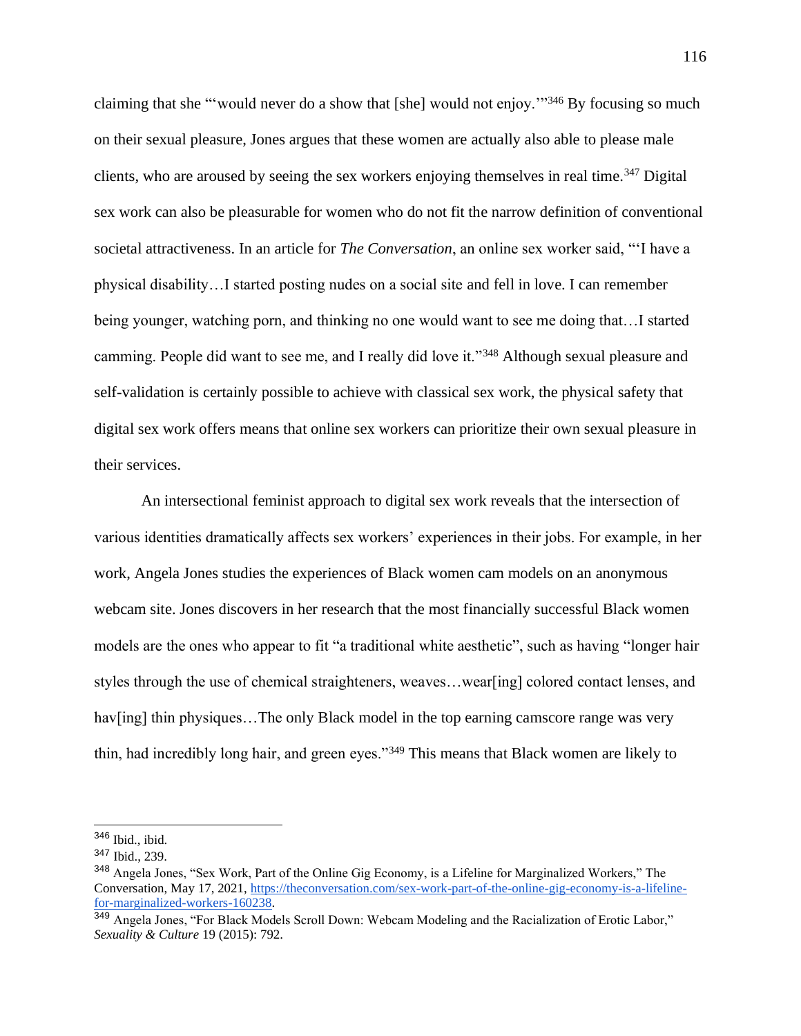claiming that she "'would never do a show that [she] would not enjoy.'"[346] By focusing so much on their sexual pleasure, Jones argues that these women are actually also able to please male clients, who are aroused by seeing the sex workers enjoying themselves in real time.[347] Digital sex work can also be pleasurable for women who do not fit the narrow definition of conventional societal attractiveness. In an article for *The Conversation*, an online sex worker said, "'I have a physical disability…I started posting nudes on a social site and fell in love. I can remember being younger, watching porn, and thinking no one would want to see me doing that…I started camming. People did want to see me, and I really did love it."[348] Although sexual pleasure and self-validation is certainly possible to achieve with classical sex work, the physical safety that digital sex work offers means that online sex workers can prioritize their own sexual pleasure in their services.

An intersectional feminist approach to digital sex work reveals that the intersection of various identities dramatically affects sex workers' experiences in their jobs. For example, in her work, Angela Jones studies the experiences of Black women cam models on an anonymous webcam site. Jones discovers in her research that the most financially successful Black women models are the ones who appear to fit "a traditional white aesthetic", such as having "longer hair styles through the use of chemical straighteners, weaves…wear[ing] colored contact lenses, and hav[ing] thin physiques…The only Black model in the top earning camscore range was very thin, had incredibly long hair, and green eyes."[349] This means that Black women are likely to

---

[346] Ibid., ibid.

[347] Ibid., 239.

[348] Angela Jones, "Sex Work, Part of the Online Gig Economy, is a Lifeline for Marginalized Workers," The Conversation, May 17, 2021, https://theconversation.com/sex-work-part-of-the-online-gig-economy-is-a-lifeline-for-marginalized-workers-160238.

[349] Angela Jones, "For Black Models Scroll Down: Webcam Modeling and the Racialization of Erotic Labor," *Sexuality & Culture* 19 (2015): 792.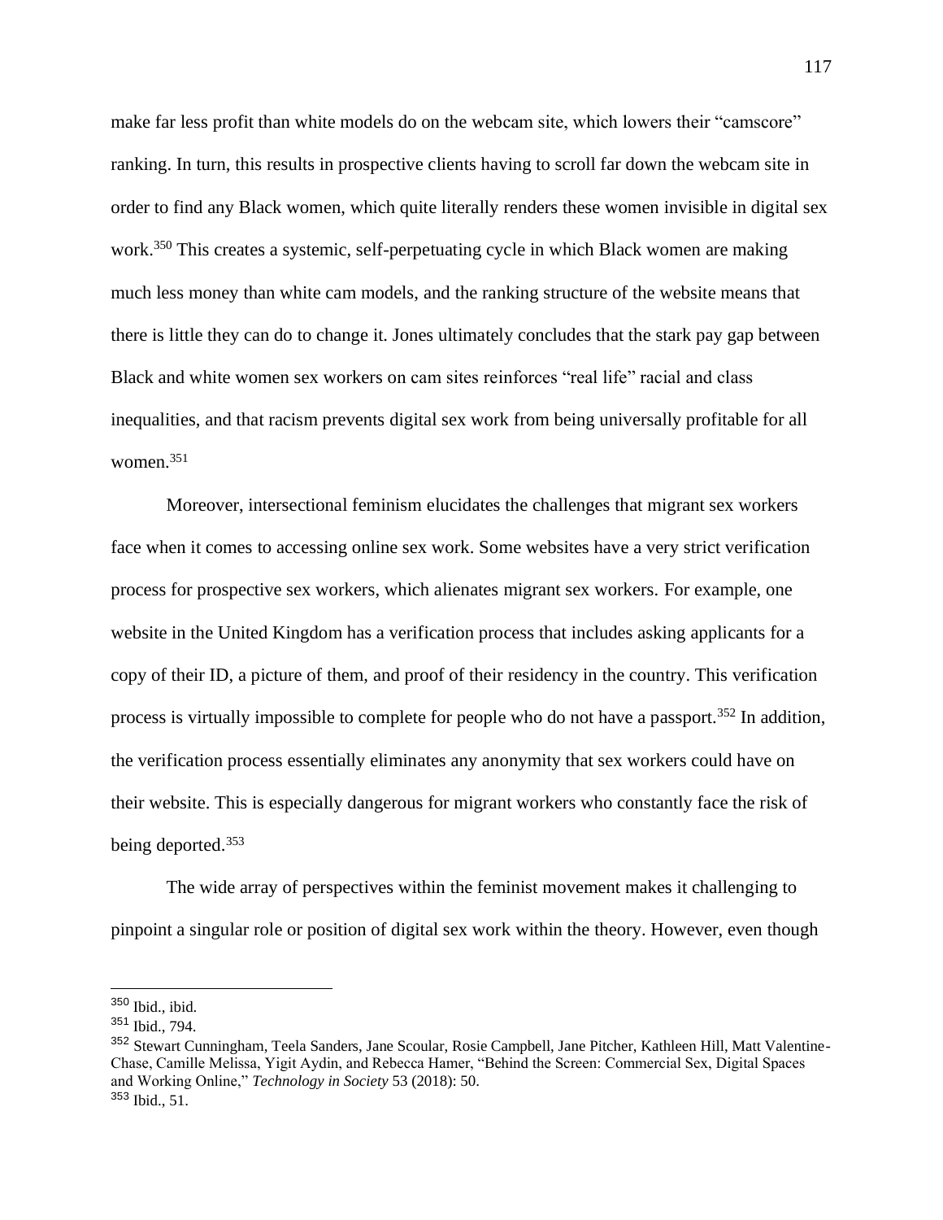make far less profit than white models do on the webcam site, which lowers their "camscore" ranking. In turn, this results in prospective clients having to scroll far down the webcam site in order to find any Black women, which quite literally renders these women invisible in digital sex work.[350] This creates a systemic, self-perpetuating cycle in which Black women are making much less money than white cam models, and the ranking structure of the website means that there is little they can do to change it. Jones ultimately concludes that the stark pay gap between Black and white women sex workers on cam sites reinforces "real life" racial and class inequalities, and that racism prevents digital sex work from being universally profitable for all women.[351]

Moreover, intersectional feminism elucidates the challenges that migrant sex workers face when it comes to accessing online sex work. Some websites have a very strict verification process for prospective sex workers, which alienates migrant sex workers. For example, one website in the United Kingdom has a verification process that includes asking applicants for a copy of their ID, a picture of them, and proof of their residency in the country. This verification process is virtually impossible to complete for people who do not have a passport.[352] In addition, the verification process essentially eliminates any anonymity that sex workers could have on their website. This is especially dangerous for migrant workers who constantly face the risk of being deported.[353]

The wide array of perspectives within the feminist movement makes it challenging to pinpoint a singular role or position of digital sex work within the theory. However, even though

---

[350] Ibid., ibid.

[351] Ibid., 794.

[352] Stewart Cunningham, Teela Sanders, Jane Scoular, Rosie Campbell, Jane Pitcher, Kathleen Hill, Matt Valentine-Chase, Camille Melissa, Yigit Aydin, and Rebecca Hamer, "Behind the Screen: Commercial Sex, Digital Spaces and Working Online," *Technology in Society* 53 (2018): 50.

[353] Ibid., 51.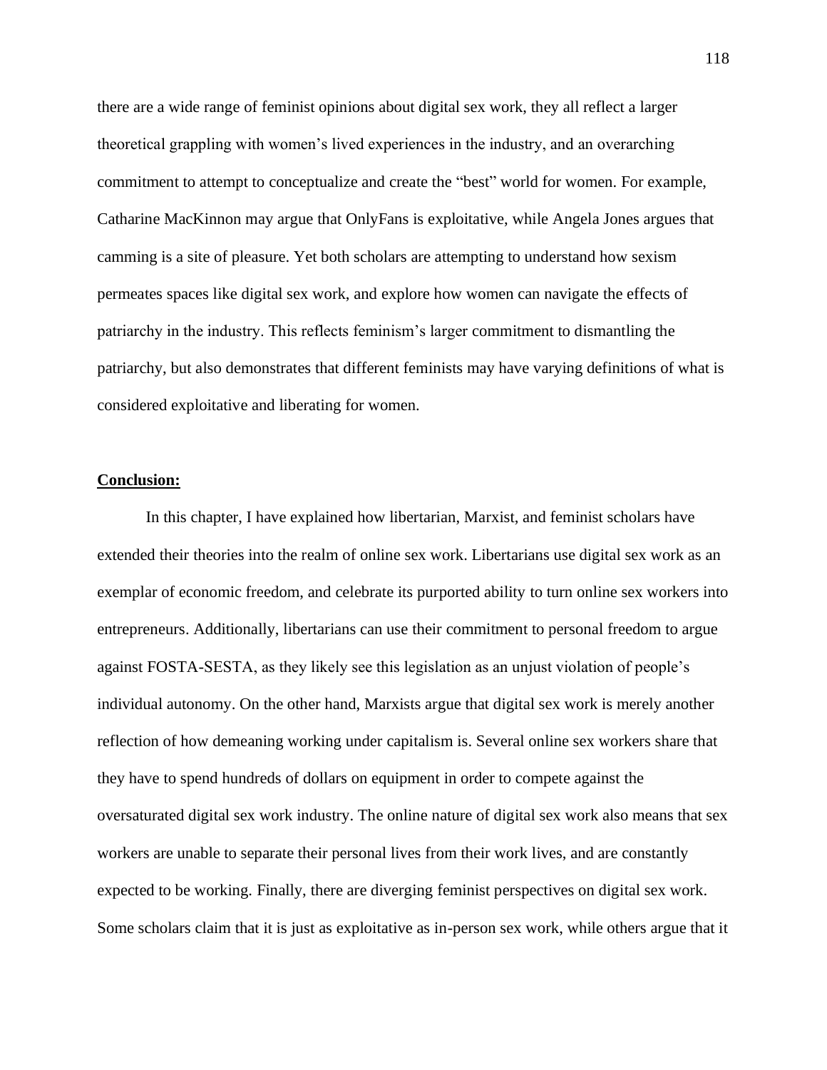there are a wide range of feminist opinions about digital sex work, they all reflect a larger theoretical grappling with women's lived experiences in the industry, and an overarching commitment to attempt to conceptualize and create the "best" world for women. For example, Catharine MacKinnon may argue that OnlyFans is exploitative, while Angela Jones argues that camming is a site of pleasure. Yet both scholars are attempting to understand how sexism permeates spaces like digital sex work, and explore how women can navigate the effects of patriarchy in the industry. This reflects feminism's larger commitment to dismantling the patriarchy, but also demonstrates that different feminists may have varying definitions of what is considered exploitative and liberating for women.

**Conclusion:**

In this chapter, I have explained how libertarian, Marxist, and feminist scholars have extended their theories into the realm of online sex work. Libertarians use digital sex work as an exemplar of economic freedom, and celebrate its purported ability to turn online sex workers into entrepreneurs. Additionally, libertarians can use their commitment to personal freedom to argue against FOSTA-SESTA, as they likely see this legislation as an unjust violation of people's individual autonomy. On the other hand, Marxists argue that digital sex work is merely another reflection of how demeaning working under capitalism is. Several online sex workers share that they have to spend hundreds of dollars on equipment in order to compete against the oversaturated digital sex work industry. The online nature of digital sex work also means that sex workers are unable to separate their personal lives from their work lives, and are constantly expected to be working. Finally, there are diverging feminist perspectives on digital sex work. Some scholars claim that it is just as exploitative as in-person sex work, while others argue that it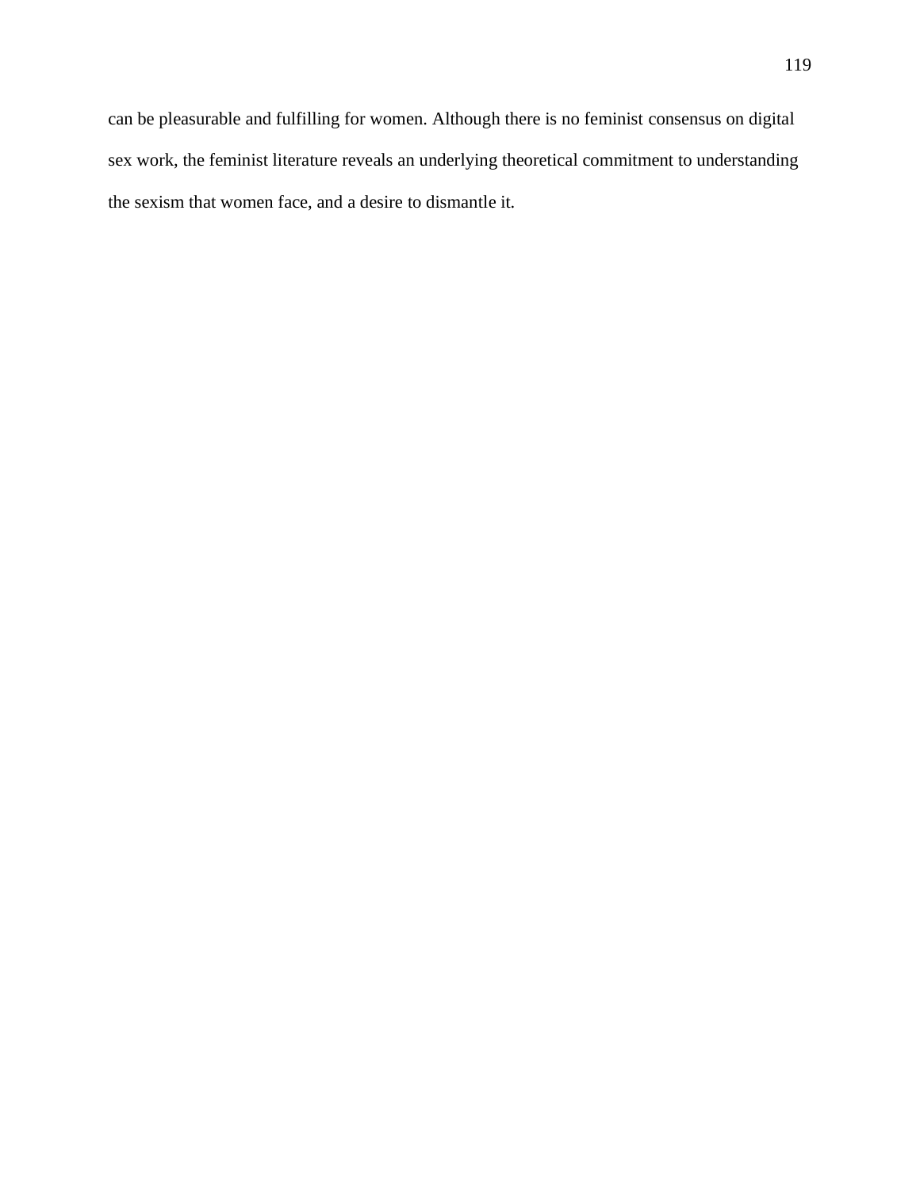can be pleasurable and fulfilling for women. Although there is no feminist consensus on digital sex work, the feminist literature reveals an underlying theoretical commitment to understanding the sexism that women face, and a desire to dismantle it.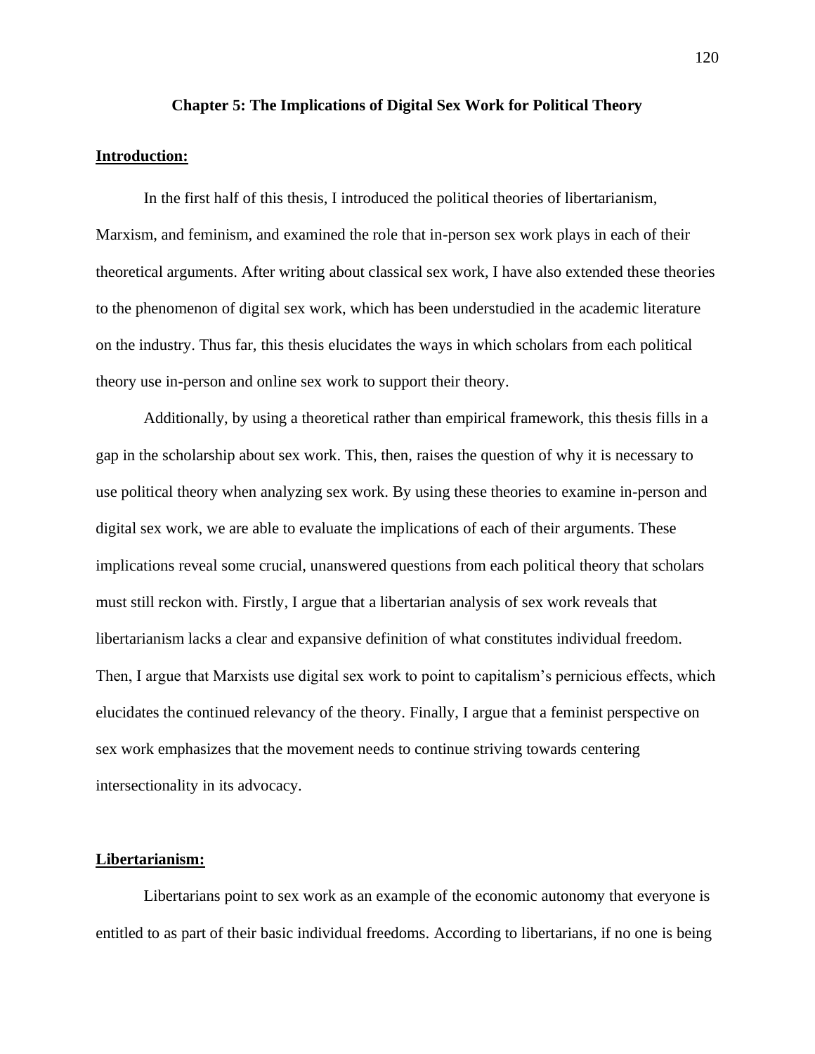## Chapter 5: The Implications of Digital Sex Work for Political Theory

**Introduction:**

In the first half of this thesis, I introduced the political theories of libertarianism, Marxism, and feminism, and examined the role that in-person sex work plays in each of their theoretical arguments. After writing about classical sex work, I have also extended these theories to the phenomenon of digital sex work, which has been understudied in the academic literature on the industry. Thus far, this thesis elucidates the ways in which scholars from each political theory use in-person and online sex work to support their theory.

Additionally, by using a theoretical rather than empirical framework, this thesis fills in a gap in the scholarship about sex work. This, then, raises the question of why it is necessary to use political theory when analyzing sex work. By using these theories to examine in-person and digital sex work, we are able to evaluate the implications of each of their arguments. These implications reveal some crucial, unanswered questions from each political theory that scholars must still reckon with. Firstly, I argue that a libertarian analysis of sex work reveals that libertarianism lacks a clear and expansive definition of what constitutes individual freedom. Then, I argue that Marxists use digital sex work to point to capitalism's pernicious effects, which elucidates the continued relevancy of the theory. Finally, I argue that a feminist perspective on sex work emphasizes that the movement needs to continue striving towards centering intersectionality in its advocacy.

**Libertarianism:**

Libertarians point to sex work as an example of the economic autonomy that everyone is entitled to as part of their basic individual freedoms. According to libertarians, if no one is being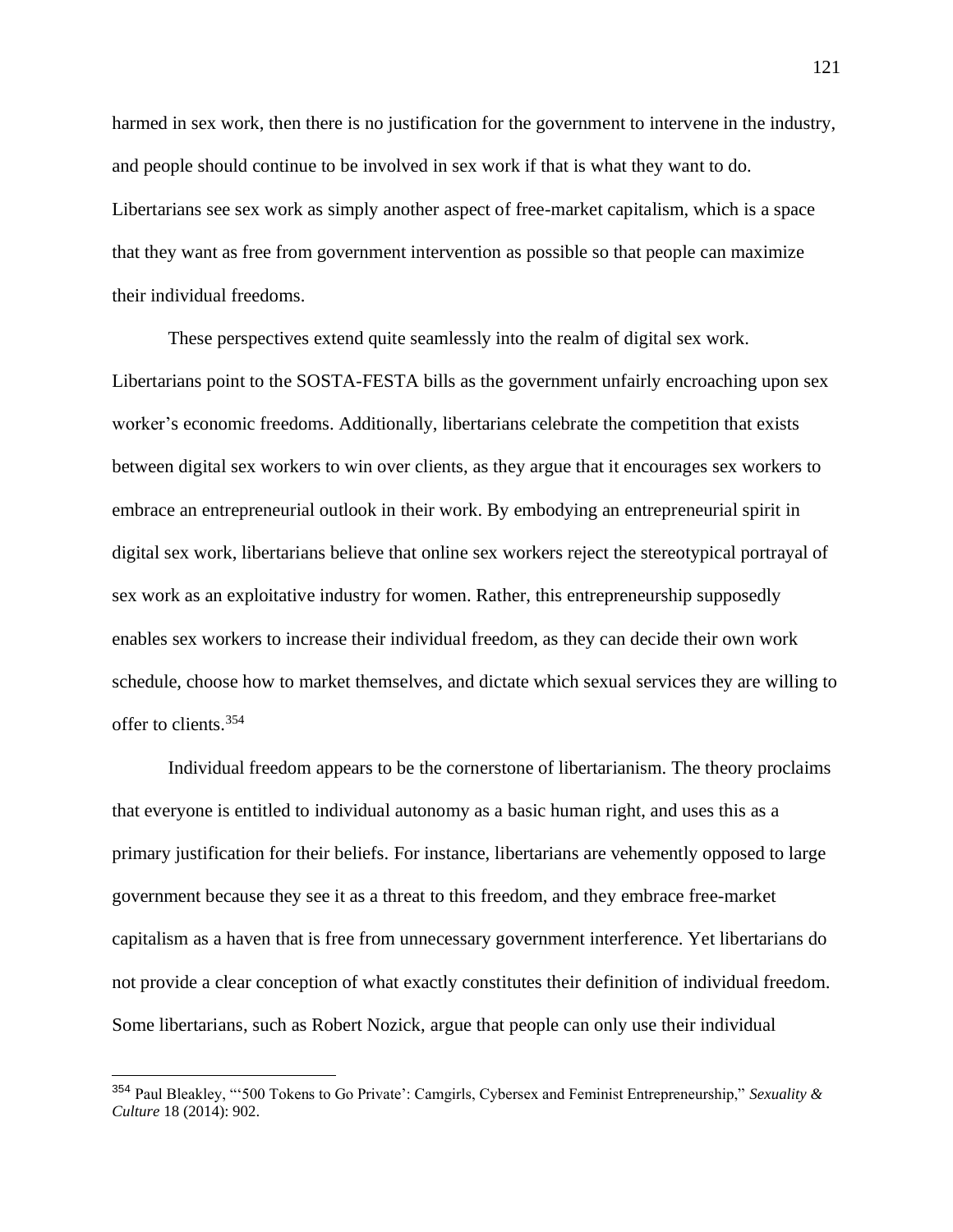harmed in sex work, then there is no justification for the government to intervene in the industry, and people should continue to be involved in sex work if that is what they want to do. Libertarians see sex work as simply another aspect of free-market capitalism, which is a space that they want as free from government intervention as possible so that people can maximize their individual freedoms.

These perspectives extend quite seamlessly into the realm of digital sex work. Libertarians point to the SOSTA-FESTA bills as the government unfairly encroaching upon sex worker's economic freedoms. Additionally, libertarians celebrate the competition that exists between digital sex workers to win over clients, as they argue that it encourages sex workers to embrace an entrepreneurial outlook in their work. By embodying an entrepreneurial spirit in digital sex work, libertarians believe that online sex workers reject the stereotypical portrayal of sex work as an exploitative industry for women. Rather, this entrepreneurship supposedly enables sex workers to increase their individual freedom, as they can decide their own work schedule, choose how to market themselves, and dictate which sexual services they are willing to offer to clients.[354]

Individual freedom appears to be the cornerstone of libertarianism. The theory proclaims that everyone is entitled to individual autonomy as a basic human right, and uses this as a primary justification for their beliefs. For instance, libertarians are vehemently opposed to large government because they see it as a threat to this freedom, and they embrace free-market capitalism as a haven that is free from unnecessary government interference. Yet libertarians do not provide a clear conception of what exactly constitutes their definition of individual freedom. Some libertarians, such as Robert Nozick, argue that people can only use their individual

---

[354] Paul Bleakley, "'500 Tokens to Go Private': Camgirls, Cybersex and Feminist Entrepreneurship," *Sexuality & Culture* 18 (2014): 902.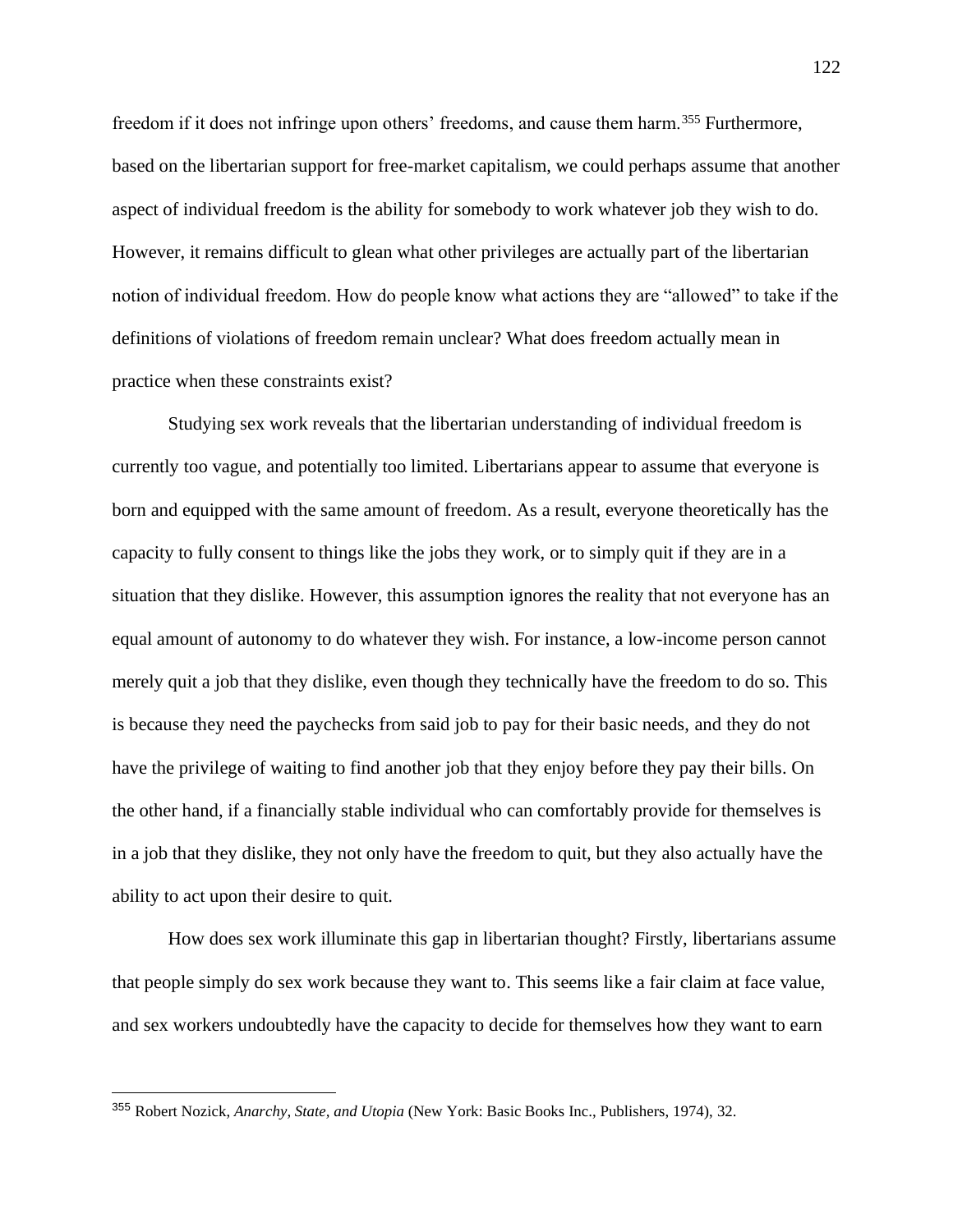freedom if it does not infringe upon others' freedoms, and cause them harm.[355] Furthermore, based on the libertarian support for free-market capitalism, we could perhaps assume that another aspect of individual freedom is the ability for somebody to work whatever job they wish to do. However, it remains difficult to glean what other privileges are actually part of the libertarian notion of individual freedom. How do people know what actions they are "allowed" to take if the definitions of violations of freedom remain unclear? What does freedom actually mean in practice when these constraints exist?

Studying sex work reveals that the libertarian understanding of individual freedom is currently too vague, and potentially too limited. Libertarians appear to assume that everyone is born and equipped with the same amount of freedom. As a result, everyone theoretically has the capacity to fully consent to things like the jobs they work, or to simply quit if they are in a situation that they dislike. However, this assumption ignores the reality that not everyone has an equal amount of autonomy to do whatever they wish. For instance, a low-income person cannot merely quit a job that they dislike, even though they technically have the freedom to do so. This is because they need the paychecks from said job to pay for their basic needs, and they do not have the privilege of waiting to find another job that they enjoy before they pay their bills. On the other hand, if a financially stable individual who can comfortably provide for themselves is in a job that they dislike, they not only have the freedom to quit, but they also actually have the ability to act upon their desire to quit.

How does sex work illuminate this gap in libertarian thought? Firstly, libertarians assume that people simply do sex work because they want to. This seems like a fair claim at face value, and sex workers undoubtedly have the capacity to decide for themselves how they want to earn

---

[355] Robert Nozick, *Anarchy, State, and Utopia* (New York: Basic Books Inc., Publishers, 1974), 32.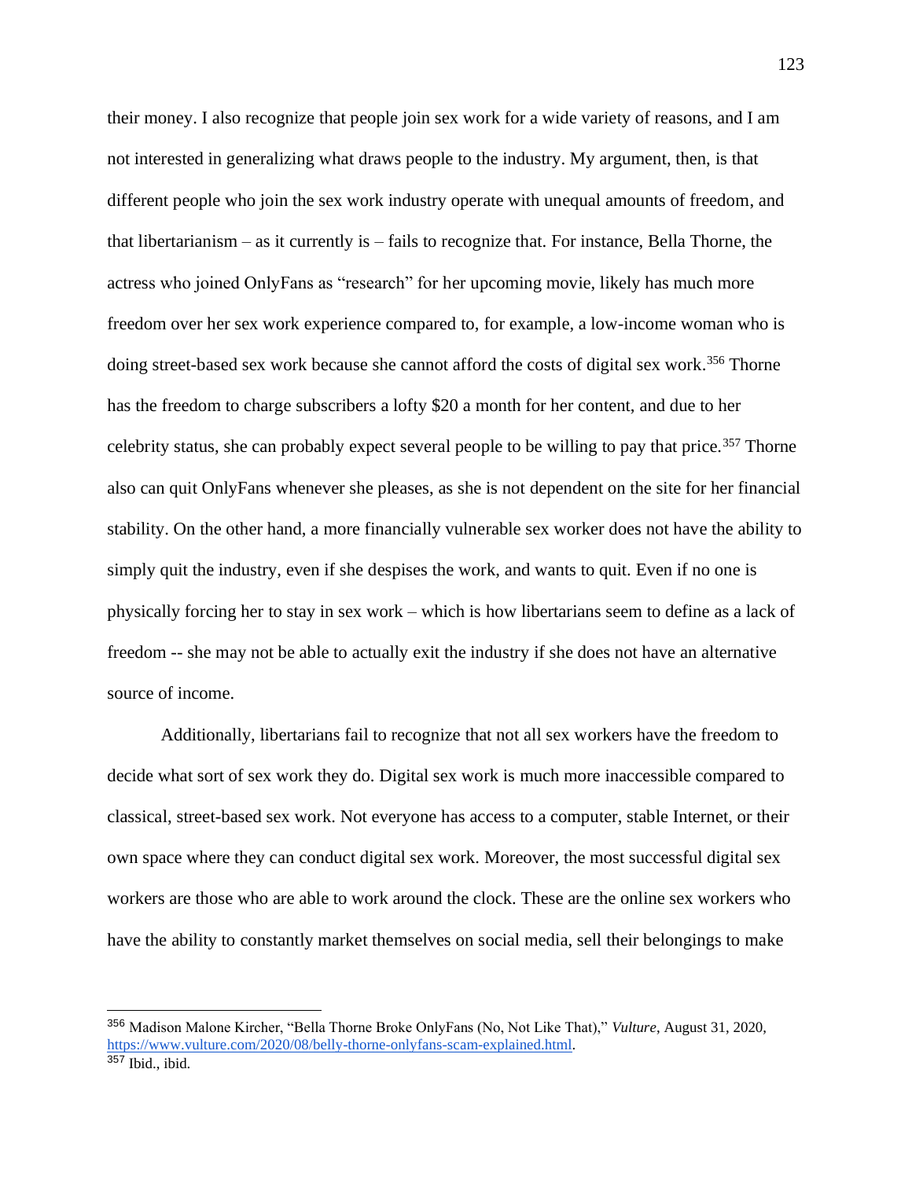their money. I also recognize that people join sex work for a wide variety of reasons, and I am not interested in generalizing what draws people to the industry. My argument, then, is that different people who join the sex work industry operate with unequal amounts of freedom, and that libertarianism – as it currently is – fails to recognize that. For instance, Bella Thorne, the actress who joined OnlyFans as "research" for her upcoming movie, likely has much more freedom over her sex work experience compared to, for example, a low-income woman who is doing street-based sex work because she cannot afford the costs of digital sex work.[356] Thorne has the freedom to charge subscribers a lofty $20 a month for her content, and due to her celebrity status, she can probably expect several people to be willing to pay that price.[357] Thorne also can quit OnlyFans whenever she pleases, as she is not dependent on the site for her financial stability. On the other hand, a more financially vulnerable sex worker does not have the ability to simply quit the industry, even if she despises the work, and wants to quit. Even if no one is physically forcing her to stay in sex work – which is how libertarians seem to define as a lack of freedom -- she may not be able to actually exit the industry if she does not have an alternative source of income.

Additionally, libertarians fail to recognize that not all sex workers have the freedom to decide what sort of sex work they do. Digital sex work is much more inaccessible compared to classical, street-based sex work. Not everyone has access to a computer, stable Internet, or their own space where they can conduct digital sex work. Moreover, the most successful digital sex workers are those who are able to work around the clock. These are the online sex workers who have the ability to constantly market themselves on social media, sell their belongings to make

---

[356] Madison Malone Kircher, "Bella Thorne Broke OnlyFans (No, Not Like That)," *Vulture*, August 31, 2020, https://www.vulture.com/2020/08/belly-thorne-onlyfans-scam-explained.html.

[357] Ibid., ibid.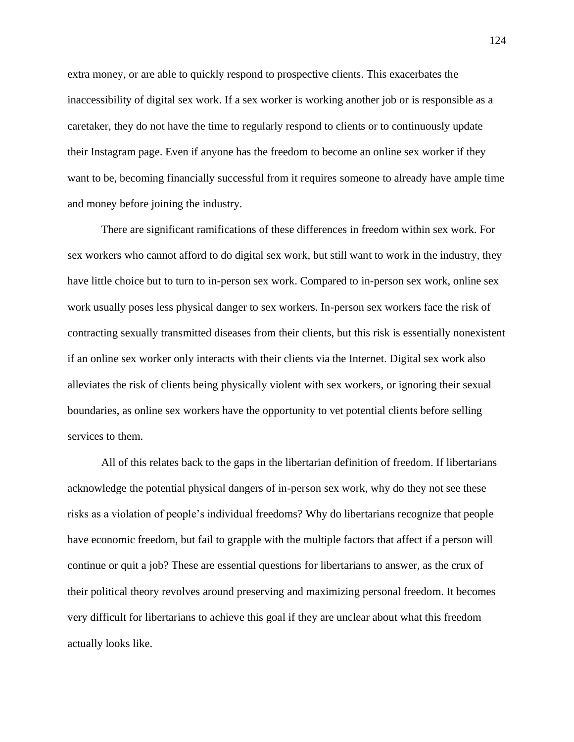extra money, or are able to quickly respond to prospective clients. This exacerbates the inaccessibility of digital sex work. If a sex worker is working another job or is responsible as a caretaker, they do not have the time to regularly respond to clients or to continuously update their Instagram page. Even if anyone has the freedom to become an online sex worker if they want to be, becoming financially successful from it requires someone to already have ample time and money before joining the industry.

There are significant ramifications of these differences in freedom within sex work. For sex workers who cannot afford to do digital sex work, but still want to work in the industry, they have little choice but to turn to in-person sex work. Compared to in-person sex work, online sex work usually poses less physical danger to sex workers. In-person sex workers face the risk of contracting sexually transmitted diseases from their clients, but this risk is essentially nonexistent if an online sex worker only interacts with their clients via the Internet. Digital sex work also alleviates the risk of clients being physically violent with sex workers, or ignoring their sexual boundaries, as online sex workers have the opportunity to vet potential clients before selling services to them.

All of this relates back to the gaps in the libertarian definition of freedom. If libertarians acknowledge the potential physical dangers of in-person sex work, why do they not see these risks as a violation of people's individual freedoms? Why do libertarians recognize that people have economic freedom, but fail to grapple with the multiple factors that affect if a person will continue or quit a job? These are essential questions for libertarians to answer, as the crux of their political theory revolves around preserving and maximizing personal freedom. It becomes very difficult for libertarians to achieve this goal if they are unclear about what this freedom actually looks like.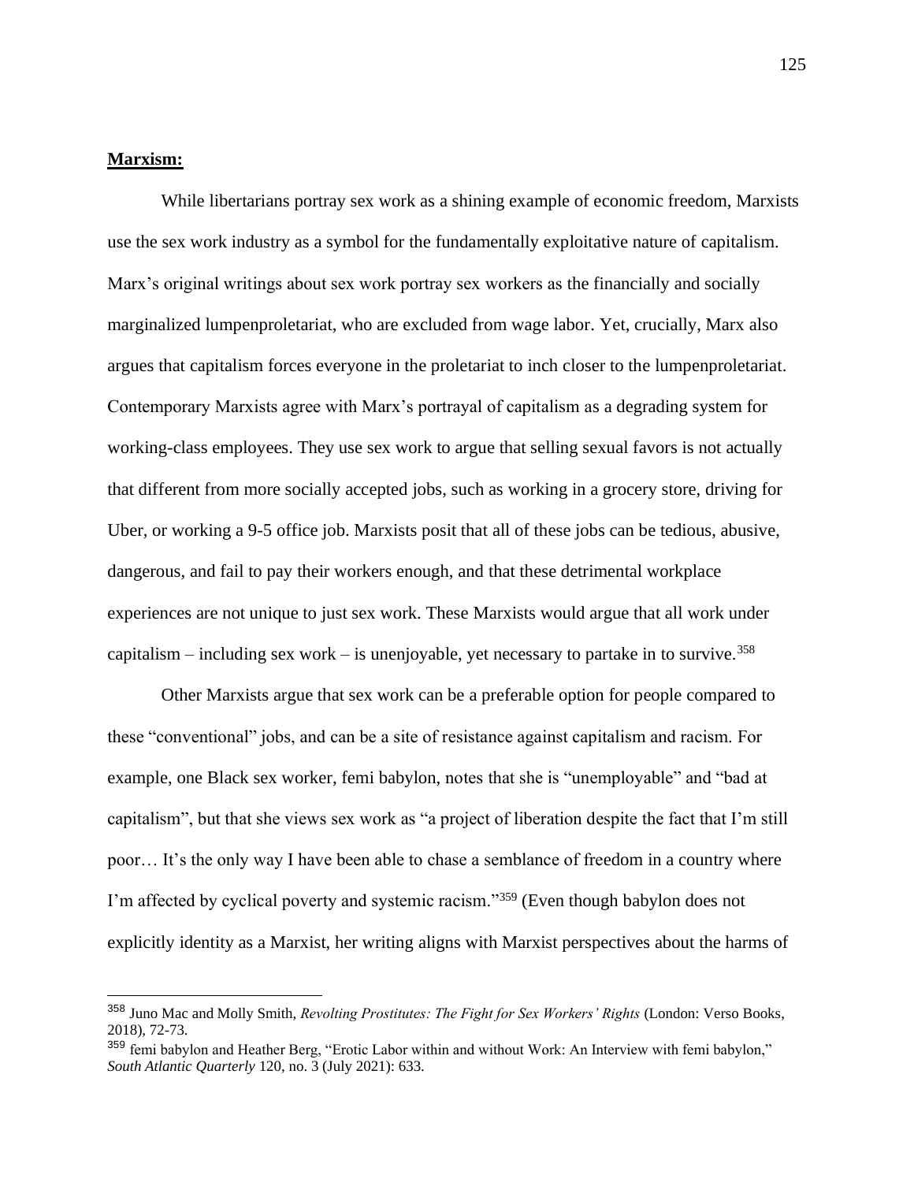**Marxism:**

While libertarians portray sex work as a shining example of economic freedom, Marxists use the sex work industry as a symbol for the fundamentally exploitative nature of capitalism. Marx's original writings about sex work portray sex workers as the financially and socially marginalized lumpenproletariat, who are excluded from wage labor. Yet, crucially, Marx also argues that capitalism forces everyone in the proletariat to inch closer to the lumpenproletariat. Contemporary Marxists agree with Marx's portrayal of capitalism as a degrading system for working-class employees. They use sex work to argue that selling sexual favors is not actually that different from more socially accepted jobs, such as working in a grocery store, driving for Uber, or working a 9-5 office job. Marxists posit that all of these jobs can be tedious, abusive, dangerous, and fail to pay their workers enough, and that these detrimental workplace experiences are not unique to just sex work. These Marxists would argue that all work under capitalism – including sex work – is unenjoyable, yet necessary to partake in to survive.[358]

Other Marxists argue that sex work can be a preferable option for people compared to these "conventional" jobs, and can be a site of resistance against capitalism and racism. For example, one Black sex worker, femi babylon, notes that she is "unemployable" and "bad at capitalism", but that she views sex work as "a project of liberation despite the fact that I'm still poor… It's the only way I have been able to chase a semblance of freedom in a country where I'm affected by cyclical poverty and systemic racism."[359] (Even though babylon does not explicitly identity as a Marxist, her writing aligns with Marxist perspectives about the harms of

---

[358] Juno Mac and Molly Smith, *Revolting Prostitutes: The Fight for Sex Workers' Rights* (London: Verso Books, 2018), 72-73.

[359] femi babylon and Heather Berg, "Erotic Labor within and without Work: An Interview with femi babylon," *South Atlantic Quarterly* 120, no. 3 (July 2021): 633.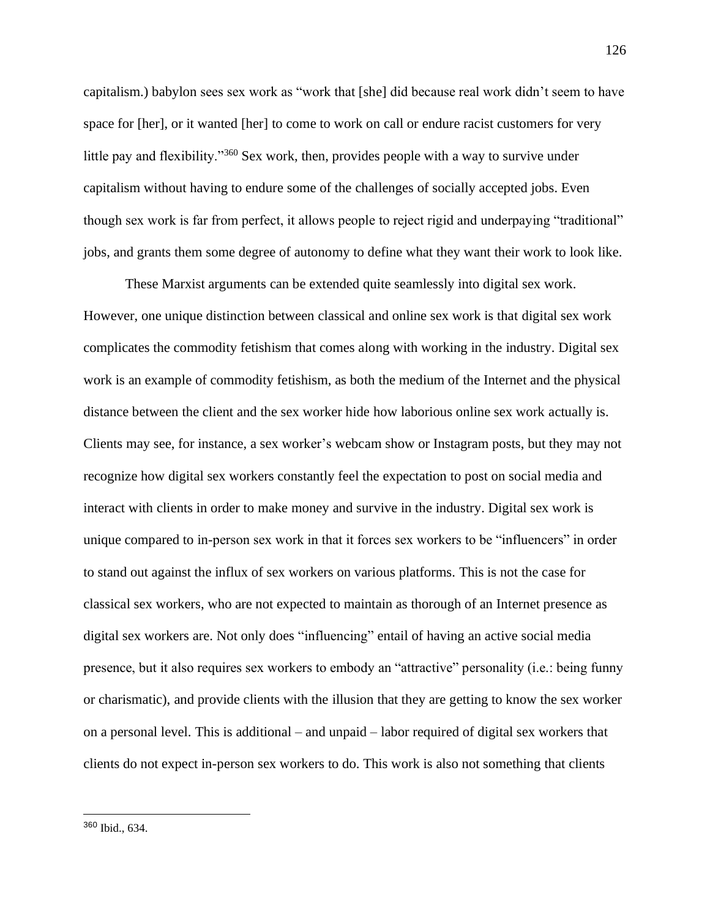capitalism.) babylon sees sex work as "work that [she] did because real work didn't seem to have space for [her], or it wanted [her] to come to work on call or endure racist customers for very little pay and flexibility."[360] Sex work, then, provides people with a way to survive under capitalism without having to endure some of the challenges of socially accepted jobs. Even though sex work is far from perfect, it allows people to reject rigid and underpaying "traditional" jobs, and grants them some degree of autonomy to define what they want their work to look like.

These Marxist arguments can be extended quite seamlessly into digital sex work. However, one unique distinction between classical and online sex work is that digital sex work complicates the commodity fetishism that comes along with working in the industry. Digital sex work is an example of commodity fetishism, as both the medium of the Internet and the physical distance between the client and the sex worker hide how laborious online sex work actually is. Clients may see, for instance, a sex worker's webcam show or Instagram posts, but they may not recognize how digital sex workers constantly feel the expectation to post on social media and interact with clients in order to make money and survive in the industry. Digital sex work is unique compared to in-person sex work in that it forces sex workers to be "influencers" in order to stand out against the influx of sex workers on various platforms. This is not the case for classical sex workers, who are not expected to maintain as thorough of an Internet presence as digital sex workers are. Not only does "influencing" entail of having an active social media presence, but it also requires sex workers to embody an "attractive" personality (i.e.: being funny or charismatic), and provide clients with the illusion that they are getting to know the sex worker on a personal level. This is additional – and unpaid – labor required of digital sex workers that clients do not expect in-person sex workers to do. This work is also not something that clients

[360] Ibid., 634.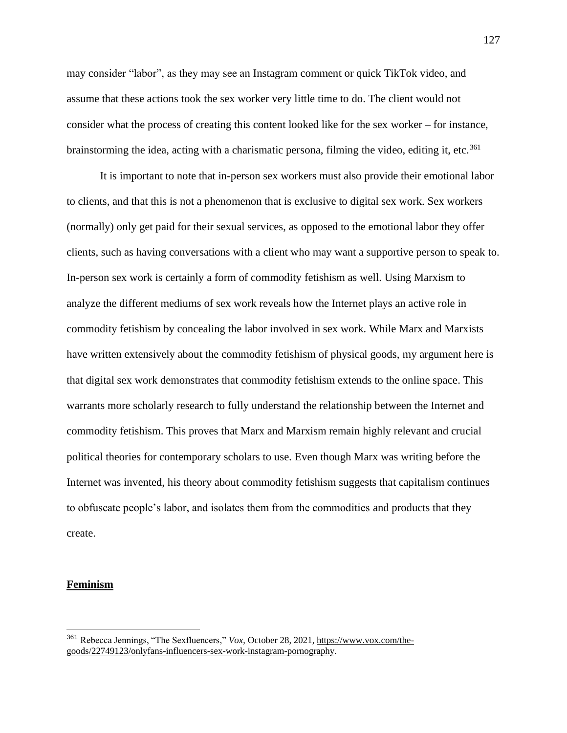may consider "labor", as they may see an Instagram comment or quick TikTok video, and assume that these actions took the sex worker very little time to do. The client would not consider what the process of creating this content looked like for the sex worker – for instance, brainstorming the idea, acting with a charismatic persona, filming the video, editing it, etc.[361]

It is important to note that in-person sex workers must also provide their emotional labor to clients, and that this is not a phenomenon that is exclusive to digital sex work. Sex workers (normally) only get paid for their sexual services, as opposed to the emotional labor they offer clients, such as having conversations with a client who may want a supportive person to speak to. In-person sex work is certainly a form of commodity fetishism as well. Using Marxism to analyze the different mediums of sex work reveals how the Internet plays an active role in commodity fetishism by concealing the labor involved in sex work. While Marx and Marxists have written extensively about the commodity fetishism of physical goods, my argument here is that digital sex work demonstrates that commodity fetishism extends to the online space. This warrants more scholarly research to fully understand the relationship between the Internet and commodity fetishism. This proves that Marx and Marxism remain highly relevant and crucial political theories for contemporary scholars to use. Even though Marx was writing before the Internet was invented, his theory about commodity fetishism suggests that capitalism continues to obfuscate people's labor, and isolates them from the commodities and products that they create.

## **Feminism**

---

[361] Rebecca Jennings, "The Sexfluencers," *Vox*, October 28, 2021, https://www.vox.com/the-goods/22749123/onlyfans-influencers-sex-work-instagram-pornography.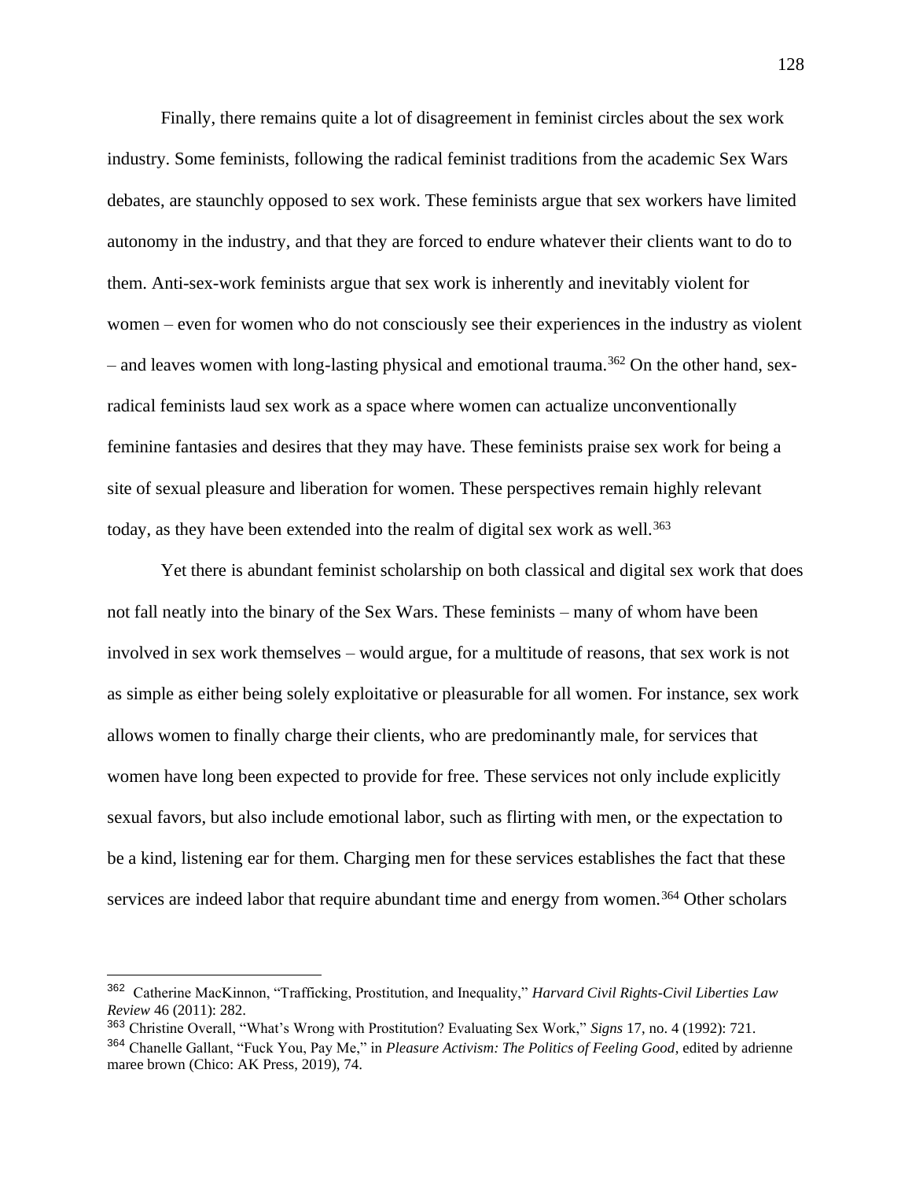Finally, there remains quite a lot of disagreement in feminist circles about the sex work industry. Some feminists, following the radical feminist traditions from the academic Sex Wars debates, are staunchly opposed to sex work. These feminists argue that sex workers have limited autonomy in the industry, and that they are forced to endure whatever their clients want to do to them. Anti-sex-work feminists argue that sex work is inherently and inevitably violent for women – even for women who do not consciously see their experiences in the industry as violent – and leaves women with long-lasting physical and emotional trauma.[362] On the other hand, sex-radical feminists laud sex work as a space where women can actualize unconventionally feminine fantasies and desires that they may have. These feminists praise sex work for being a site of sexual pleasure and liberation for women. These perspectives remain highly relevant today, as they have been extended into the realm of digital sex work as well.[363]

Yet there is abundant feminist scholarship on both classical and digital sex work that does not fall neatly into the binary of the Sex Wars. These feminists – many of whom have been involved in sex work themselves – would argue, for a multitude of reasons, that sex work is not as simple as either being solely exploitative or pleasurable for all women. For instance, sex work allows women to finally charge their clients, who are predominantly male, for services that women have long been expected to provide for free. These services not only include explicitly sexual favors, but also include emotional labor, such as flirting with men, or the expectation to be a kind, listening ear for them. Charging men for these services establishes the fact that these services are indeed labor that require abundant time and energy from women.[364] Other scholars

---

[362] Catherine MacKinnon, "Trafficking, Prostitution, and Inequality," *Harvard Civil Rights-Civil Liberties Law Review* 46 (2011): 282.

[363] Christine Overall, "What's Wrong with Prostitution? Evaluating Sex Work," *Signs* 17, no. 4 (1992): 721.

[364] Chanelle Gallant, "Fuck You, Pay Me," in *Pleasure Activism: The Politics of Feeling Good*, edited by adrienne maree brown (Chico: AK Press, 2019), 74.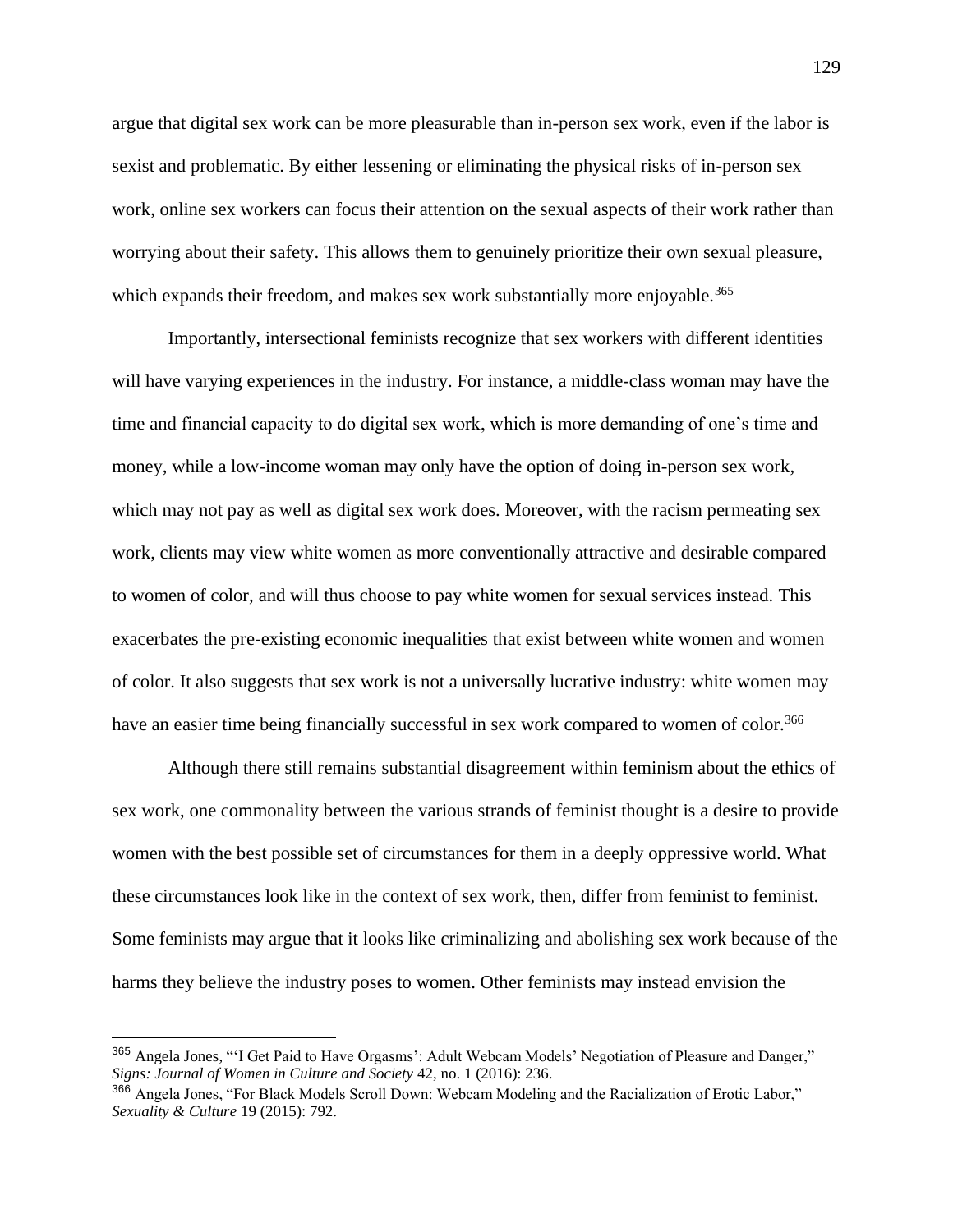argue that digital sex work can be more pleasurable than in-person sex work, even if the labor is sexist and problematic. By either lessening or eliminating the physical risks of in-person sex work, online sex workers can focus their attention on the sexual aspects of their work rather than worrying about their safety. This allows them to genuinely prioritize their own sexual pleasure, which expands their freedom, and makes sex work substantially more enjoyable.[365]

Importantly, intersectional feminists recognize that sex workers with different identities will have varying experiences in the industry. For instance, a middle-class woman may have the time and financial capacity to do digital sex work, which is more demanding of one's time and money, while a low-income woman may only have the option of doing in-person sex work, which may not pay as well as digital sex work does. Moreover, with the racism permeating sex work, clients may view white women as more conventionally attractive and desirable compared to women of color, and will thus choose to pay white women for sexual services instead. This exacerbates the pre-existing economic inequalities that exist between white women and women of color. It also suggests that sex work is not a universally lucrative industry: white women may have an easier time being financially successful in sex work compared to women of color.[366]

Although there still remains substantial disagreement within feminism about the ethics of sex work, one commonality between the various strands of feminist thought is a desire to provide women with the best possible set of circumstances for them in a deeply oppressive world. What these circumstances look like in the context of sex work, then, differ from feminist to feminist. Some feminists may argue that it looks like criminalizing and abolishing sex work because of the harms they believe the industry poses to women. Other feminists may instead envision the

---

[365] Angela Jones, "'I Get Paid to Have Orgasms': Adult Webcam Models' Negotiation of Pleasure and Danger," *Signs: Journal of Women in Culture and Society* 42, no. 1 (2016): 236.

[366] Angela Jones, "For Black Models Scroll Down: Webcam Modeling and the Racialization of Erotic Labor," *Sexuality & Culture* 19 (2015): 792.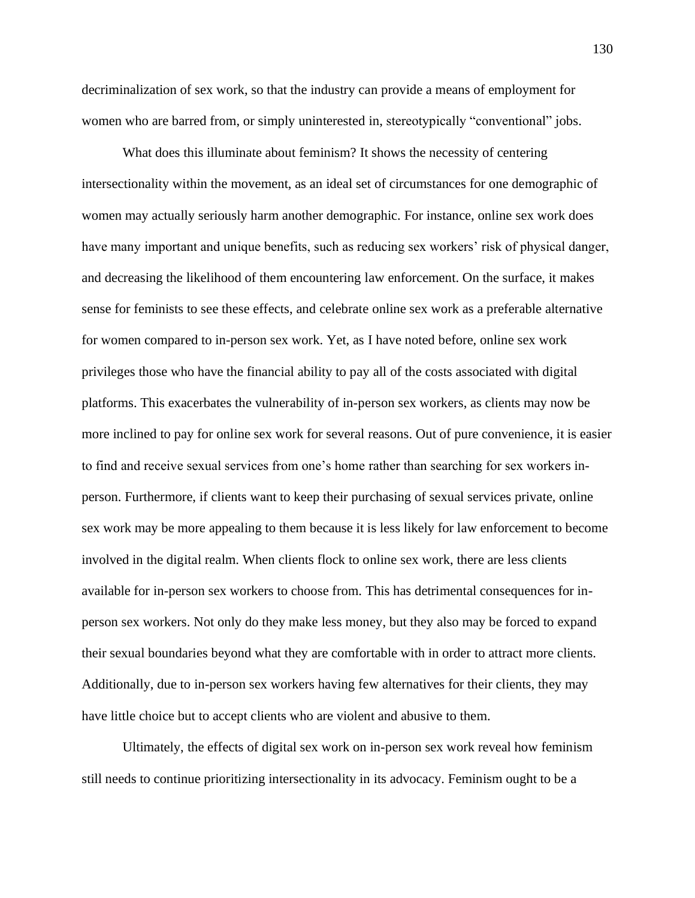decriminalization of sex work, so that the industry can provide a means of employment for women who are barred from, or simply uninterested in, stereotypically "conventional" jobs.

What does this illuminate about feminism? It shows the necessity of centering intersectionality within the movement, as an ideal set of circumstances for one demographic of women may actually seriously harm another demographic. For instance, online sex work does have many important and unique benefits, such as reducing sex workers' risk of physical danger, and decreasing the likelihood of them encountering law enforcement. On the surface, it makes sense for feminists to see these effects, and celebrate online sex work as a preferable alternative for women compared to in-person sex work. Yet, as I have noted before, online sex work privileges those who have the financial ability to pay all of the costs associated with digital platforms. This exacerbates the vulnerability of in-person sex workers, as clients may now be more inclined to pay for online sex work for several reasons. Out of pure convenience, it is easier to find and receive sexual services from one's home rather than searching for sex workers in-person. Furthermore, if clients want to keep their purchasing of sexual services private, online sex work may be more appealing to them because it is less likely for law enforcement to become involved in the digital realm. When clients flock to online sex work, there are less clients available for in-person sex workers to choose from. This has detrimental consequences for in-person sex workers. Not only do they make less money, but they also may be forced to expand their sexual boundaries beyond what they are comfortable with in order to attract more clients. Additionally, due to in-person sex workers having few alternatives for their clients, they may have little choice but to accept clients who are violent and abusive to them.

Ultimately, the effects of digital sex work on in-person sex work reveal how feminism still needs to continue prioritizing intersectionality in its advocacy. Feminism ought to be a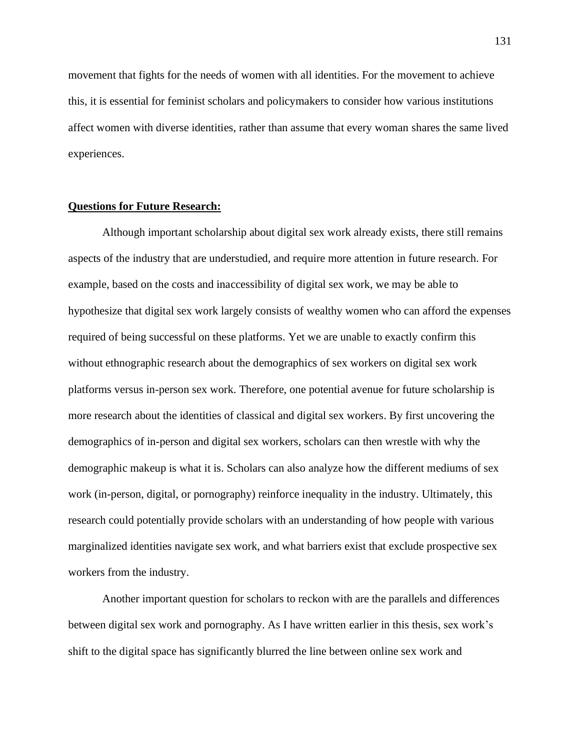movement that fights for the needs of women with all identities. For the movement to achieve this, it is essential for feminist scholars and policymakers to consider how various institutions affect women with diverse identities, rather than assume that every woman shares the same lived experiences.

**Questions for Future Research:**

Although important scholarship about digital sex work already exists, there still remains aspects of the industry that are understudied, and require more attention in future research. For example, based on the costs and inaccessibility of digital sex work, we may be able to hypothesize that digital sex work largely consists of wealthy women who can afford the expenses required of being successful on these platforms. Yet we are unable to exactly confirm this without ethnographic research about the demographics of sex workers on digital sex work platforms versus in-person sex work. Therefore, one potential avenue for future scholarship is more research about the identities of classical and digital sex workers. By first uncovering the demographics of in-person and digital sex workers, scholars can then wrestle with why the demographic makeup is what it is. Scholars can also analyze how the different mediums of sex work (in-person, digital, or pornography) reinforce inequality in the industry. Ultimately, this research could potentially provide scholars with an understanding of how people with various marginalized identities navigate sex work, and what barriers exist that exclude prospective sex workers from the industry.

Another important question for scholars to reckon with are the parallels and differences between digital sex work and pornography. As I have written earlier in this thesis, sex work's shift to the digital space has significantly blurred the line between online sex work and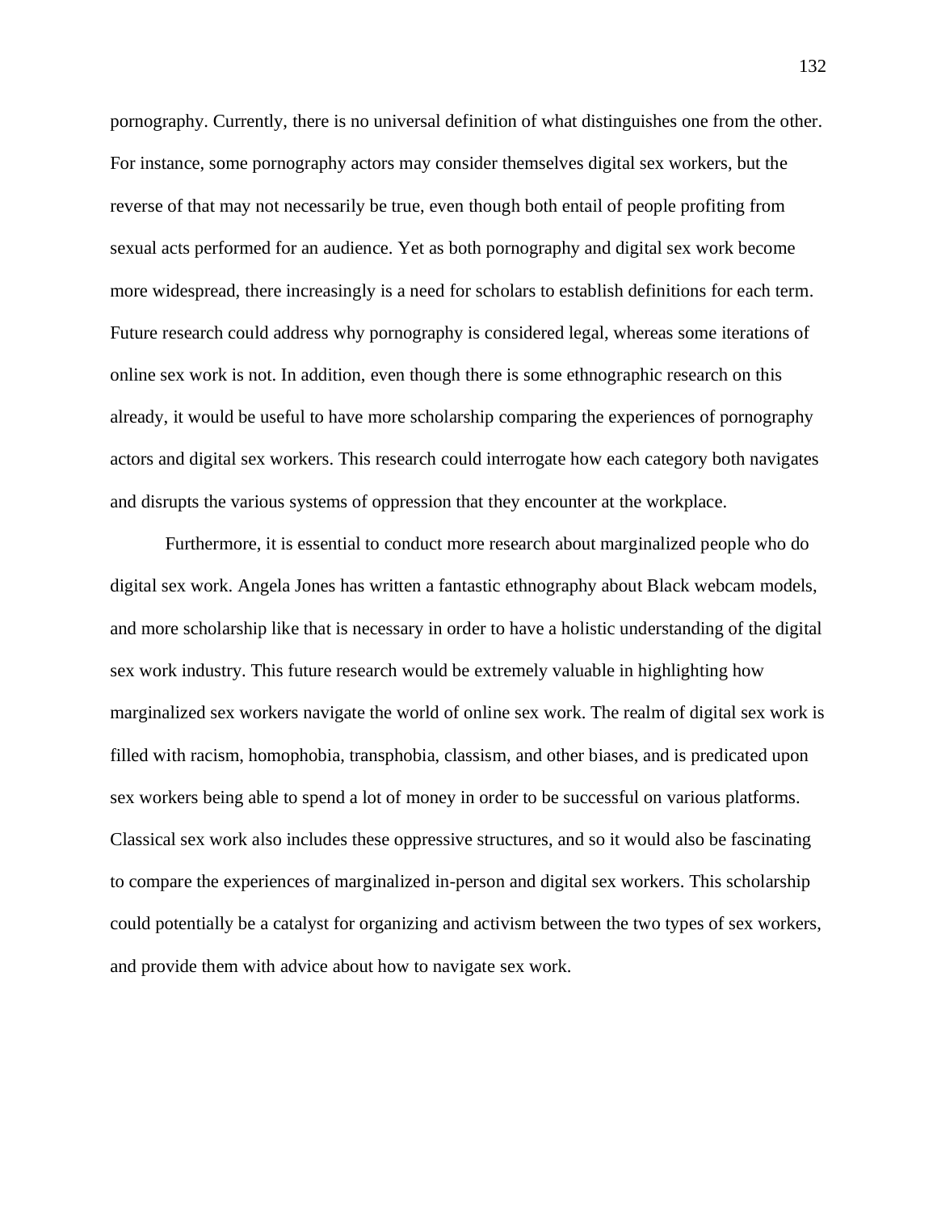pornography. Currently, there is no universal definition of what distinguishes one from the other. For instance, some pornography actors may consider themselves digital sex workers, but the reverse of that may not necessarily be true, even though both entail of people profiting from sexual acts performed for an audience. Yet as both pornography and digital sex work become more widespread, there increasingly is a need for scholars to establish definitions for each term. Future research could address why pornography is considered legal, whereas some iterations of online sex work is not. In addition, even though there is some ethnographic research on this already, it would be useful to have more scholarship comparing the experiences of pornography actors and digital sex workers. This research could interrogate how each category both navigates and disrupts the various systems of oppression that they encounter at the workplace.

Furthermore, it is essential to conduct more research about marginalized people who do digital sex work. Angela Jones has written a fantastic ethnography about Black webcam models, and more scholarship like that is necessary in order to have a holistic understanding of the digital sex work industry. This future research would be extremely valuable in highlighting how marginalized sex workers navigate the world of online sex work. The realm of digital sex work is filled with racism, homophobia, transphobia, classism, and other biases, and is predicated upon sex workers being able to spend a lot of money in order to be successful on various platforms. Classical sex work also includes these oppressive structures, and so it would also be fascinating to compare the experiences of marginalized in-person and digital sex workers. This scholarship could potentially be a catalyst for organizing and activism between the two types of sex workers, and provide them with advice about how to navigate sex work.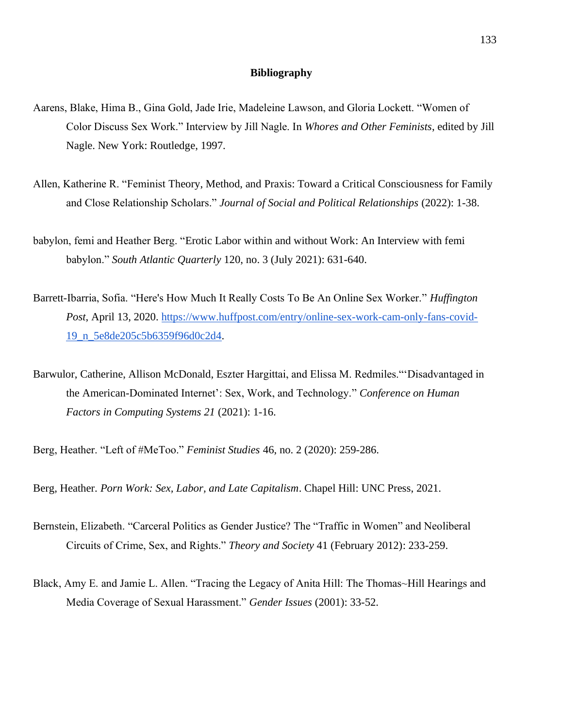# Bibliography

Aarens, Blake, Hima B., Gina Gold, Jade Irie, Madeleine Lawson, and Gloria Lockett. "Women of Color Discuss Sex Work." Interview by Jill Nagle. In *Whores and Other Feminists*, edited by Jill Nagle. New York: Routledge, 1997.

Allen, Katherine R. "Feminist Theory, Method, and Praxis: Toward a Critical Consciousness for Family and Close Relationship Scholars." *Journal of Social and Political Relationships* (2022): 1-38.

babylon, femi and Heather Berg. "Erotic Labor within and without Work: An Interview with femi babylon." *South Atlantic Quarterly* 120, no. 3 (July 2021): 631-640.

Barrett-Ibarria, Sofia. "Here's How Much It Really Costs To Be An Online Sex Worker." *Huffington Post*, April 13, 2020. https://www.huffpost.com/entry/online-sex-work-cam-only-fans-covid-19_n_5e8de205c5b6359f96d0c2d4.

Barwulor, Catherine, Allison McDonald, Eszter Hargittai, and Elissa M. Redmiles."'Disadvantaged in the American-Dominated Internet': Sex, Work, and Technology." *Conference on Human Factors in Computing Systems 21* (2021): 1-16.

Berg, Heather. "Left of #MeToo." *Feminist Studies* 46, no. 2 (2020): 259-286.

Berg, Heather. *Porn Work: Sex, Labor, and Late Capitalism*. Chapel Hill: UNC Press, 2021.

Bernstein, Elizabeth. "Carceral Politics as Gender Justice? The "Traffic in Women" and Neoliberal Circuits of Crime, Sex, and Rights." *Theory and Society* 41 (February 2012): 233-259.

Black, Amy E. and Jamie L. Allen. "Tracing the Legacy of Anita Hill: The Thomas~Hill Hearings and Media Coverage of Sexual Harassment." *Gender Issues* (2001): 33-52.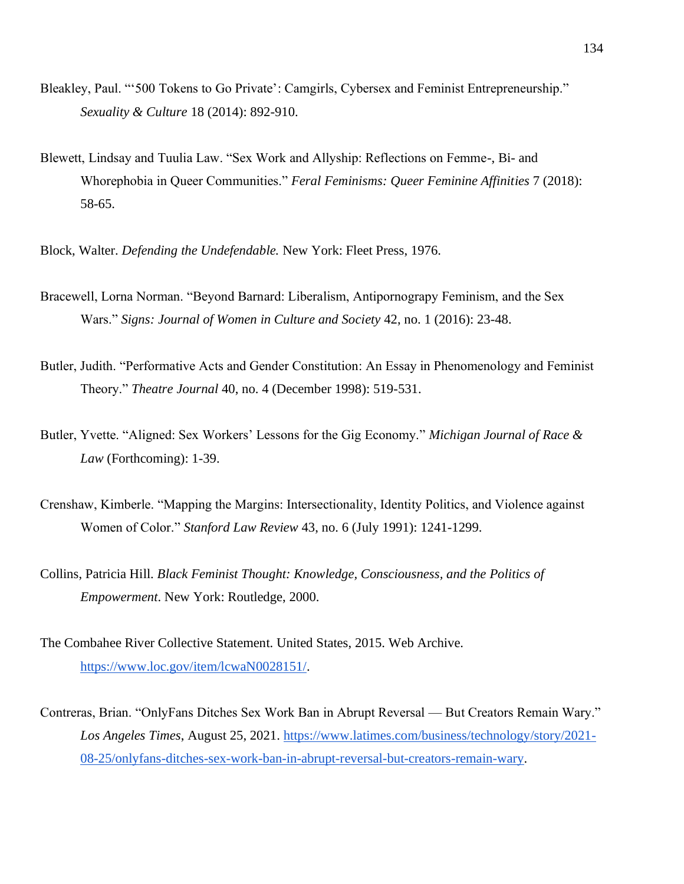Bleakley, Paul. "'500 Tokens to Go Private': Camgirls, Cybersex and Feminist Entrepreneurship." *Sexuality & Culture* 18 (2014): 892-910.

Blewett, Lindsay and Tuulia Law. "Sex Work and Allyship: Reflections on Femme-, Bi- and Whorephobia in Queer Communities." *Feral Feminisms: Queer Feminine Affinities* 7 (2018): 58-65.

Block, Walter. *Defending the Undefendable.* New York: Fleet Press, 1976.

Bracewell, Lorna Norman. "Beyond Barnard: Liberalism, Antipornograpy Feminism, and the Sex Wars." *Signs: Journal of Women in Culture and Society* 42, no. 1 (2016): 23-48.

Butler, Judith. "Performative Acts and Gender Constitution: An Essay in Phenomenology and Feminist Theory." *Theatre Journal* 40, no. 4 (December 1998): 519-531.

Butler, Yvette. "Aligned: Sex Workers' Lessons for the Gig Economy." *Michigan Journal of Race & Law* (Forthcoming): 1-39.

Crenshaw, Kimberle. "Mapping the Margins: Intersectionality, Identity Politics, and Violence against Women of Color." *Stanford Law Review* 43, no. 6 (July 1991): 1241-1299.

Collins, Patricia Hill. *Black Feminist Thought: Knowledge, Consciousness, and the Politics of Empowerment*. New York: Routledge, 2000.

The Combahee River Collective Statement. United States, 2015. Web Archive. https://www.loc.gov/item/lcwaN0028151/.

Contreras, Brian. "OnlyFans Ditches Sex Work Ban in Abrupt Reversal — But Creators Remain Wary." *Los Angeles Times*, August 25, 2021. https://www.latimes.com/business/technology/story/2021-08-25/onlyfans-ditches-sex-work-ban-in-abrupt-reversal-but-creators-remain-wary.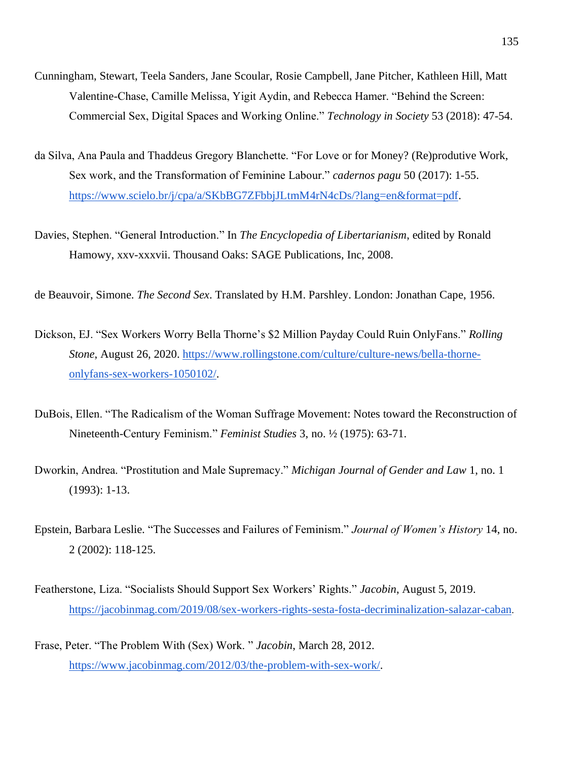Cunningham, Stewart, Teela Sanders, Jane Scoular, Rosie Campbell, Jane Pitcher, Kathleen Hill, Matt Valentine-Chase, Camille Melissa, Yigit Aydin, and Rebecca Hamer. "Behind the Screen: Commercial Sex, Digital Spaces and Working Online." *Technology in Society* 53 (2018): 47-54.

da Silva, Ana Paula and Thaddeus Gregory Blanchette. "For Love or for Money? (Re)produtive Work, Sex work, and the Transformation of Feminine Labour." *cadernos pagu* 50 (2017): 1-55. https://www.scielo.br/j/cpa/a/SKbBG7ZFbbjJLtmM4rN4cDs/?lang=en&format=pdf.

Davies, Stephen. "General Introduction." In *The Encyclopedia of Libertarianism*, edited by Ronald Hamowy, xxv-xxxvii. Thousand Oaks: SAGE Publications, Inc, 2008.

de Beauvoir, Simone. *The Second Sex*. Translated by H.M. Parshley. London: Jonathan Cape, 1956.

Dickson, EJ. "Sex Workers Worry Bella Thorne's $2 Million Payday Could Ruin OnlyFans." *Rolling Stone*, August 26, 2020. https://www.rollingstone.com/culture/culture-news/bella-thorne-onlyfans-sex-workers-1050102/.

DuBois, Ellen. "The Radicalism of the Woman Suffrage Movement: Notes toward the Reconstruction of Nineteenth-Century Feminism." *Feminist Studies* 3, no. ½ (1975): 63-71.

Dworkin, Andrea. "Prostitution and Male Supremacy." *Michigan Journal of Gender and Law* 1, no. 1 (1993): 1-13.

Epstein, Barbara Leslie. "The Successes and Failures of Feminism." *Journal of Women's History* 14, no. 2 (2002): 118-125.

Featherstone, Liza. "Socialists Should Support Sex Workers' Rights." *Jacobin*, August 5, 2019. https://jacobinmag.com/2019/08/sex-workers-rights-sesta-fosta-decriminalization-salazar-caban.

Frase, Peter. "The Problem With (Sex) Work. " *Jacobin*, March 28, 2012. https://www.jacobinmag.com/2012/03/the-problem-with-sex-work/.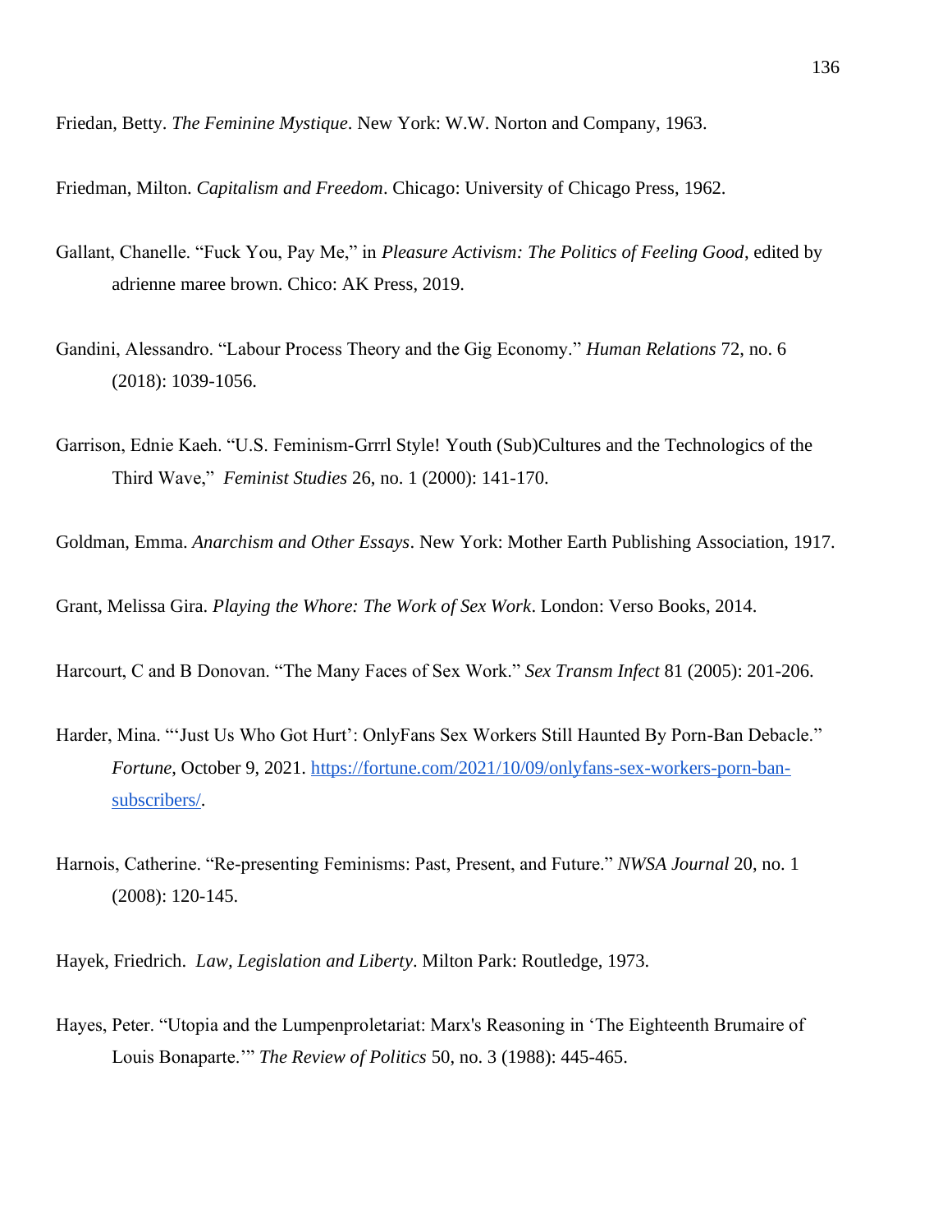Friedan, Betty. *The Feminine Mystique*. New York: W.W. Norton and Company, 1963.

Friedman, Milton. *Capitalism and Freedom*. Chicago: University of Chicago Press, 1962.

Gallant, Chanelle. "Fuck You, Pay Me," in *Pleasure Activism: The Politics of Feeling Good*, edited by adrienne maree brown. Chico: AK Press, 2019.

Gandini, Alessandro. "Labour Process Theory and the Gig Economy." *Human Relations* 72, no. 6 (2018): 1039-1056.

Garrison, Ednie Kaeh. "U.S. Feminism-Grrrl Style! Youth (Sub)Cultures and the Technologics of the Third Wave," *Feminist Studies* 26, no. 1 (2000): 141-170.

Goldman, Emma. *Anarchism and Other Essays*. New York: Mother Earth Publishing Association, 1917.

Grant, Melissa Gira. *Playing the Whore: The Work of Sex Work*. London: Verso Books, 2014.

Harcourt, C and B Donovan. "The Many Faces of Sex Work." *Sex Transm Infect* 81 (2005): 201-206.

Harder, Mina. "'Just Us Who Got Hurt': OnlyFans Sex Workers Still Haunted By Porn-Ban Debacle." *Fortune*, October 9, 2021. https://fortune.com/2021/10/09/onlyfans-sex-workers-porn-ban-subscribers/.

Harnois, Catherine. "Re-presenting Feminisms: Past, Present, and Future." *NWSA Journal* 20, no. 1 (2008): 120-145.

Hayek, Friedrich. *Law, Legislation and Liberty*. Milton Park: Routledge, 1973.

Hayes, Peter. "Utopia and the Lumpenproletariat: Marx's Reasoning in 'The Eighteenth Brumaire of Louis Bonaparte.'" *The Review of Politics* 50, no. 3 (1988): 445-465.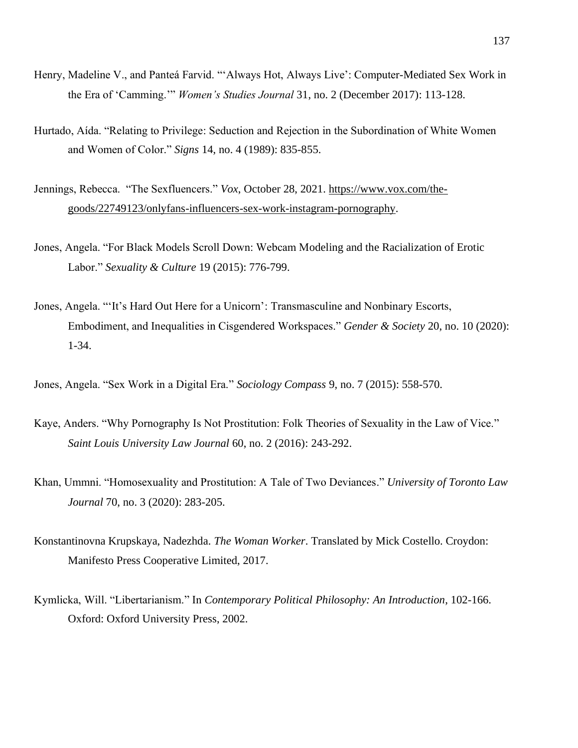Henry, Madeline V., and Panteá Farvid. "'Always Hot, Always Live': Computer-Mediated Sex Work in the Era of 'Camming.'" *Women's Studies Journal* 31, no. 2 (December 2017): 113-128.

Hurtado, Aída. "Relating to Privilege: Seduction and Rejection in the Subordination of White Women and Women of Color." *Signs* 14, no. 4 (1989): 835-855.

Jennings, Rebecca. "The Sexfluencers." *Vox*, October 28, 2021. https://www.vox.com/the-goods/22749123/onlyfans-influencers-sex-work-instagram-pornography.

Jones, Angela. "For Black Models Scroll Down: Webcam Modeling and the Racialization of Erotic Labor." *Sexuality & Culture* 19 (2015): 776-799.

Jones, Angela. "'It's Hard Out Here for a Unicorn': Transmasculine and Nonbinary Escorts, Embodiment, and Inequalities in Cisgendered Workspaces." *Gender & Society* 20, no. 10 (2020): 1-34.

Jones, Angela. "Sex Work in a Digital Era." *Sociology Compass* 9, no. 7 (2015): 558-570.

Kaye, Anders. "Why Pornography Is Not Prostitution: Folk Theories of Sexuality in the Law of Vice." *Saint Louis University Law Journal* 60, no. 2 (2016): 243-292.

Khan, Ummni. "Homosexuality and Prostitution: A Tale of Two Deviances." *University of Toronto Law Journal* 70, no. 3 (2020): 283-205.

Konstantinovna Krupskaya, Nadezhda. *The Woman Worker*. Translated by Mick Costello. Croydon: Manifesto Press Cooperative Limited, 2017.

Kymlicka, Will. "Libertarianism." In *Contemporary Political Philosophy: An Introduction*, 102-166. Oxford: Oxford University Press, 2002.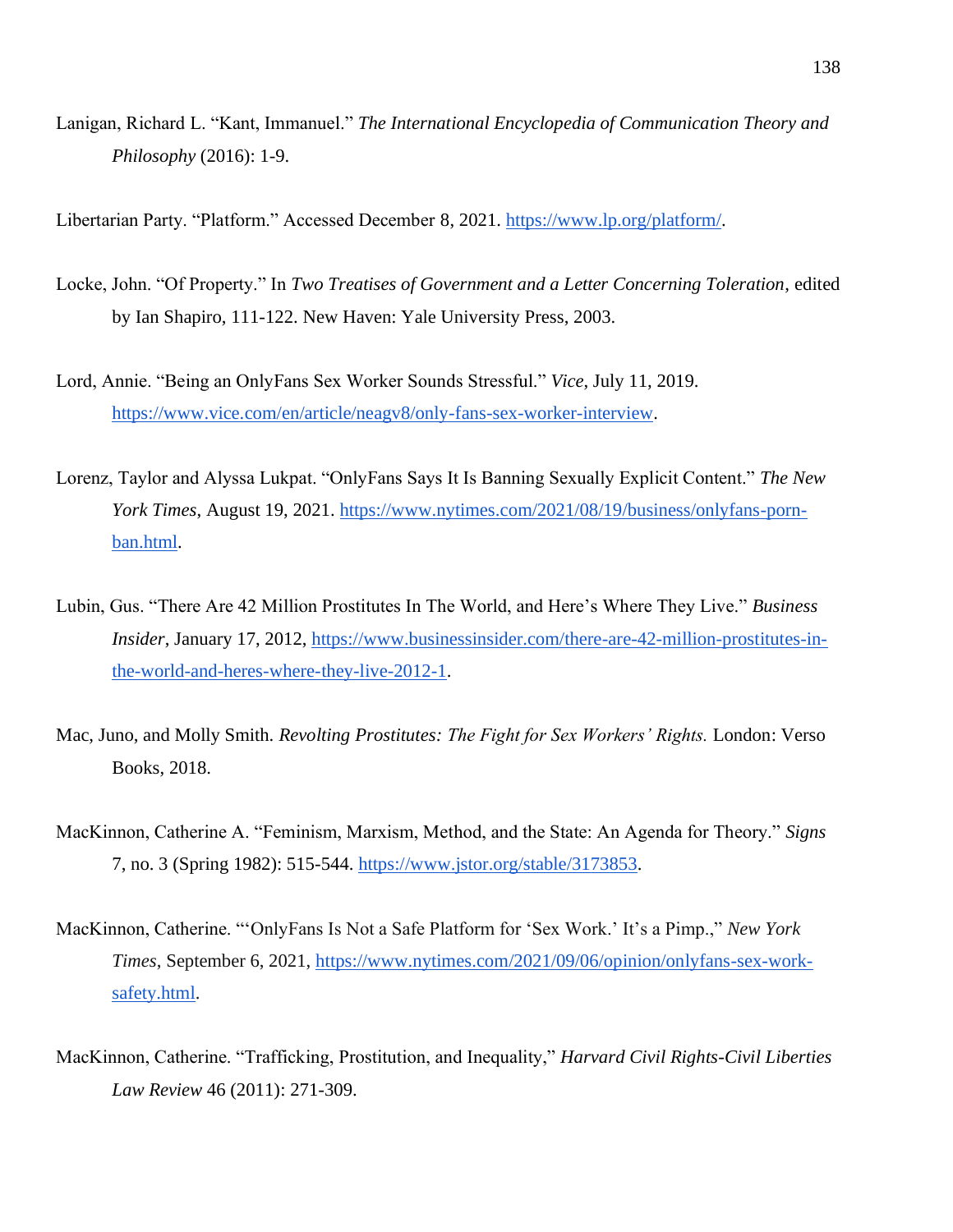Lanigan, Richard L. "Kant, Immanuel." *The International Encyclopedia of Communication Theory and Philosophy* (2016): 1-9.

Libertarian Party. "Platform." Accessed December 8, 2021. https://www.lp.org/platform/.

Locke, John. "Of Property." In *Two Treatises of Government and a Letter Concerning Toleration*, edited by Ian Shapiro, 111-122. New Haven: Yale University Press, 2003.

Lord, Annie. "Being an OnlyFans Sex Worker Sounds Stressful." *Vice*, July 11, 2019. https://www.vice.com/en/article/neagv8/only-fans-sex-worker-interview.

Lorenz, Taylor and Alyssa Lukpat. "OnlyFans Says It Is Banning Sexually Explicit Content." *The New York Times*, August 19, 2021. https://www.nytimes.com/2021/08/19/business/onlyfans-porn-ban.html.

Lubin, Gus. "There Are 42 Million Prostitutes In The World, and Here's Where They Live." *Business Insider*, January 17, 2012, https://www.businessinsider.com/there-are-42-million-prostitutes-in-the-world-and-heres-where-they-live-2012-1.

Mac, Juno, and Molly Smith. *Revolting Prostitutes: The Fight for Sex Workers' Rights.* London: Verso Books, 2018.

MacKinnon, Catherine A. "Feminism, Marxism, Method, and the State: An Agenda for Theory." *Signs* 7, no. 3 (Spring 1982): 515-544. https://www.jstor.org/stable/3173853.

MacKinnon, Catherine. "'OnlyFans Is Not a Safe Platform for 'Sex Work.' It's a Pimp.," *New York Times*, September 6, 2021, https://www.nytimes.com/2021/09/06/opinion/onlyfans-sex-work-safety.html.

MacKinnon, Catherine. "Trafficking, Prostitution, and Inequality," *Harvard Civil Rights-Civil Liberties Law Review* 46 (2011): 271-309.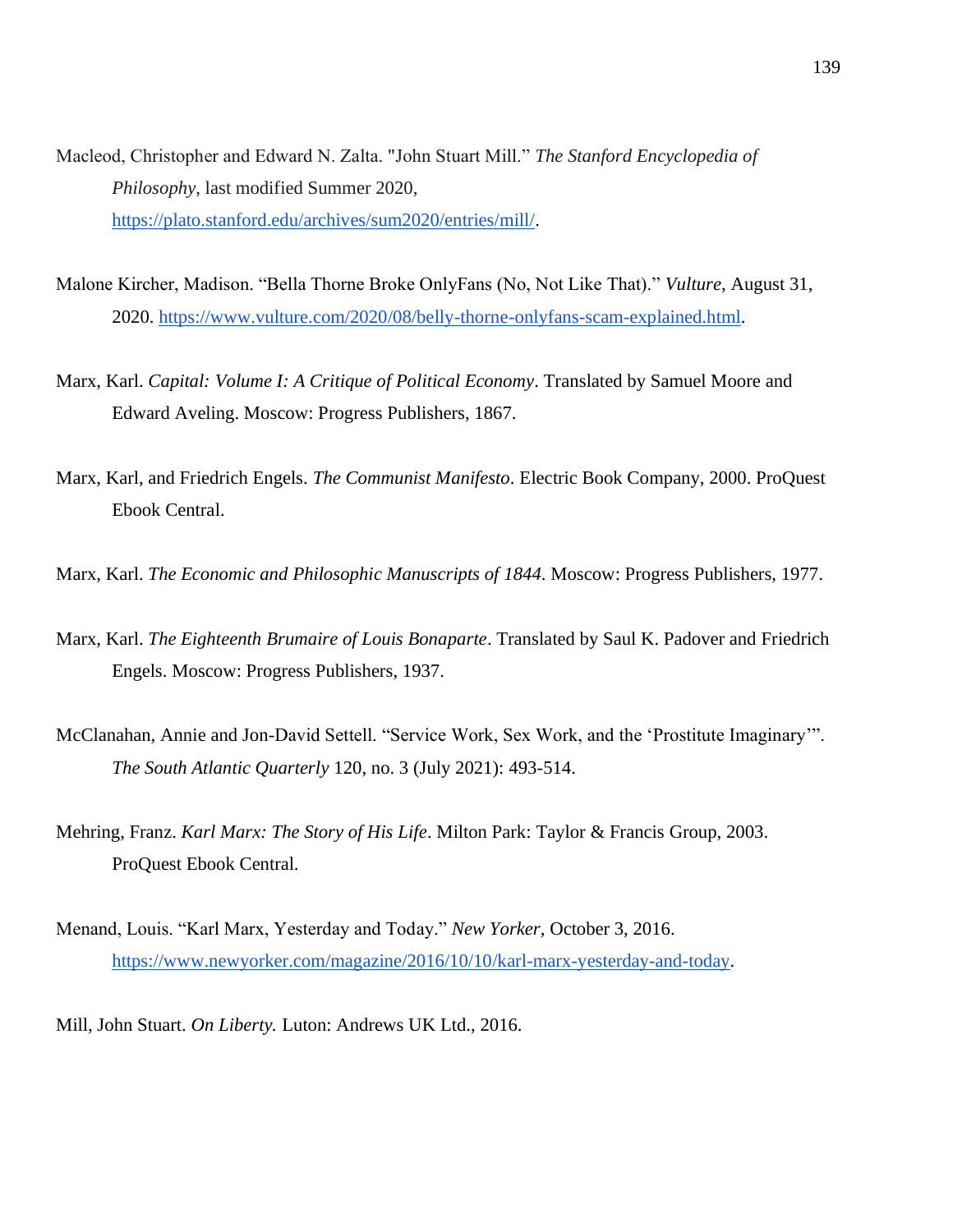Macleod, Christopher and Edward N. Zalta. "John Stuart Mill." *The Stanford Encyclopedia of Philosophy*, last modified Summer 2020, https://plato.stanford.edu/archives/sum2020/entries/mill/.

Malone Kircher, Madison. "Bella Thorne Broke OnlyFans (No, Not Like That)." *Vulture*, August 31, 2020. https://www.vulture.com/2020/08/belly-thorne-onlyfans-scam-explained.html.

Marx, Karl. *Capital: Volume I: A Critique of Political Economy*. Translated by Samuel Moore and Edward Aveling. Moscow: Progress Publishers, 1867.

Marx, Karl, and Friedrich Engels. *The Communist Manifesto*. Electric Book Company, 2000. ProQuest Ebook Central.

Marx, Karl. *The Economic and Philosophic Manuscripts of 1844*. Moscow: Progress Publishers, 1977.

Marx, Karl. *The Eighteenth Brumaire of Louis Bonaparte*. Translated by Saul K. Padover and Friedrich Engels. Moscow: Progress Publishers, 1937.

McClanahan, Annie and Jon-David Settell. "Service Work, Sex Work, and the 'Prostitute Imaginary'". *The South Atlantic Quarterly* 120, no. 3 (July 2021): 493-514.

Mehring, Franz. *Karl Marx: The Story of His Life*. Milton Park: Taylor & Francis Group, 2003. ProQuest Ebook Central.

Menand, Louis. "Karl Marx, Yesterday and Today." *New Yorker*, October 3, 2016. https://www.newyorker.com/magazine/2016/10/10/karl-marx-yesterday-and-today.

Mill, John Stuart. *On Liberty.* Luton: Andrews UK Ltd., 2016.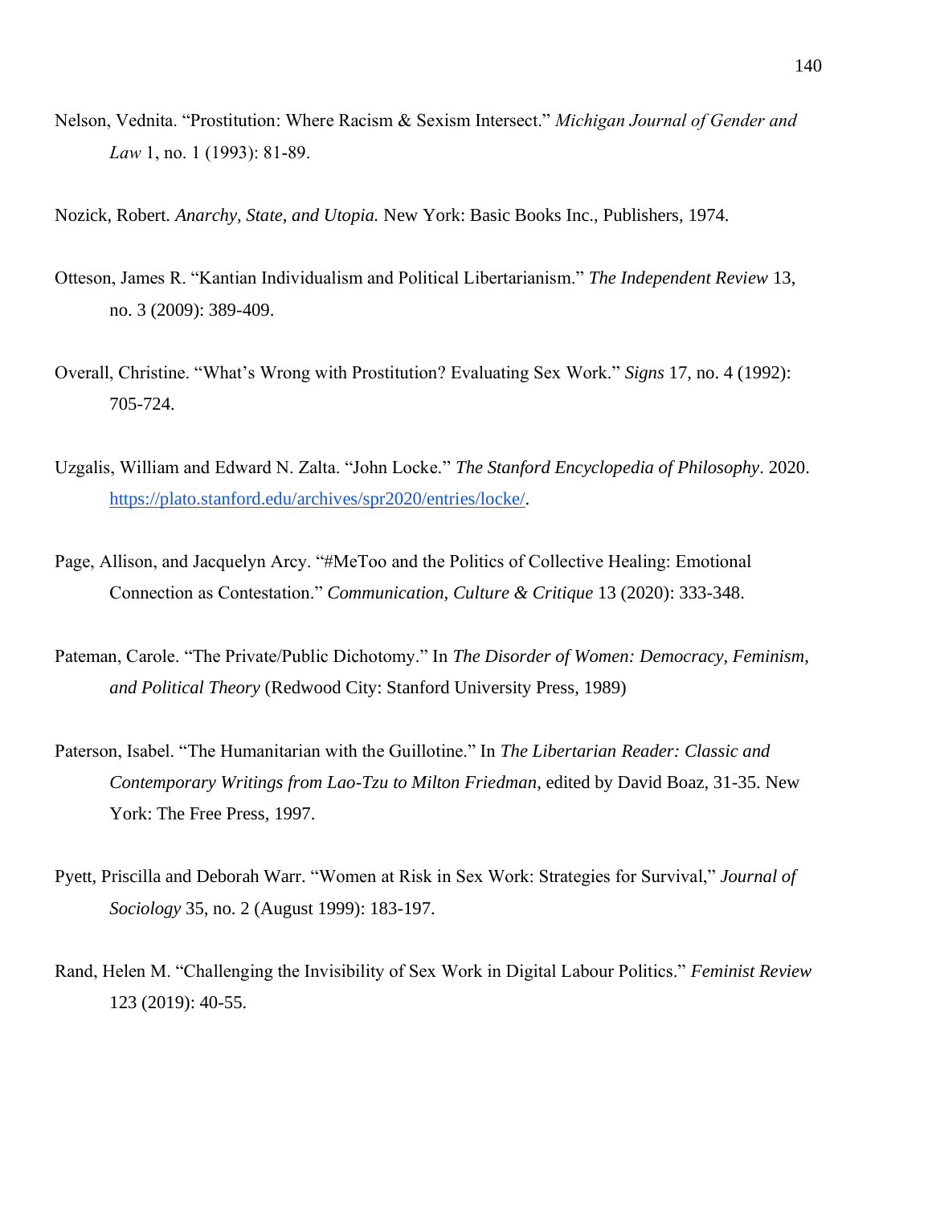Nelson, Vednita. "Prostitution: Where Racism & Sexism Intersect." *Michigan Journal of Gender and Law* 1, no. 1 (1993): 81-89.

Nozick, Robert. *Anarchy, State, and Utopia.* New York: Basic Books Inc., Publishers, 1974.

Otteson, James R. "Kantian Individualism and Political Libertarianism." *The Independent Review* 13, no. 3 (2009): 389-409.

Overall, Christine. "What's Wrong with Prostitution? Evaluating Sex Work." *Signs* 17, no. 4 (1992): 705-724.

Uzgalis, William and Edward N. Zalta. "John Locke." *The Stanford Encyclopedia of Philosophy*. 2020. https://plato.stanford.edu/archives/spr2020/entries/locke/.

Page, Allison, and Jacquelyn Arcy. "#MeToo and the Politics of Collective Healing: Emotional Connection as Contestation." *Communication, Culture & Critique* 13 (2020): 333-348.

Pateman, Carole. "The Private/Public Dichotomy." In *The Disorder of Women: Democracy, Feminism, and Political Theory* (Redwood City: Stanford University Press, 1989)

Paterson, Isabel. "The Humanitarian with the Guillotine." In *The Libertarian Reader: Classic and Contemporary Writings from Lao-Tzu to Milton Friedman*, edited by David Boaz, 31-35. New York: The Free Press, 1997.

Pyett, Priscilla and Deborah Warr. "Women at Risk in Sex Work: Strategies for Survival," *Journal of Sociology* 35, no. 2 (August 1999): 183-197.

Rand, Helen M. "Challenging the Invisibility of Sex Work in Digital Labour Politics." *Feminist Review* 123 (2019): 40-55.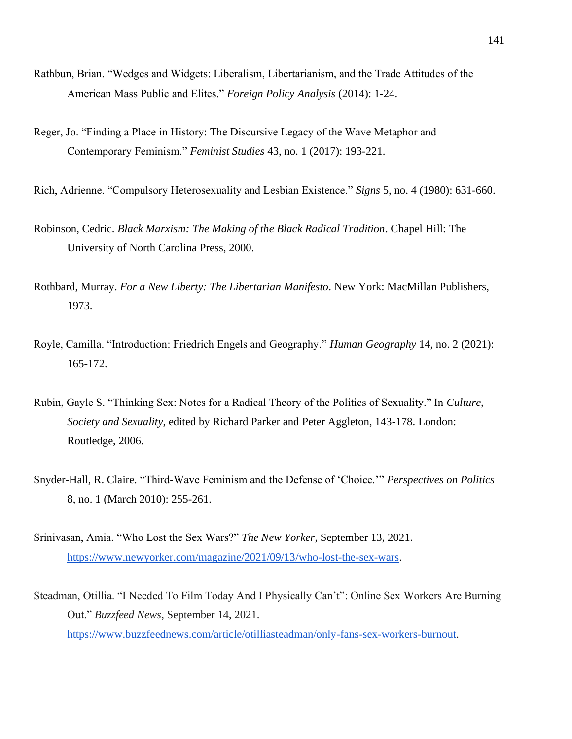Rathbun, Brian. “Wedges and Widgets: Liberalism, Libertarianism, and the Trade Attitudes of the American Mass Public and Elites.” *Foreign Policy Analysis* (2014): 1-24.

Reger, Jo. “Finding a Place in History: The Discursive Legacy of the Wave Metaphor and Contemporary Feminism.” *Feminist Studies* 43, no. 1 (2017): 193-221.

Rich, Adrienne. “Compulsory Heterosexuality and Lesbian Existence.” *Signs* 5, no. 4 (1980): 631-660.

Robinson, Cedric. *Black Marxism: The Making of the Black Radical Tradition*. Chapel Hill: The University of North Carolina Press, 2000.

Rothbard, Murray. *For a New Liberty: The Libertarian Manifesto*. New York: MacMillan Publishers, 1973.

Royle, Camilla. “Introduction: Friedrich Engels and Geography.” *Human Geography* 14, no. 2 (2021): 165-172.

Rubin, Gayle S. “Thinking Sex: Notes for a Radical Theory of the Politics of Sexuality.” In *Culture, Society and Sexuality*, edited by Richard Parker and Peter Aggleton, 143-178. London: Routledge, 2006.

Snyder-Hall, R. Claire. “Third-Wave Feminism and the Defense of ‘Choice.’” *Perspectives on Politics* 8, no. 1 (March 2010): 255-261.

Srinivasan, Amia. “Who Lost the Sex Wars?” *The New Yorker*, September 13, 2021. https://www.newyorker.com/magazine/2021/09/13/who-lost-the-sex-wars.

Steadman, Otillia. “I Needed To Film Today And I Physically Can’t”: Online Sex Workers Are Burning Out.” *Buzzfeed News*, September 14, 2021. https://www.buzzfeednews.com/article/otilliasteadman/only-fans-sex-workers-burnout.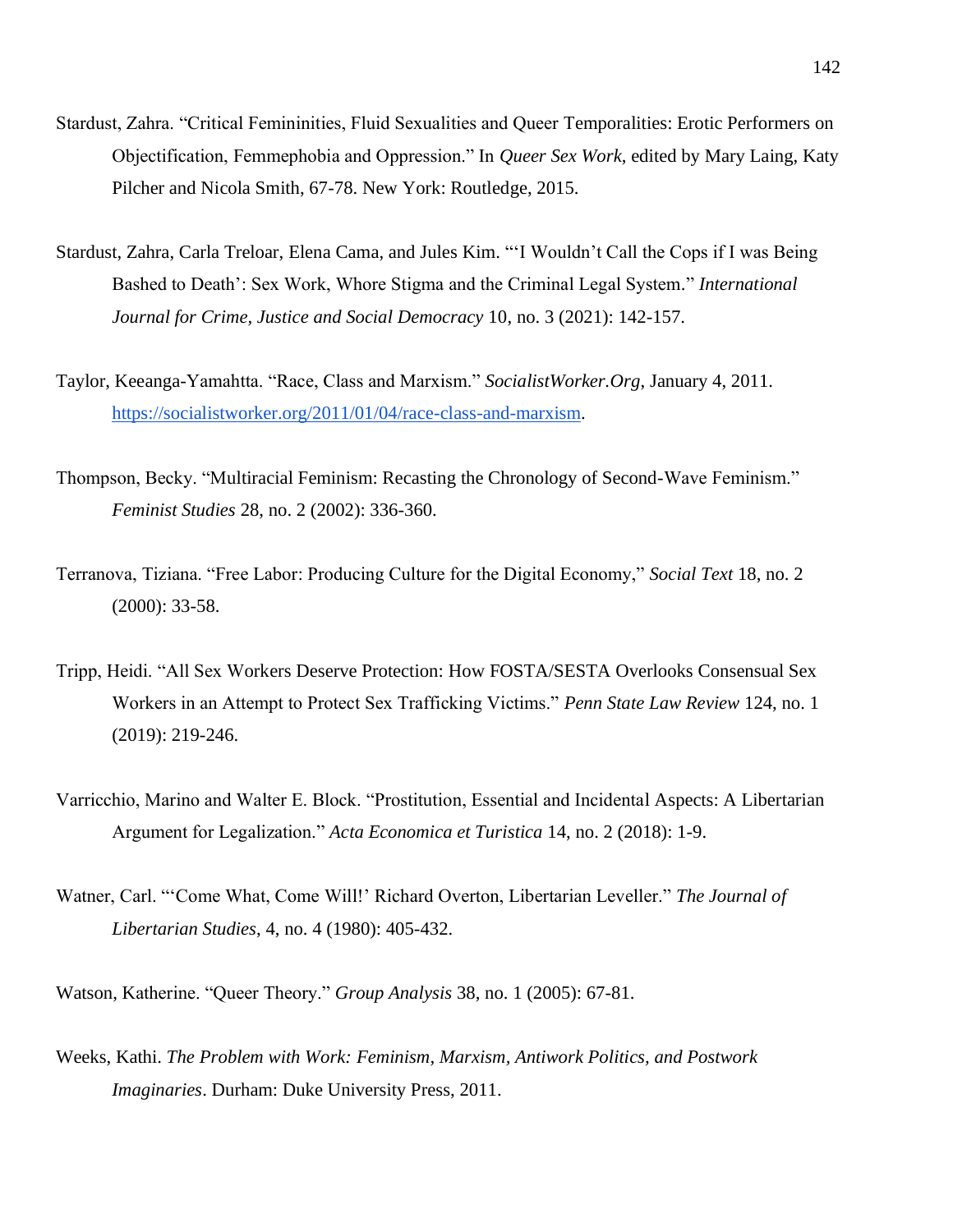Stardust, Zahra. "Critical Femininities, Fluid Sexualities and Queer Temporalities: Erotic Performers on Objectification, Femmephobia and Oppression." In *Queer Sex Work*, edited by Mary Laing, Katy Pilcher and Nicola Smith, 67-78. New York: Routledge, 2015.

Stardust, Zahra, Carla Treloar, Elena Cama, and Jules Kim. "'I Wouldn't Call the Cops if I was Being Bashed to Death': Sex Work, Whore Stigma and the Criminal Legal System." *International Journal for Crime, Justice and Social Democracy* 10, no. 3 (2021): 142-157.

Taylor, Keeanga-Yamahtta. "Race, Class and Marxism." *SocialistWorker.Org*, January 4, 2011. https://socialistworker.org/2011/01/04/race-class-and-marxism.

Thompson, Becky. "Multiracial Feminism: Recasting the Chronology of Second-Wave Feminism." *Feminist Studies* 28, no. 2 (2002): 336-360.

Terranova, Tiziana. "Free Labor: Producing Culture for the Digital Economy," *Social Text* 18, no. 2 (2000): 33-58.

Tripp, Heidi. "All Sex Workers Deserve Protection: How FOSTA/SESTA Overlooks Consensual Sex Workers in an Attempt to Protect Sex Trafficking Victims." *Penn State Law Review* 124, no. 1 (2019): 219-246.

Varricchio, Marino and Walter E. Block. "Prostitution, Essential and Incidental Aspects: A Libertarian Argument for Legalization." *Acta Economica et Turistica* 14, no. 2 (2018): 1-9.

Watner, Carl. "'Come What, Come Will!' Richard Overton, Libertarian Leveller." *The Journal of Libertarian Studies*, 4, no. 4 (1980): 405-432.

Watson, Katherine. "Queer Theory." *Group Analysis* 38, no. 1 (2005): 67-81.

Weeks, Kathi. *The Problem with Work: Feminism, Marxism, Antiwork Politics, and Postwork Imaginaries*. Durham: Duke University Press, 2011.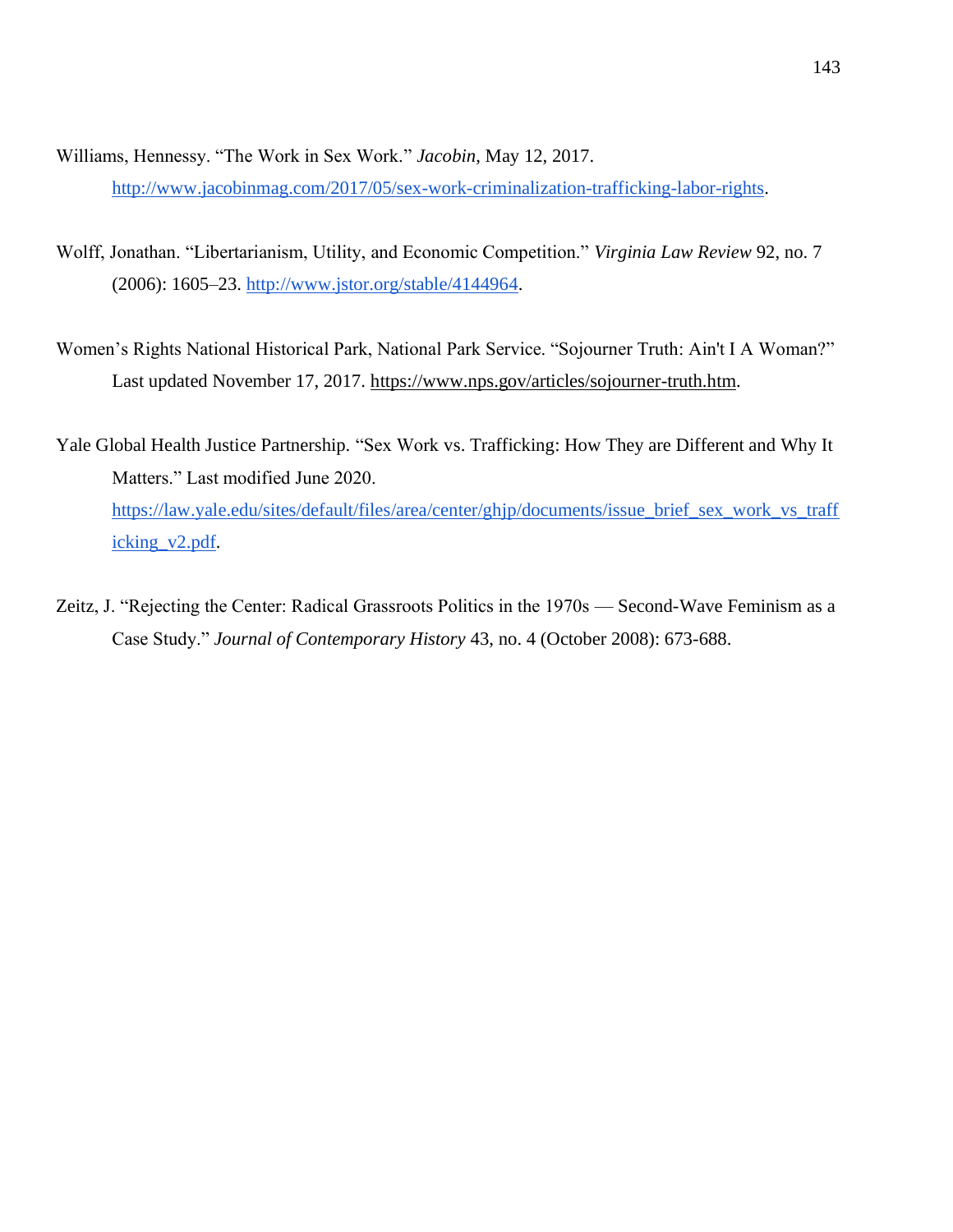Williams, Hennessy. "The Work in Sex Work." *Jacobin*, May 12, 2017. http://www.jacobinmag.com/2017/05/sex-work-criminalization-trafficking-labor-rights.

Wolff, Jonathan. "Libertarianism, Utility, and Economic Competition." *Virginia Law Review* 92, no. 7 (2006): 1605–23. http://www.jstor.org/stable/4144964.

Women's Rights National Historical Park, National Park Service. "Sojourner Truth: Ain't I A Woman?" Last updated November 17, 2017. https://www.nps.gov/articles/sojourner-truth.htm.

Yale Global Health Justice Partnership. "Sex Work vs. Trafficking: How They are Different and Why It Matters." Last modified June 2020. https://law.yale.edu/sites/default/files/area/center/ghjp/documents/issue_brief_sex_work_vs_trafficking_v2.pdf.

Zeitz, J. "Rejecting the Center: Radical Grassroots Politics in the 1970s — Second-Wave Feminism as a Case Study." *Journal of Contemporary History* 43, no. 4 (October 2008): 673-688.